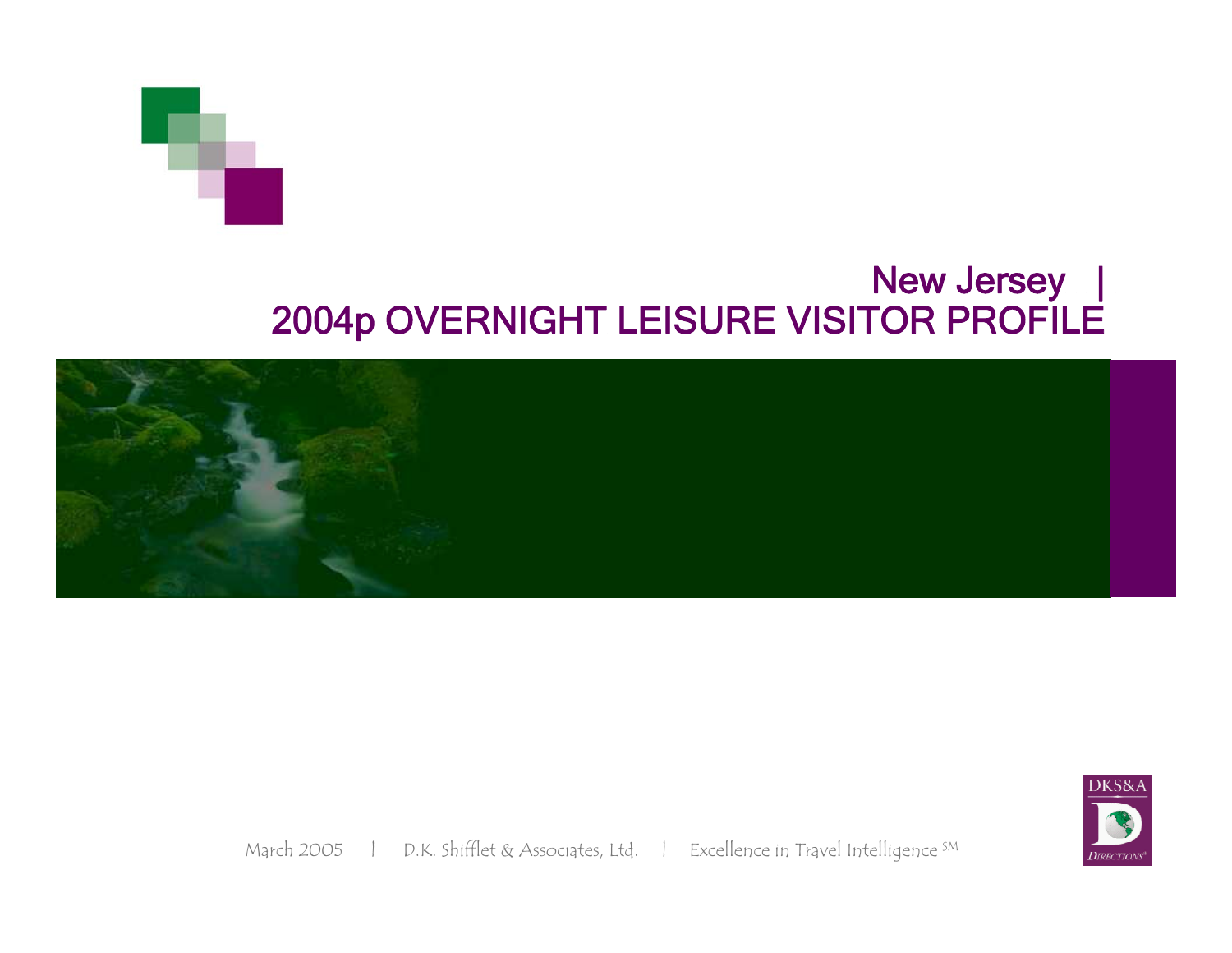# New Jersey | 2004p OVERNIGHT LEISURE VISITOR PROFILE

March 2005 | D.K. Shifflet & Associates, Ltd. | Excellence in Travel Intelligence SM

DKS&A

DIRECTIONS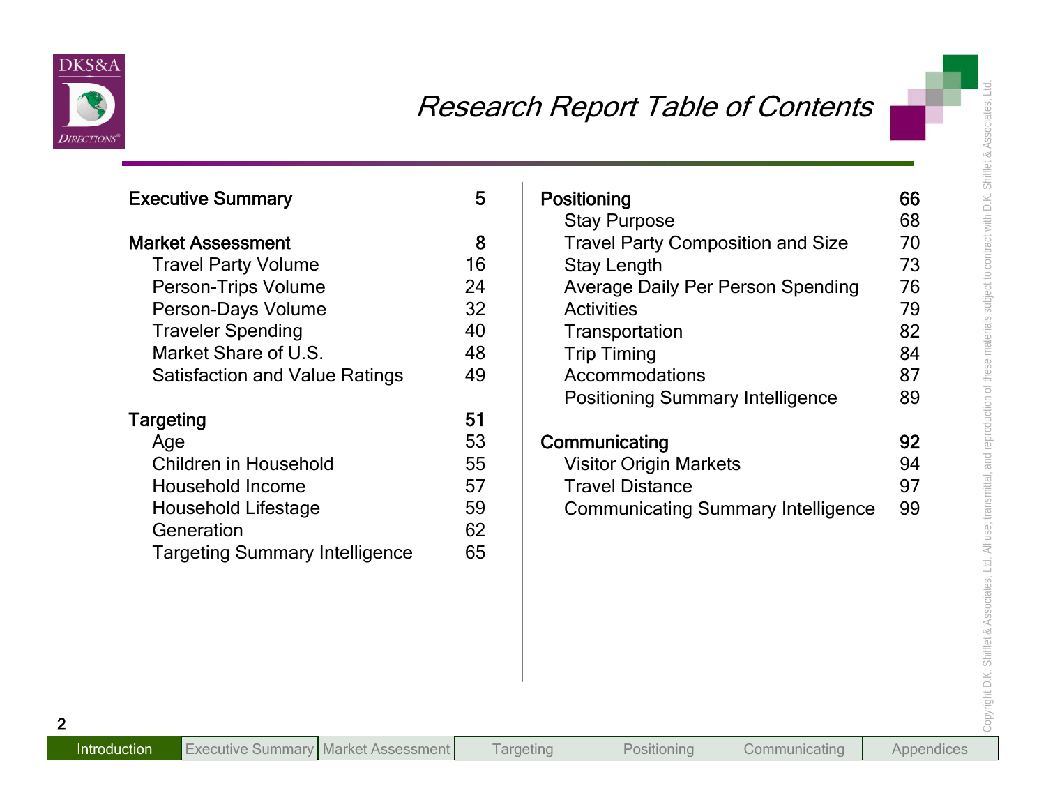# Research Report Table of Contents

| Section | Page |
|---|---|
| **Executive Summary** | **5** |
| **Market Assessment** | **8** |
| Travel Party Volume | 16 |
| Person-Trips Volume | 24 |
| Person-Days Volume | 32 |
| Traveler Spending | 40 |
| Market Share of U.S. | 48 |
| Satisfaction and Value Ratings | 49 |
| **Targeting** | **51** |
| Age | 53 |
| Children in Household | 55 |
| Household Income | 57 |
| Household Lifestage | 59 |
| Generation | 62 |
| Targeting Summary Intelligence | 65 |
| **Positioning** | **66** |
| Stay Purpose | 68 |
| Travel Party Composition and Size | 70 |
| Stay Length | 73 |
| Average Daily Per Person Spending | 76 |
| Activities | 79 |
| Transportation | 82 |
| Trip Timing | 84 |
| Accommodations | 87 |
| Positioning Summary Intelligence | 89 |
| **Communicating** | **92** |
| Visitor Origin Markets | 94 |
| Travel Distance | 97 |
| Communicating Summary Intelligence | 99 |

Copyright D.K. Shifflet & Associates, Ltd. All use, transmittal, and reproduction of these materials subject to contract with D.K. Shifflet & Associates, Ltd.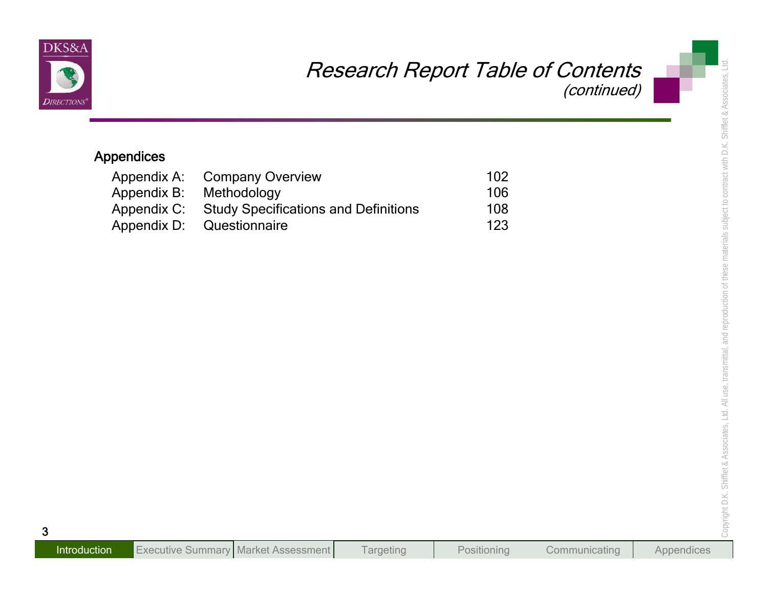# Research Report Table of Contents

*(continued)*

## Appendices

| | | |
|---|---|---|
| Appendix A: | Company Overview | 102 |
| Appendix B: | Methodology | 106 |
| Appendix C: | Study Specifications and Definitions | 108 |
| Appendix D: | Questionnaire | 123 |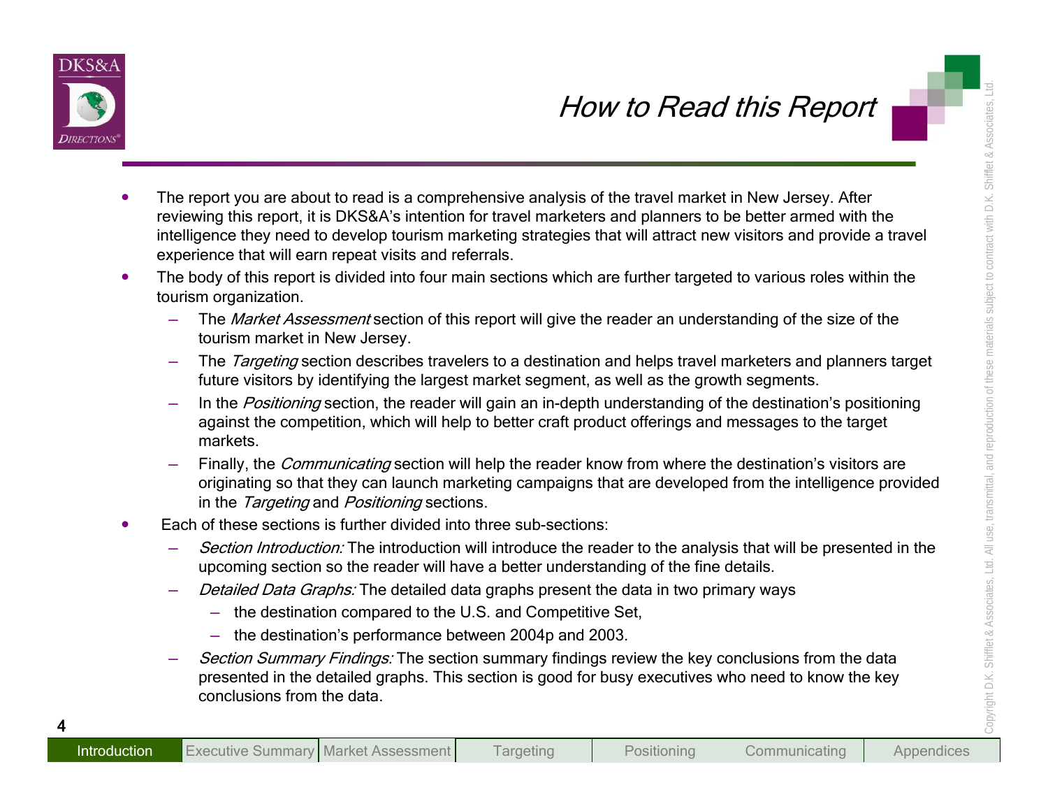# How to Read this Report

- The report you are about to read is a comprehensive analysis of the travel market in New Jersey. After reviewing this report, it is DKS&A's intention for travel marketers and planners to be better armed with the intelligence they need to develop tourism marketing strategies that will attract new visitors and provide a travel experience that will earn repeat visits and referrals.
- The body of this report is divided into four main sections which are further targeted to various roles within the tourism organization.
  - The *Market Assessment* section of this report will give the reader an understanding of the size of the tourism market in New Jersey.
  - The *Targeting* section describes travelers to a destination and helps travel marketers and planners target future visitors by identifying the largest market segment, as well as the growth segments.
  - In the *Positioning* section, the reader will gain an in-depth understanding of the destination's positioning against the competition, which will help to better craft product offerings and messages to the target markets.
  - Finally, the *Communicating* section will help the reader know from where the destination's visitors are originating so that they can launch marketing campaigns that are developed from the intelligence provided in the *Targeting* and *Positioning* sections.
- Each of these sections is further divided into three sub-sections:
  - *Section Introduction:* The introduction will introduce the reader to the analysis that will be presented in the upcoming section so the reader will have a better understanding of the fine details.
  - *Detailed Data Graphs:* The detailed data graphs present the data in two primary ways
    - the destination compared to the U.S. and Competitive Set,
    - the destination's performance between 2004p and 2003.
  - *Section Summary Findings:* The section summary findings review the key conclusions from the data presented in the detailed graphs. This section is good for busy executives who need to know the key conclusions from the data.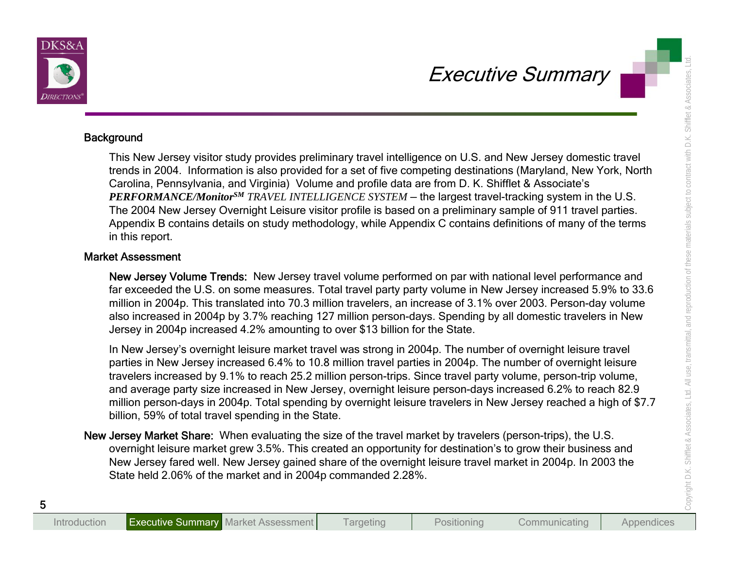# Executive Summary

## Background

This New Jersey visitor study provides preliminary travel intelligence on U.S. and New Jersey domestic travel trends in 2004. Information is also provided for a set of five competing destinations (Maryland, New York, North Carolina, Pennsylvania, and Virginia) Volume and profile data are from D. K. Shifflet & Associate's ***PERFORMANCE/Monitor***[SM] *TRAVEL INTELLIGENCE SYSTEM* – the largest travel-tracking system in the U.S. The 2004 New Jersey Overnight Leisure visitor profile is based on a preliminary sample of 911 travel parties. Appendix B contains details on study methodology, while Appendix C contains definitions of many of the terms in this report.

## Market Assessment

**New Jersey Volume Trends:** New Jersey travel volume performed on par with national level performance and far exceeded the U.S. on some measures. Total travel party party volume in New Jersey increased 5.9% to 33.6 million in 2004p. This translated into 70.3 million travelers, an increase of 3.1% over 2003. Person-day volume also increased in 2004p by 3.7% reaching 127 million person-days. Spending by all domestic travelers in New Jersey in 2004p increased 4.2% amounting to over $13 billion for the State.

In New Jersey's overnight leisure market travel was strong in 2004p. The number of overnight leisure travel parties in New Jersey increased 6.4% to 10.8 million travel parties in 2004p. The number of overnight leisure travelers increased by 9.1% to reach 25.2 million person-trips. Since travel party volume, person-trip volume, and average party size increased in New Jersey, overnight leisure person-days increased 6.2% to reach 82.9 million person-days in 2004p. Total spending by overnight leisure travelers in New Jersey reached a high of $7.7 billion, 59% of total travel spending in the State.

**New Jersey Market Share:** When evaluating the size of the travel market by travelers (person-trips), the U.S. overnight leisure market grew 3.5%. This created an opportunity for destination's to grow their business and New Jersey fared well. New Jersey gained share of the overnight leisure travel market in 2004p. In 2003 the State held 2.06% of the market and in 2004p commanded 2.28%.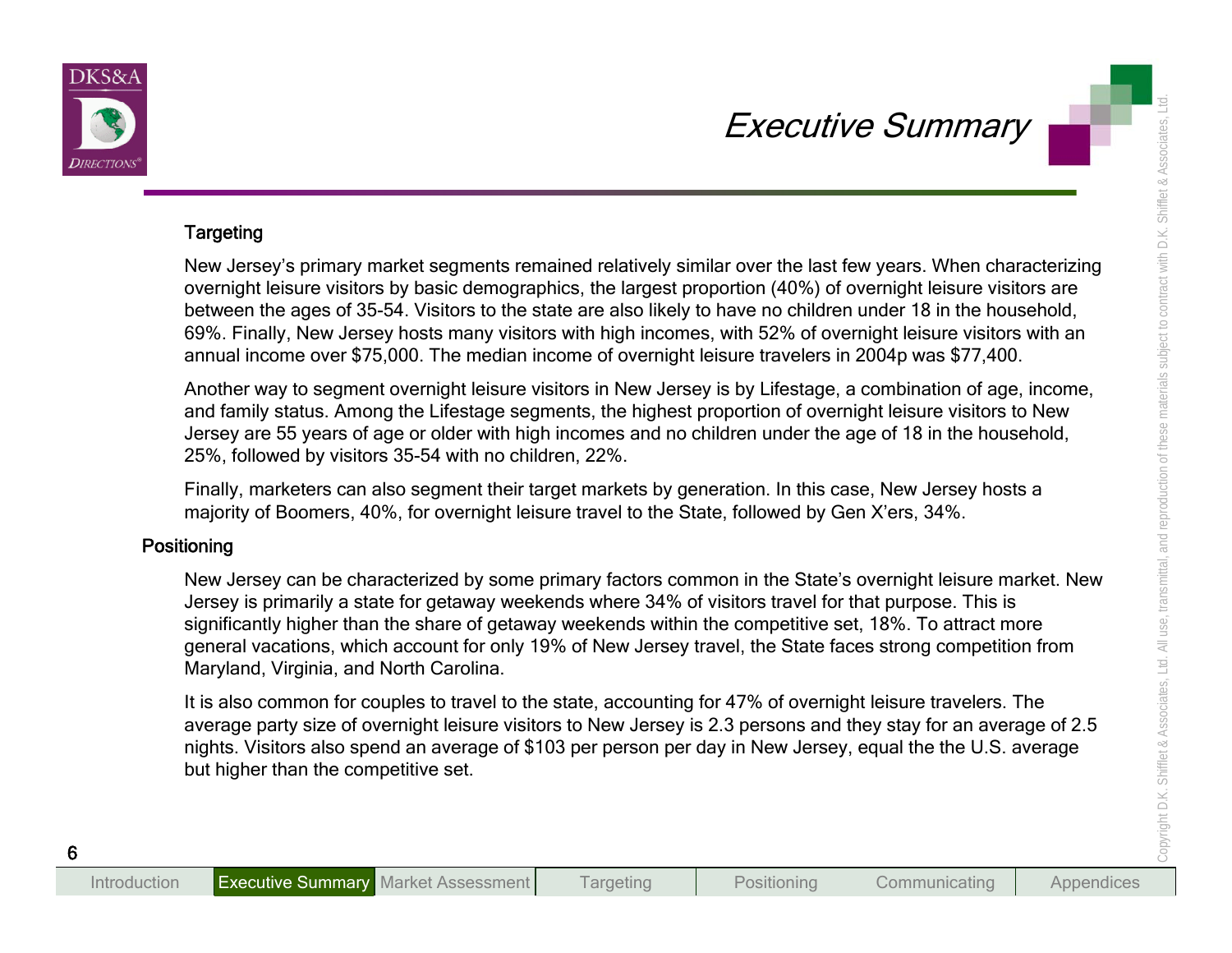# Executive Summary

### Targeting

New Jersey's primary market segments remained relatively similar over the last few years. When characterizing overnight leisure visitors by basic demographics, the largest proportion (40%) of overnight leisure visitors are between the ages of 35-54. Visitors to the state are also likely to have no children under 18 in the household, 69%. Finally, New Jersey hosts many visitors with high incomes, with 52% of overnight leisure visitors with an annual income over $75,000. The median income of overnight leisure travelers in 2004p was $77,400.

Another way to segment overnight leisure visitors in New Jersey is by Lifestage, a combination of age, income, and family status. Among the Lifestage segments, the highest proportion of overnight leisure visitors to New Jersey are 55 years of age or older with high incomes and no children under the age of 18 in the household, 25%, followed by visitors 35-54 with no children, 22%.

Finally, marketers can also segment their target markets by generation. In this case, New Jersey hosts a majority of Boomers, 40%, for overnight leisure travel to the State, followed by Gen X'ers, 34%.

### Positioning

New Jersey can be characterized by some primary factors common in the State's overnight leisure market. New Jersey is primarily a state for getaway weekends where 34% of visitors travel for that purpose. This is significantly higher than the share of getaway weekends within the competitive set, 18%. To attract more general vacations, which account for only 19% of New Jersey travel, the State faces strong competition from Maryland, Virginia, and North Carolina.

It is also common for couples to travel to the state, accounting for 47% of overnight leisure travelers. The average party size of overnight leisure visitors to New Jersey is 2.3 persons and they stay for an average of 2.5 nights. Visitors also spend an average of $103 per person per day in New Jersey, equal the the U.S. average but higher than the competitive set.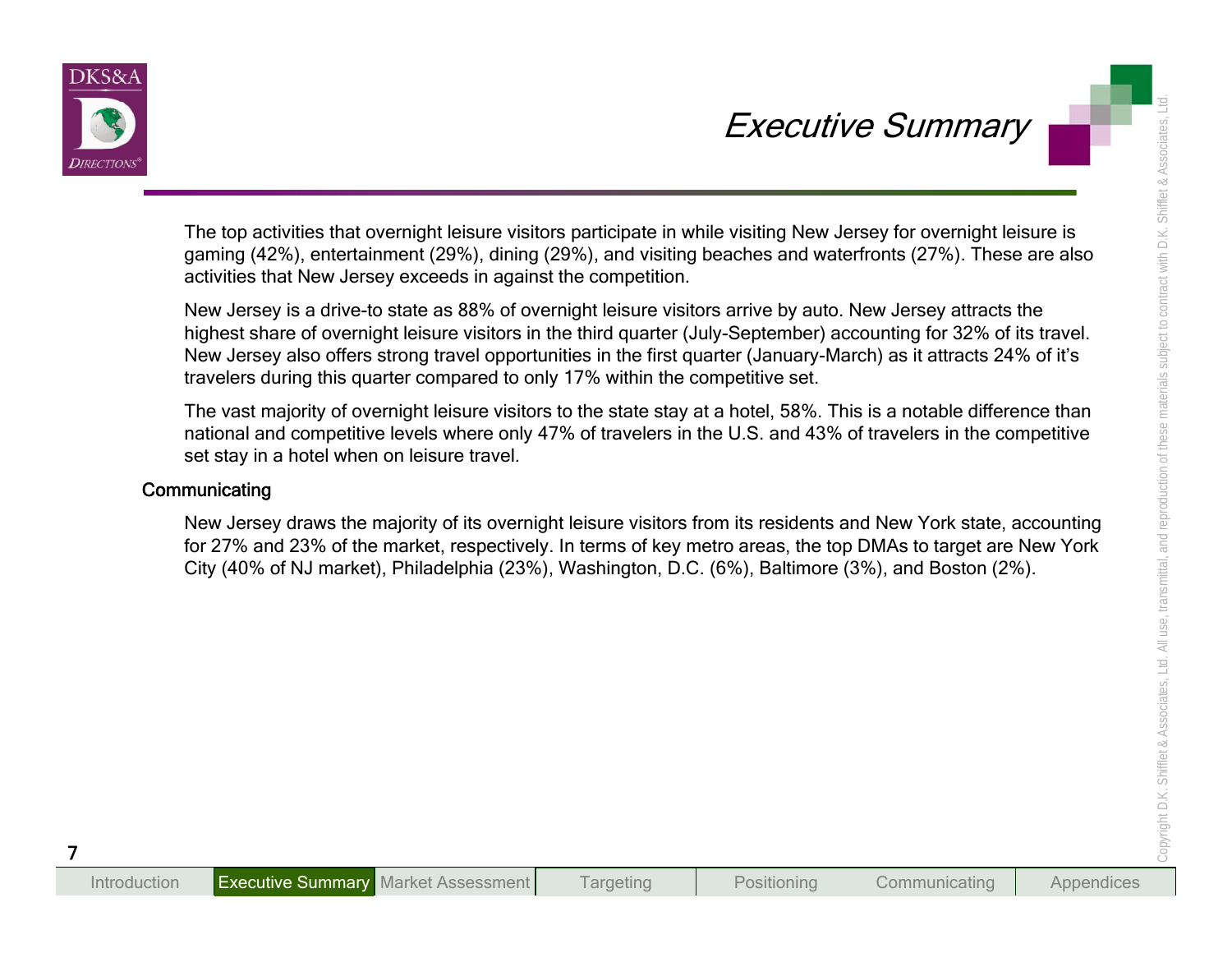# Executive Summary

The top activities that overnight leisure visitors participate in while visiting New Jersey for overnight leisure is gaming (42%), entertainment (29%), dining (29%), and visiting beaches and waterfronts (27%). These are also activities that New Jersey exceeds in against the competition.

New Jersey is a drive-to state as 88% of overnight leisure visitors arrive by auto. New Jersey attracts the highest share of overnight leisure visitors in the third quarter (July-September) accounting for 32% of its travel. New Jersey also offers strong travel opportunities in the first quarter (January-March) as it attracts 24% of it's travelers during this quarter compared to only 17% within the competitive set.

The vast majority of overnight leisure visitors to the state stay at a hotel, 58%. This is a notable difference than national and competitive levels where only 47% of travelers in the U.S. and 43% of travelers in the competitive set stay in a hotel when on leisure travel.

## Communicating

New Jersey draws the majority of its overnight leisure visitors from its residents and New York state, accounting for 27% and 23% of the market, respectively. In terms of key metro areas, the top DMAs to target are New York City (40% of NJ market), Philadelphia (23%), Washington, D.C. (6%), Baltimore (3%), and Boston (2%).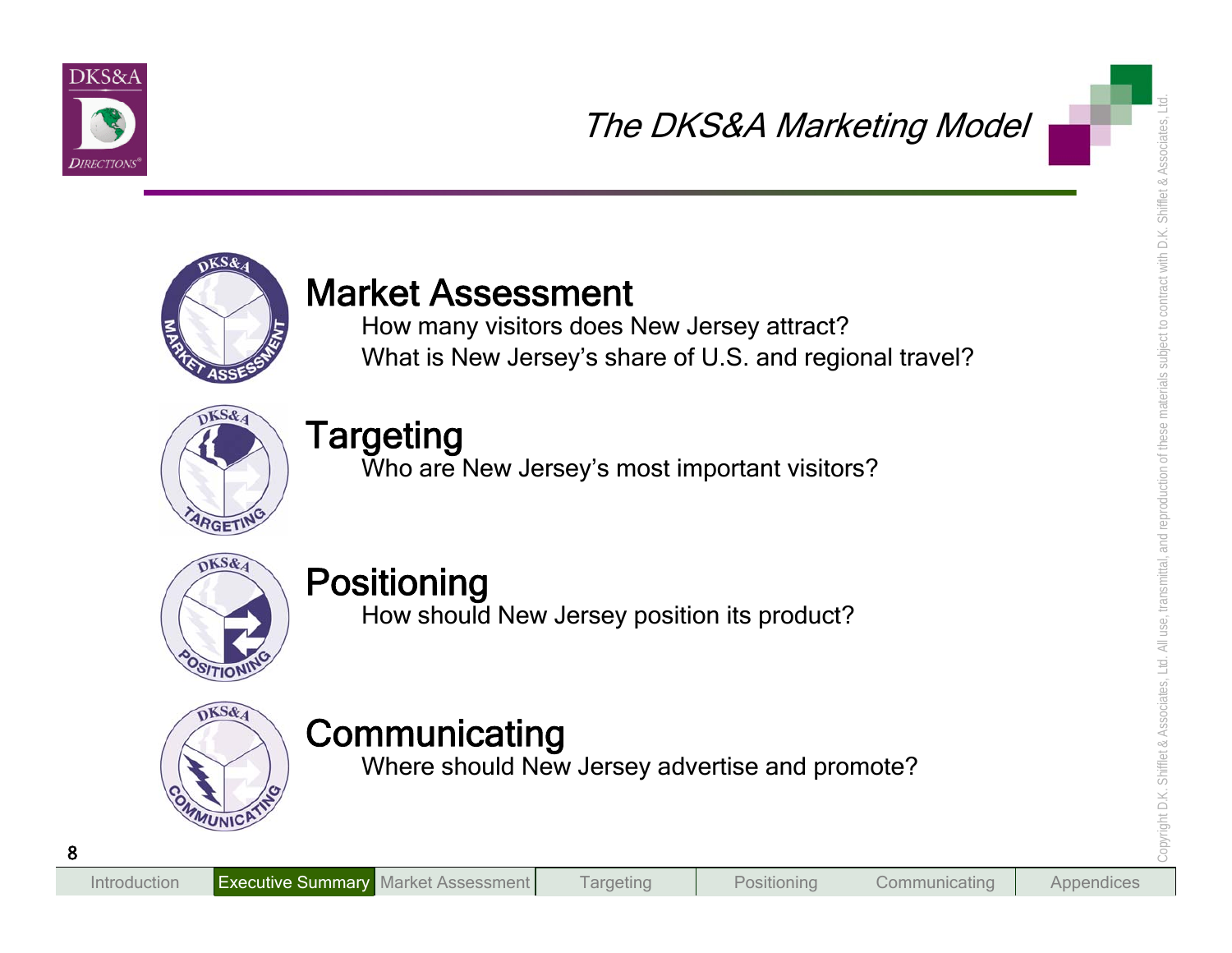# The DKS&A Marketing Model

## Market Assessment

How many visitors does New Jersey attract?

What is New Jersey's share of U.S. and regional travel?

## Targeting

Who are New Jersey's most important visitors?

## Positioning

How should New Jersey position its product?

## Communicating

Where should New Jersey advertise and promote?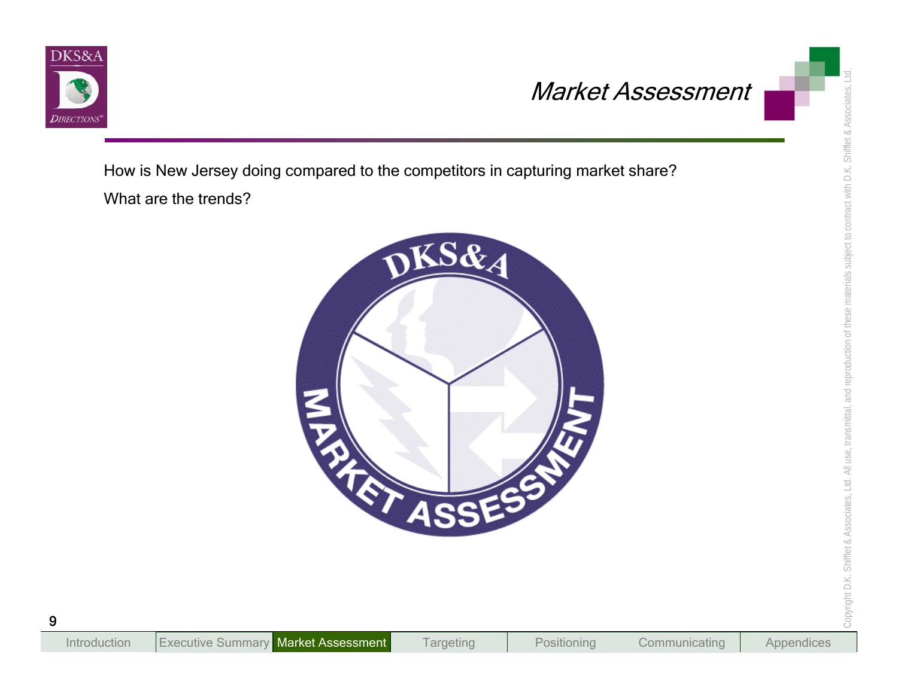# Market Assessment

How is New Jersey doing compared to the competitors in capturing market share?

What are the trends?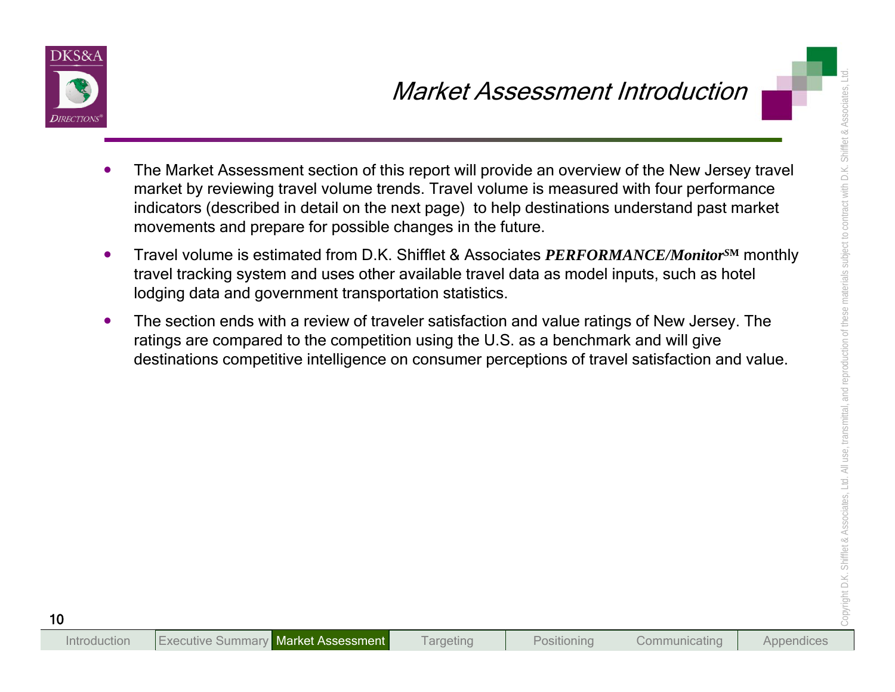# Market Assessment Introduction

- The Market Assessment section of this report will provide an overview of the New Jersey travel market by reviewing travel volume trends. Travel volume is measured with four performance indicators (described in detail on the next page) to help destinations understand past market movements and prepare for possible changes in the future.
- Travel volume is estimated from D.K. Shifflet & Associates ***PERFORMANCE/Monitor***SM monthly travel tracking system and uses other available travel data as model inputs, such as hotel lodging data and government transportation statistics.
- The section ends with a review of traveler satisfaction and value ratings of New Jersey. The ratings are compared to the competition using the U.S. as a benchmark and will give destinations competitive intelligence on consumer perceptions of travel satisfaction and value.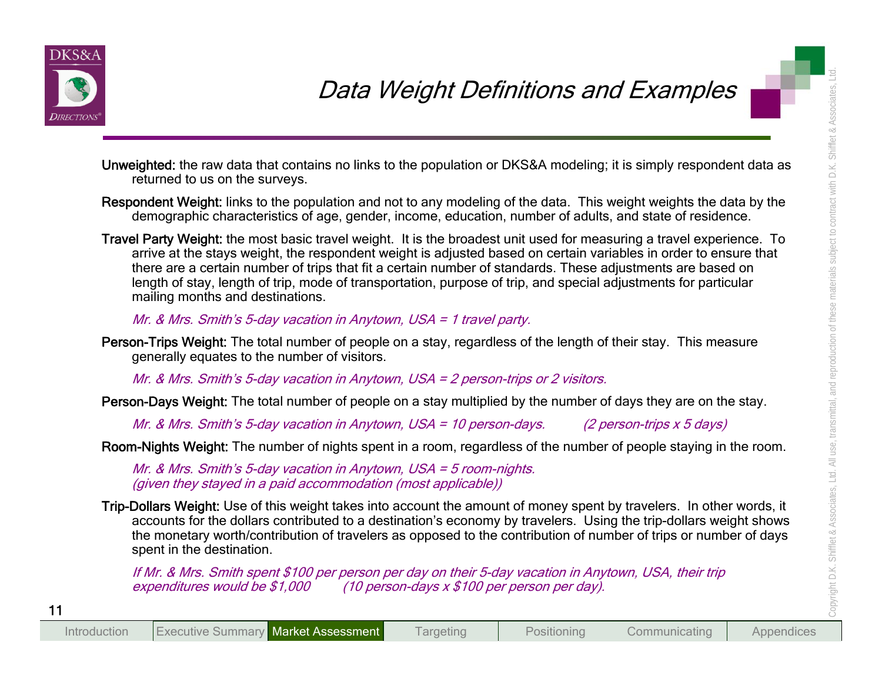# Data Weight Definitions and Examples

**Unweighted:** the raw data that contains no links to the population or DKS&A modeling; it is simply respondent data as returned to us on the surveys.

**Respondent Weight:** links to the population and not to any modeling of the data. This weight weights the data by the demographic characteristics of age, gender, income, education, number of adults, and state of residence.

**Travel Party Weight:** the most basic travel weight. It is the broadest unit used for measuring a travel experience. To arrive at the stays weight, the respondent weight is adjusted based on certain variables in order to ensure that there are a certain number of trips that fit a certain number of standards. These adjustments are based on length of stay, length of trip, mode of transportation, purpose of trip, and special adjustments for particular mailing months and destinations.

*Mr. & Mrs. Smith's 5-day vacation in Anytown, USA = 1 travel party.*

**Person-Trips Weight:** The total number of people on a stay, regardless of the length of their stay. This measure generally equates to the number of visitors.

*Mr. & Mrs. Smith's 5-day vacation in Anytown, USA = 2 person-trips or 2 visitors.*

**Person-Days Weight:** The total number of people on a stay multiplied by the number of days they are on the stay.

*Mr. & Mrs. Smith's 5-day vacation in Anytown, USA = 10 person-days. (2 person-trips x 5 days)*

**Room-Nights Weight:** The number of nights spent in a room, regardless of the number of people staying in the room.

*Mr. & Mrs. Smith's 5-day vacation in Anytown, USA = 5 room-nights.*
*(given they stayed in a paid accommodation (most applicable))*

**Trip-Dollars Weight:** Use of this weight takes into account the amount of money spent by travelers. In other words, it accounts for the dollars contributed to a destination's economy by travelers. Using the trip-dollars weight shows the monetary worth/contribution of travelers as opposed to the contribution of number of trips or number of days spent in the destination.

*If Mr. & Mrs. Smith spent $100 per person per day on their 5-day vacation in Anytown, USA, their trip expenditures would be $1,000 (10 person-days x $100 per person per day).*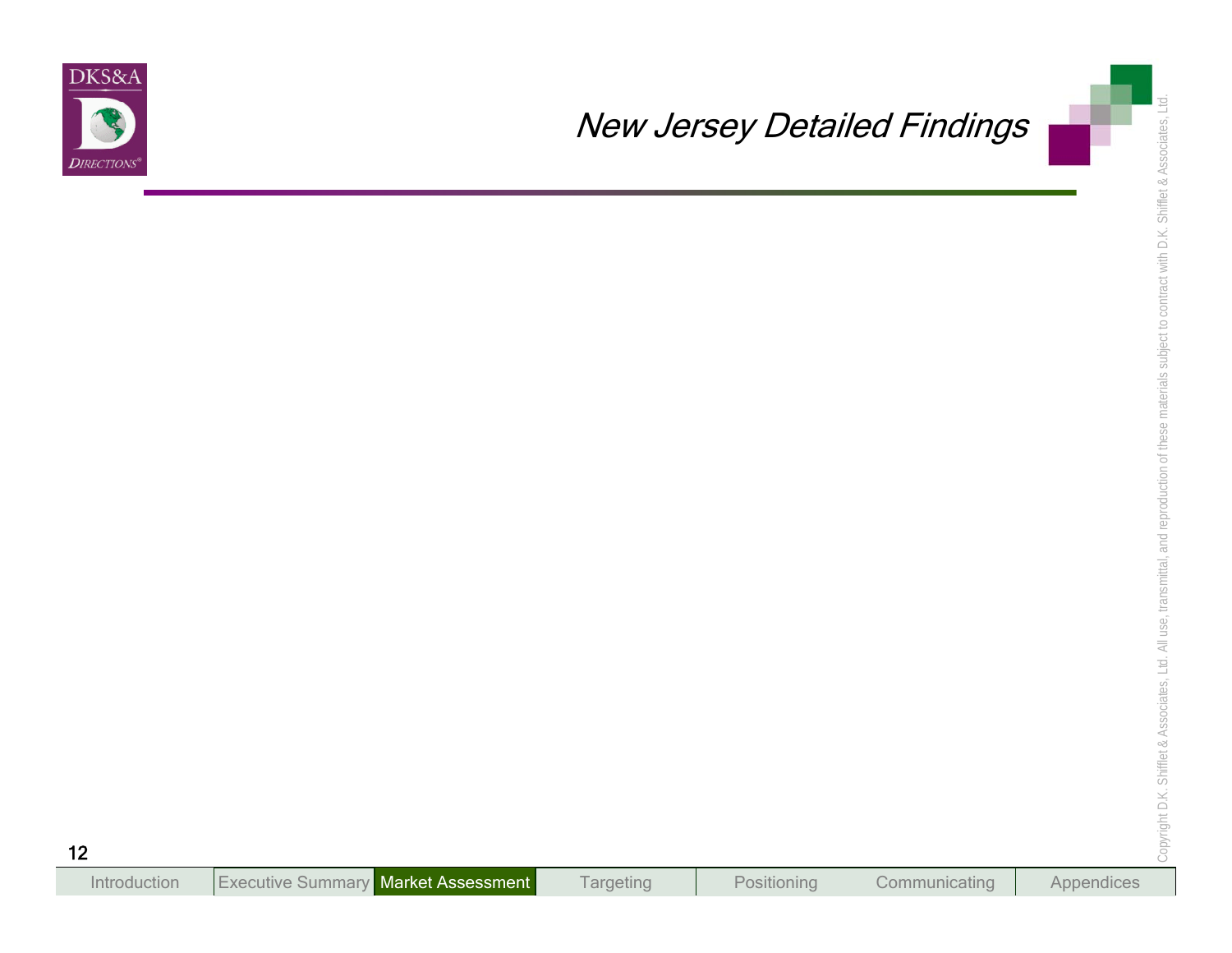# New Jersey Detailed Findings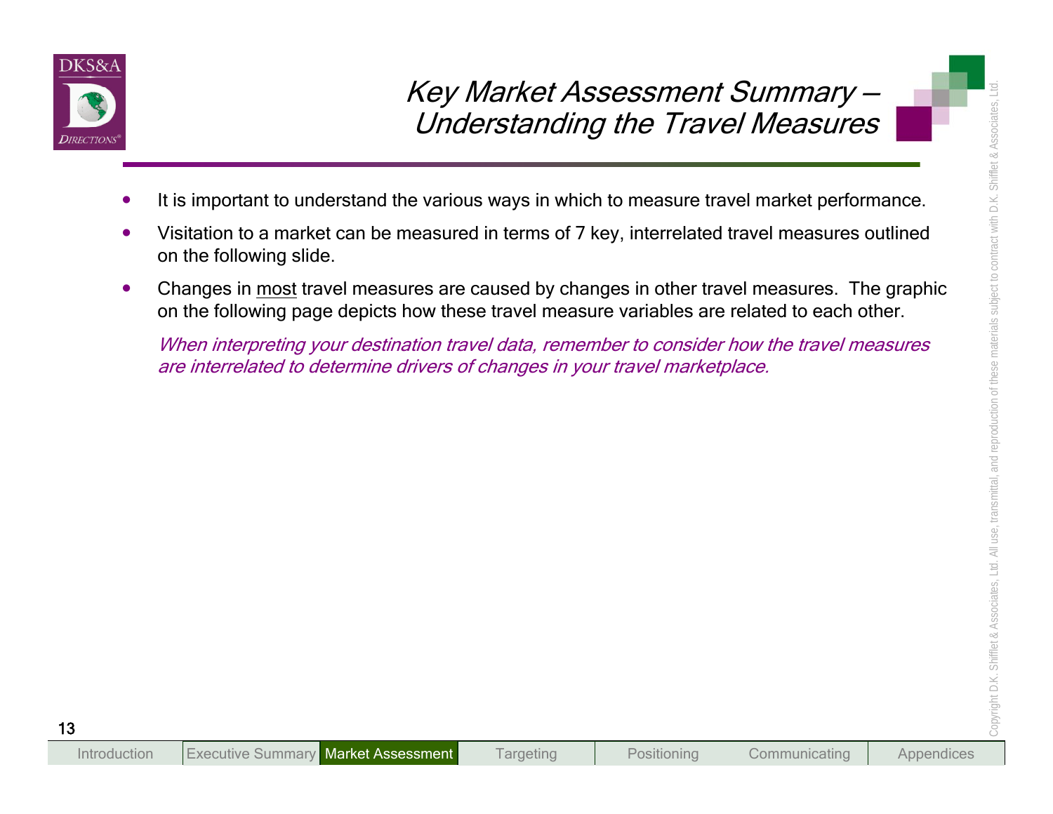# *Key Market Assessment Summary – Understanding the Travel Measures*

- It is important to understand the various ways in which to measure travel market performance.
- Visitation to a market can be measured in terms of 7 key, interrelated travel measures outlined on the following slide.
- Changes in <u>most</u> travel measures are caused by changes in other travel measures. The graphic on the following page depicts how these travel measure variables are related to each other.

*When interpreting your destination travel data, remember to consider how the travel measures are interrelated to determine drivers of changes in your travel marketplace.*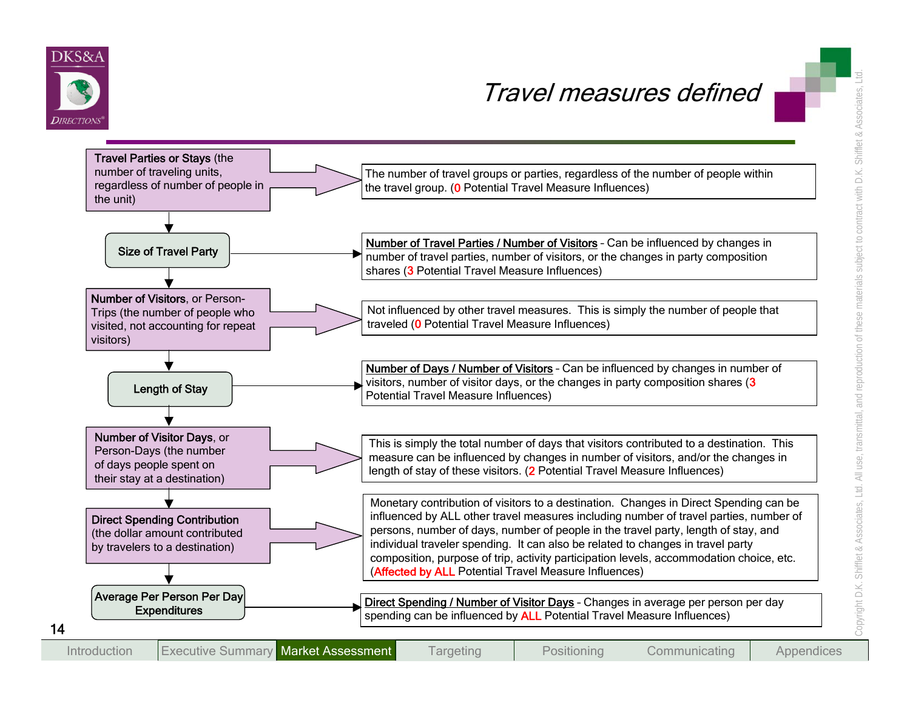# Travel measures defined

| Travel Measure | Definition |
| --- | --- |
| **Travel Parties or Stays** (the number of traveling units, regardless of number of people in the unit) | The number of travel groups or parties, regardless of the number of people within the travel group. (0 Potential Travel Measure Influences) |
| **Size of Travel Party** | Number of Travel Parties / Number of Visitors - Can be influenced by changes in number of travel parties, number of visitors, or the changes in party composition shares (3 Potential Travel Measure Influences) |
| **Number of Visitors**, or Person-Trips (the number of people who visited, not accounting for repeat visitors) | Not influenced by other travel measures. This is simply the number of people that traveled (0 Potential Travel Measure Influences) |
| **Length of Stay** | Number of Days / Number of Visitors - Can be influenced by changes in number of visitors, number of visitor days, or the changes in party composition shares (3 Potential Travel Measure Influences) |
| **Number of Visitor Days**, or Person-Days (the number of days people spent on their stay at a destination) | This is simply the total number of days that visitors contributed to a destination. This measure can be influenced by changes in number of visitors, and/or the changes in length of stay of these visitors. (2 Potential Travel Measure Influences) |
| **Direct Spending Contribution** (the dollar amount contributed by travelers to a destination) | Monetary contribution of visitors to a destination. Changes in Direct Spending can be influenced by ALL other travel measures including number of travel parties, number of persons, number of days, number of people in the travel party, length of stay, and individual traveler spending. It can also be related to changes in travel party composition, purpose of trip, activity participation levels, accommodation choice, etc. (Affected by ALL Potential Travel Measure Influences) |
| **Average Per Person Per Day Expenditures** | Direct Spending / Number of Visitor Days - Changes in average per person per day spending can be influenced by ALL Potential Travel Measure Influences) |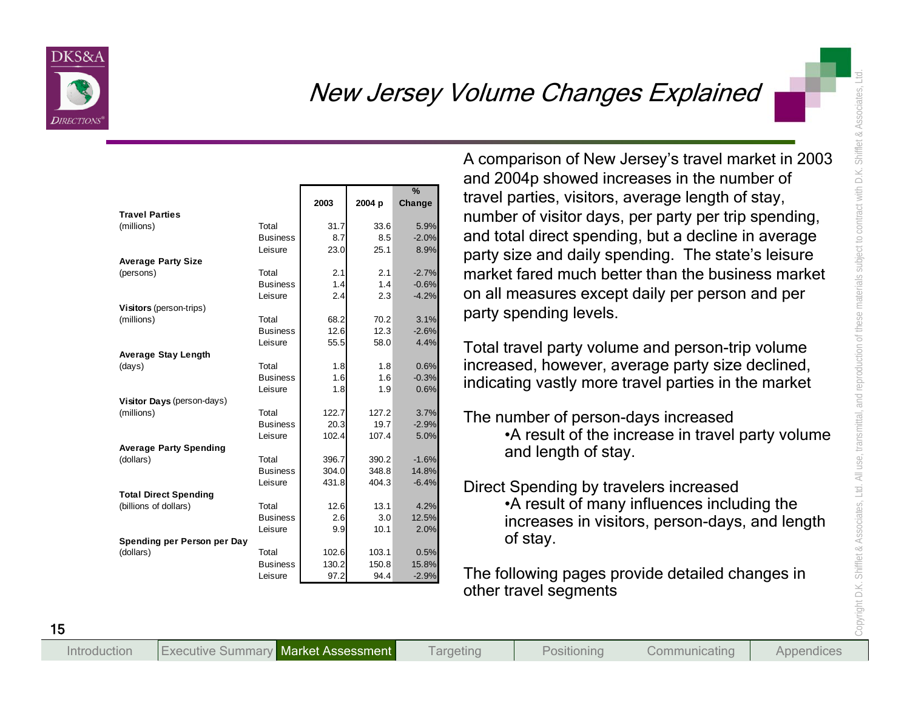# New Jersey Volume Changes Explained

| | | 2003 | 2004 p | % Change |
|---|---|---|---|---|
| **Travel Parties** (millions) | Total | 31.7 | 33.6 | 5.9% |
| | Business | 8.7 | 8.5 | -2.0% |
| | Leisure | 23.0 | 25.1 | 8.9% |
| **Average Party Size** (persons) | Total | 2.1 | 2.1 | -2.7% |
| | Business | 1.4 | 1.4 | -0.6% |
| | Leisure | 2.4 | 2.3 | -4.2% |
| **Visitors** (person-trips) (millions) | Total | 68.2 | 70.2 | 3.1% |
| | Business | 12.6 | 12.3 | -2.6% |
| | Leisure | 55.5 | 58.0 | 4.4% |
| **Average Stay Length** (days) | Total | 1.8 | 1.8 | 0.6% |
| | Business | 1.6 | 1.6 | -0.3% |
| | Leisure | 1.8 | 1.9 | 0.6% |
| **Visitor Days** (person-days) (millions) | Total | 122.7 | 127.2 | 3.7% |
| | Business | 20.3 | 19.7 | -2.9% |
| | Leisure | 102.4 | 107.4 | 5.0% |
| **Average Party Spending** (dollars) | Total | 396.7 | 390.2 | -1.6% |
| | Business | 304.0 | 348.8 | 14.8% |
| | Leisure | 431.8 | 404.3 | -6.4% |
| **Total Direct Spending** (billions of dollars) | Total | 12.6 | 13.1 | 4.2% |
| | Business | 2.6 | 3.0 | 12.5% |
| | Leisure | 9.9 | 10.1 | 2.0% |
| **Spending per Person per Day** (dollars) | Total | 102.6 | 103.1 | 0.5% |
| | Business | 130.2 | 150.8 | 15.8% |
| | Leisure | 97.2 | 94.4 | -2.9% |

A comparison of New Jersey's travel market in 2003 and 2004p showed increases in the number of travel parties, visitors, average length of stay, number of visitor days, per party per trip spending, and total direct spending, but a decline in average party size and daily spending. The state's leisure market fared much better than the business market on all measures except daily per person and per party spending levels.

Total travel party volume and person-trip volume increased, however, average party size declined, indicating vastly more travel parties in the market

The number of person-days increased
- A result of the increase in travel party volume and length of stay.

Direct Spending by travelers increased
- A result of many influences including the increases in visitors, person-days, and length of stay.

The following pages provide detailed changes in other travel segments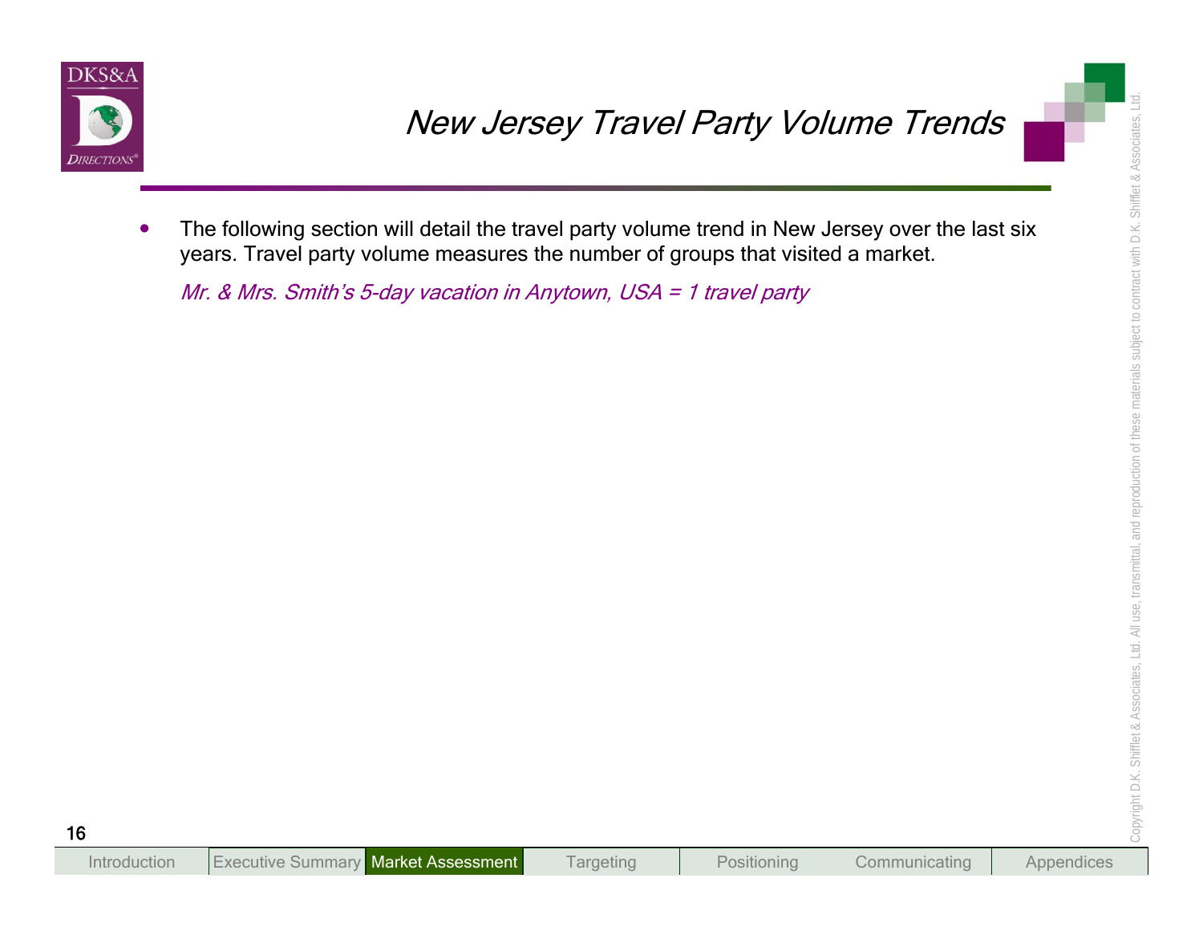# New Jersey Travel Party Volume Trends

- The following section will detail the travel party volume trend in New Jersey over the last six years. Travel party volume measures the number of groups that visited a market.

*Mr. & Mrs. Smith's 5-day vacation in Anytown, USA = 1 travel party*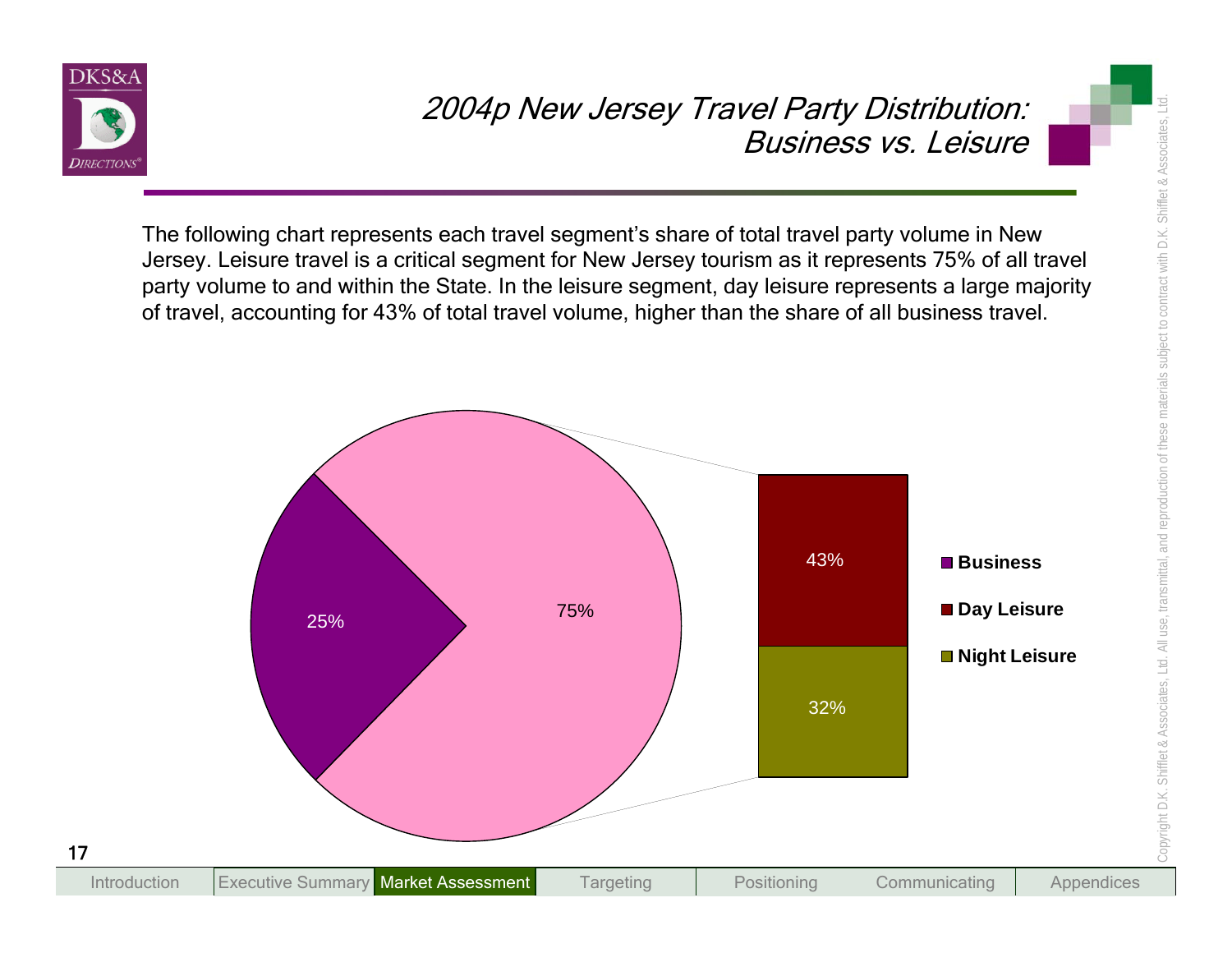# 2004p New Jersey Travel Party Distribution: Business vs. Leisure

The following chart represents each travel segment's share of total travel party volume in New Jersey. Leisure travel is a critical segment for New Jersey tourism as it represents 75% of all travel party volume to and within the State. In the leisure segment, day leisure represents a large majority of travel, accounting for 43% of total travel volume, higher than the share of all business travel.

| Segment | Share |
| --- | --- |
| Business | 25% |
| Leisure | 75% |
| Day Leisure | 43% |
| Night Leisure | 32% |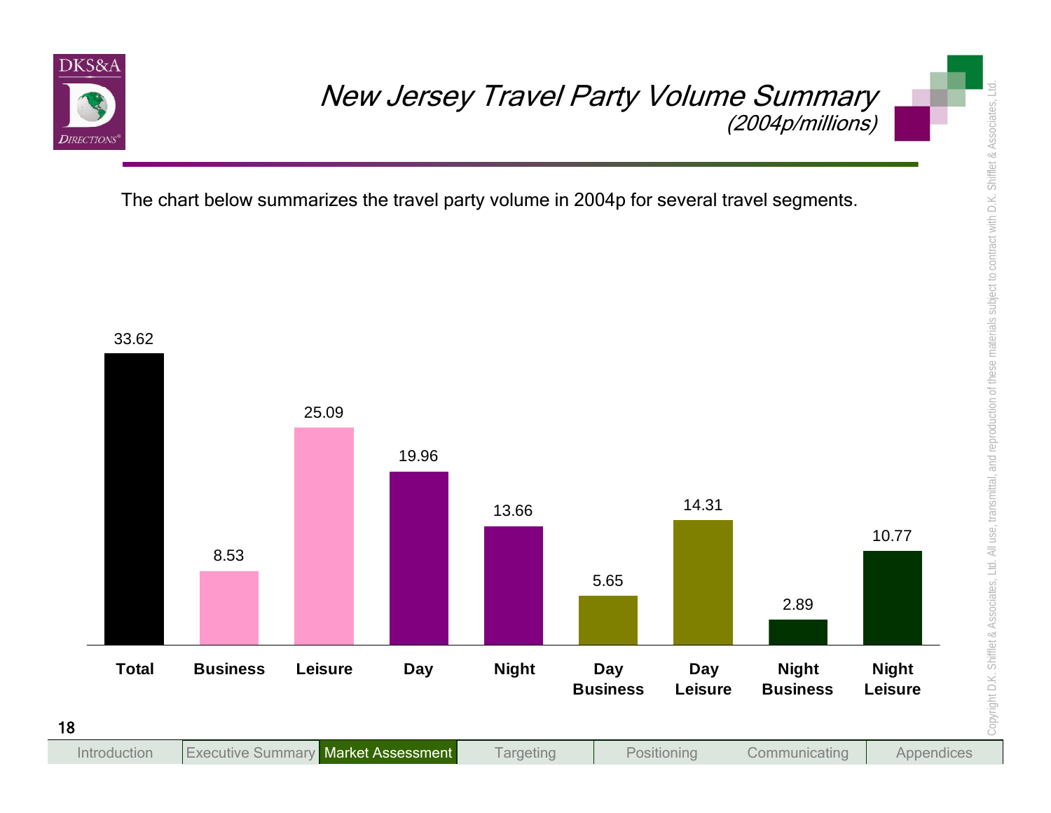# *New Jersey Travel Party Volume Summary*

*(2004p/millions)*

The chart below summarizes the travel party volume in 2004p for several travel segments.

| Segment | Volume (millions) |
| --- | --- |
| Total | 33.62 |
| Business | 8.53 |
| Leisure | 25.09 |
| Day | 19.96 |
| Night | 13.66 |
| Day Business | 5.65 |
| Day Leisure | 14.31 |
| Night Business | 2.89 |
| Night Leisure | 10.77 |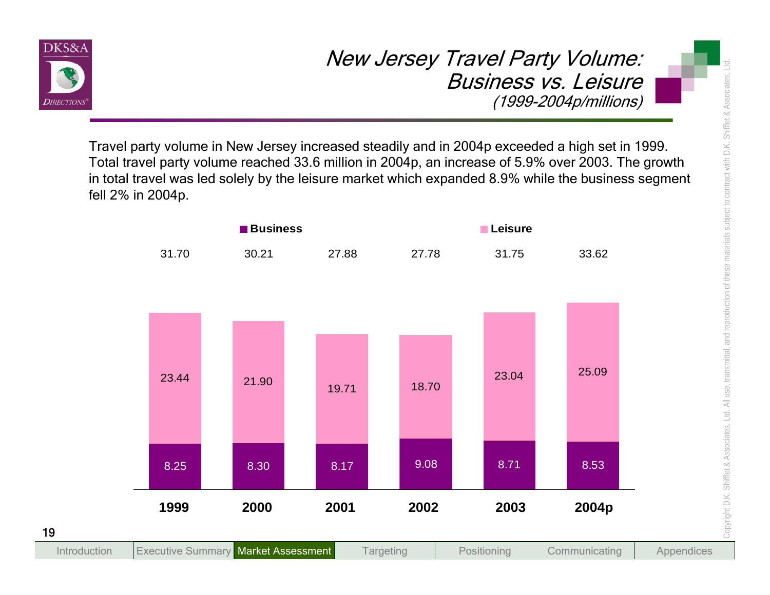# New Jersey Travel Party Volume: Business vs. Leisure

*(1999-2004p/millions)*

Travel party volume in New Jersey increased steadily and in 2004p exceeded a high set in 1999. Total travel party volume reached 33.6 million in 2004p, an increase of 5.9% over 2003. The growth in total travel was led solely by the leisure market which expanded 8.9% while the business segment fell 2% in 2004p.

| | 1999 | 2000 | 2001 | 2002 | 2003 | 2004p |
|---|---|---|---|---|---|---|
| Business | 8.25 | 8.30 | 8.17 | 9.08 | 8.71 | 8.53 |
| Leisure | 23.44 | 21.90 | 19.71 | 18.70 | 23.04 | 25.09 |
| Total | 31.70 | 30.21 | 27.88 | 27.78 | 31.75 | 33.62 |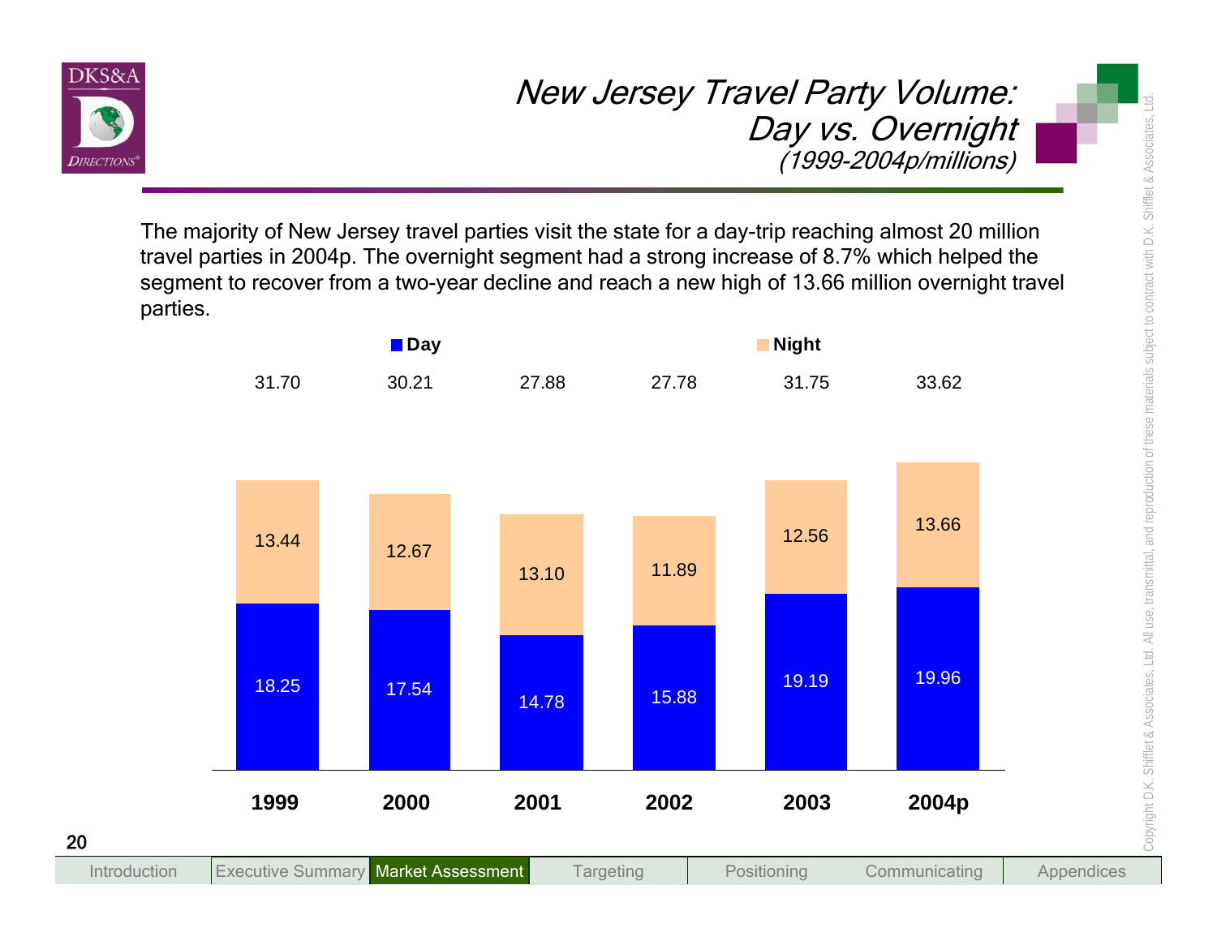# *New Jersey Travel Party Volume: Day vs. Overnight*

*(1999-2004p/millions)*

The majority of New Jersey travel parties visit the state for a day-trip reaching almost 20 million travel parties in 2004p. The overnight segment had a strong increase of 8.7% which helped the segment to recover from a two-year decline and reach a new high of 13.66 million overnight travel parties.

| | 1999 | 2000 | 2001 | 2002 | 2003 | 2004p |
|---|---|---|---|---|---|---|
| Day | 18.25 | 17.54 | 14.78 | 15.88 | 19.19 | 19.96 |
| Night | 13.44 | 12.67 | 13.10 | 11.89 | 12.56 | 13.66 |
| Total | 31.70 | 30.21 | 27.88 | 27.78 | 31.75 | 33.62 |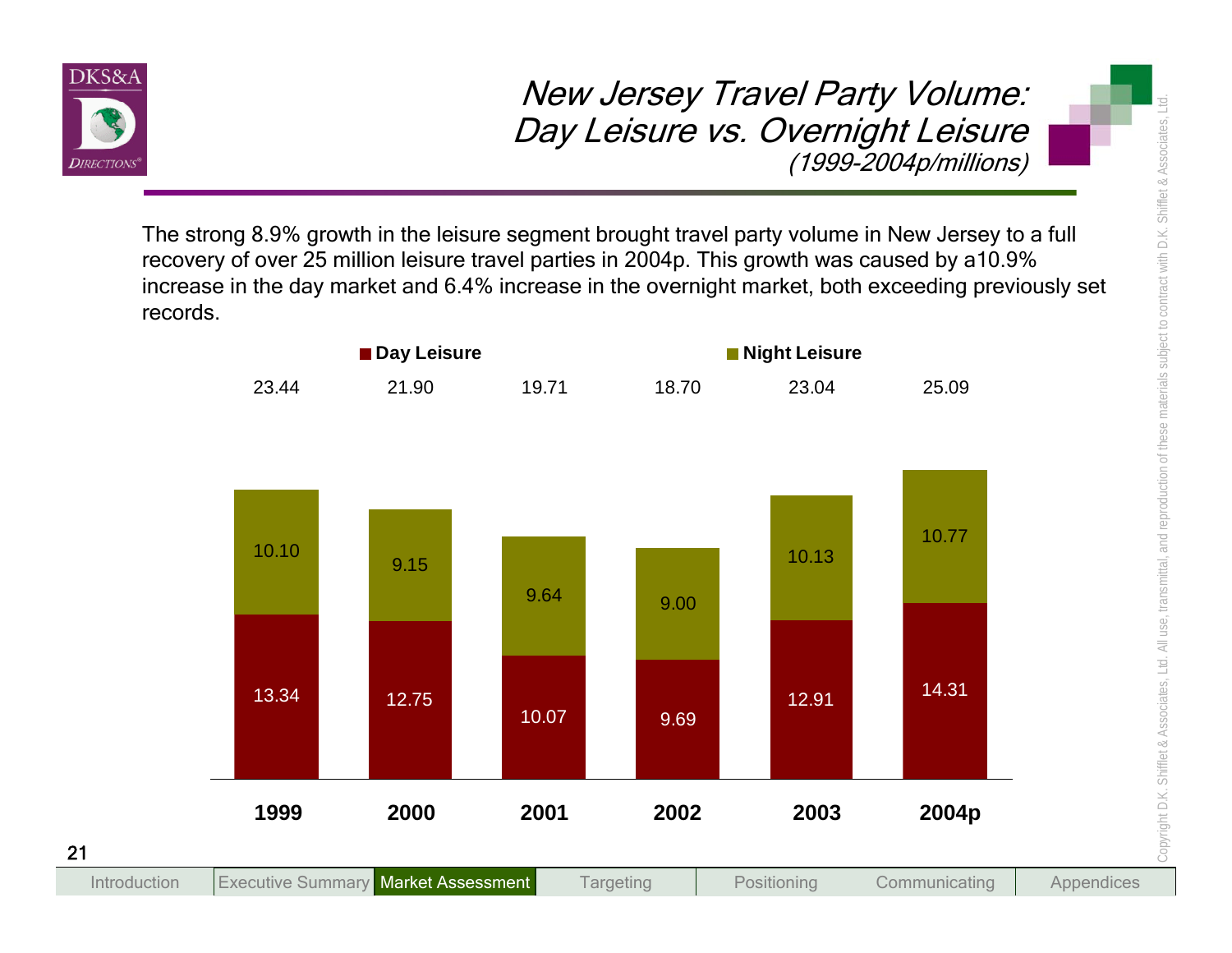# New Jersey Travel Party Volume: Day Leisure vs. Overnight Leisure

*(1999-2004p/millions)*

The strong 8.9% growth in the leisure segment brought travel party volume in New Jersey to a full recovery of over 25 million leisure travel parties in 2004p. This growth was caused by a10.9% increase in the day market and 6.4% increase in the overnight market, both exceeding previously set records.

| | 1999 | 2000 | 2001 | 2002 | 2003 | 2004p |
|---|---|---|---|---|---|---|
| Day Leisure | 13.34 | 12.75 | 10.07 | 9.69 | 12.91 | 14.31 |
| Night Leisure | 10.10 | 9.15 | 9.64 | 9.00 | 10.13 | 10.77 |
| Total | 23.44 | 21.90 | 19.71 | 18.70 | 23.04 | 25.09 |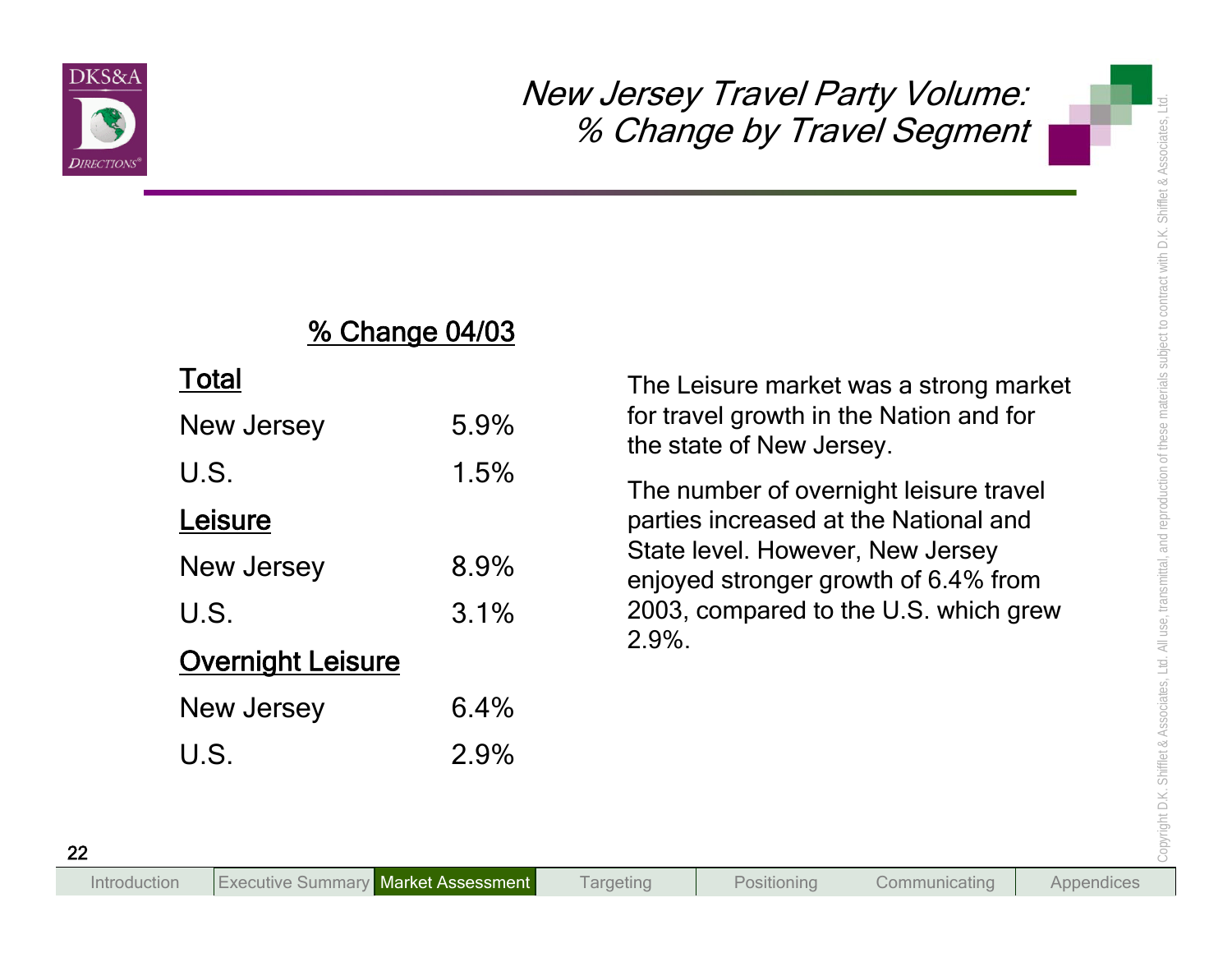# New Jersey Travel Party Volume: % Change by Travel Segment

| | % Change 04/03 |
|---|---|
| **Total** | |
| New Jersey | 5.9% |
| U.S. | 1.5% |
| **Leisure** | |
| New Jersey | 8.9% |
| U.S. | 3.1% |
| **Overnight Leisure** | |
| New Jersey | 6.4% |
| U.S. | 2.9% |

The Leisure market was a strong market for travel growth in the Nation and for the state of New Jersey.

The number of overnight leisure travel parties increased at the National and State level. However, New Jersey enjoyed stronger growth of 6.4% from 2003, compared to the U.S. which grew 2.9%.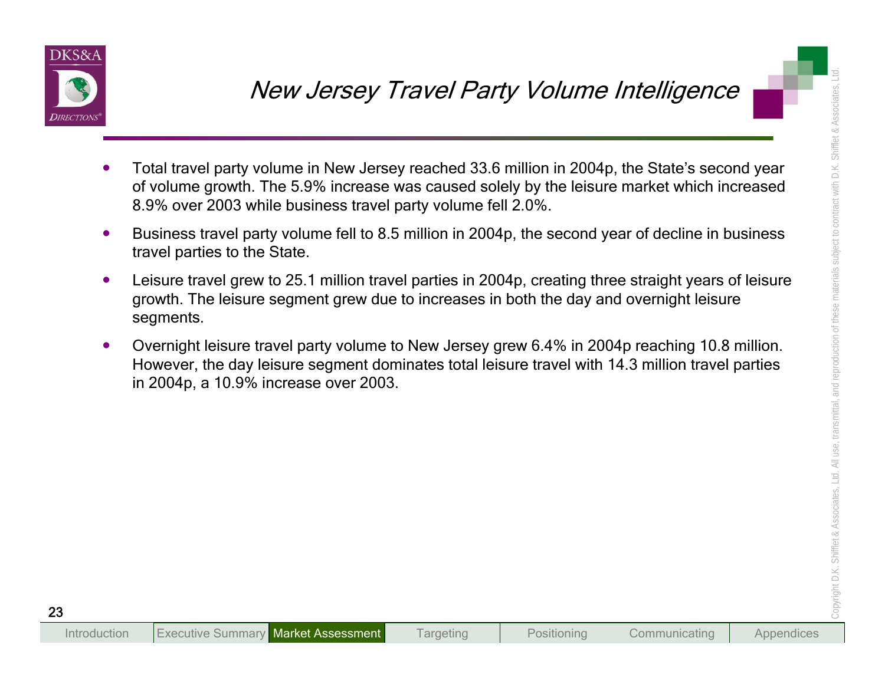# New Jersey Travel Party Volume Intelligence

- Total travel party volume in New Jersey reached 33.6 million in 2004p, the State's second year of volume growth. The 5.9% increase was caused solely by the leisure market which increased 8.9% over 2003 while business travel party volume fell 2.0%.
- Business travel party volume fell to 8.5 million in 2004p, the second year of decline in business travel parties to the State.
- Leisure travel grew to 25.1 million travel parties in 2004p, creating three straight years of leisure growth. The leisure segment grew due to increases in both the day and overnight leisure segments.
- Overnight leisure travel party volume to New Jersey grew 6.4% in 2004p reaching 10.8 million. However, the day leisure segment dominates total leisure travel with 14.3 million travel parties in 2004p, a 10.9% increase over 2003.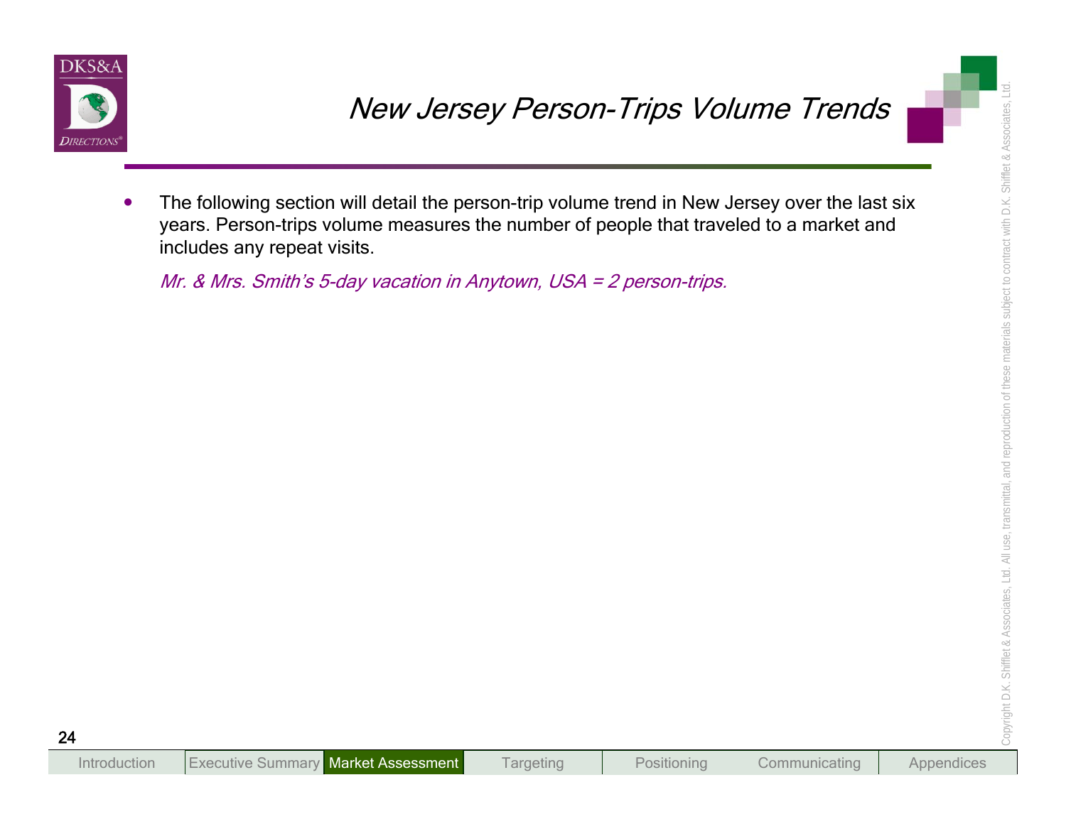# New Jersey Person-Trips Volume Trends

- The following section will detail the person-trip volume trend in New Jersey over the last six years. Person-trips volume measures the number of people that traveled to a market and includes any repeat visits.

  *Mr. & Mrs. Smith's 5-day vacation in Anytown, USA = 2 person-trips.*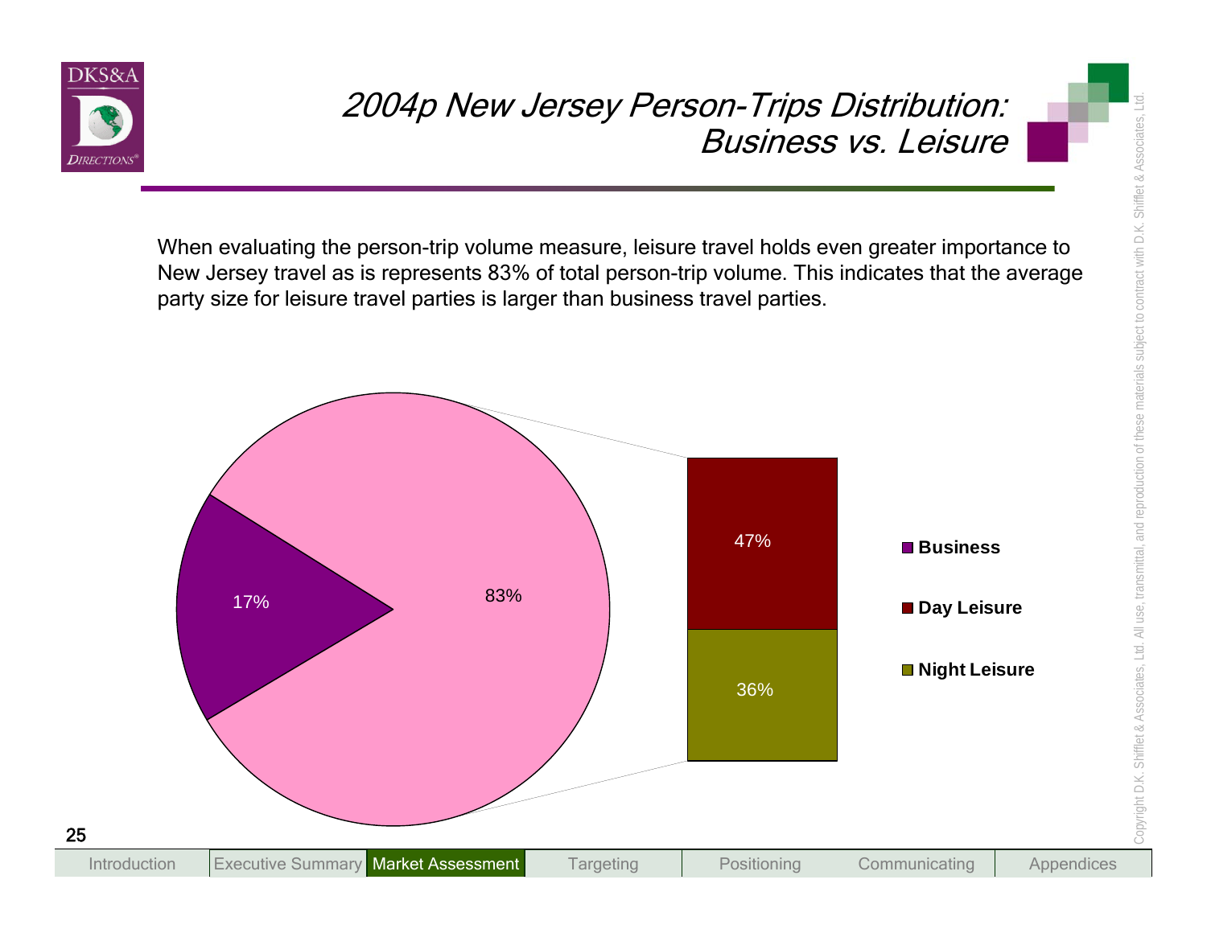# 2004p New Jersey Person-Trips Distribution: Business vs. Leisure

When evaluating the person-trip volume measure, leisure travel holds even greater importance to New Jersey travel as is represents 83% of total person-trip volume. This indicates that the average party size for leisure travel parties is larger than business travel parties.

| Category | Share |
| --- | --- |
| Business | 17% |
| Leisure | 83% |
| Day Leisure | 47% |
| Night Leisure | 36% |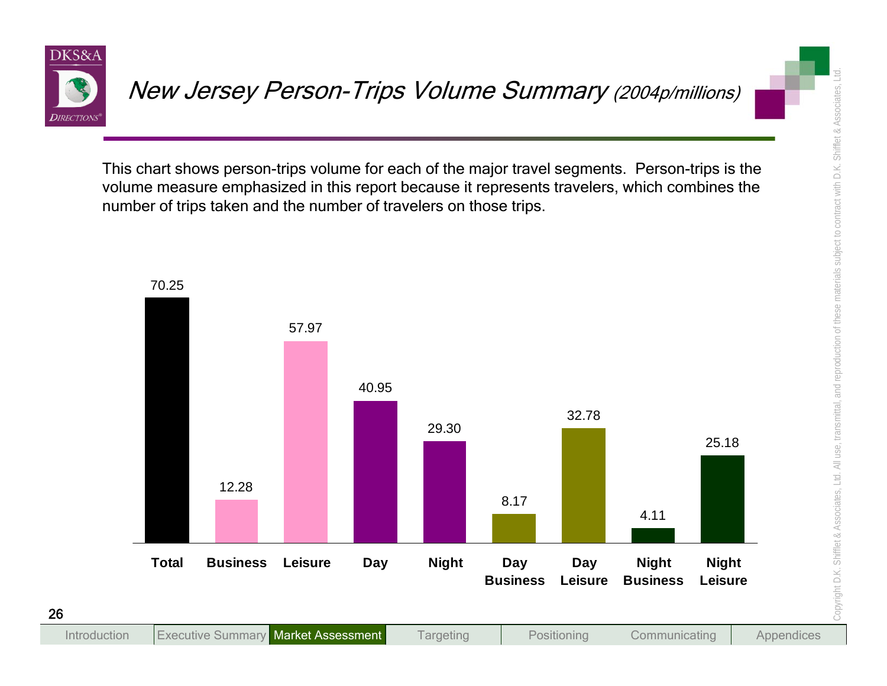# *New Jersey Person-Trips Volume Summary (2004p/millions)*

This chart shows person-trips volume for each of the major travel segments. Person-trips is the volume measure emphasized in this report because it represents travelers, which combines the number of trips taken and the number of travelers on those trips.

| Segment | Person-Trips (millions) |
|---|---|
| Total | 70.25 |
| Business | 12.28 |
| Leisure | 57.97 |
| Day | 40.95 |
| Night | 29.30 |
| Day Business | 8.17 |
| Day Leisure | 32.78 |
| Night Business | 4.11 |
| Night Leisure | 25.18 |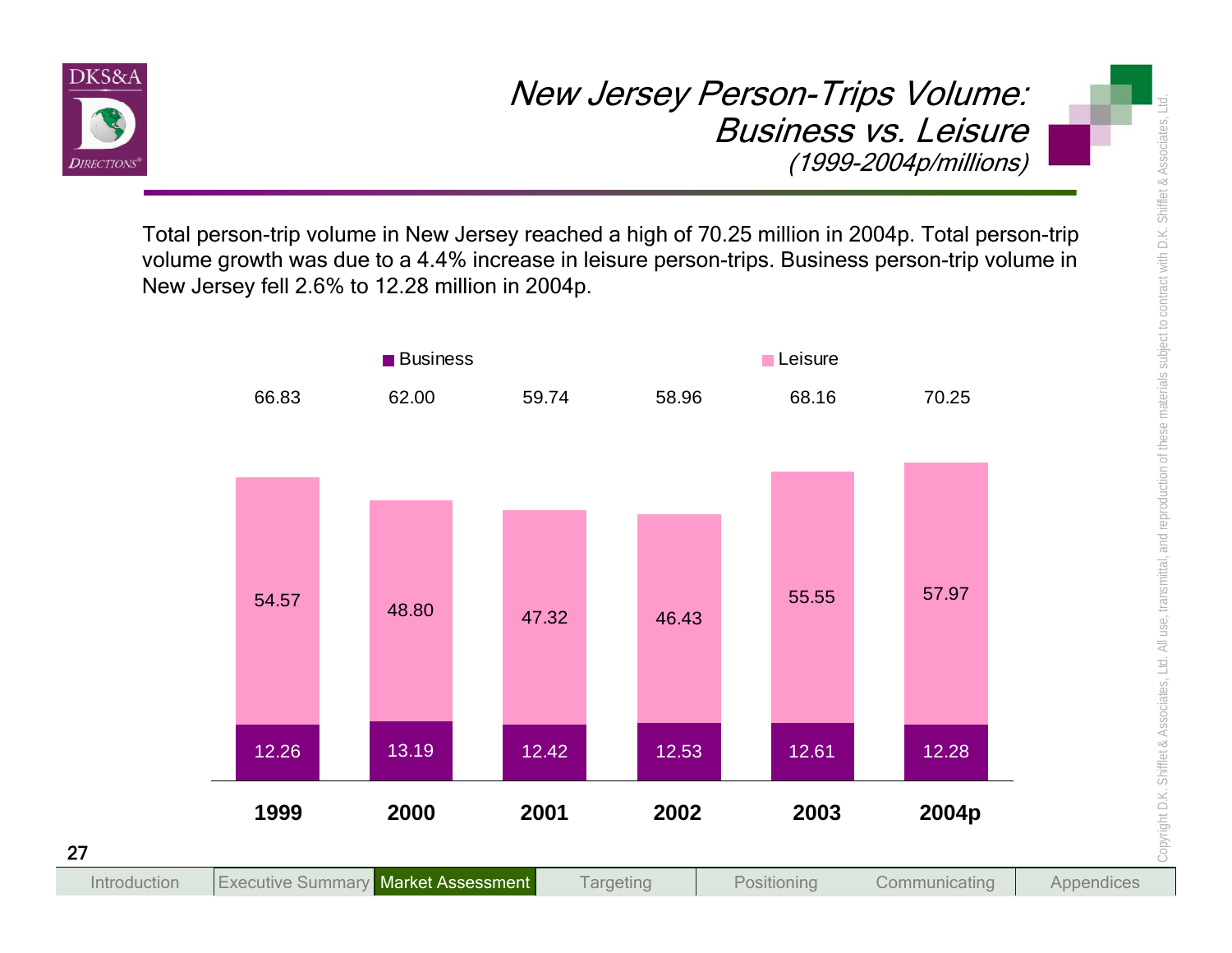# New Jersey Person-Trips Volume: Business vs. Leisure

*(1999-2004p/millions)*

Total person-trip volume in New Jersey reached a high of 70.25 million in 2004p. Total person-trip volume growth was due to a 4.4% increase in leisure person-trips. Business person-trip volume in New Jersey fell 2.6% to 12.28 million in 2004p.

| | 1999 | 2000 | 2001 | 2002 | 2003 | 2004p |
|---|---|---|---|---|---|---|
| Business | 12.26 | 13.19 | 12.42 | 12.53 | 12.61 | 12.28 |
| Leisure | 54.57 | 48.80 | 47.32 | 46.43 | 55.55 | 57.97 |
| Total | 66.83 | 62.00 | 59.74 | 58.96 | 68.16 | 70.25 |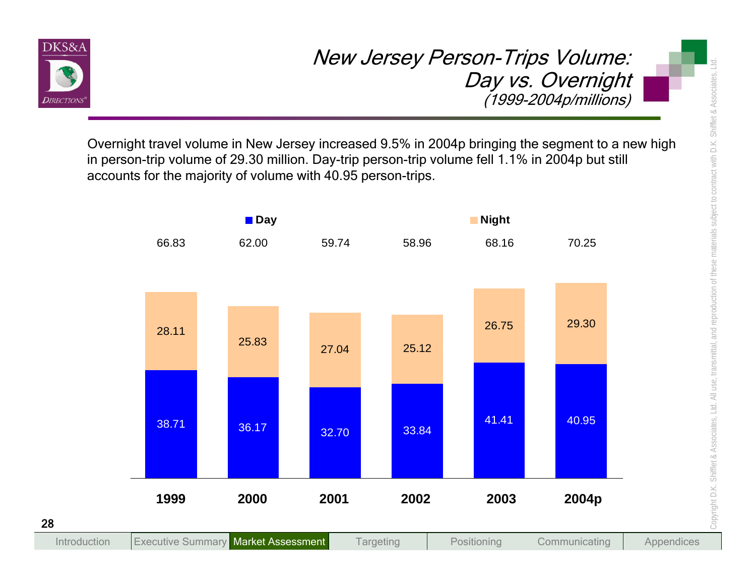# New Jersey Person-Trips Volume: Day vs. Overnight

*(1999-2004p/millions)*

Overnight travel volume in New Jersey increased 9.5% in 2004p bringing the segment to a new high in person-trip volume of 29.30 million. Day-trip person-trip volume fell 1.1% in 2004p but still accounts for the majority of volume with 40.95 person-trips.

| | 1999 | 2000 | 2001 | 2002 | 2003 | 2004p |
|---|---|---|---|---|---|---|
| Day | 38.71 | 36.17 | 32.70 | 33.84 | 41.41 | 40.95 |
| Night | 28.11 | 25.83 | 27.04 | 25.12 | 26.75 | 29.30 |
| Total | 66.83 | 62.00 | 59.74 | 58.96 | 68.16 | 70.25 |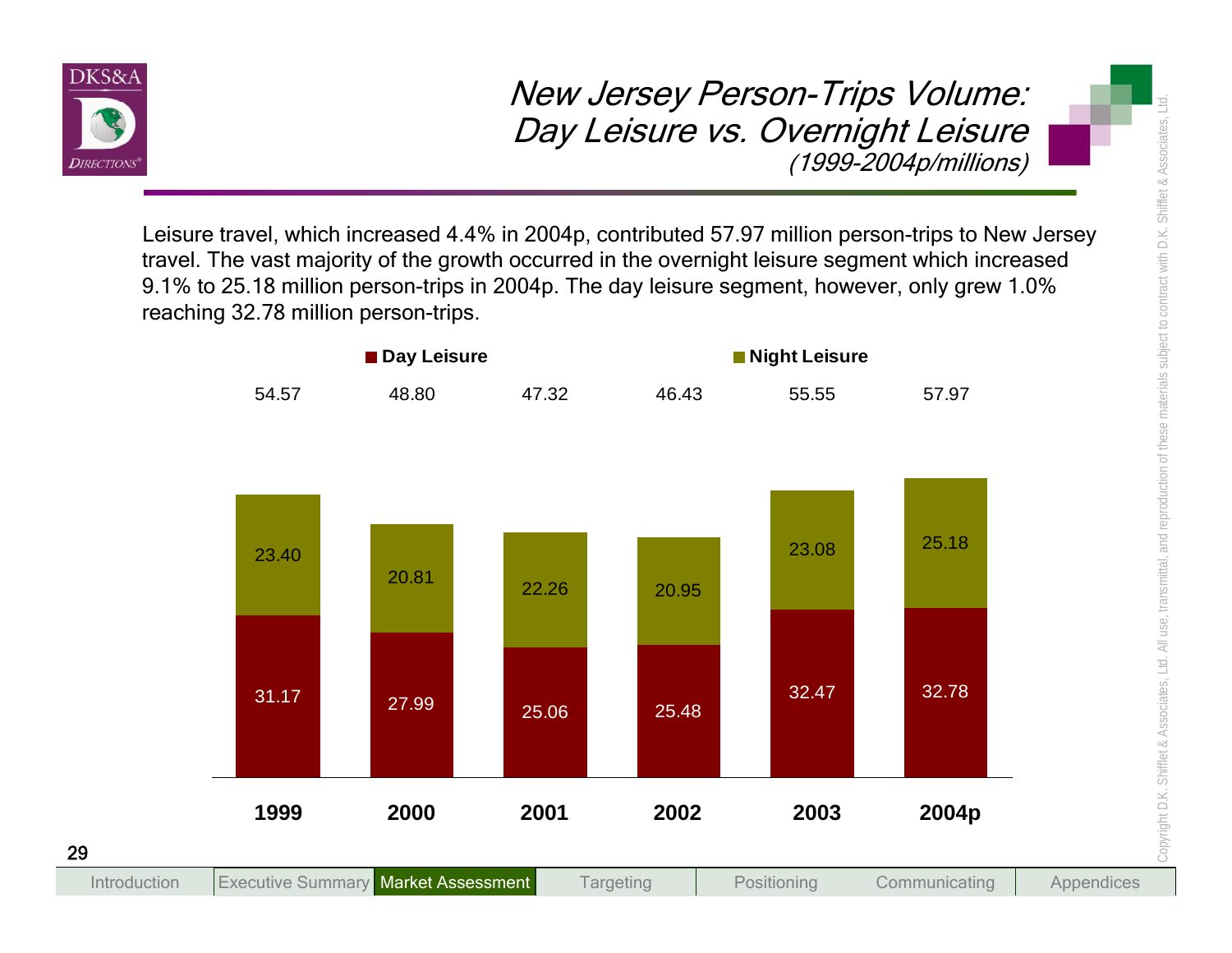# New Jersey Person-Trips Volume: Day Leisure vs. Overnight Leisure

*(1999-2004p/millions)*

Leisure travel, which increased 4.4% in 2004p, contributed 57.97 million person-trips to New Jersey travel. The vast majority of the growth occurred in the overnight leisure segment which increased 9.1% to 25.18 million person-trips in 2004p. The day leisure segment, however, only grew 1.0% reaching 32.78 million person-trips.

| | 1999 | 2000 | 2001 | 2002 | 2003 | 2004p |
|---|---|---|---|---|---|---|
| Day Leisure | 31.17 | 27.99 | 25.06 | 25.48 | 32.47 | 32.78 |
| Night Leisure | 23.40 | 20.81 | 22.26 | 20.95 | 23.08 | 25.18 |
| Total | 54.57 | 48.80 | 47.32 | 46.43 | 55.55 | 57.97 |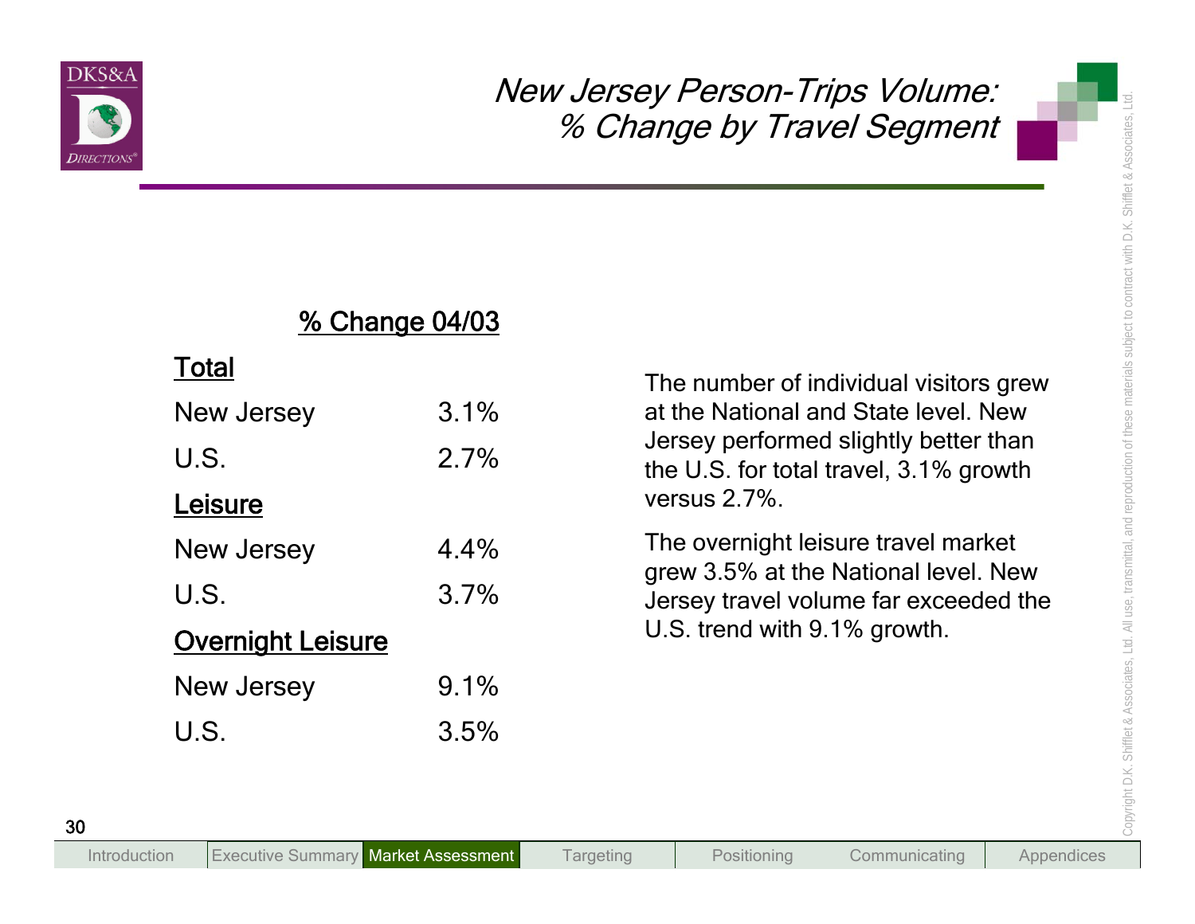# New Jersey Person-Trips Volume: % Change by Travel Segment

| | % Change 04/03 |
|---|---|
| **Total** | |
| New Jersey | 3.1% |
| U.S. | 2.7% |
| **Leisure** | |
| New Jersey | 4.4% |
| U.S. | 3.7% |
| **Overnight Leisure** | |
| New Jersey | 9.1% |
| U.S. | 3.5% |

The number of individual visitors grew at the National and State level. New Jersey performed slightly better than the U.S. for total travel, 3.1% growth versus 2.7%.

The overnight leisure travel market grew 3.5% at the National level. New Jersey travel volume far exceeded the U.S. trend with 9.1% growth.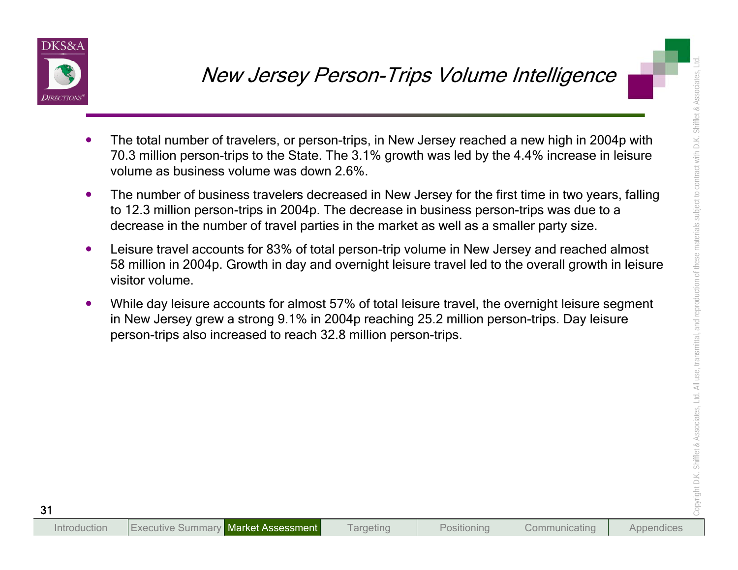# New Jersey Person-Trips Volume Intelligence

- The total number of travelers, or person-trips, in New Jersey reached a new high in 2004p with 70.3 million person-trips to the State. The 3.1% growth was led by the 4.4% increase in leisure volume as business volume was down 2.6%.
- The number of business travelers decreased in New Jersey for the first time in two years, falling to 12.3 million person-trips in 2004p. The decrease in business person-trips was due to a decrease in the number of travel parties in the market as well as a smaller party size.
- Leisure travel accounts for 83% of total person-trip volume in New Jersey and reached almost 58 million in 2004p. Growth in day and overnight leisure travel led to the overall growth in leisure visitor volume.
- While day leisure accounts for almost 57% of total leisure travel, the overnight leisure segment in New Jersey grew a strong 9.1% in 2004p reaching 25.2 million person-trips. Day leisure person-trips also increased to reach 32.8 million person-trips.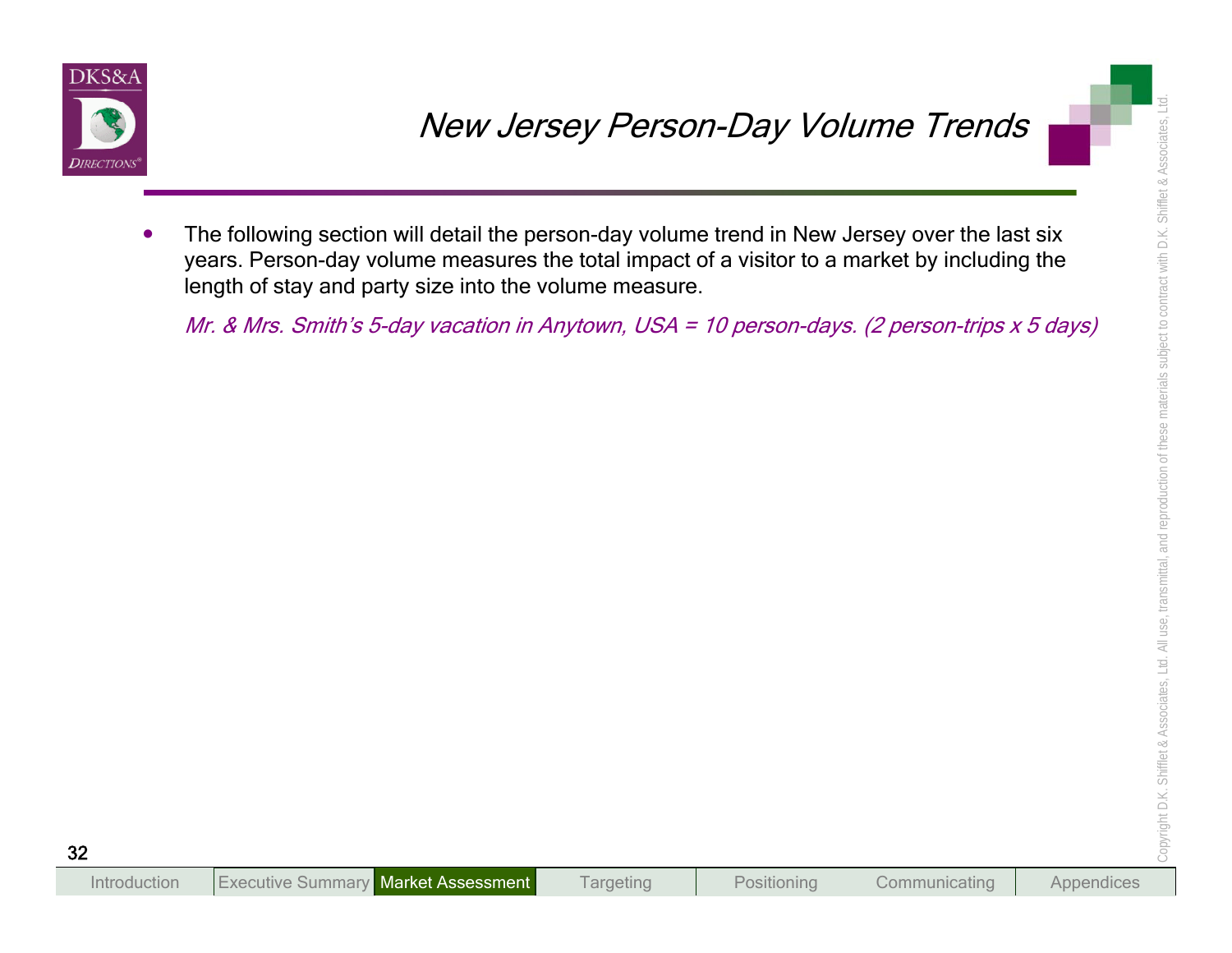# New Jersey Person-Day Volume Trends

- The following section will detail the person-day volume trend in New Jersey over the last six years. Person-day volume measures the total impact of a visitor to a market by including the length of stay and party size into the volume measure.

  *Mr. & Mrs. Smith's 5-day vacation in Anytown, USA = 10 person-days. (2 person-trips x 5 days)*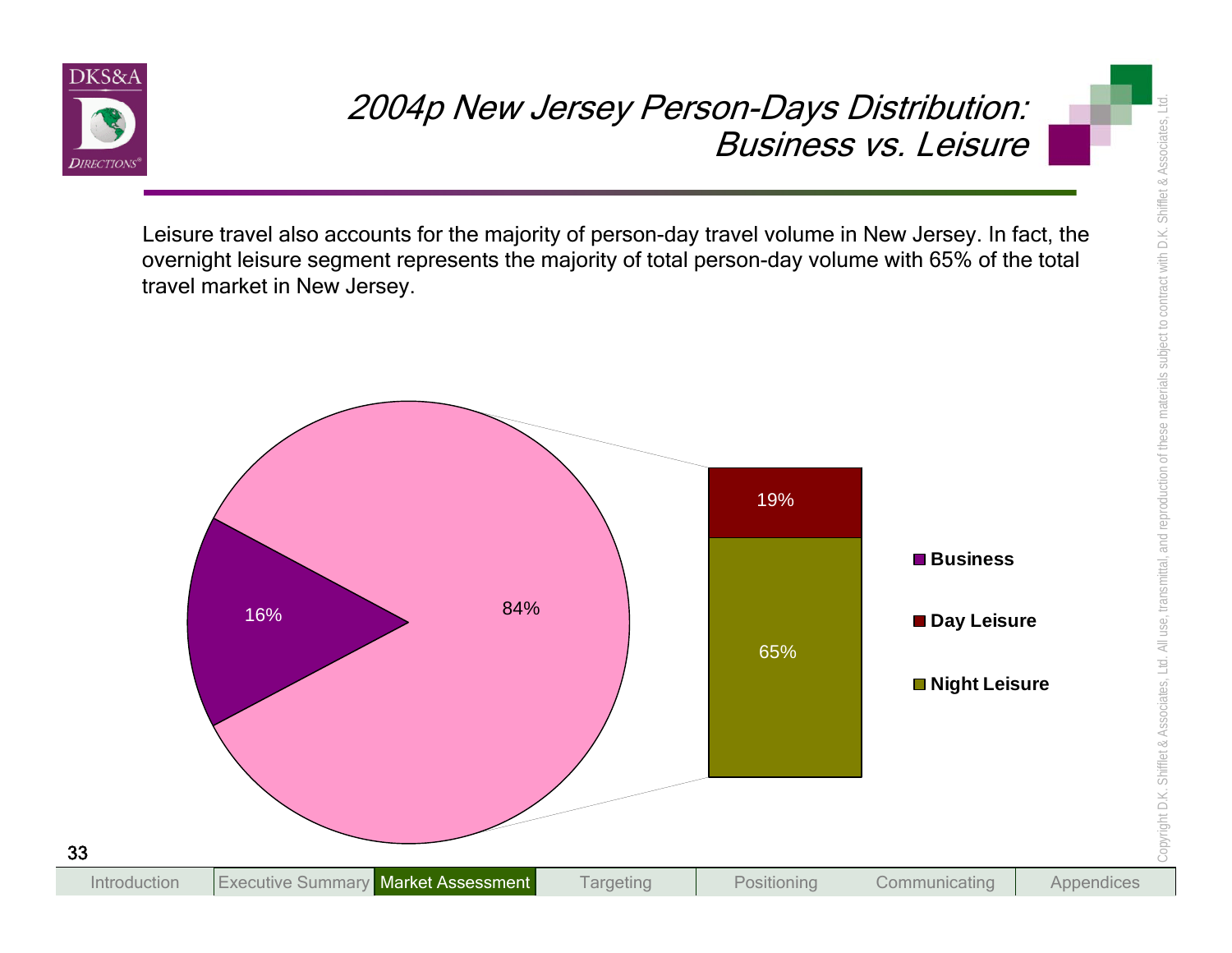# 2004p New Jersey Person-Days Distribution: Business vs. Leisure

Leisure travel also accounts for the majority of person-day travel volume in New Jersey. In fact, the overnight leisure segment represents the majority of total person-day volume with 65% of the total travel market in New Jersey.

| Segment | Share |
| --- | --- |
| Business | 16% |
| Leisure (total) | 84% |
| Day Leisure | 19% |
| Night Leisure | 65% |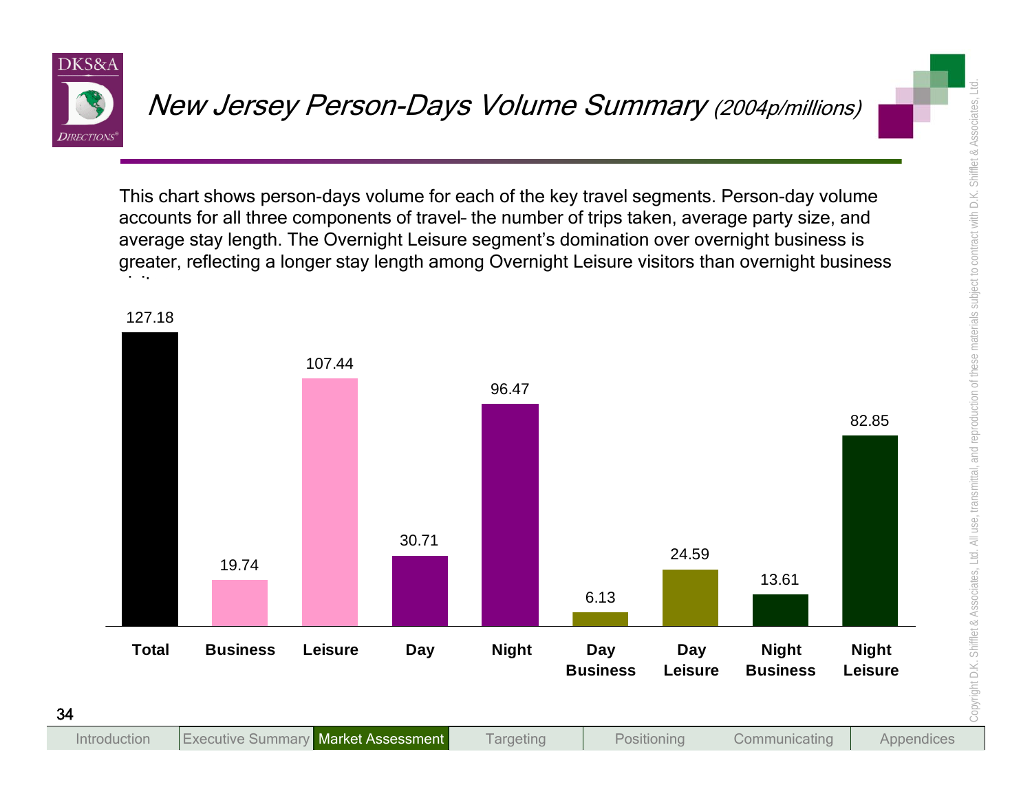# *New Jersey Person-Days Volume Summary (2004p/millions)*

This chart shows person-days volume for each of the key travel segments. Person-day volume accounts for all three components of travel– the number of trips taken, average party size, and average stay length. The Overnight Leisure segment's domination over overnight business is greater, reflecting a longer stay length among Overnight Leisure visitors than overnight business visitors.

| Segment | Person-Days (millions) |
|---|---|
| Total | 127.18 |
| Business | 19.74 |
| Leisure | 107.44 |
| Day | 30.71 |
| Night | 96.47 |
| Day Business | 6.13 |
| Day Leisure | 24.59 |
| Night Business | 13.61 |
| Night Leisure | 82.85 |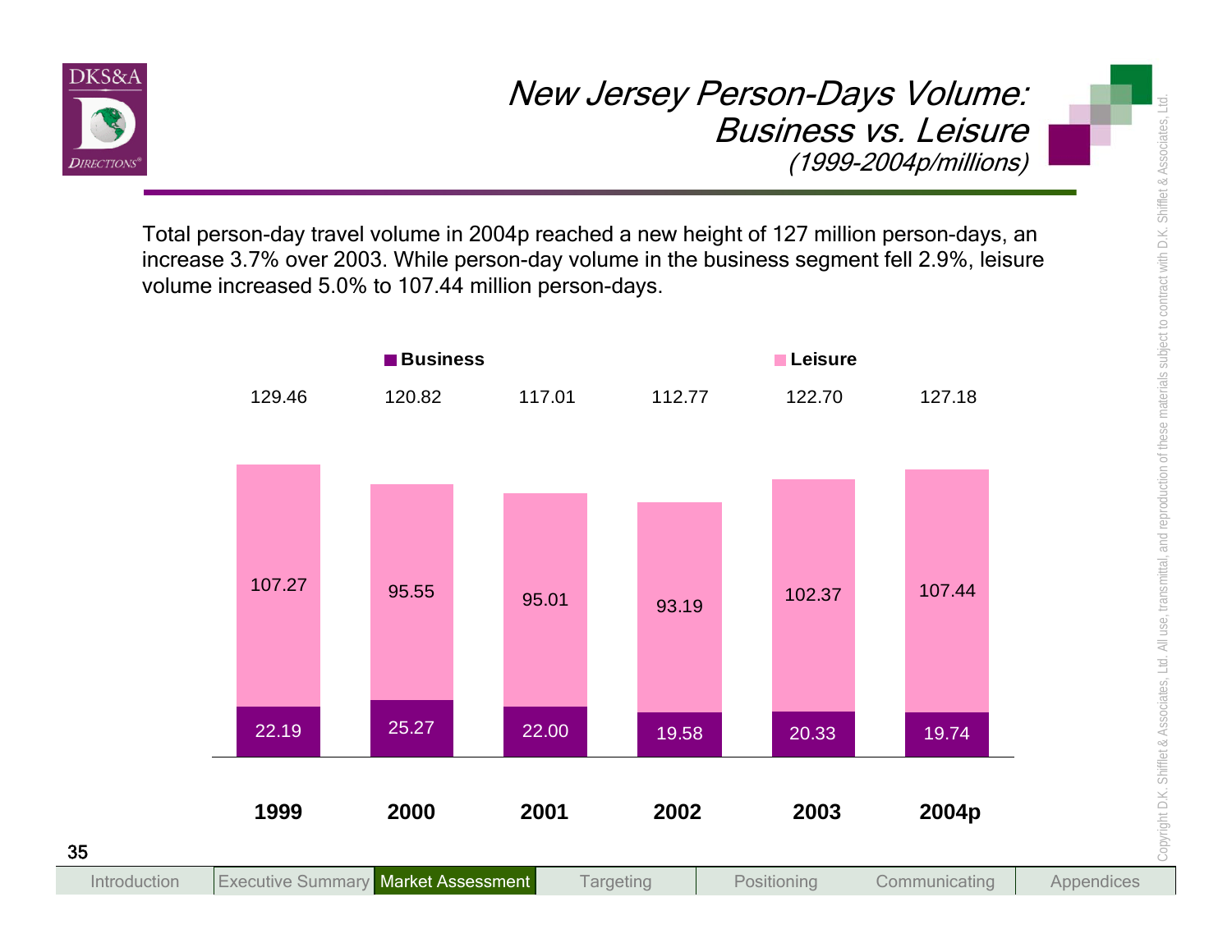# New Jersey Person-Days Volume: Business vs. Leisure

*(1999-2004p/millions)*

Total person-day travel volume in 2004p reached a new height of 127 million person-days, an increase 3.7% over 2003. While person-day volume in the business segment fell 2.9%, leisure volume increased 5.0% to 107.44 million person-days.

| | 1999 | 2000 | 2001 | 2002 | 2003 | 2004p |
|---|---|---|---|---|---|---|
| Total | 129.46 | 120.82 | 117.01 | 112.77 | 122.70 | 127.18 |
| Leisure | 107.27 | 95.55 | 95.01 | 93.19 | 102.37 | 107.44 |
| Business | 22.19 | 25.27 | 22.00 | 19.58 | 20.33 | 19.74 |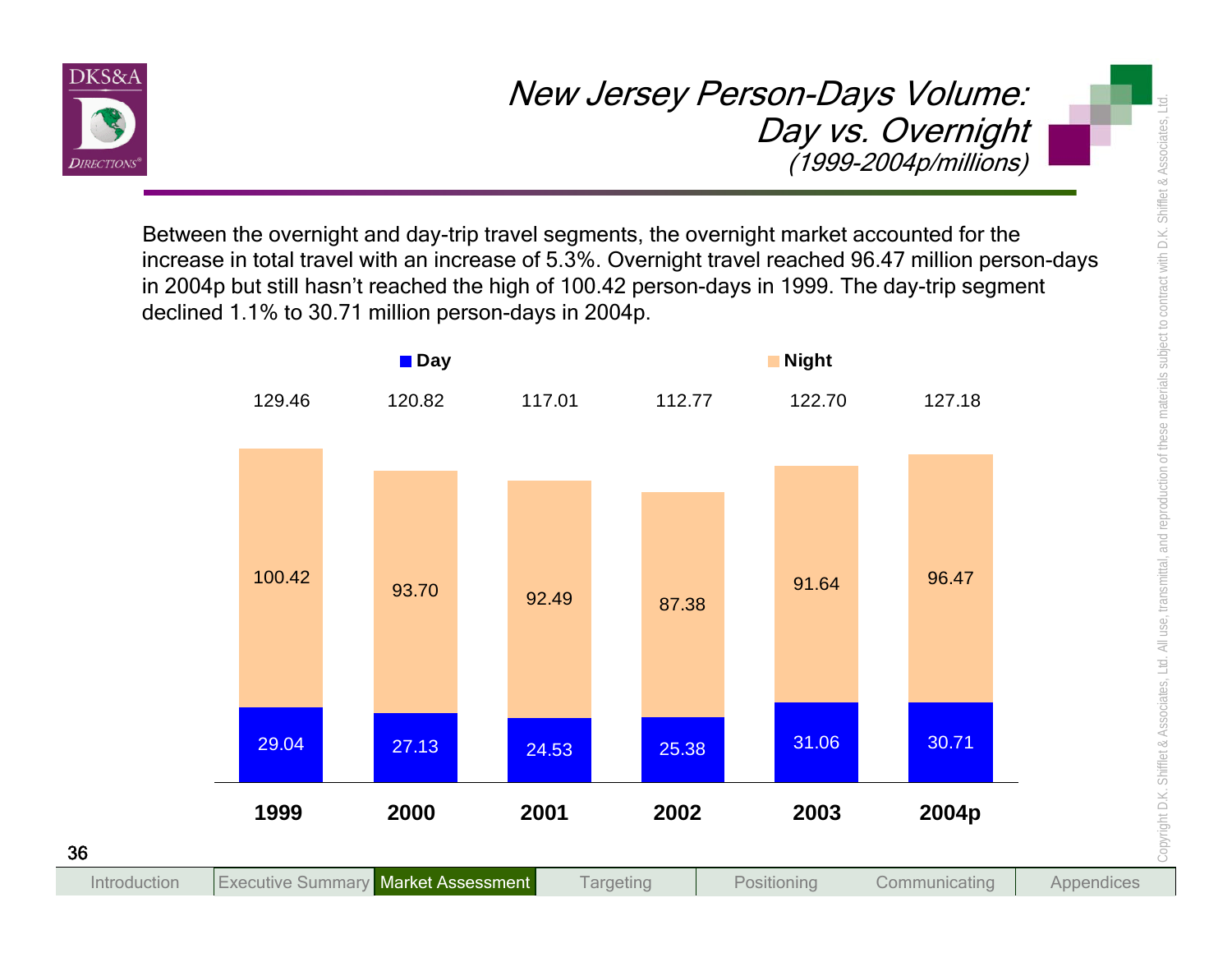# New Jersey Person-Days Volume: Day vs. Overnight

*(1999-2004p/millions)*

Between the overnight and day-trip travel segments, the overnight market accounted for the increase in total travel with an increase of 5.3%. Overnight travel reached 96.47 million person-days in 2004p but still hasn't reached the high of 100.42 person-days in 1999. The day-trip segment declined 1.1% to 30.71 million person-days in 2004p.

| | 1999 | 2000 | 2001 | 2002 | 2003 | 2004p |
|---|---|---|---|---|---|---|
| Day | 29.04 | 27.13 | 24.53 | 25.38 | 31.06 | 30.71 |
| Night | 100.42 | 93.70 | 92.49 | 87.38 | 91.64 | 96.47 |
| Total | 129.46 | 120.82 | 117.01 | 112.77 | 122.70 | 127.18 |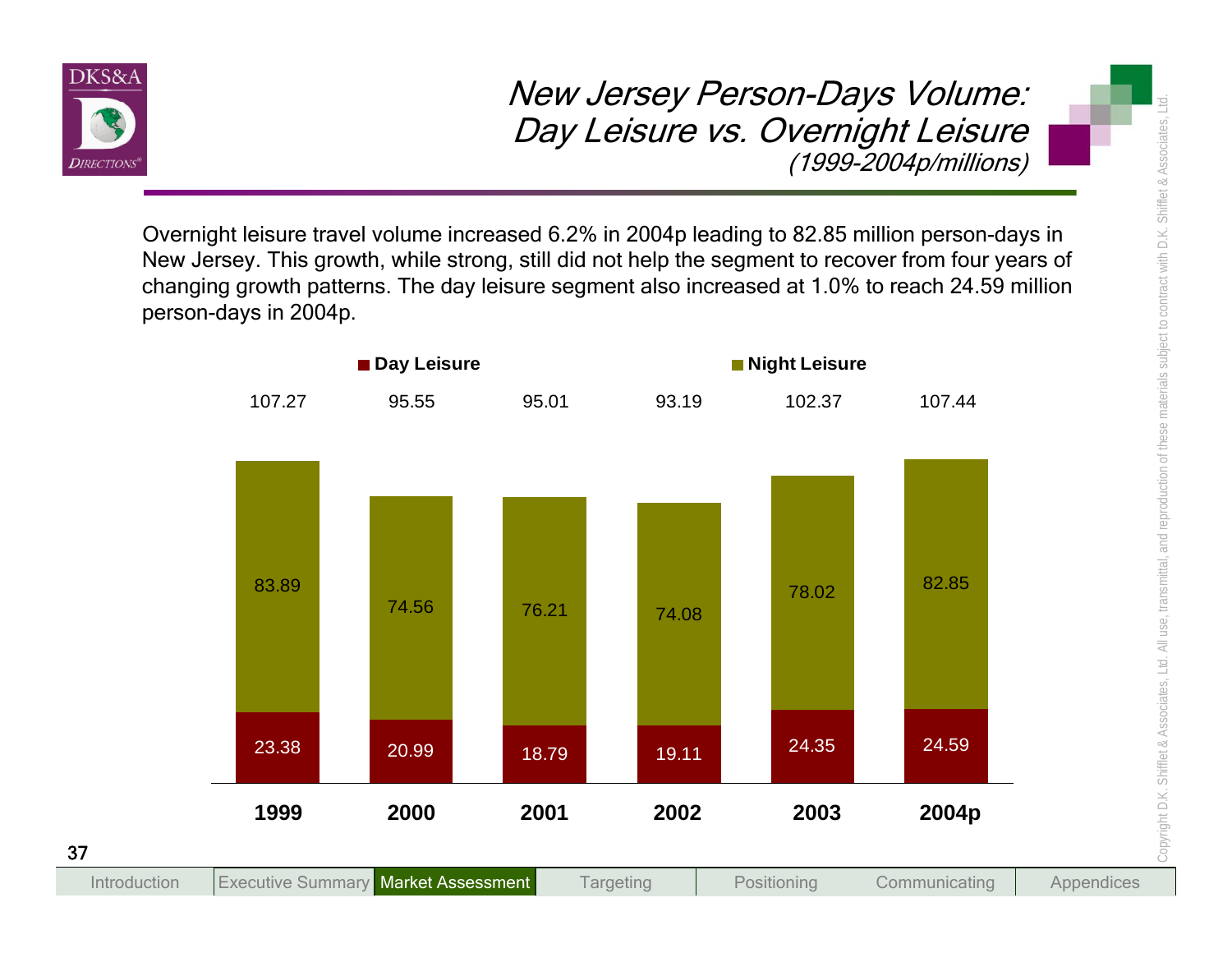# New Jersey Person-Days Volume: Day Leisure vs. Overnight Leisure

*(1999-2004p/millions)*

Overnight leisure travel volume increased 6.2% in 2004p leading to 82.85 million person-days in New Jersey. This growth, while strong, still did not help the segment to recover from four years of changing growth patterns. The day leisure segment also increased at 1.0% to reach 24.59 million person-days in 2004p.

| | 1999 | 2000 | 2001 | 2002 | 2003 | 2004p |
|---|---|---|---|---|---|---|
| Night Leisure | 83.89 | 74.56 | 76.21 | 74.08 | 78.02 | 82.85 |
| Day Leisure | 23.38 | 20.99 | 18.79 | 19.11 | 24.35 | 24.59 |
| Total | 107.27 | 95.55 | 95.01 | 93.19 | 102.37 | 107.44 |

Introduction | Executive Summary | Market Assessment | Targeting | Positioning | Communicating | Appendices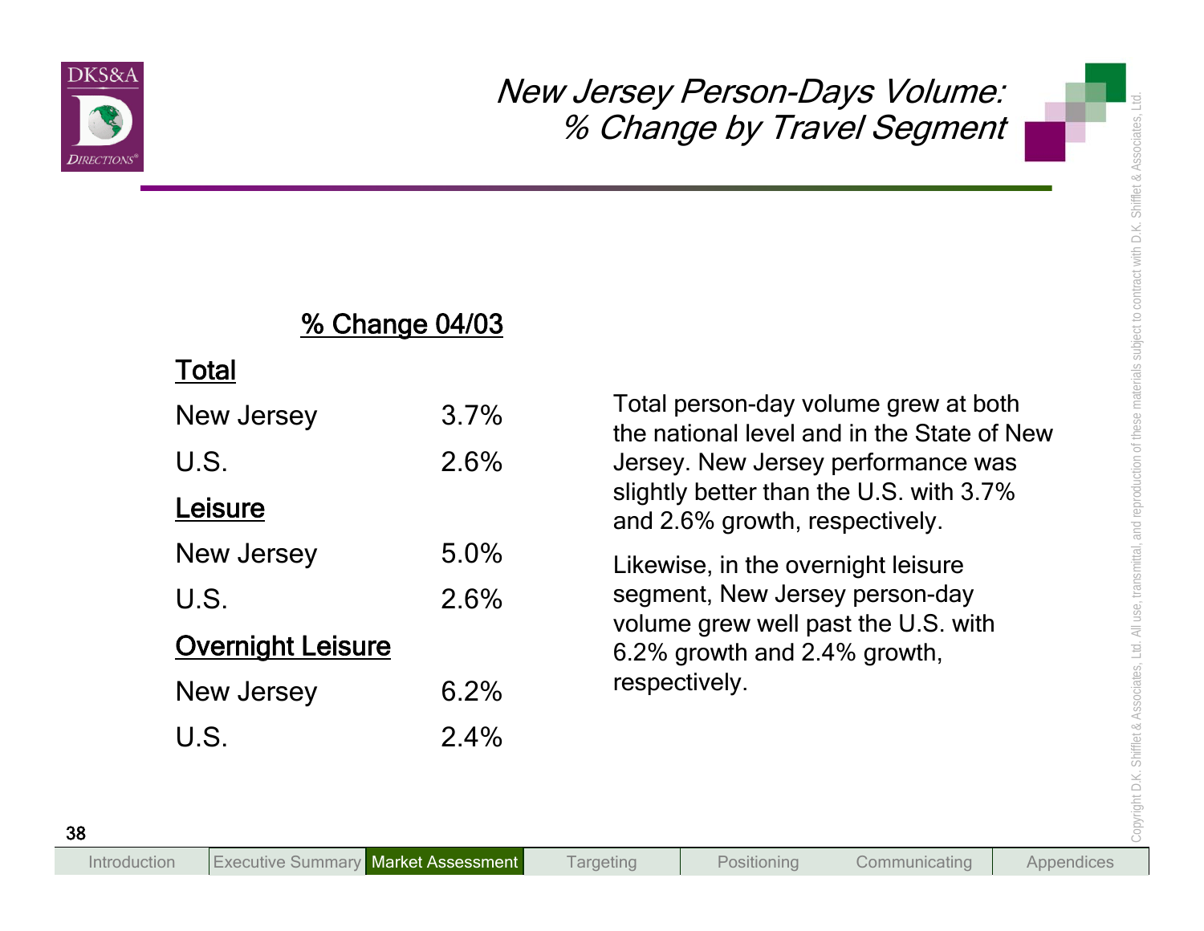# New Jersey Person-Days Volume: % Change by Travel Segment

| | % Change 04/03 |
|---|---|
| **Total** | |
| New Jersey | 3.7% |
| U.S. | 2.6% |
| **Leisure** | |
| New Jersey | 5.0% |
| U.S. | 2.6% |
| **Overnight Leisure** | |
| New Jersey | 6.2% |
| U.S. | 2.4% |

Total person-day volume grew at both the national level and in the State of New Jersey. New Jersey performance was slightly better than the U.S. with 3.7% and 2.6% growth, respectively.

Likewise, in the overnight leisure segment, New Jersey person-day volume grew well past the U.S. with 6.2% growth and 2.4% growth, respectively.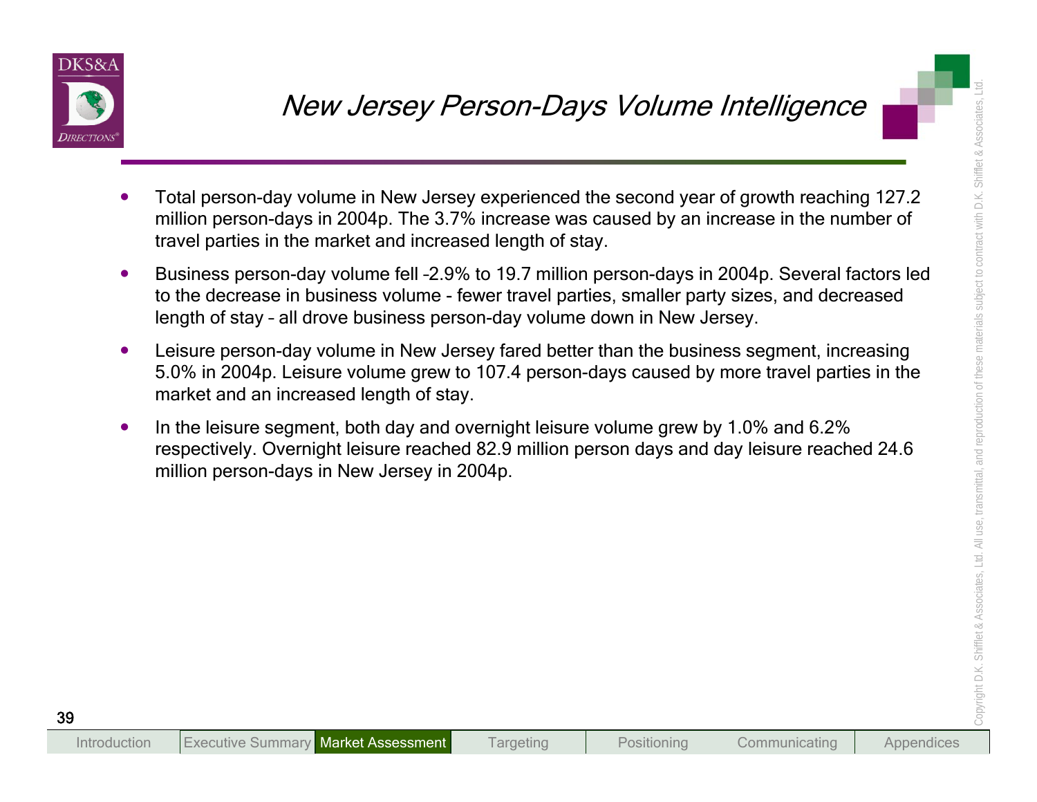# New Jersey Person-Days Volume Intelligence

- Total person-day volume in New Jersey experienced the second year of growth reaching 127.2 million person-days in 2004p. The 3.7% increase was caused by an increase in the number of travel parties in the market and increased length of stay.
- Business person-day volume fell -2.9% to 19.7 million person-days in 2004p. Several factors led to the decrease in business volume - fewer travel parties, smaller party sizes, and decreased length of stay – all drove business person-day volume down in New Jersey.
- Leisure person-day volume in New Jersey fared better than the business segment, increasing 5.0% in 2004p. Leisure volume grew to 107.4 person-days caused by more travel parties in the market and an increased length of stay.
- In the leisure segment, both day and overnight leisure volume grew by 1.0% and 6.2% respectively. Overnight leisure reached 82.9 million person days and day leisure reached 24.6 million person-days in New Jersey in 2004p.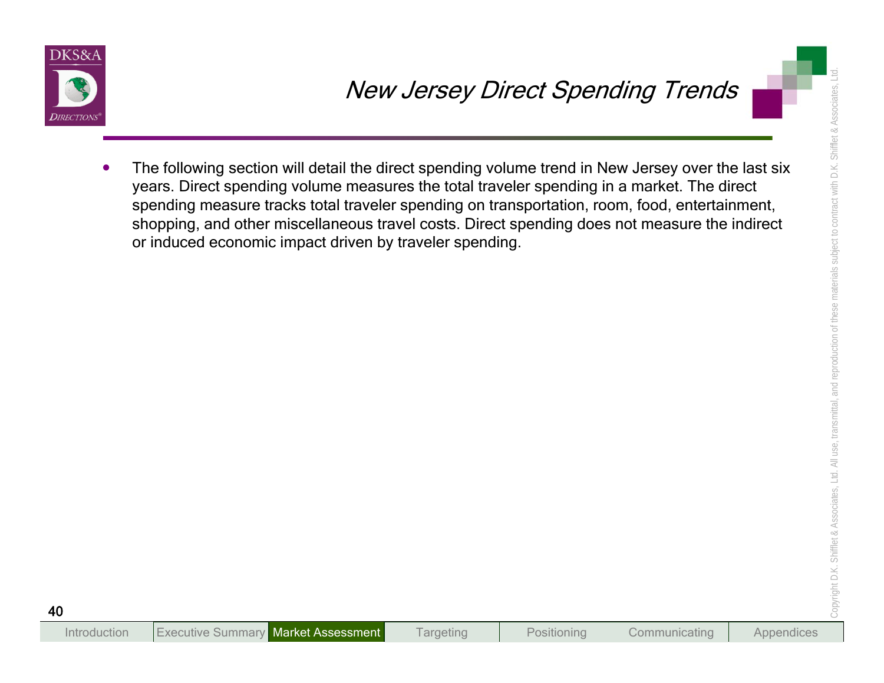# New Jersey Direct Spending Trends

- The following section will detail the direct spending volume trend in New Jersey over the last six years. Direct spending volume measures the total traveler spending in a market. The direct spending measure tracks total traveler spending on transportation, room, food, entertainment, shopping, and other miscellaneous travel costs. Direct spending does not measure the indirect or induced economic impact driven by traveler spending.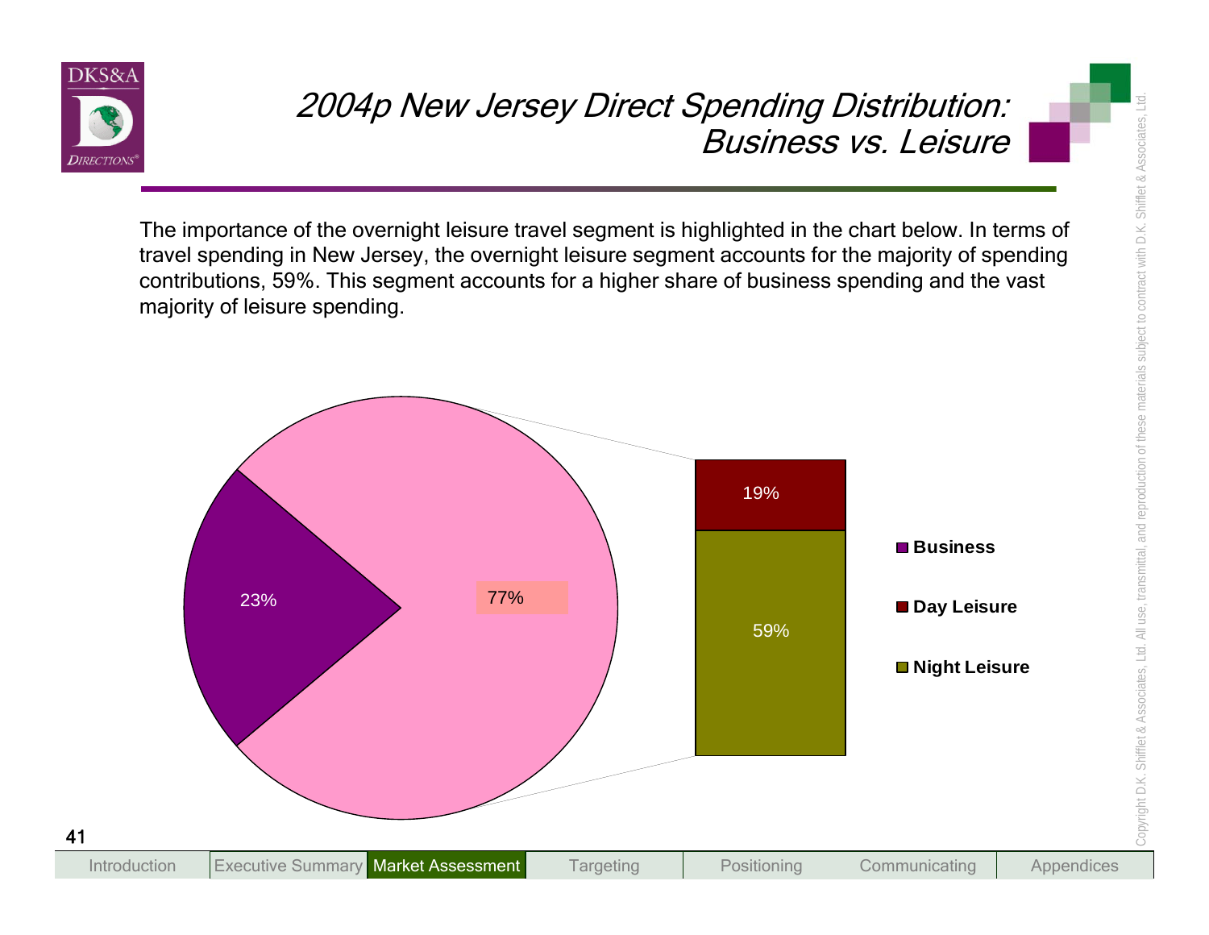# 2004p New Jersey Direct Spending Distribution: Business vs. Leisure

The importance of the overnight leisure travel segment is highlighted in the chart below. In terms of travel spending in New Jersey, the overnight leisure segment accounts for the majority of spending contributions, 59%. This segment accounts for a higher share of business spending and the vast majority of leisure spending.

| Segment | Share |
| --- | --- |
| Business | 23% |
| Leisure | 77% |
| Day Leisure | 19% |
| Night Leisure | 59% |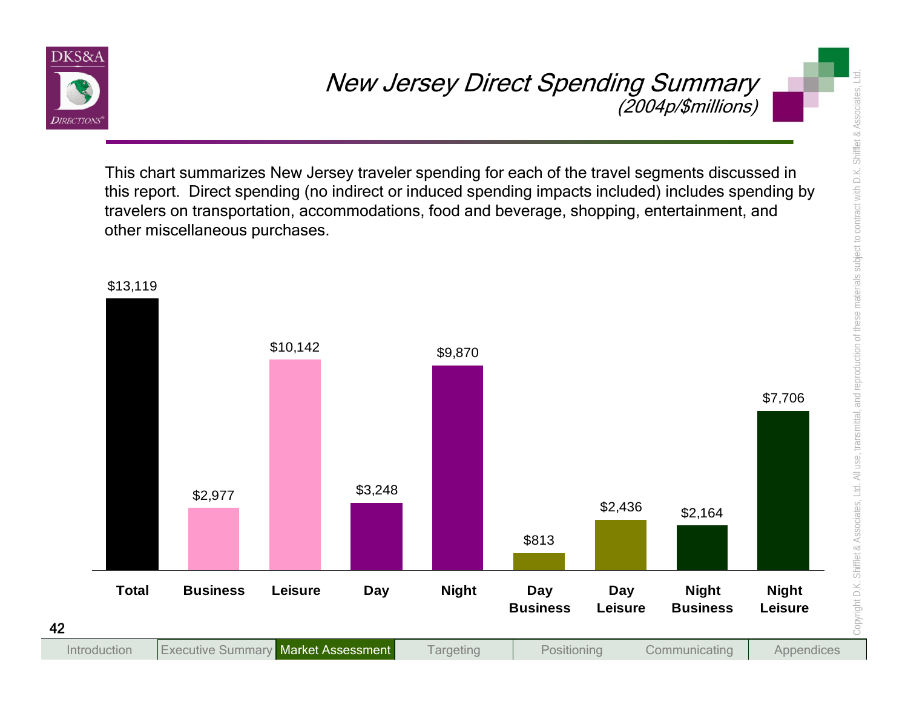# *New Jersey Direct Spending Summary*

*(2004p/$millions)*

This chart summarizes New Jersey traveler spending for each of the travel segments discussed in this report. Direct spending (no indirect or induced spending impacts included) includes spending by travelers on transportation, accommodations, food and beverage, shopping, entertainment, and other miscellaneous purchases.

| Segment | Spending ($millions) |
|---|---|
| Total | $13,119 |
| Business | $2,977 |
| Leisure | $10,142 |
| Day | $3,248 |
| Night | $9,870 |
| Day Business | $813 |
| Day Leisure | $2,436 |
| Night Business | $2,164 |
| Night Leisure | $7,706 |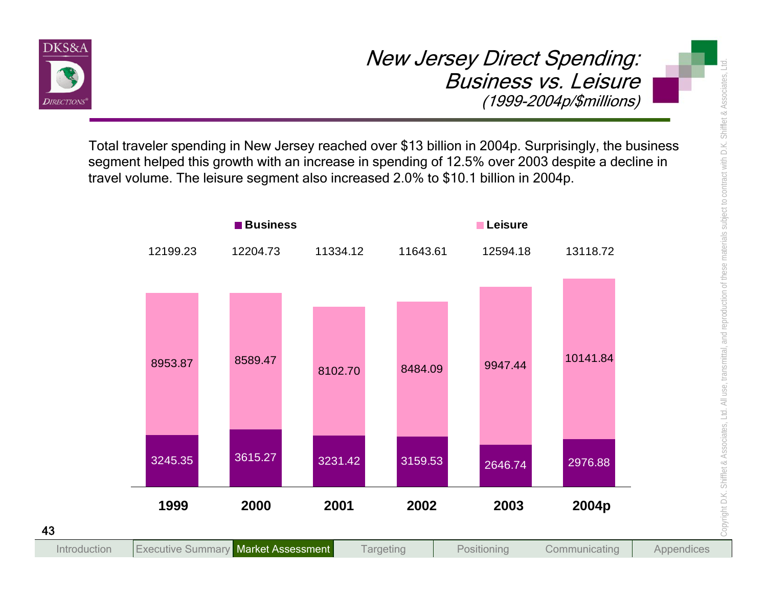# New Jersey Direct Spending: Business vs. Leisure

*(1999-2004p/$millions)*

Total traveler spending in New Jersey reached over $13 billion in 2004p. Surprisingly, the business segment helped this growth with an increase in spending of 12.5% over 2003 despite a decline in travel volume. The leisure segment also increased 2.0% to $10.1 billion in 2004p.

| | 1999 | 2000 | 2001 | 2002 | 2003 | 2004p |
|---|---|---|---|---|---|---|
| Business | 3245.35 | 3615.27 | 3231.42 | 3159.53 | 2646.74 | 2976.88 |
| Leisure | 8953.87 | 8589.47 | 8102.70 | 8484.09 | 9947.44 | 10141.84 |
| Total | 12199.23 | 12204.73 | 11334.12 | 11643.61 | 12594.18 | 13118.72 |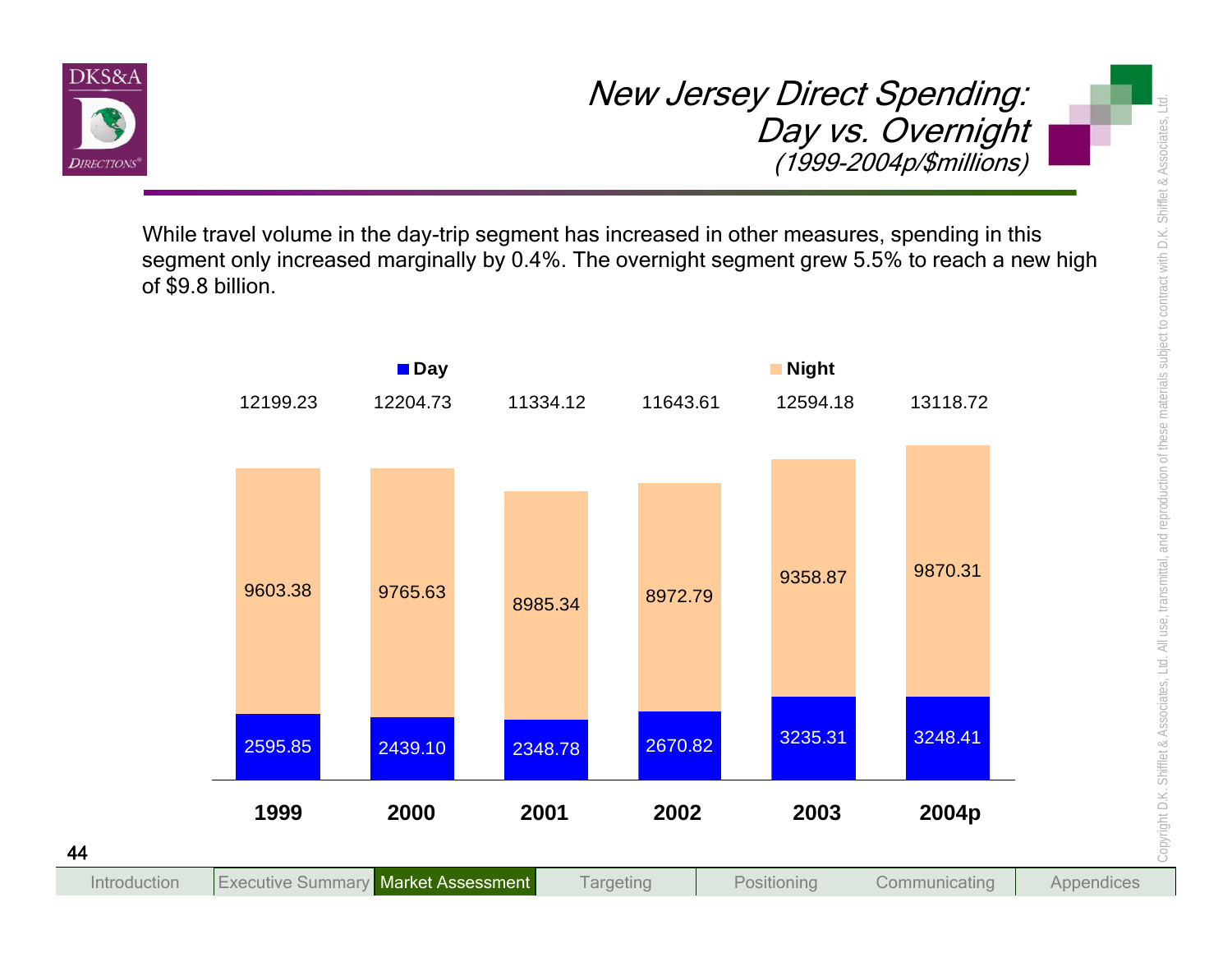# New Jersey Direct Spending: Day vs. Overnight

*(1999-2004p/$millions)*

While travel volume in the day-trip segment has increased in other measures, spending in this segment only increased marginally by 0.4%. The overnight segment grew 5.5% to reach a new high of $9.8 billion.

| | 1999 | 2000 | 2001 | 2002 | 2003 | 2004p |
|---|---|---|---|---|---|---|
| Day | 2595.85 | 2439.10 | 2348.78 | 2670.82 | 3235.31 | 3248.41 |
| Night | 9603.38 | 9765.63 | 8985.34 | 8972.79 | 9358.87 | 9870.31 |
| Total | 12199.23 | 12204.73 | 11334.12 | 11643.61 | 12594.18 | 13118.72 |

Copyright D.K. Shifflet & Associates, Ltd. All use, transmittal, and reproduction of these materials subject to contract with D.K. Shifflet & Associates, Ltd.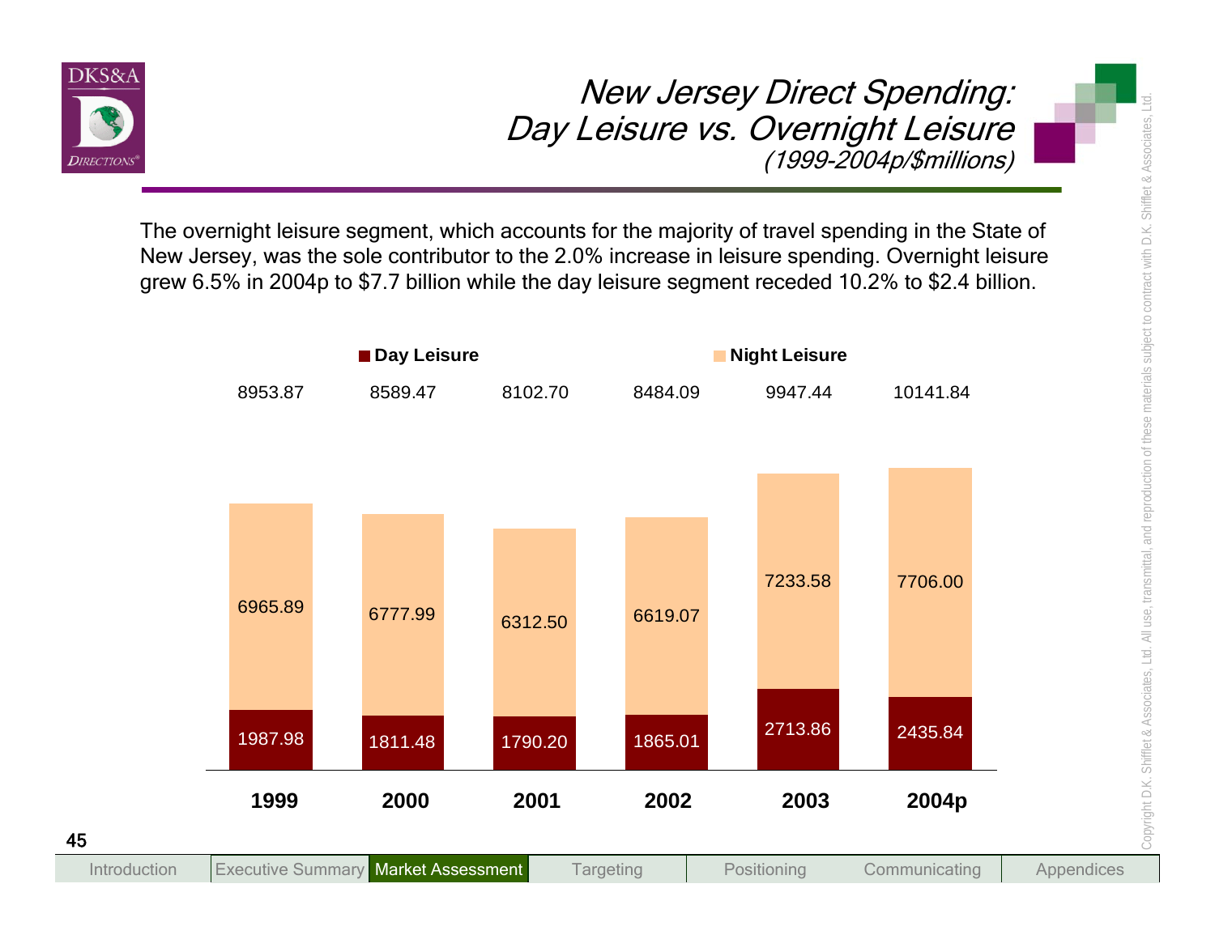# New Jersey Direct Spending: Day Leisure vs. Overnight Leisure

*(1999-2004p/$millions)*

The overnight leisure segment, which accounts for the majority of travel spending in the State of New Jersey, was the sole contributor to the 2.0% increase in leisure spending. Overnight leisure grew 6.5% in 2004p to $7.7 billion while the day leisure segment receded 10.2% to $2.4 billion.

| | 1999 | 2000 | 2001 | 2002 | 2003 | 2004p |
|---|---|---|---|---|---|---|
| Day Leisure | 1987.98 | 1811.48 | 1790.20 | 1865.01 | 2713.86 | 2435.84 |
| Night Leisure | 6965.89 | 6777.99 | 6312.50 | 6619.07 | 7233.58 | 7706.00 |
| Total | 8953.87 | 8589.47 | 8102.70 | 8484.09 | 9947.44 | 10141.84 |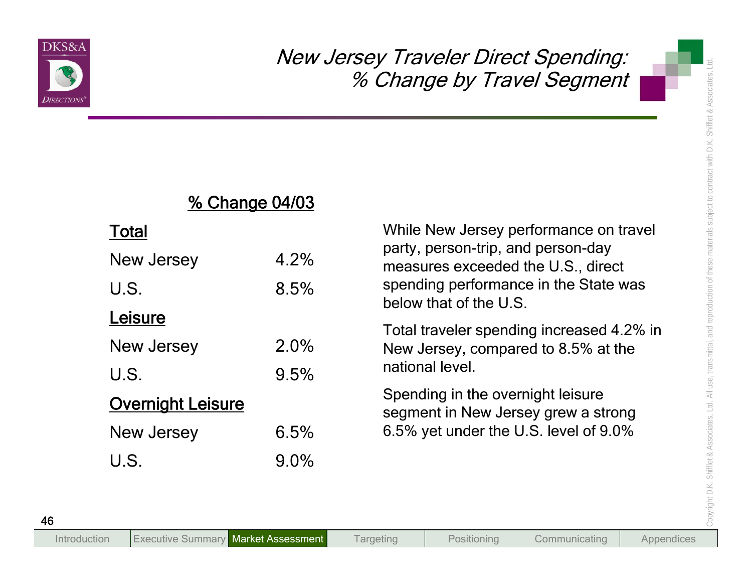# New Jersey Traveler Direct Spending: % Change by Travel Segment

| | % Change 04/03 |
|---|---|
| **Total** | |
| New Jersey | 4.2% |
| U.S. | 8.5% |
| **Leisure** | |
| New Jersey | 2.0% |
| U.S. | 9.5% |
| **Overnight Leisure** | |
| New Jersey | 6.5% |
| U.S. | 9.0% |

While New Jersey performance on travel party, person-trip, and person-day measures exceeded the U.S., direct spending performance in the State was below that of the U.S.

Total traveler spending increased 4.2% in New Jersey, compared to 8.5% at the national level.

Spending in the overnight leisure segment in New Jersey grew a strong 6.5% yet under the U.S. level of 9.0%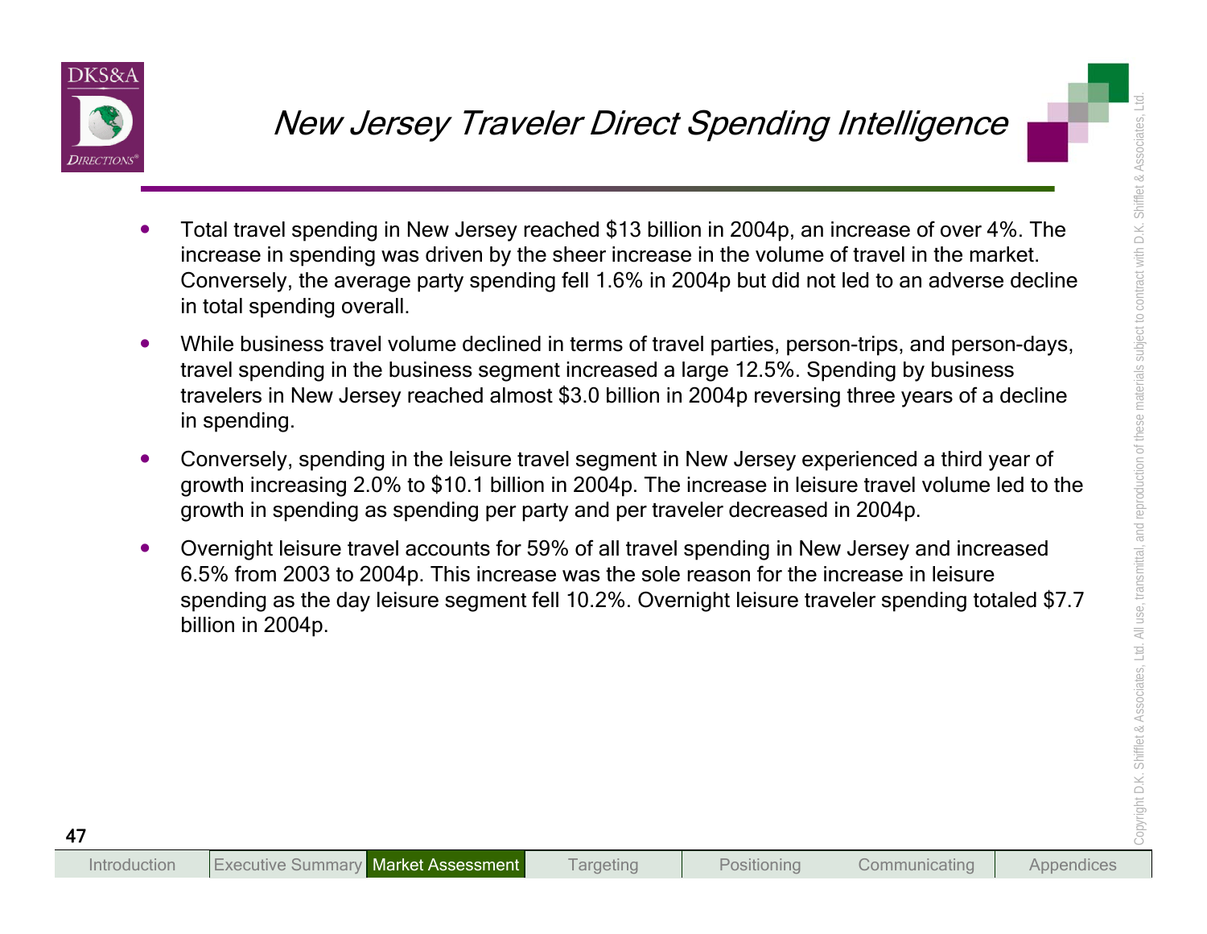# New Jersey Traveler Direct Spending Intelligence

- Total travel spending in New Jersey reached $13 billion in 2004p, an increase of over 4%. The increase in spending was driven by the sheer increase in the volume of travel in the market. Conversely, the average party spending fell 1.6% in 2004p but did not led to an adverse decline in total spending overall.
- While business travel volume declined in terms of travel parties, person-trips, and person-days, travel spending in the business segment increased a large 12.5%. Spending by business travelers in New Jersey reached almost $3.0 billion in 2004p reversing three years of a decline in spending.
- Conversely, spending in the leisure travel segment in New Jersey experienced a third year of growth increasing 2.0% to $10.1 billion in 2004p. The increase in leisure travel volume led to the growth in spending as spending per party and per traveler decreased in 2004p.
- Overnight leisure travel accounts for 59% of all travel spending in New Jersey and increased 6.5% from 2003 to 2004p. This increase was the sole reason for the increase in leisure spending as the day leisure segment fell 10.2%. Overnight leisure traveler spending totaled $7.7 billion in 2004p.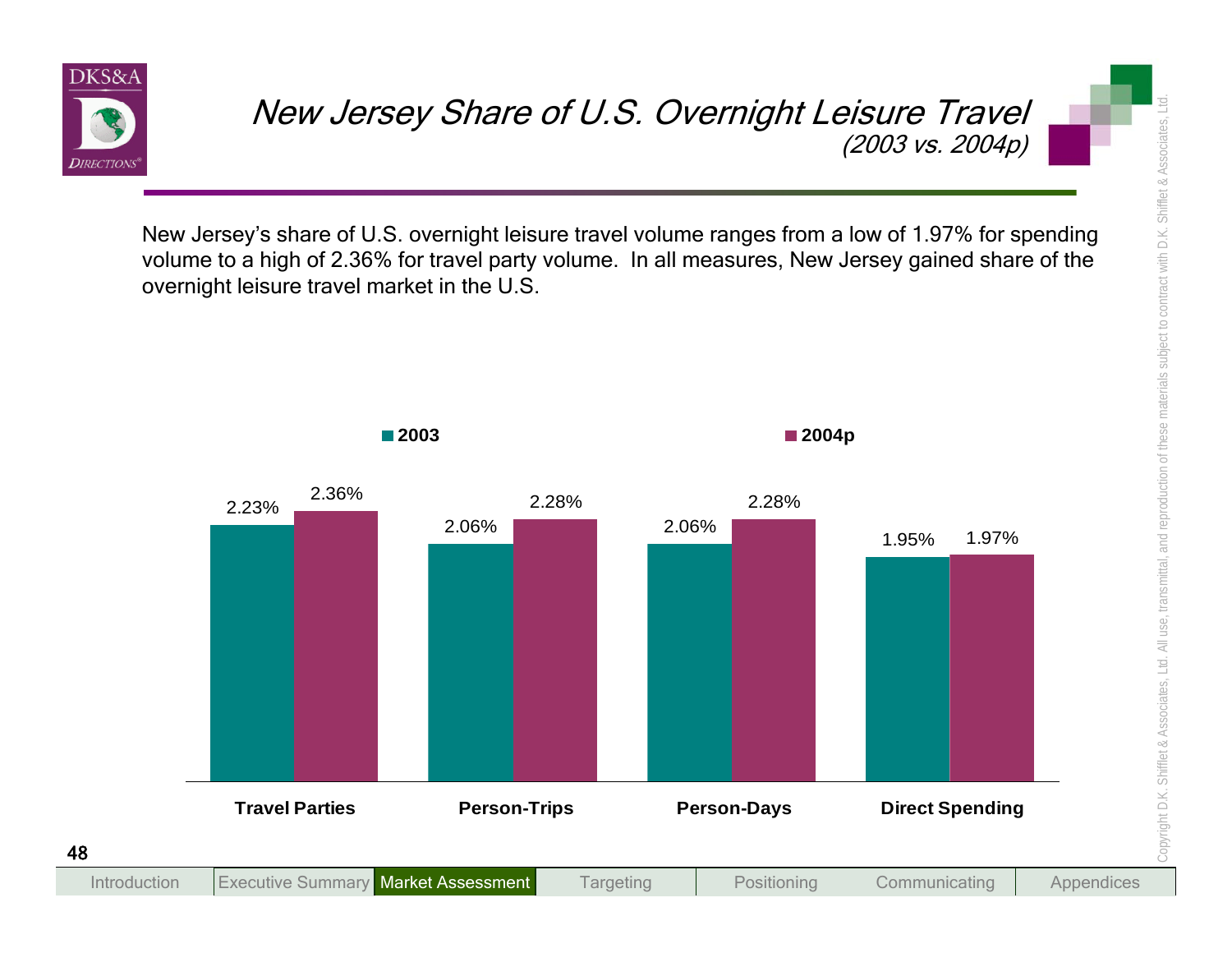# New Jersey Share of U.S. Overnight Leisure Travel

*(2003 vs. 2004p)*

New Jersey's share of U.S. overnight leisure travel volume ranges from a low of 1.97% for spending volume to a high of 2.36% for travel party volume. In all measures, New Jersey gained share of the overnight leisure travel market in the U.S.

| | 2003 | 2004p |
|---|---|---|
| Travel Parties | 2.23% | 2.36% |
| Person-Trips | 2.06% | 2.28% |
| Person-Days | 2.06% | 2.28% |
| Direct Spending | 1.95% | 1.97% |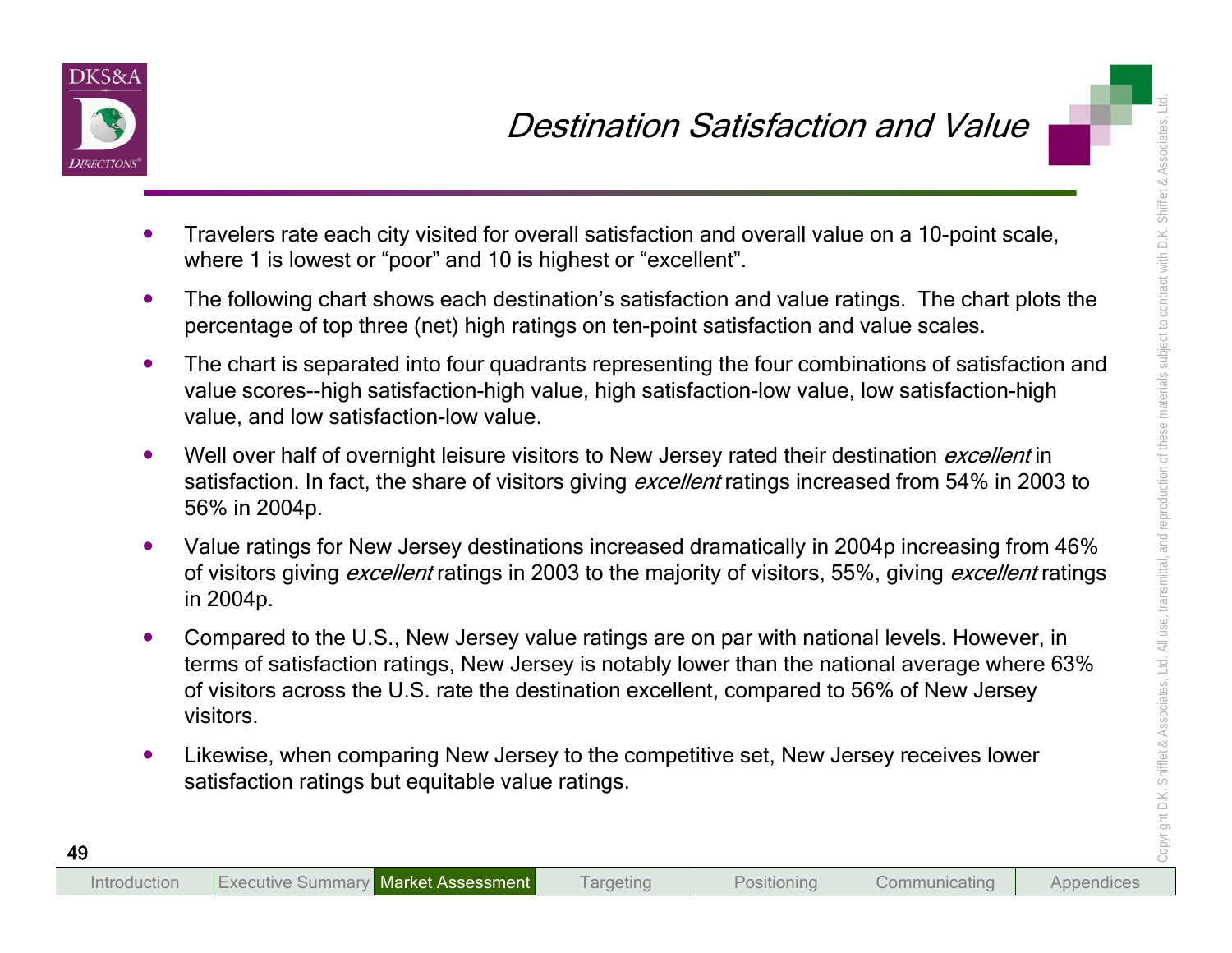# Destination Satisfaction and Value

- Travelers rate each city visited for overall satisfaction and overall value on a 10-point scale, where 1 is lowest or "poor" and 10 is highest or "excellent".
- The following chart shows each destination's satisfaction and value ratings. The chart plots the percentage of top three (net) high ratings on ten-point satisfaction and value scales.
- The chart is separated into four quadrants representing the four combinations of satisfaction and value scores--high satisfaction-high value, high satisfaction-low value, low satisfaction-high value, and low satisfaction-low value.
- Well over half of overnight leisure visitors to New Jersey rated their destination *excellent* in satisfaction. In fact, the share of visitors giving *excellent* ratings increased from 54% in 2003 to 56% in 2004p.
- Value ratings for New Jersey destinations increased dramatically in 2004p increasing from 46% of visitors giving *excellent* ratings in 2003 to the majority of visitors, 55%, giving *excellent* ratings in 2004p.
- Compared to the U.S., New Jersey value ratings are on par with national levels. However, in terms of satisfaction ratings, New Jersey is notably lower than the national average where 63% of visitors across the U.S. rate the destination excellent, compared to 56% of New Jersey visitors.
- Likewise, when comparing New Jersey to the competitive set, New Jersey receives lower satisfaction ratings but equitable value ratings.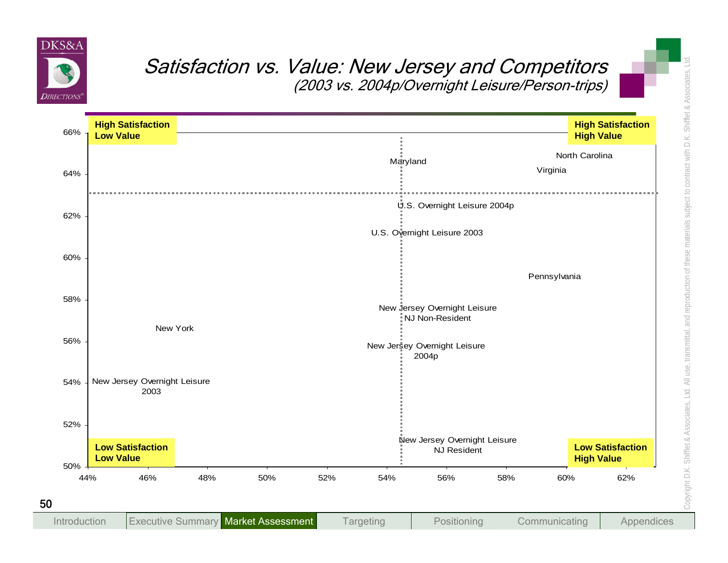# *Satisfaction vs. Value: New Jersey and Competitors*

*(2003 vs. 2004p/Overnight Leisure/Person-trips)*

**High Satisfaction Low Value**

**High Satisfaction High Value**

**Low Satisfaction Low Value**

**Low Satisfaction High Value**

Maryland

North Carolina

Virginia

U.S. Overnight Leisure 2004p

U.S. Overnight Leisure 2003

Pennsylvania

New Jersey Overnight Leisure NJ Non-Resident

New York

New Jersey Overnight Leisure 2004p

New Jersey Overnight Leisure 2003

New Jersey Overnight Leisure NJ Resident

Y-axis: 50%, 52%, 54%, 56%, 58%, 60%, 62%, 64%, 66%

X-axis: 44%, 46%, 48%, 50%, 52%, 54%, 56%, 58%, 60%, 62%

Introduction | Executive Summary | Market Assessment | Targeting | Positioning | Communicating | Appendices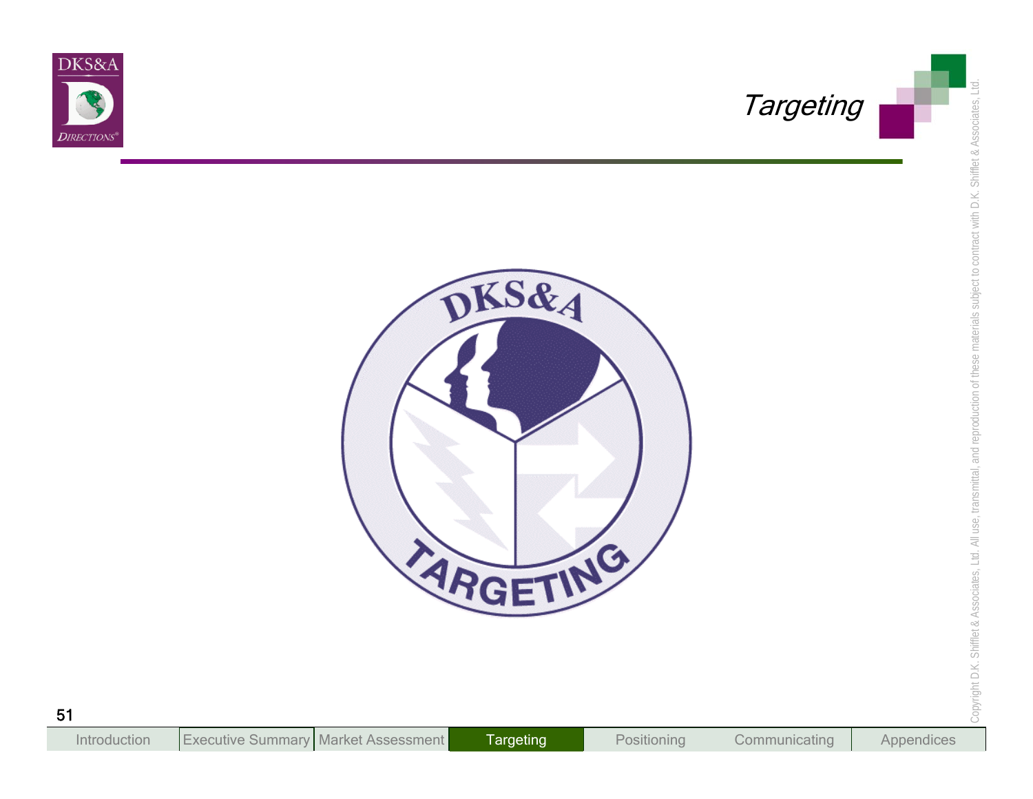# Targeting

DKS&A

TARGETING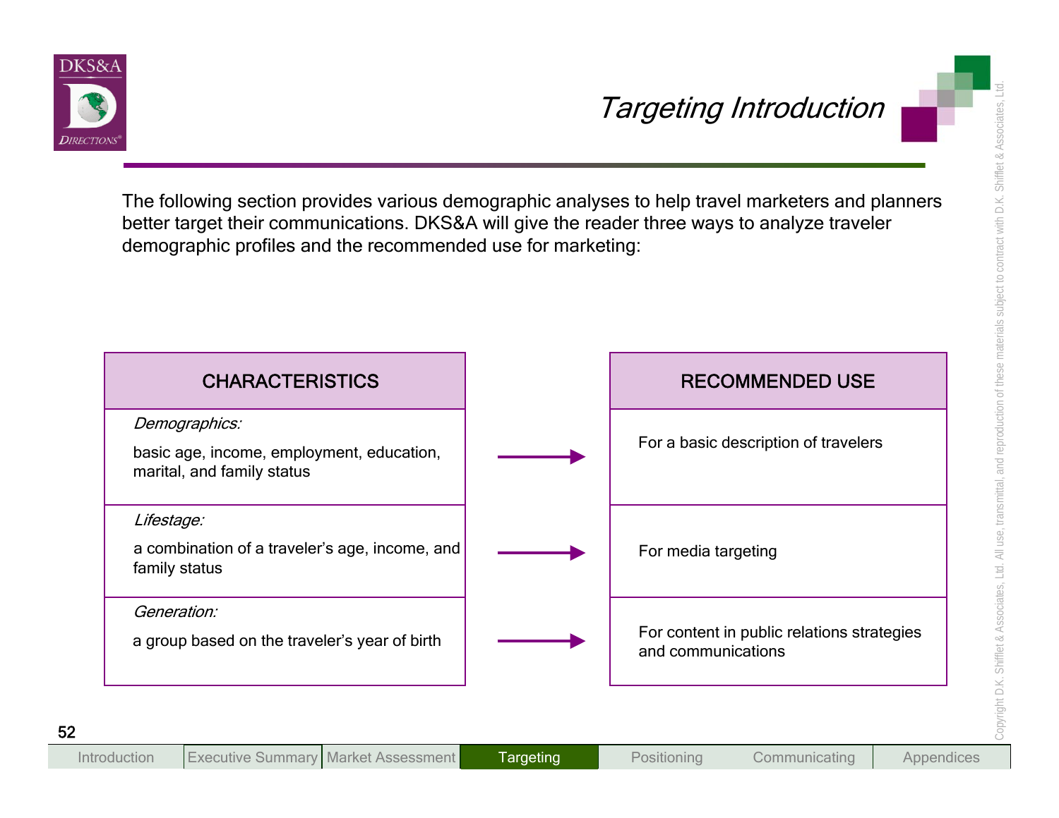# Targeting Introduction

The following section provides various demographic analyses to help travel marketers and planners better target their communications. DKS&A will give the reader three ways to analyze traveler demographic profiles and the recommended use for marketing:

| CHARACTERISTICS | | RECOMMENDED USE |
|---|---|---|
| *Demographics:* basic age, income, employment, education, marital, and family status | → | For a basic description of travelers |
| *Lifestage:* a combination of a traveler's age, income, and family status | → | For media targeting |
| *Generation:* a group based on the traveler's year of birth | → | For content in public relations strategies and communications |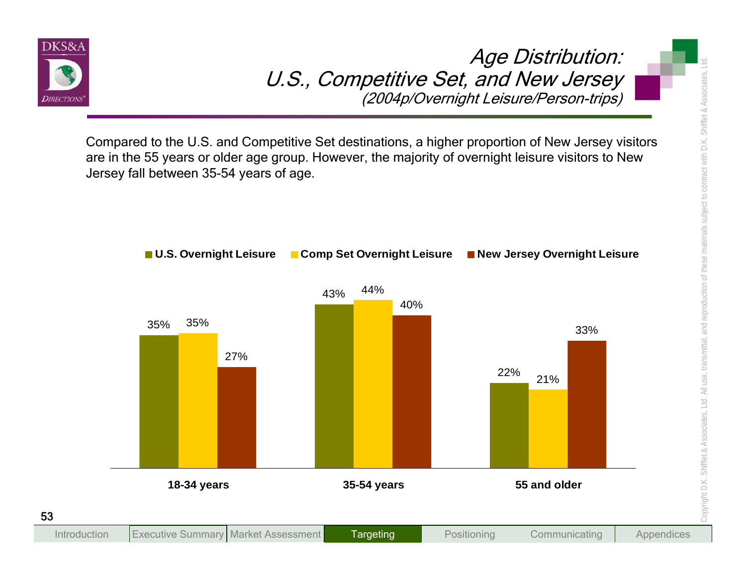# Age Distribution: U.S., Competitive Set, and New Jersey

*(2004p/Overnight Leisure/Person-trips)*

Compared to the U.S. and Competitive Set destinations, a higher proportion of New Jersey visitors are in the 55 years or older age group. However, the majority of overnight leisure visitors to New Jersey fall between 35-54 years of age.

| | U.S. Overnight Leisure | Comp Set Overnight Leisure | New Jersey Overnight Leisure |
|---|---|---|---|
| 18-34 years | 35% | 35% | 27% |
| 35-54 years | 43% | 44% | 40% |
| 55 and older | 22% | 21% | 33% |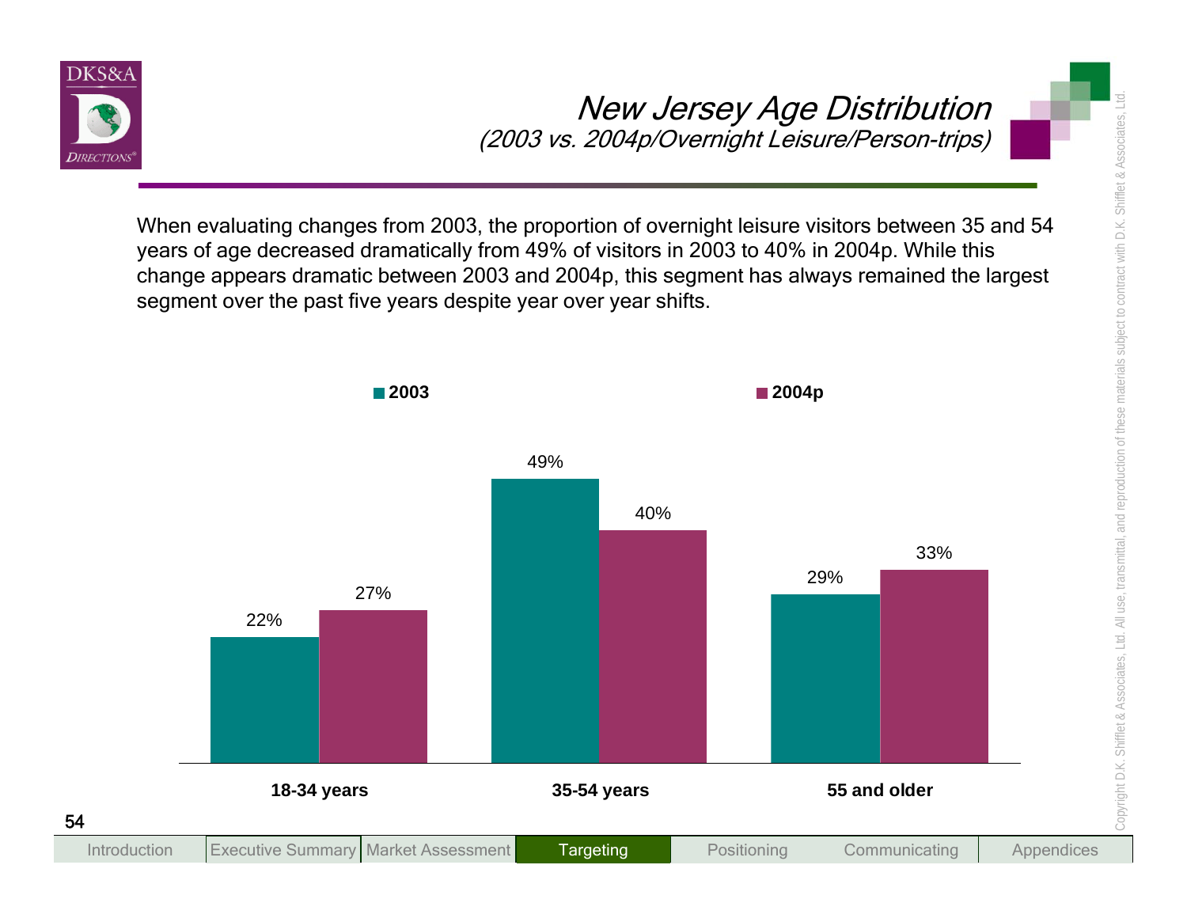# New Jersey Age Distribution

*(2003 vs. 2004p/Overnight Leisure/Person-trips)*

When evaluating changes from 2003, the proportion of overnight leisure visitors between 35 and 54 years of age decreased dramatically from 49% of visitors in 2003 to 40% in 2004p. While this change appears dramatic between 2003 and 2004p, this segment has always remained the largest segment over the past five years despite year over year shifts.

| Age | 2003 | 2004p |
|---|---|---|
| 18-34 years | 22% | 27% |
| 35-54 years | 49% | 40% |
| 55 and older | 29% | 33% |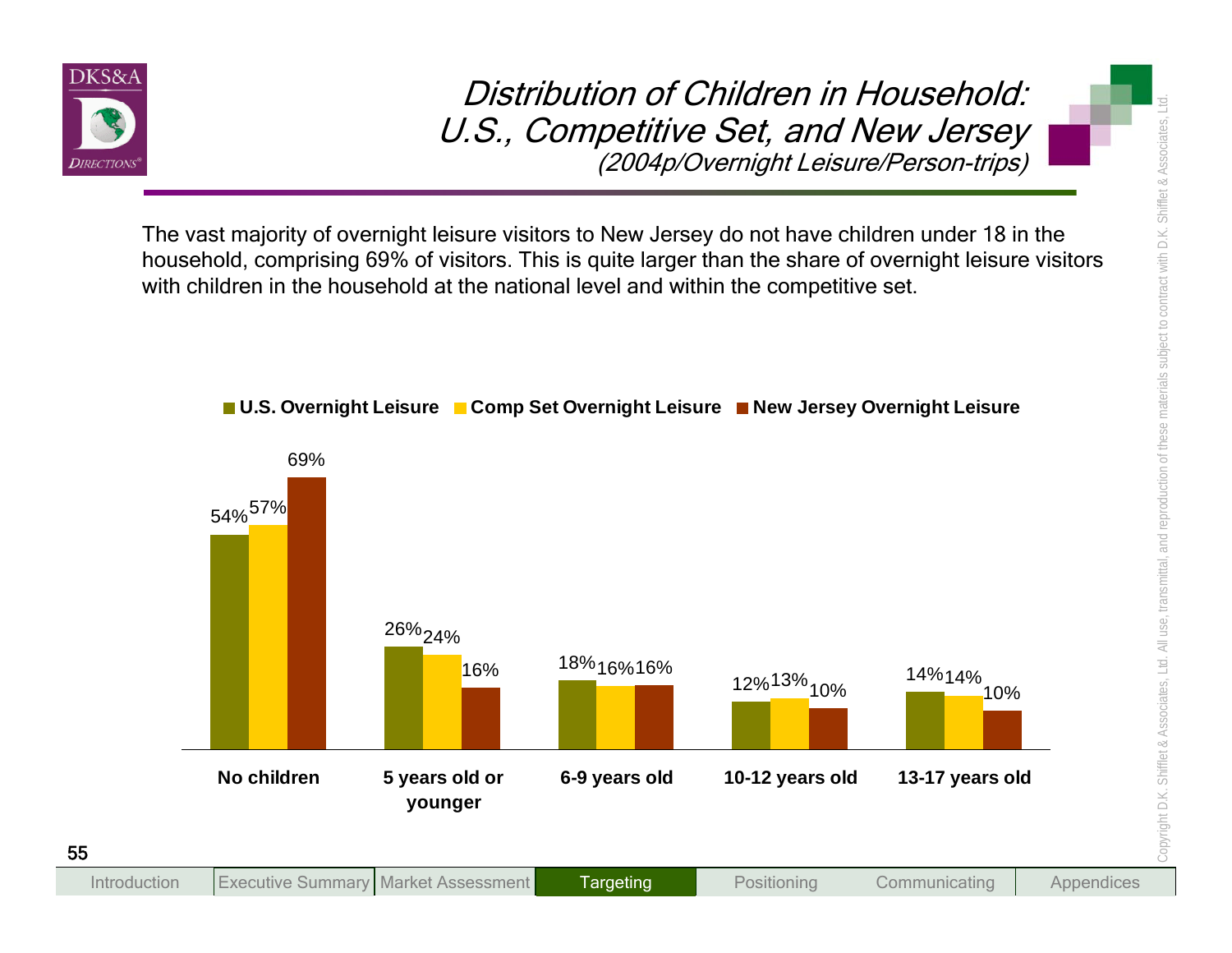# Distribution of Children in Household: U.S., Competitive Set, and New Jersey

*(2004p/Overnight Leisure/Person-trips)*

The vast majority of overnight leisure visitors to New Jersey do not have children under 18 in the household, comprising 69% of visitors. This is quite larger than the share of overnight leisure visitors with children in the household at the national level and within the competitive set.

| | U.S. Overnight Leisure | Comp Set Overnight Leisure | New Jersey Overnight Leisure |
|---|---|---|---|
| No children | 54% | 57% | 69% |
| 5 years old or younger | 26% | 24% | 16% |
| 6-9 years old | 18% | 16% | 16% |
| 10-12 years old | 12% | 13% | 10% |
| 13-17 years old | 14% | 14% | 10% |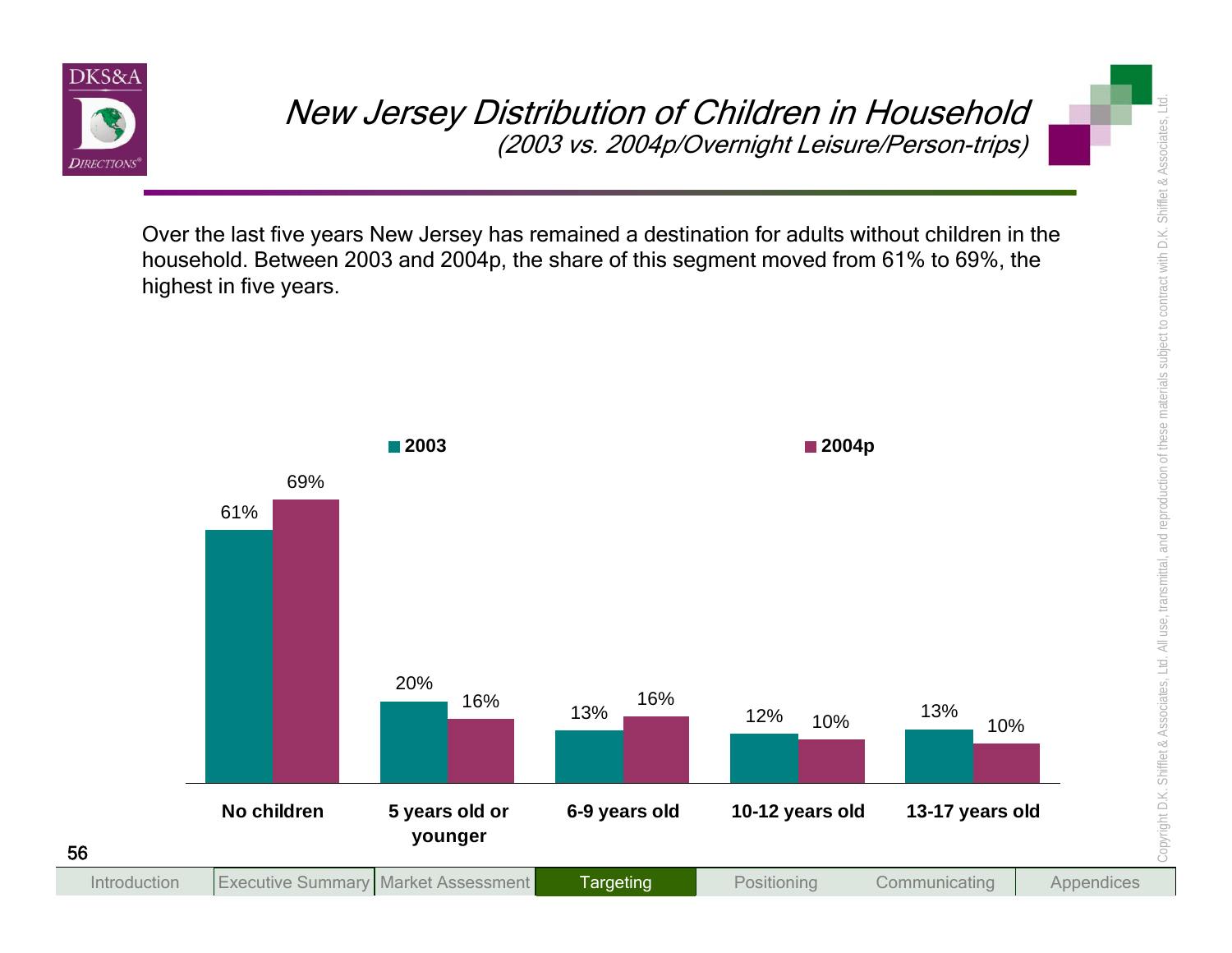# *New Jersey Distribution of Children in Household*

*(2003 vs. 2004p/Overnight Leisure/Person-trips)*

Over the last five years New Jersey has remained a destination for adults without children in the household. Between 2003 and 2004p, the share of this segment moved from 61% to 69%, the highest in five years.

| | 2003 | 2004p |
|---|---|---|
| No children | 61% | 69% |
| 5 years old or younger | 20% | 16% |
| 6-9 years old | 13% | 16% |
| 10-12 years old | 12% | 10% |
| 13-17 years old | 13% | 10% |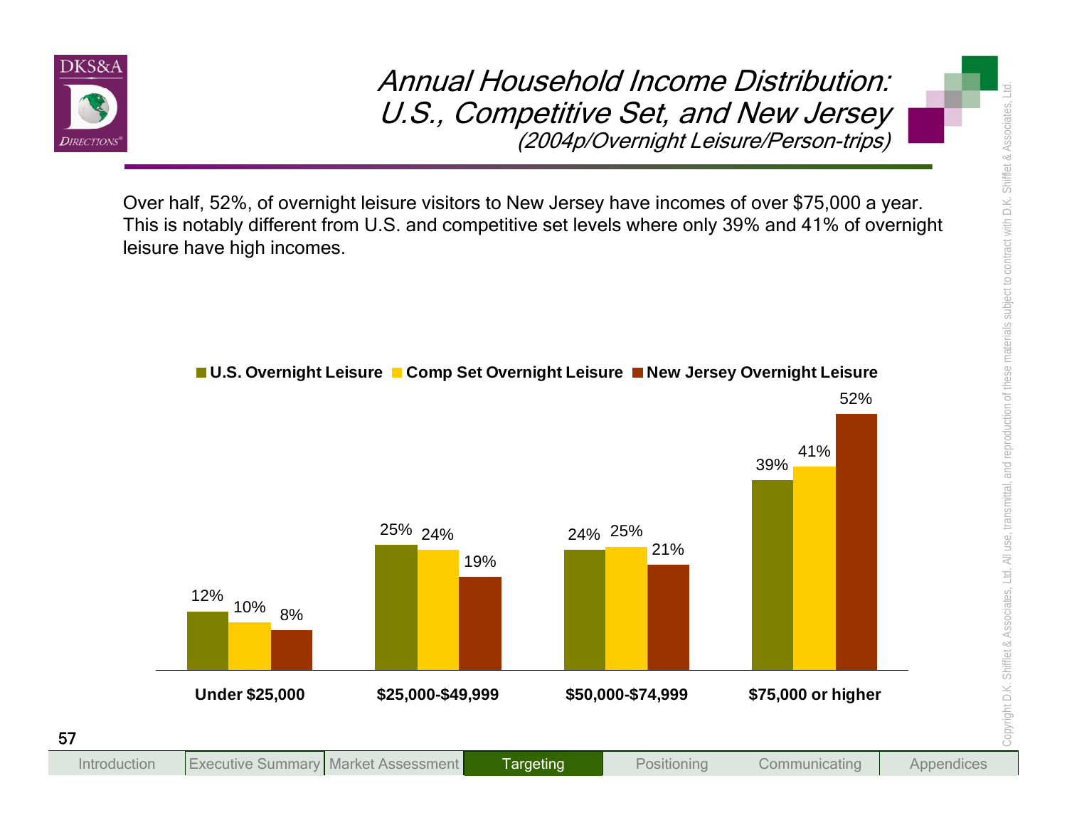# Annual Household Income Distribution: U.S., Competitive Set, and New Jersey

*(2004p/Overnight Leisure/Person-trips)*

Over half, 52%, of overnight leisure visitors to New Jersey have incomes of over $75,000 a year. This is notably different from U.S. and competitive set levels where only 39% and 41% of overnight leisure have high incomes.

| | U.S. Overnight Leisure | Comp Set Overnight Leisure | New Jersey Overnight Leisure |
|---|---|---|---|
| Under $25,000 | 12% | 10% | 8% |
| $25,000-$49,999 | 25% | 24% | 19% |
| $50,000-$74,999 | 24% | 25% | 21% |
| $75,000 or higher | 39% | 41% | 52% |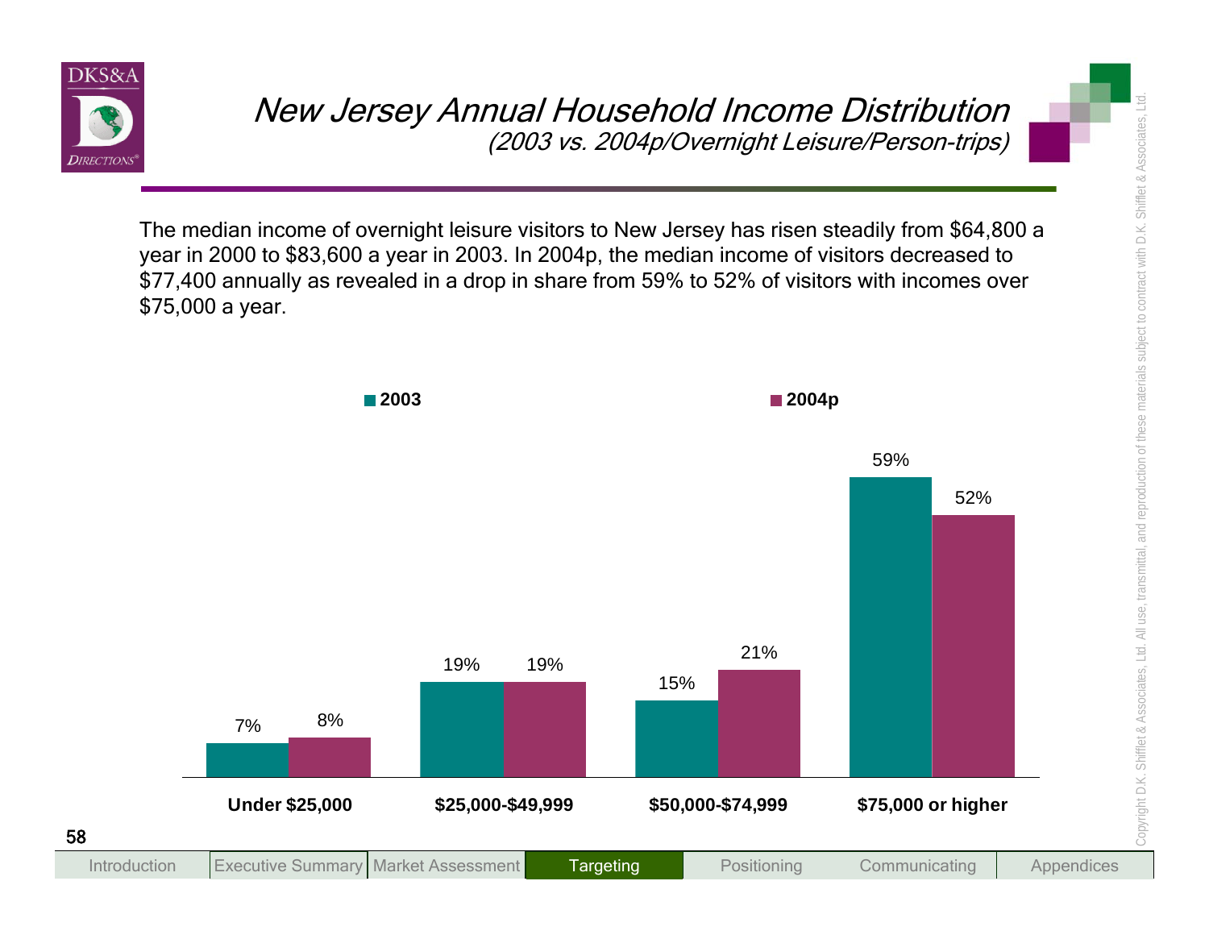# New Jersey Annual Household Income Distribution

*(2003 vs. 2004p/Overnight Leisure/Person-trips)*

The median income of overnight leisure visitors to New Jersey has risen steadily from $64,800 a year in 2000 to $83,600 a year in 2003. In 2004p, the median income of visitors decreased to $77,400 annually as revealed in a drop in share from 59% to 52% of visitors with incomes over $75,000 a year.

| | 2003 | 2004p |
|---|---|---|
| Under $25,000 | 7% | 8% |
| $25,000-$49,999 | 19% | 19% |
| $50,000-$74,999 | 15% | 21% |
| $75,000 or higher | 59% | 52% |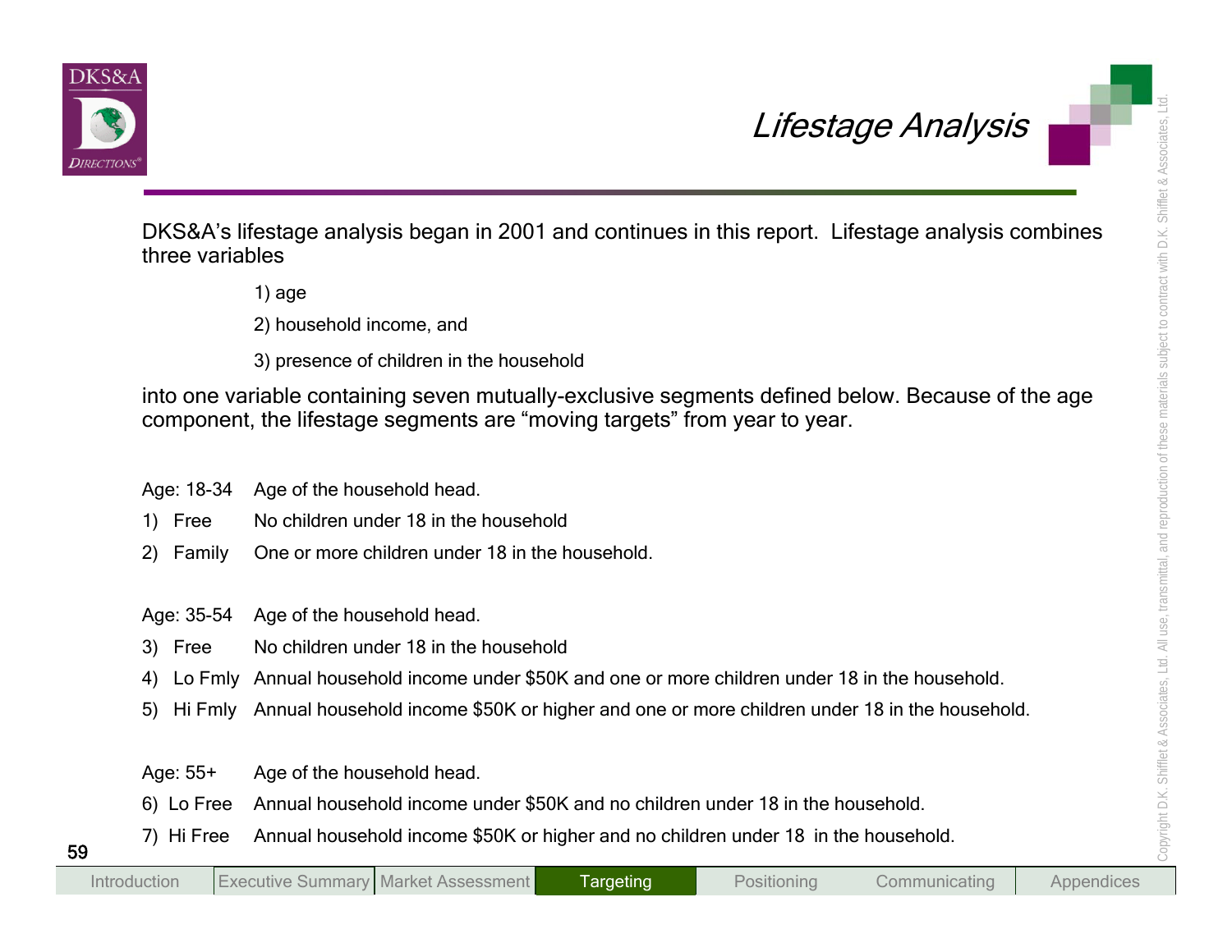# Lifestage Analysis

DKS&A's lifestage analysis began in 2001 and continues in this report. Lifestage analysis combines three variables

1) age

2) household income, and

3) presence of children in the household

into one variable containing seven mutually-exclusive segments defined below. Because of the age component, the lifestage segments are "moving targets" from year to year.

| | |
|---|---|
| Age: 18-34 | Age of the household head. |
| 1) Free | No children under 18 in the household |
| 2) Family | One or more children under 18 in the household. |
| | |
| Age: 35-54 | Age of the household head. |
| 3) Free | No children under 18 in the household |
| 4) Lo Fmly | Annual household income under $50K and one or more children under 18 in the household. |
| 5) Hi Fmly | Annual household income $50K or higher and one or more children under 18 in the household. |
| | |
| Age: 55+ | Age of the household head. |
| 6) Lo Free | Annual household income under $50K and no children under 18 in the household. |
| 7) Hi Free | Annual household income $50K or higher and no children under 18 in the household. |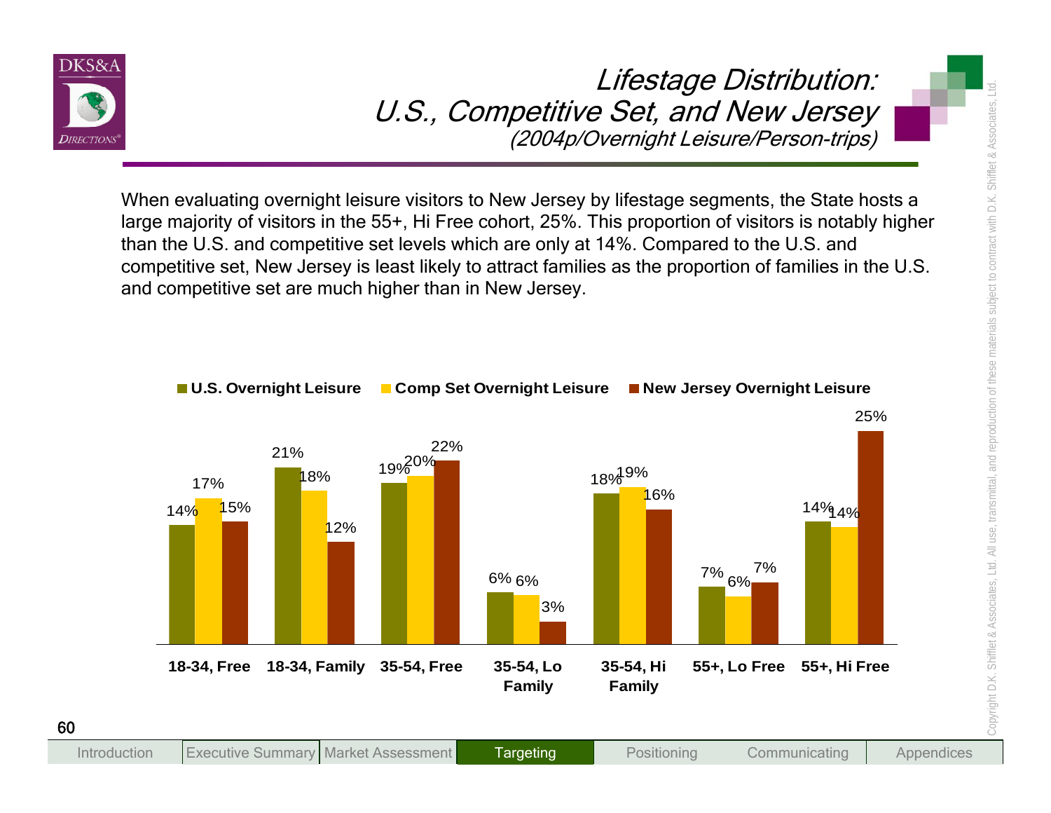# Lifestage Distribution: U.S., Competitive Set, and New Jersey

*(2004p/Overnight Leisure/Person-trips)*

When evaluating overnight leisure visitors to New Jersey by lifestage segments, the State hosts a large majority of visitors in the 55+, Hi Free cohort, 25%. This proportion of visitors is notably higher than the U.S. and competitive set levels which are only at 14%. Compared to the U.S. and competitive set, New Jersey is least likely to attract families as the proportion of families in the U.S. and competitive set are much higher than in New Jersey.

| Lifestage | U.S. Overnight Leisure | Comp Set Overnight Leisure | New Jersey Overnight Leisure |
|---|---|---|---|
| 18-34, Free | 14% | 17% | 15% |
| 18-34, Family | 21% | 18% | 12% |
| 35-54, Free | 19% | 20% | 22% |
| 35-54, Lo Family | 6% | 6% | 3% |
| 35-54, Hi Family | 18% | 19% | 16% |
| 55+, Lo Free | 7% | 6% | 7% |
| 55+, Hi Free | 14% | 14% | 25% |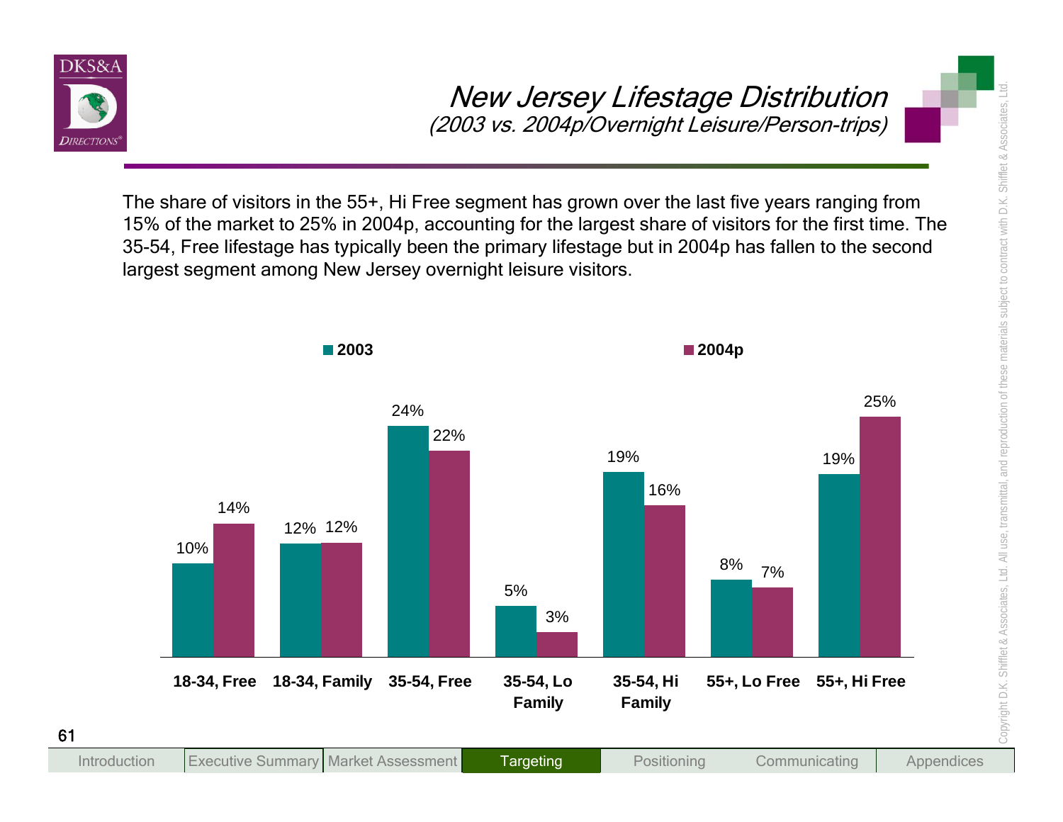# New Jersey Lifestage Distribution

*(2003 vs. 2004p/Overnight Leisure/Person-trips)*

The share of visitors in the 55+, Hi Free segment has grown over the last five years ranging from 15% of the market to 25% in 2004p, accounting for the largest share of visitors for the first time. The 35-54, Free lifestage has typically been the primary lifestage but in 2004p has fallen to the second largest segment among New Jersey overnight leisure visitors.

| Lifestage | 2003 | 2004p |
|---|---|---|
| 18-34, Free | 10% | 14% |
| 18-34, Family | 12% | 12% |
| 35-54, Free | 24% | 22% |
| 35-54, Lo Family | 5% | 3% |
| 35-54, Hi Family | 19% | 16% |
| 55+, Lo Free | 8% | 7% |
| 55+, Hi Free | 19% | 25% |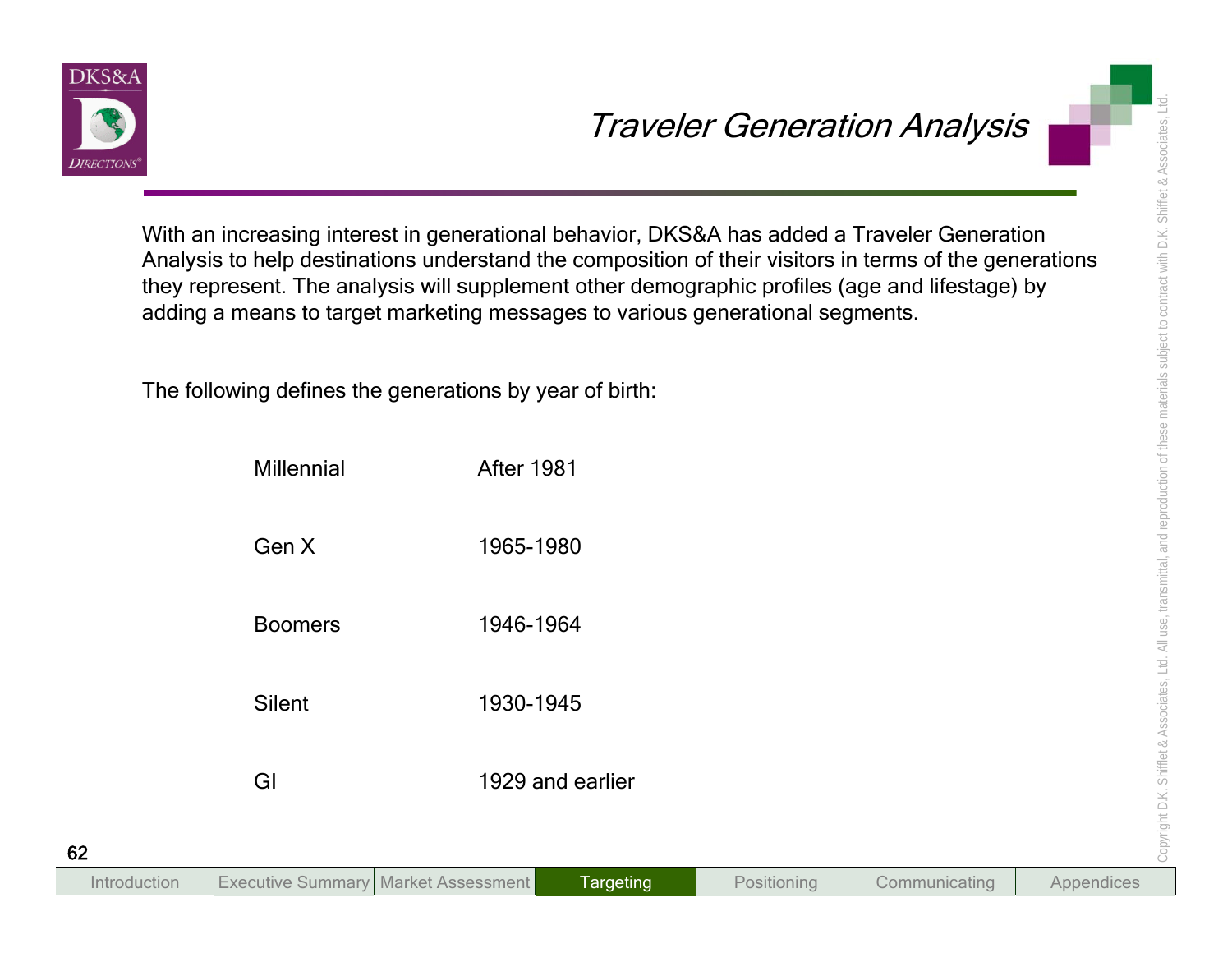# Traveler Generation Analysis

With an increasing interest in generational behavior, DKS&A has added a Traveler Generation Analysis to help destinations understand the composition of their visitors in terms of the generations they represent. The analysis will supplement other demographic profiles (age and lifestage) by adding a means to target marketing messages to various generational segments.

The following defines the generations by year of birth:

| Generation | Year of Birth |
|---|---|
| Millennial | After 1981 |
| Gen X | 1965-1980 |
| Boomers | 1946-1964 |
| Silent | 1930-1945 |
| GI | 1929 and earlier |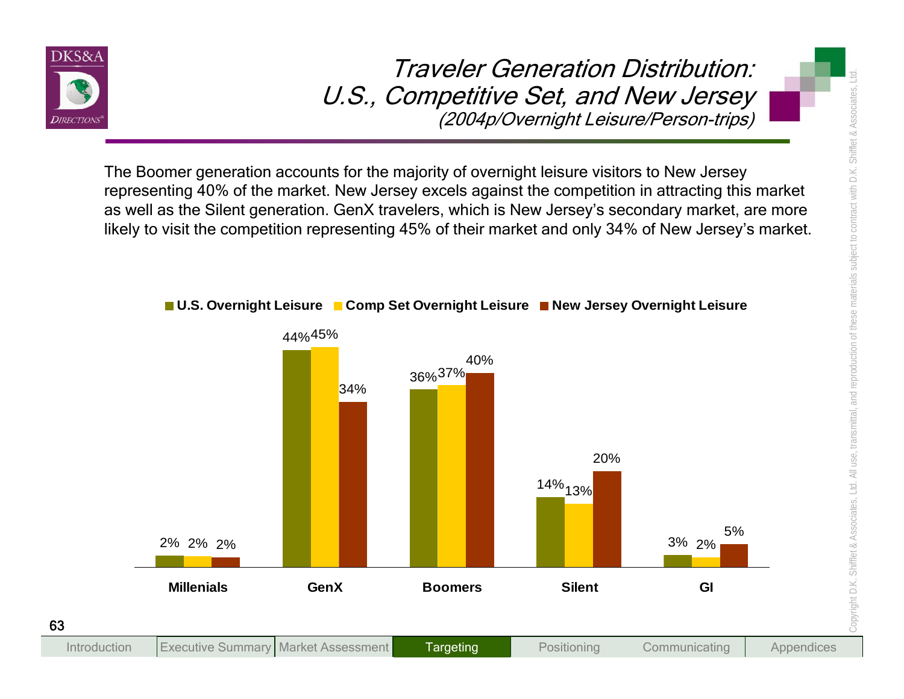# Traveler Generation Distribution: U.S., Competitive Set, and New Jersey

*(2004p/Overnight Leisure/Person-trips)*

The Boomer generation accounts for the majority of overnight leisure visitors to New Jersey representing 40% of the market. New Jersey excels against the competition in attracting this market as well as the Silent generation. GenX travelers, which is New Jersey's secondary market, are more likely to visit the competition representing 45% of their market and only 34% of New Jersey's market.

| | U.S. Overnight Leisure | Comp Set Overnight Leisure | New Jersey Overnight Leisure |
|---|---|---|---|
| Millenials | 2% | 2% | 2% |
| GenX | 44% | 45% | 34% |
| Boomers | 36% | 37% | 40% |
| Silent | 14% | 13% | 20% |
| GI | 3% | 2% | 5% |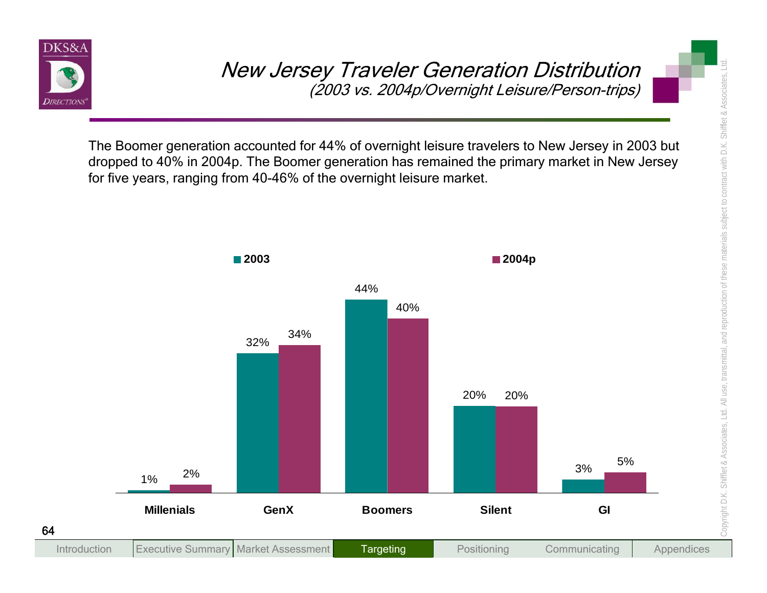# New Jersey Traveler Generation Distribution

*(2003 vs. 2004p/Overnight Leisure/Person-trips)*

The Boomer generation accounted for 44% of overnight leisure travelers to New Jersey in 2003 but dropped to 40% in 2004p. The Boomer generation has remained the primary market in New Jersey for five years, ranging from 40-46% of the overnight leisure market.

| Generation | 2003 | 2004p |
|---|---|---|
| Millenials | 1% | 2% |
| GenX | 32% | 34% |
| Boomers | 44% | 40% |
| Silent | 20% | 20% |
| GI | 3% | 5% |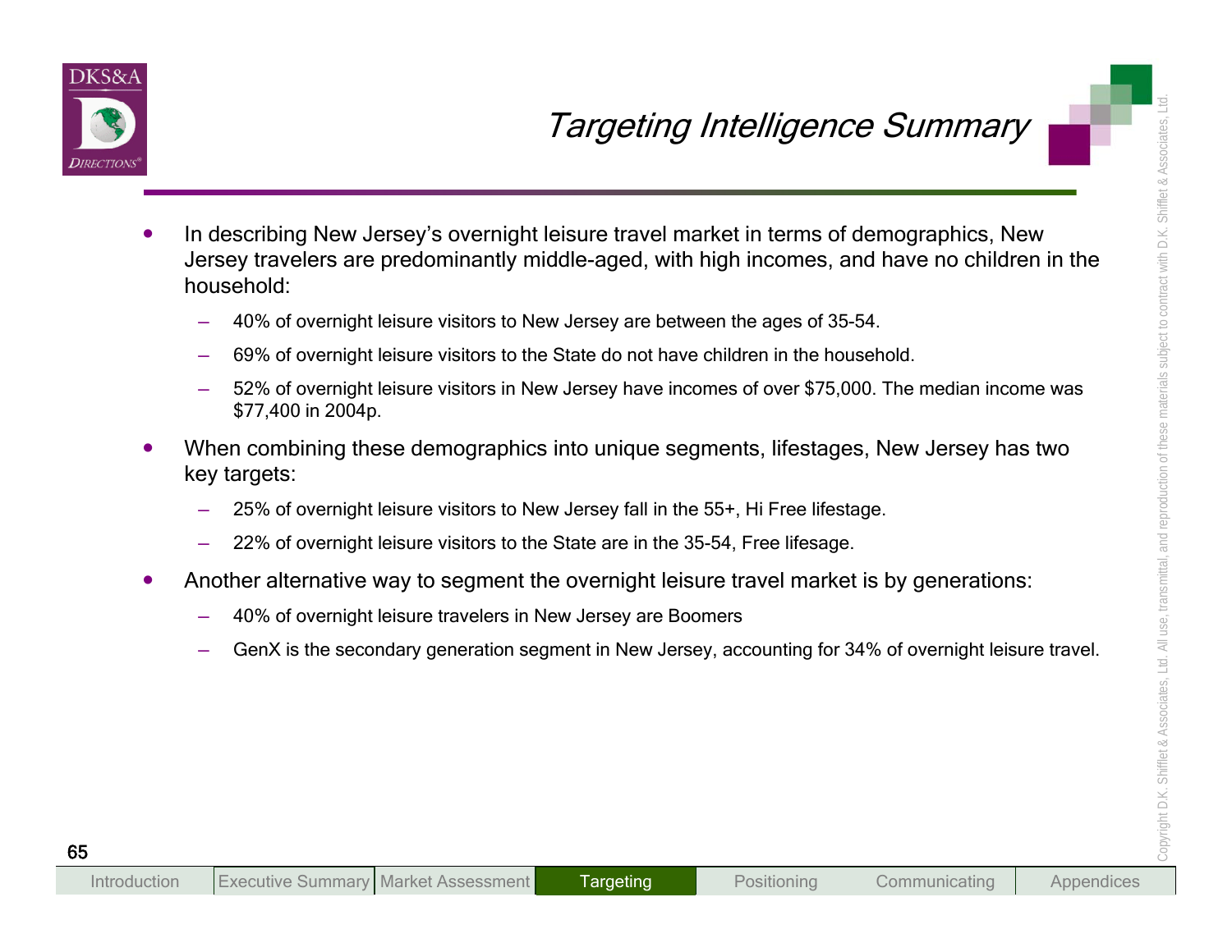# *Targeting Intelligence Summary*

- In describing New Jersey's overnight leisure travel market in terms of demographics, New Jersey travelers are predominantly middle-aged, with high incomes, and have no children in the household:
  - 40% of overnight leisure visitors to New Jersey are between the ages of 35-54.
  - 69% of overnight leisure visitors to the State do not have children in the household.
  - 52% of overnight leisure visitors in New Jersey have incomes of over $75,000. The median income was $77,400 in 2004p.
- When combining these demographics into unique segments, lifestages, New Jersey has two key targets:
  - 25% of overnight leisure visitors to New Jersey fall in the 55+, Hi Free lifestage.
  - 22% of overnight leisure visitors to the State are in the 35-54, Free lifesage.
- Another alternative way to segment the overnight leisure travel market is by generations:
  - 40% of overnight leisure travelers in New Jersey are Boomers
  - GenX is the secondary generation segment in New Jersey, accounting for 34% of overnight leisure travel.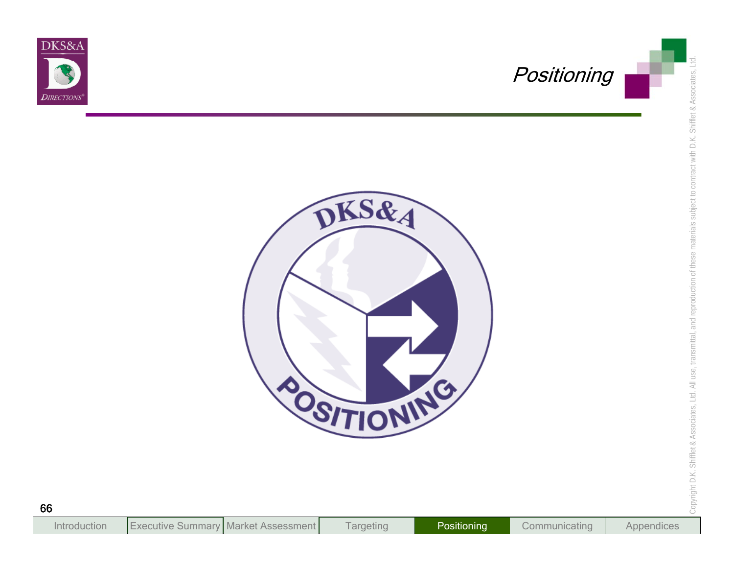# Positioning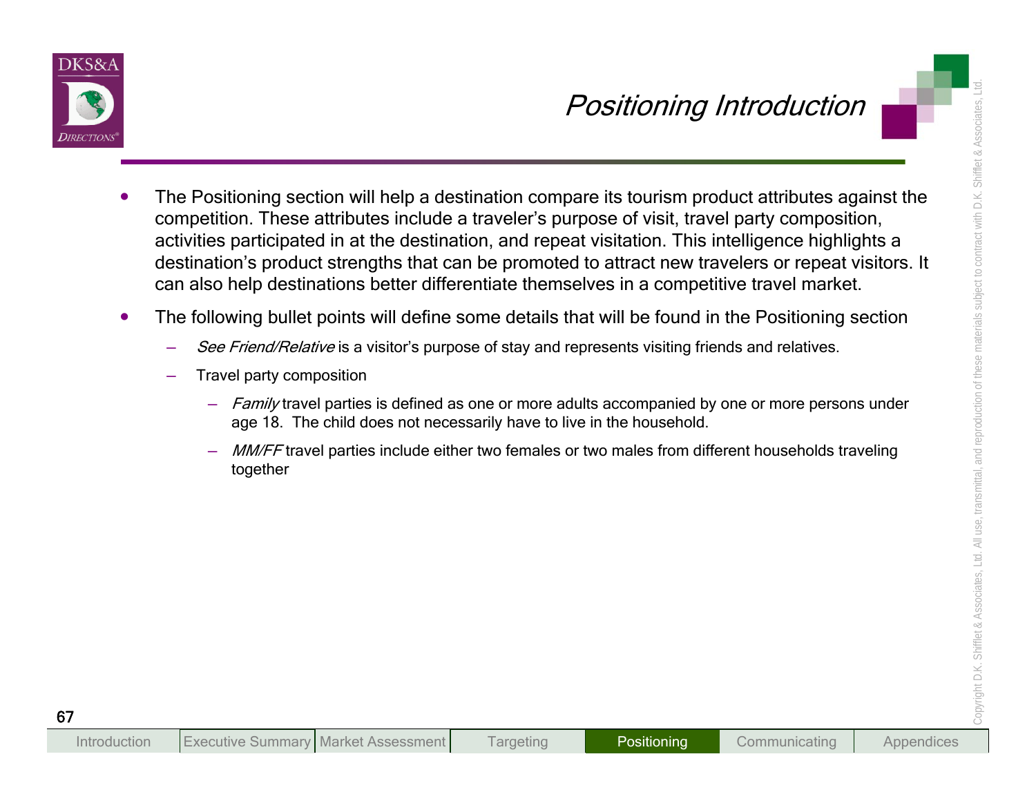# Positioning Introduction

- The Positioning section will help a destination compare its tourism product attributes against the competition. These attributes include a traveler's purpose of visit, travel party composition, activities participated in at the destination, and repeat visitation. This intelligence highlights a destination's product strengths that can be promoted to attract new travelers or repeat visitors. It can also help destinations better differentiate themselves in a competitive travel market.
- The following bullet points will define some details that will be found in the Positioning section
  - *See Friend/Relative* is a visitor's purpose of stay and represents visiting friends and relatives.
  - Travel party composition
    - *Family* travel parties is defined as one or more adults accompanied by one or more persons under age 18. The child does not necessarily have to live in the household.
    - *MM/FF* travel parties include either two females or two males from different households traveling together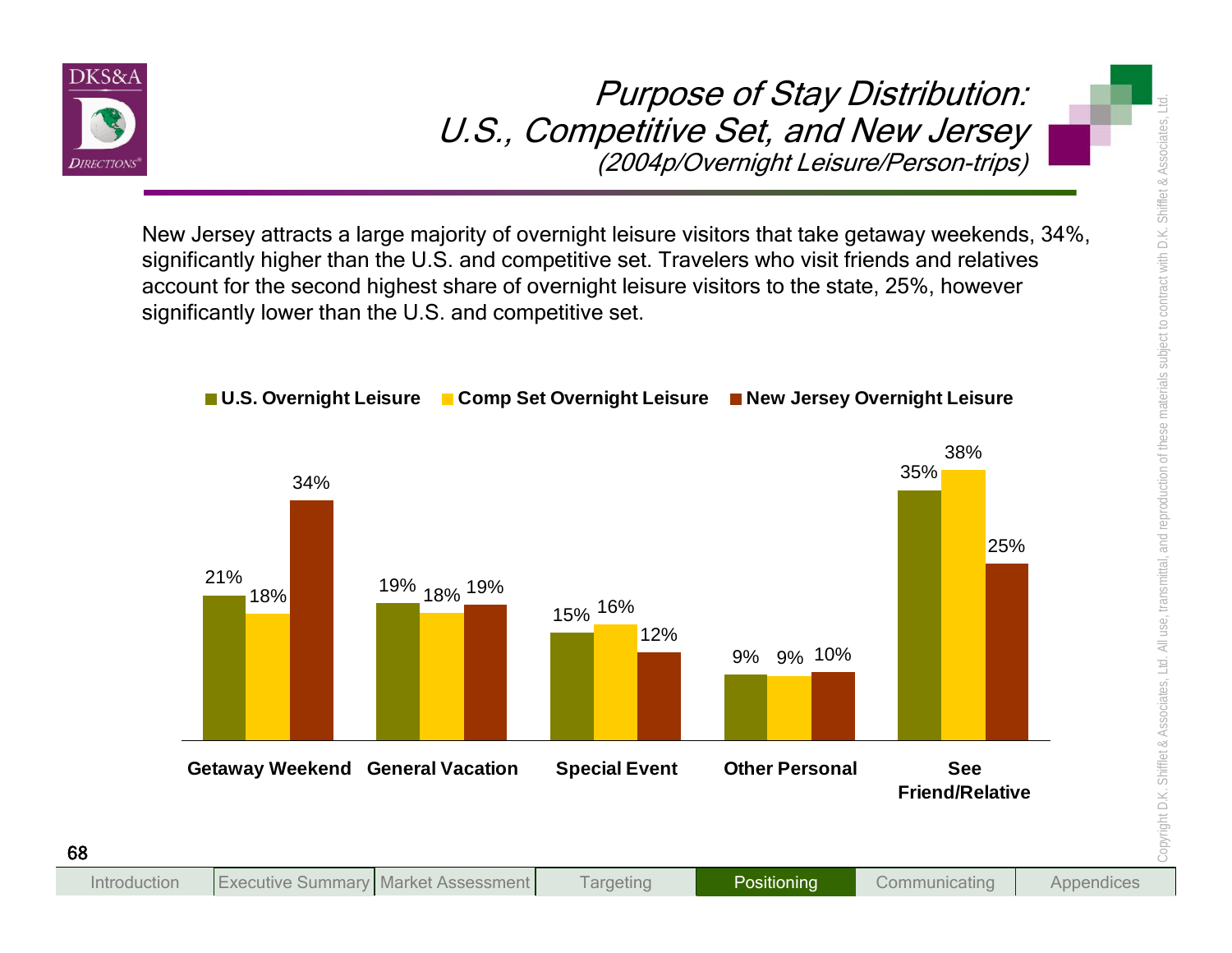# *Purpose of Stay Distribution: U.S., Competitive Set, and New Jersey*

*(2004p/Overnight Leisure/Person-trips)*

New Jersey attracts a large majority of overnight leisure visitors that take getaway weekends, 34%, significantly higher than the U.S. and competitive set. Travelers who visit friends and relatives account for the second highest share of overnight leisure visitors to the state, 25%, however significantly lower than the U.S. and competitive set.

| | U.S. Overnight Leisure | Comp Set Overnight Leisure | New Jersey Overnight Leisure |
|---|---|---|---|
| Getaway Weekend | 21% | 18% | 34% |
| General Vacation | 19% | 18% | 19% |
| Special Event | 15% | 16% | 12% |
| Other Personal | 9% | 9% | 10% |
| See Friend/Relative | 35% | 38% | 25% |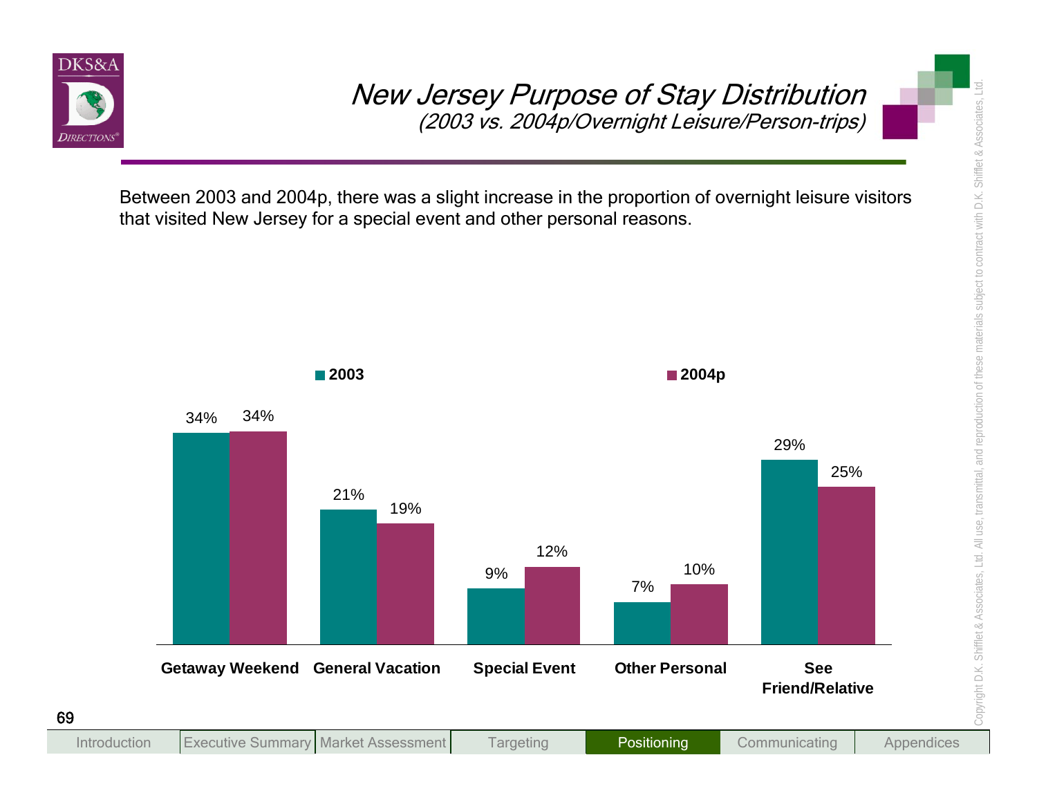# New Jersey Purpose of Stay Distribution

*(2003 vs. 2004p/Overnight Leisure/Person-trips)*

Between 2003 and 2004p, there was a slight increase in the proportion of overnight leisure visitors that visited New Jersey for a special event and other personal reasons.

| Purpose | 2003 | 2004p |
|---|---|---|
| Getaway Weekend | 34% | 34% |
| General Vacation | 21% | 19% |
| Special Event | 9% | 12% |
| Other Personal | 7% | 10% |
| See Friend/Relative | 29% | 25% |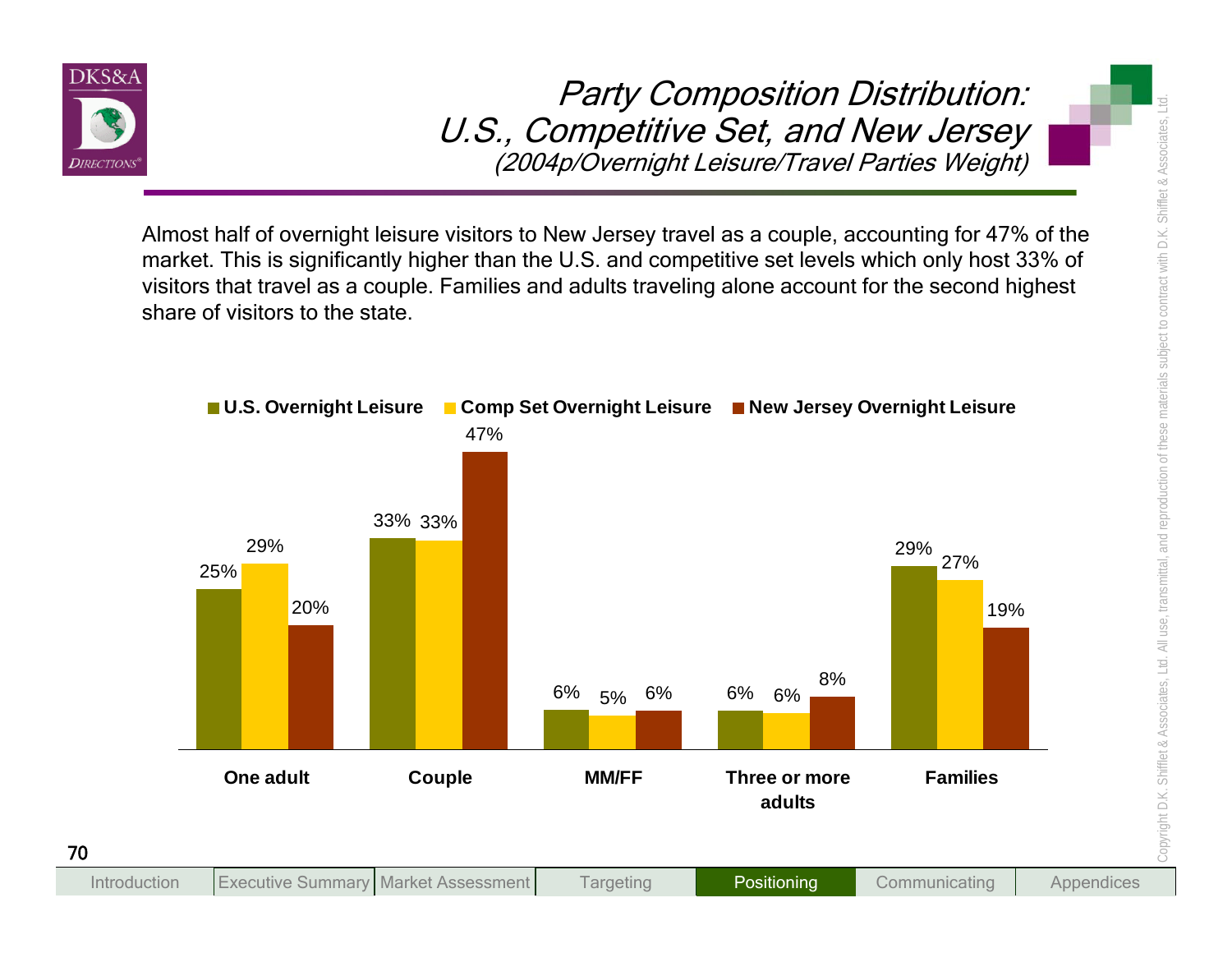# *Party Composition Distribution: U.S., Competitive Set, and New Jersey*

*(2004p/Overnight Leisure/Travel Parties Weight)*

Almost half of overnight leisure visitors to New Jersey travel as a couple, accounting for 47% of the market. This is significantly higher than the U.S. and competitive set levels which only host 33% of visitors that travel as a couple. Families and adults traveling alone account for the second highest share of visitors to the state.

| | U.S. Overnight Leisure | Comp Set Overnight Leisure | New Jersey Overnight Leisure |
|---|---|---|---|
| One adult | 25% | 29% | 20% |
| Couple | 33% | 33% | 47% |
| MM/FF | 6% | 5% | 6% |
| Three or more adults | 6% | 6% | 8% |
| Families | 29% | 27% | 19% |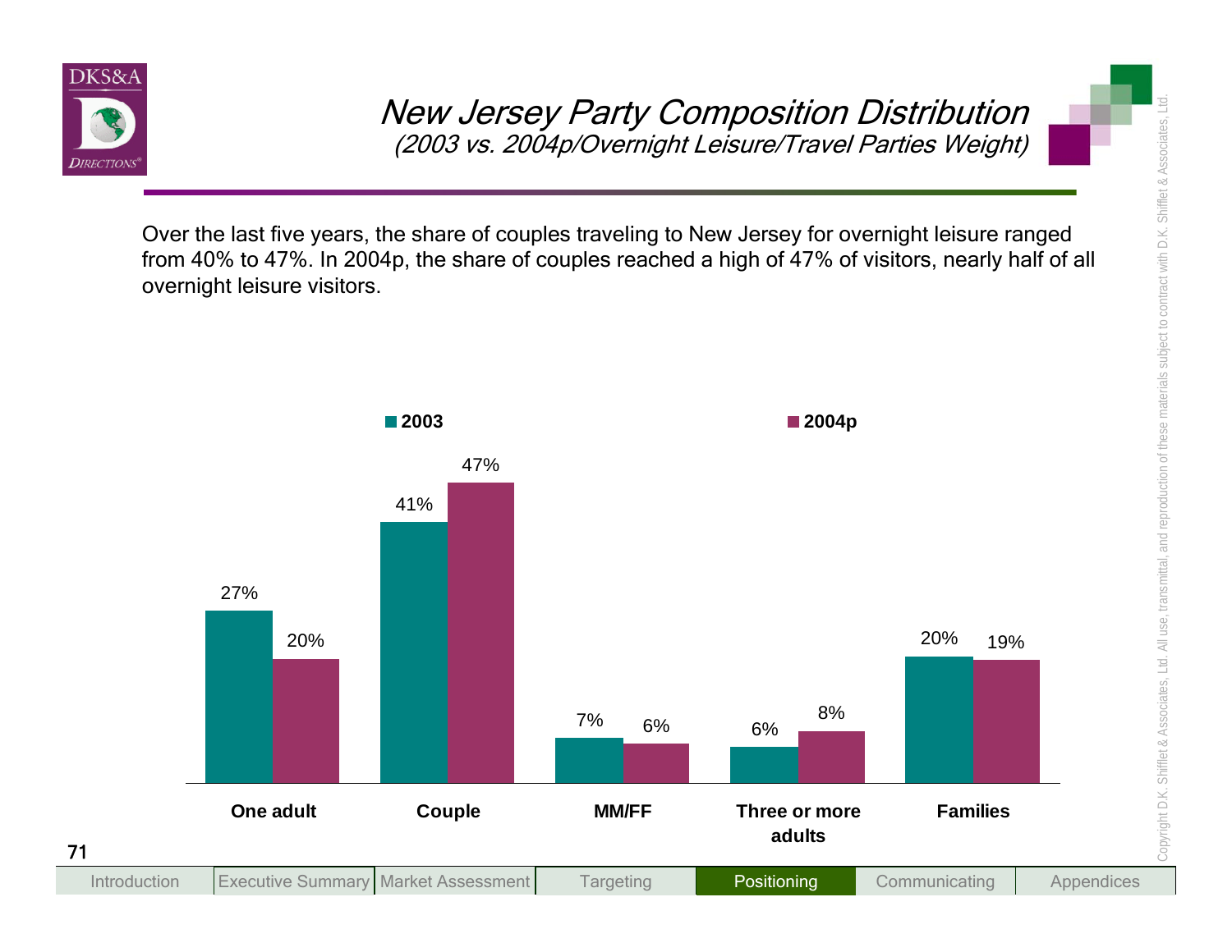# New Jersey Party Composition Distribution

*(2003 vs. 2004p/Overnight Leisure/Travel Parties Weight)*

Over the last five years, the share of couples traveling to New Jersey for overnight leisure ranged from 40% to 47%. In 2004p, the share of couples reached a high of 47% of visitors, nearly half of all overnight leisure visitors.

| | 2003 | 2004p |
|---|---|---|
| One adult | 27% | 20% |
| Couple | 41% | 47% |
| MM/FF | 7% | 6% |
| Three or more adults | 6% | 8% |
| Families | 20% | 19% |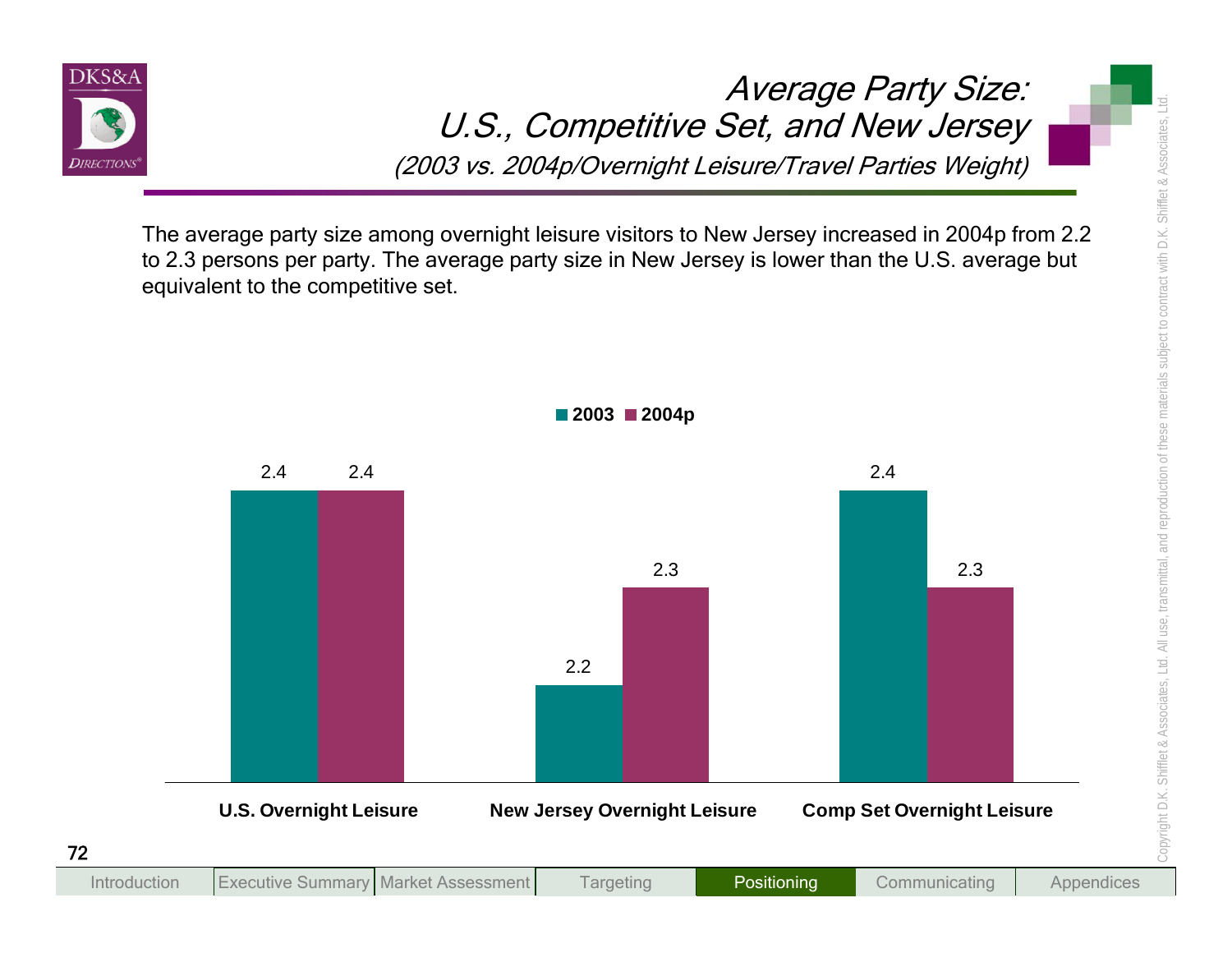# Average Party Size: U.S., Competitive Set, and New Jersey

*(2003 vs. 2004p/Overnight Leisure/Travel Parties Weight)*

The average party size among overnight leisure visitors to New Jersey increased in 2004p from 2.2 to 2.3 persons per party. The average party size in New Jersey is lower than the U.S. average but equivalent to the competitive set.

| | 2003 | 2004p |
|---|---|---|
| U.S. Overnight Leisure | 2.4 | 2.4 |
| New Jersey Overnight Leisure | 2.2 | 2.3 |
| Comp Set Overnight Leisure | 2.4 | 2.3 |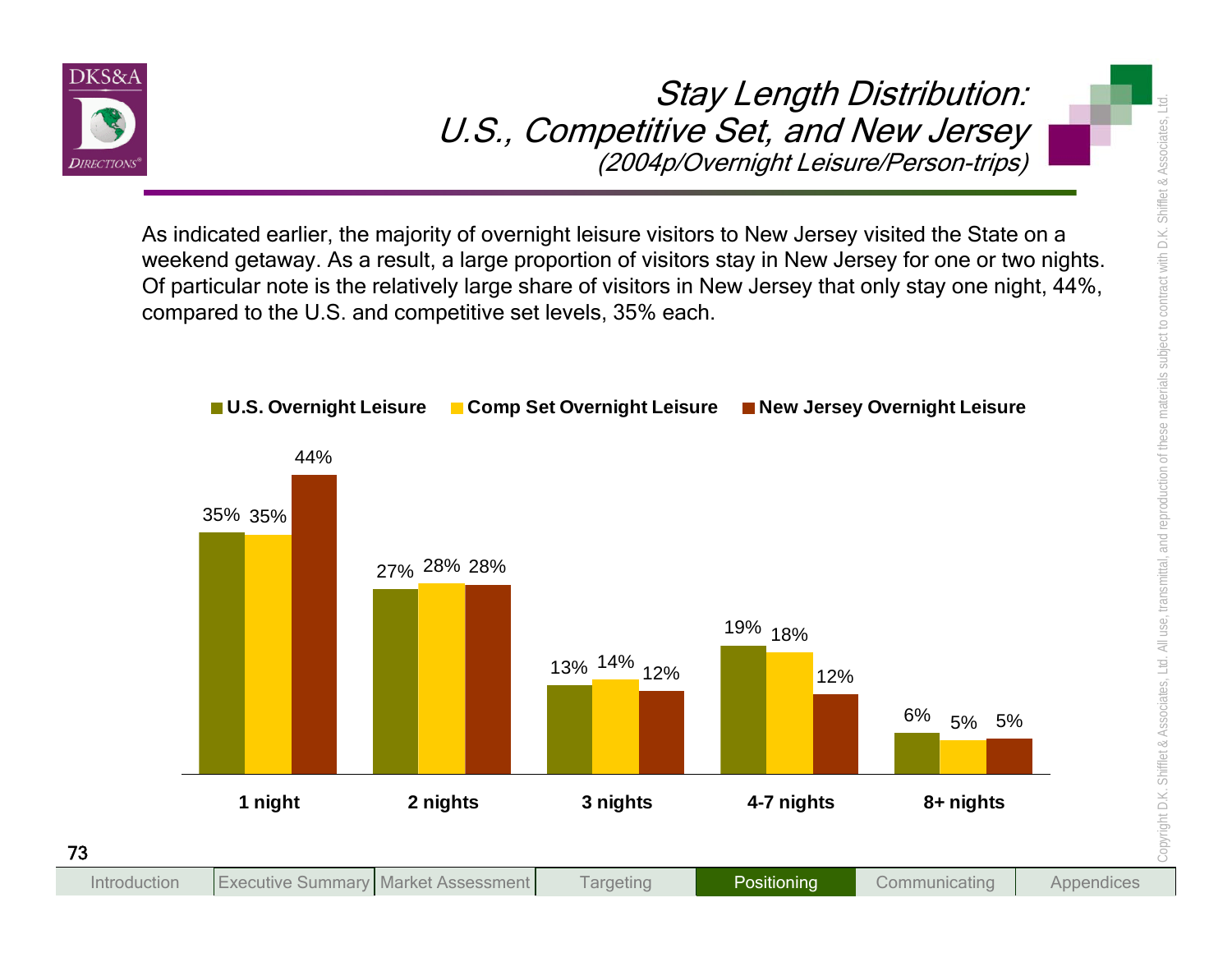# Stay Length Distribution: U.S., Competitive Set, and New Jersey

*(2004p/Overnight Leisure/Person-trips)*

As indicated earlier, the majority of overnight leisure visitors to New Jersey visited the State on a weekend getaway. As a result, a large proportion of visitors stay in New Jersey for one or two nights. Of particular note is the relatively large share of visitors in New Jersey that only stay one night, 44%, compared to the U.S. and competitive set levels, 35% each.

| | U.S. Overnight Leisure | Comp Set Overnight Leisure | New Jersey Overnight Leisure |
|---|---|---|---|
| 1 night | 35% | 35% | 44% |
| 2 nights | 27% | 28% | 28% |
| 3 nights | 13% | 14% | 12% |
| 4-7 nights | 19% | 18% | 12% |
| 8+ nights | 6% | 5% | 5% |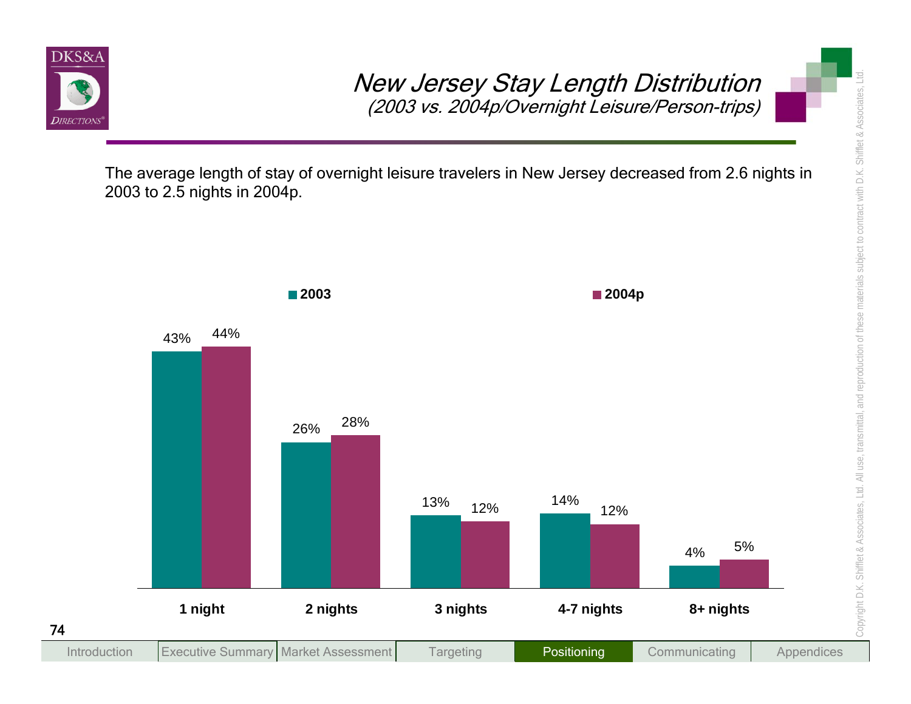# New Jersey Stay Length Distribution

*(2003 vs. 2004p/Overnight Leisure/Person-trips)*

The average length of stay of overnight leisure travelers in New Jersey decreased from 2.6 nights in 2003 to 2.5 nights in 2004p.

| | 2003 | 2004p |
|---|---|---|
| 1 night | 43% | 44% |
| 2 nights | 26% | 28% |
| 3 nights | 13% | 12% |
| 4-7 nights | 14% | 12% |
| 8+ nights | 4% | 5% |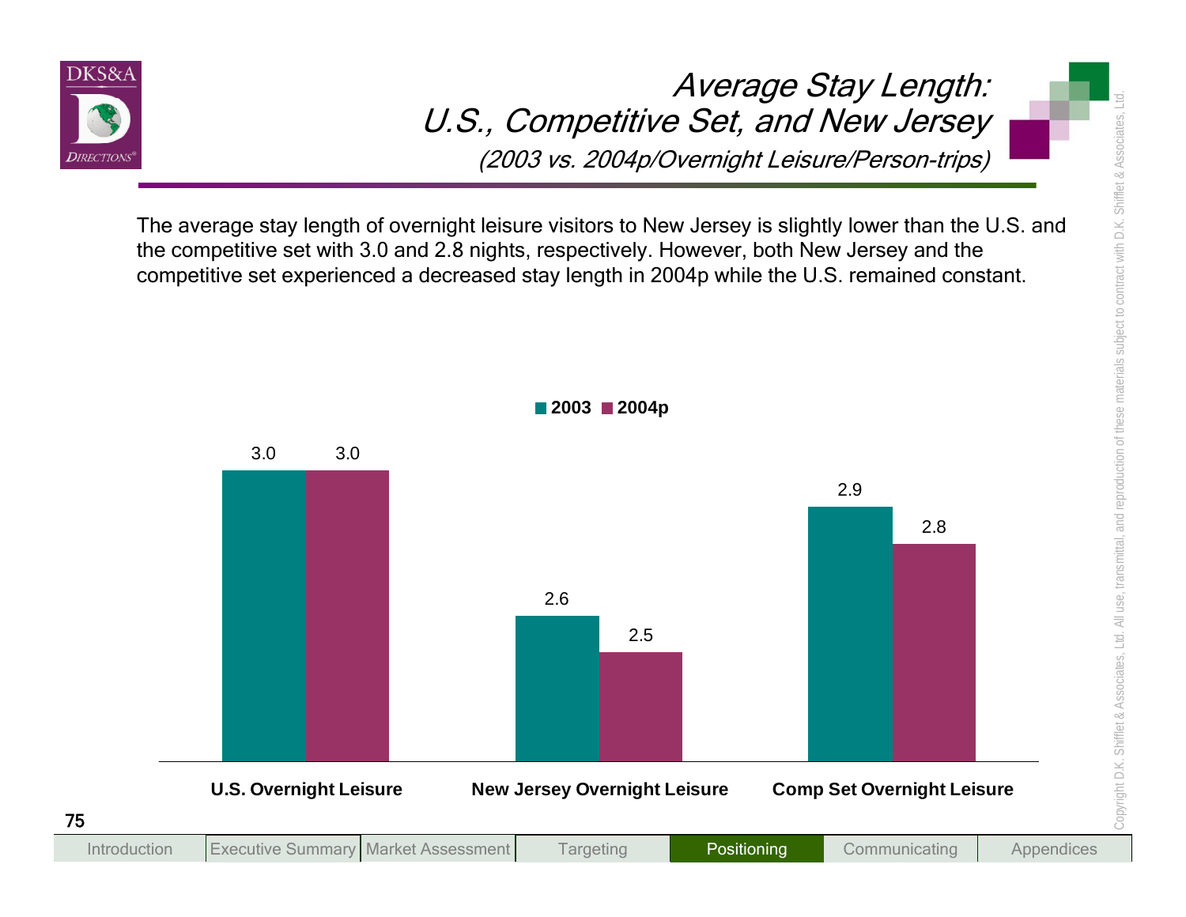# Average Stay Length: U.S., Competitive Set, and New Jersey

*(2003 vs. 2004p/Overnight Leisure/Person-trips)*

The average stay length of overnight leisure visitors to New Jersey is slightly lower than the U.S. and the competitive set with 3.0 and 2.8 nights, respectively. However, both New Jersey and the competitive set experienced a decreased stay length in 2004p while the U.S. remained constant.

| | 2003 | 2004p |
|---|---|---|
| U.S. Overnight Leisure | 3.0 | 3.0 |
| New Jersey Overnight Leisure | 2.6 | 2.5 |
| Comp Set Overnight Leisure | 2.9 | 2.8 |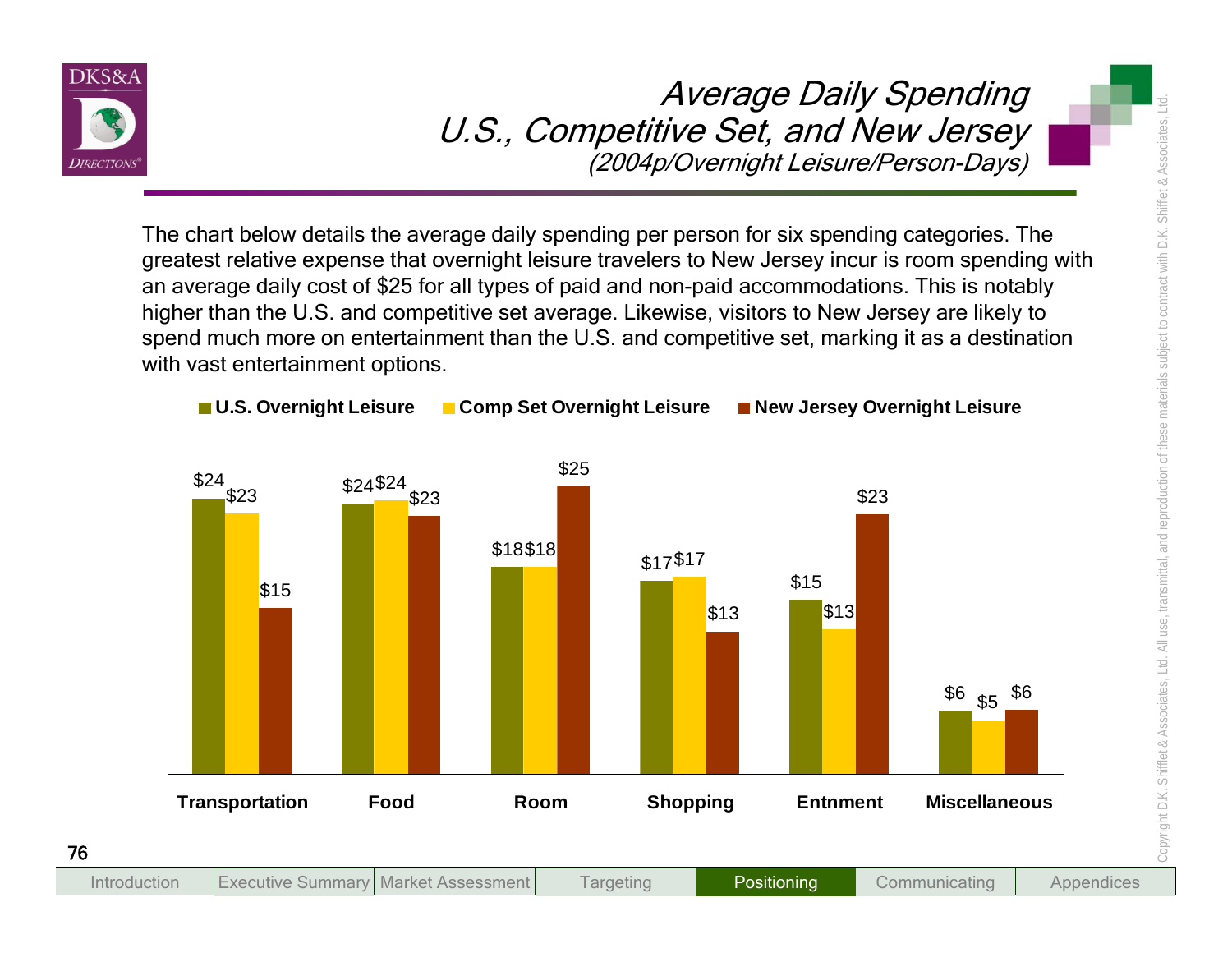# Average Daily Spending
# U.S., Competitive Set, and New Jersey
*(2004p/Overnight Leisure/Person-Days)*

The chart below details the average daily spending per person for six spending categories. The greatest relative expense that overnight leisure travelers to New Jersey incur is room spending with an average daily cost of $25 for all types of paid and non-paid accommodations. This is notably higher than the U.S. and competitive set average. Likewise, visitors to New Jersey are likely to spend much more on entertainment than the U.S. and competitive set, marking it as a destination with vast entertainment options.

| | U.S. Overnight Leisure | Comp Set Overnight Leisure | New Jersey Overnight Leisure |
|---|---|---|---|
| Transportation | $24 | $23 | $15 |
| Food | $24 | $24 | $23 |
| Room | $18 | $18 | $25 |
| Shopping | $17 | $17 | $13 |
| Entnment | $15 | $13 | $23 |
| Miscellaneous | $6 | $5 | $6 |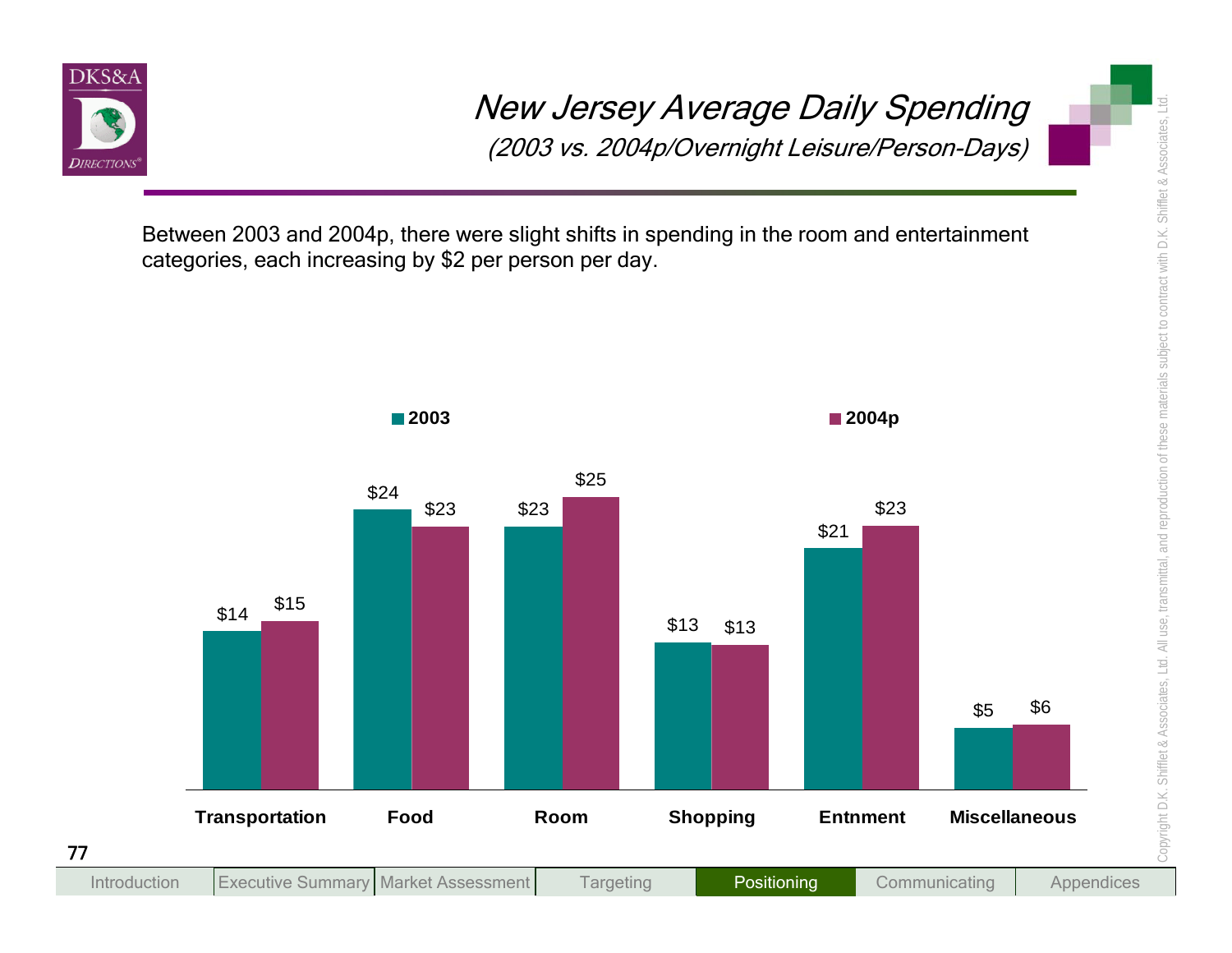# New Jersey Average Daily Spending

*(2003 vs. 2004p/Overnight Leisure/Person-Days)*

Between 2003 and 2004p, there were slight shifts in spending in the room and entertainment categories, each increasing by $2 per person per day.

| | 2003 | 2004p |
|---|---|---|
| Transportation | $14 | $15 |
| Food | $24 | $23 |
| Room | $23 | $25 |
| Shopping | $13 | $13 |
| Entnment | $21 | $23 |
| Miscellaneous | $5 | $6 |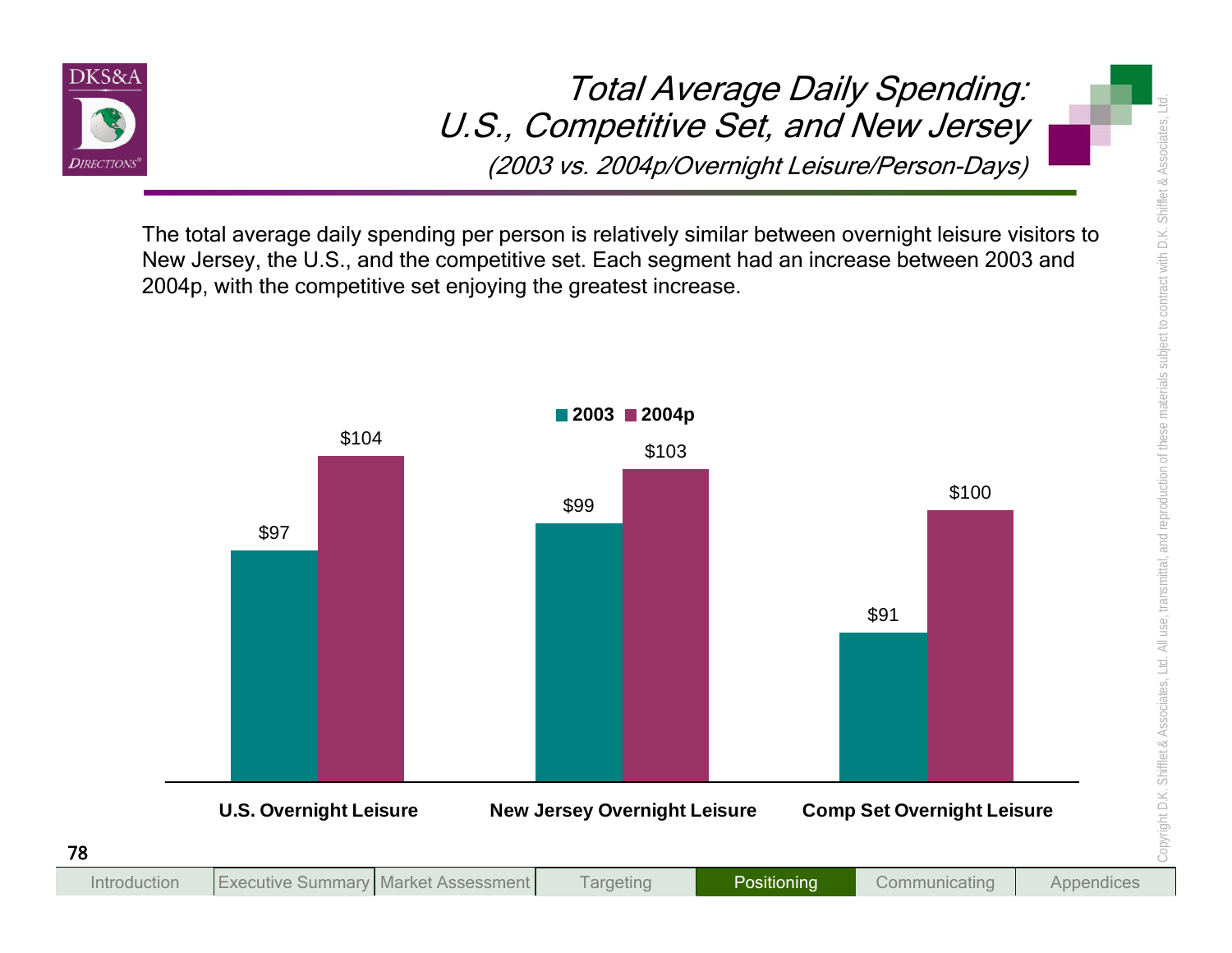# Total Average Daily Spending: U.S., Competitive Set, and New Jersey

*(2003 vs. 2004p/Overnight Leisure/Person-Days)*

The total average daily spending per person is relatively similar between overnight leisure visitors to New Jersey, the U.S., and the competitive set. Each segment had an increase between 2003 and 2004p, with the competitive set enjoying the greatest increase.

| | 2003 | 2004p |
|---|---|---|
| U.S. Overnight Leisure | $97 | $104 |
| New Jersey Overnight Leisure | $99 | $103 |
| Comp Set Overnight Leisure | $91 | $100 |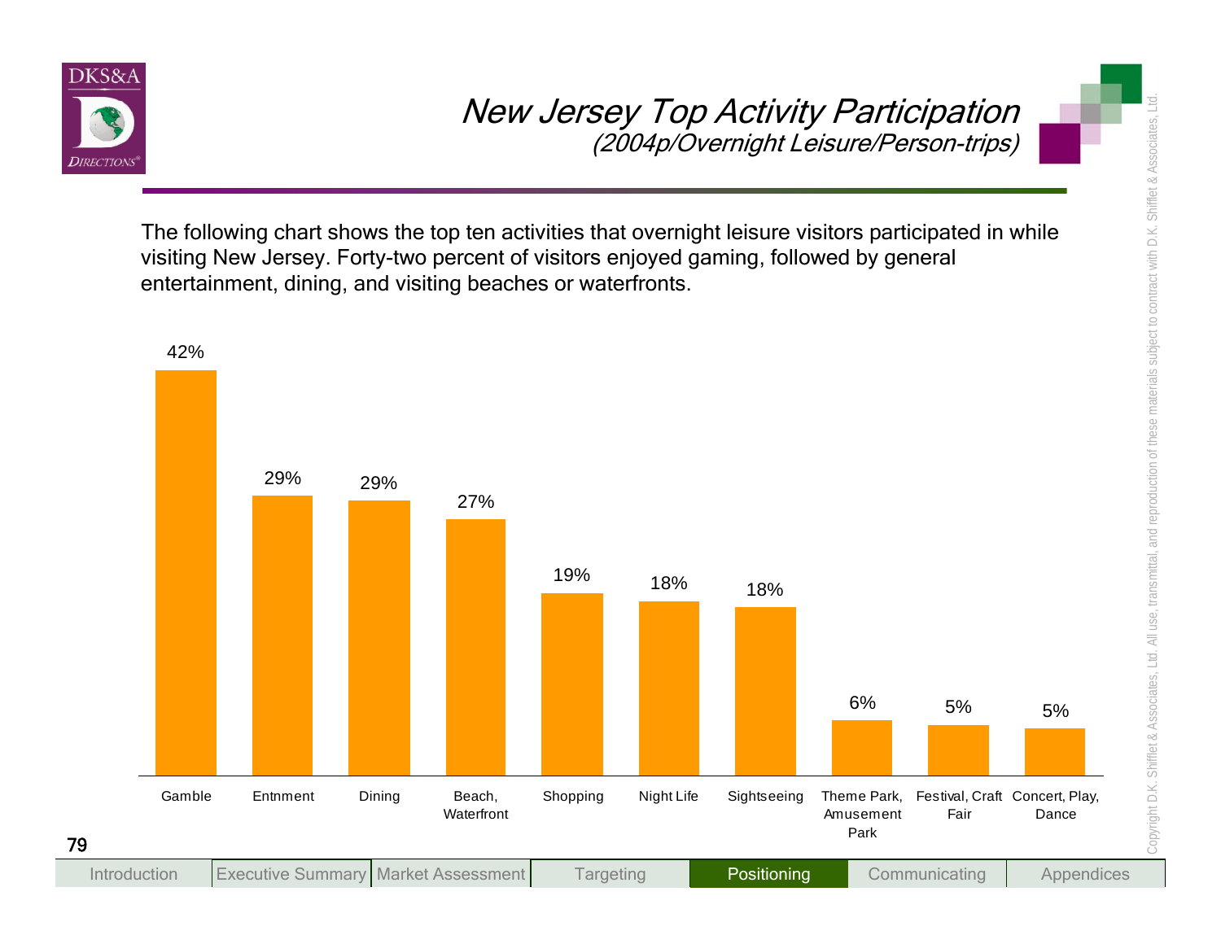# *New Jersey Top Activity Participation*

*(2004p/Overnight Leisure/Person-trips)*

The following chart shows the top ten activities that overnight leisure visitors participated in while visiting New Jersey. Forty-two percent of visitors enjoyed gaming, followed by general entertainment, dining, and visiting beaches or waterfronts.

| Activity | Percent |
|---|---|
| Gamble | 42% |
| Entnment | 29% |
| Dining | 29% |
| Beach, Waterfront | 27% |
| Shopping | 19% |
| Night Life | 18% |
| Sightseeing | 18% |
| Theme Park, Amusement Park | 6% |
| Festival, Craft Fair | 5% |
| Concert, Play, Dance | 5% |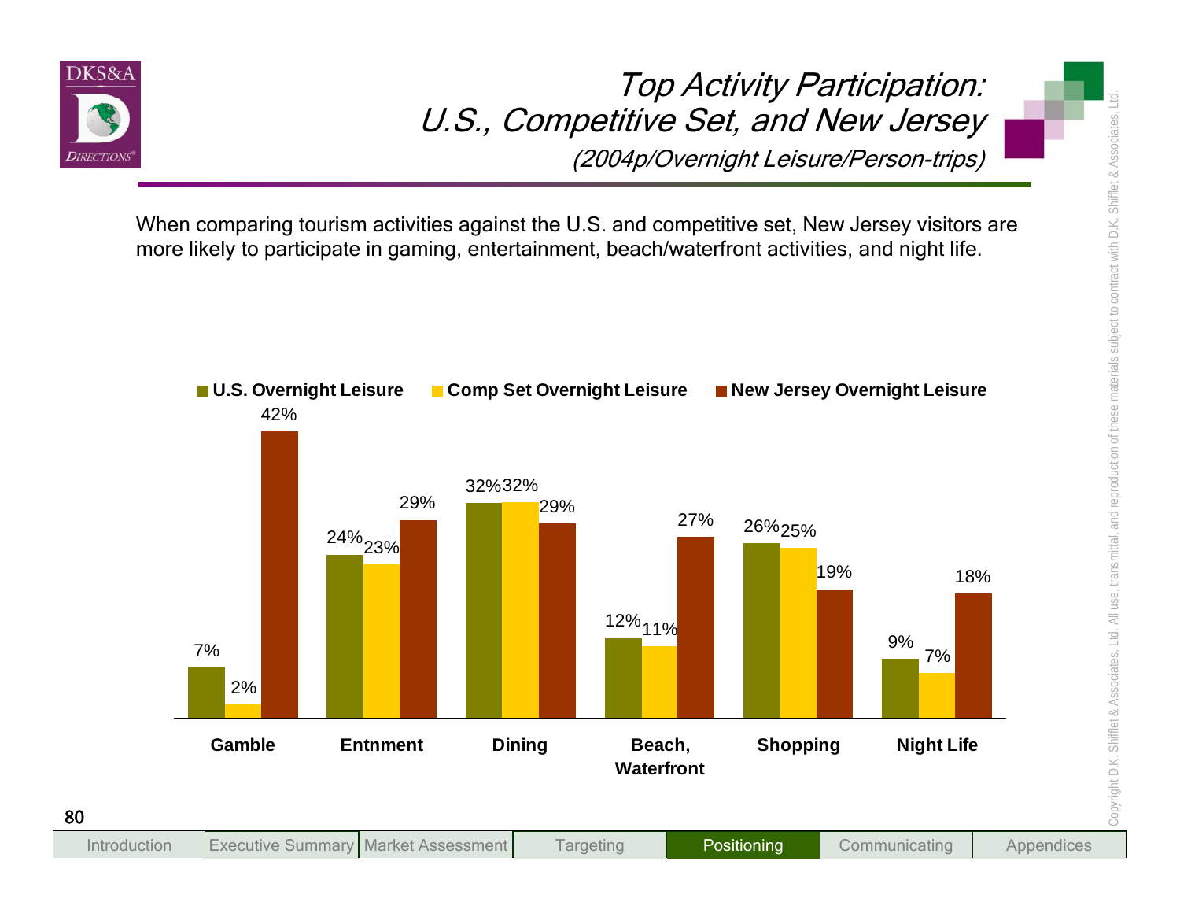# Top Activity Participation: U.S., Competitive Set, and New Jersey

*(2004p/Overnight Leisure/Person-trips)*

When comparing tourism activities against the U.S. and competitive set, New Jersey visitors are more likely to participate in gaming, entertainment, beach/waterfront activities, and night life.

| | U.S. Overnight Leisure | Comp Set Overnight Leisure | New Jersey Overnight Leisure |
|---|---|---|---|
| Gamble | 7% | 2% | 42% |
| Entnment | 24% | 23% | 29% |
| Dining | 32% | 32% | 29% |
| Beach, Waterfront | 12% | 11% | 27% |
| Shopping | 26% | 25% | 19% |
| Night Life | 9% | 7% | 18% |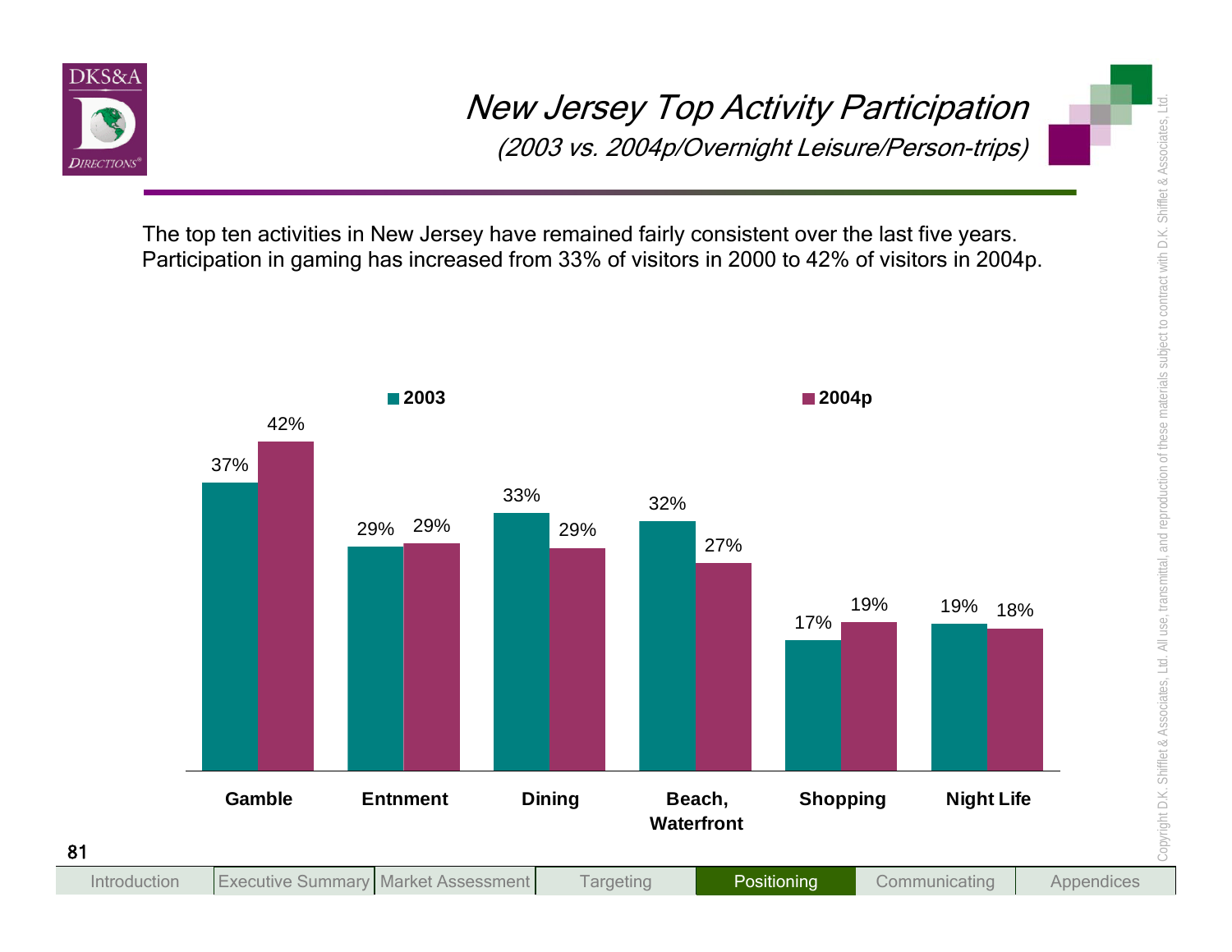# New Jersey Top Activity Participation

*(2003 vs. 2004p/Overnight Leisure/Person-trips)*

The top ten activities in New Jersey have remained fairly consistent over the last five years. Participation in gaming has increased from 33% of visitors in 2000 to 42% of visitors in 2004p.

| Activity | 2003 | 2004p |
|---|---|---|
| Gamble | 37% | 42% |
| Entnment | 29% | 29% |
| Dining | 33% | 29% |
| Beach, Waterfront | 32% | 27% |
| Shopping | 17% | 19% |
| Night Life | 19% | 18% |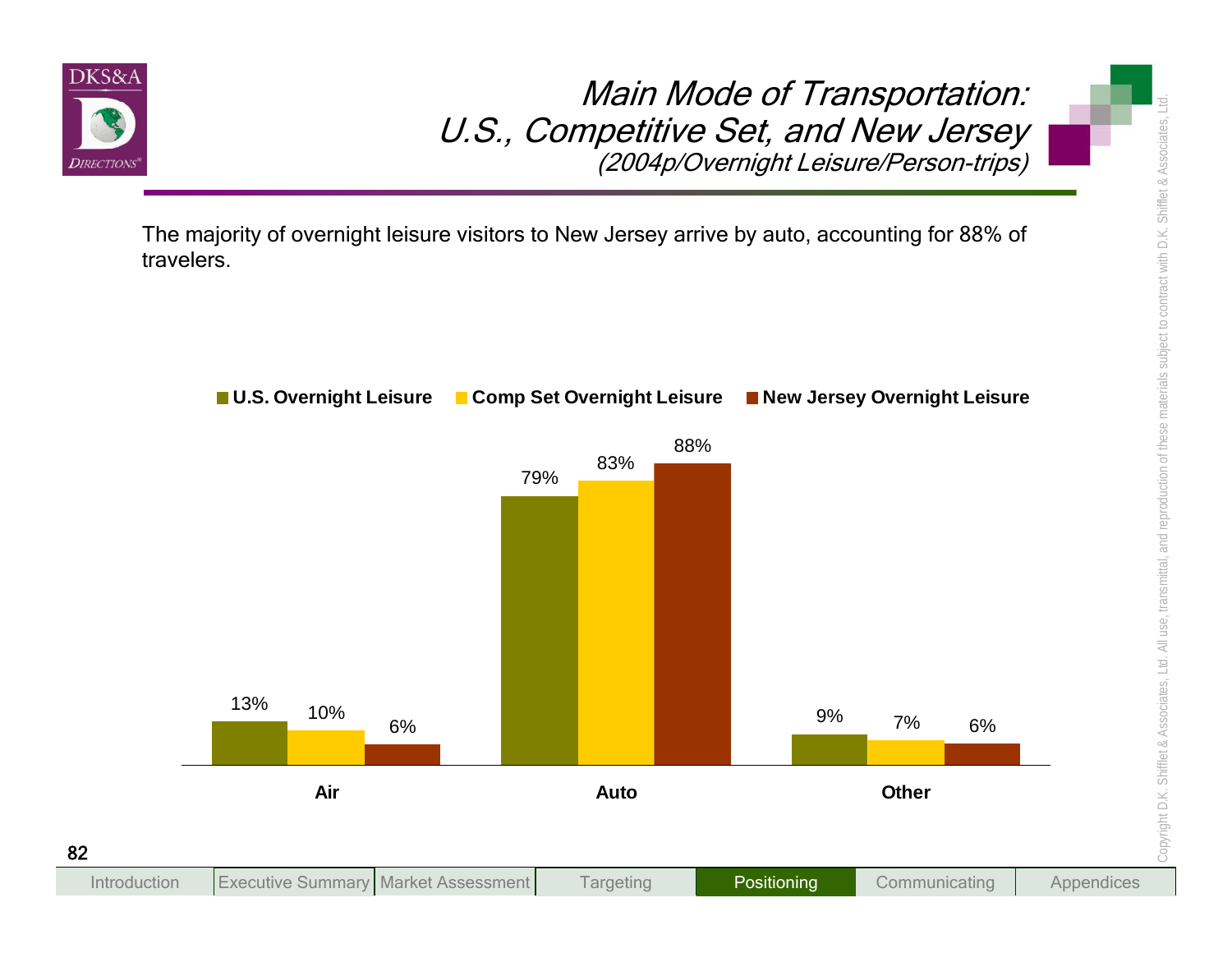# Main Mode of Transportation: U.S., Competitive Set, and New Jersey

*(2004p/Overnight Leisure/Person-trips)*

The majority of overnight leisure visitors to New Jersey arrive by auto, accounting for 88% of travelers.

| | U.S. Overnight Leisure | Comp Set Overnight Leisure | New Jersey Overnight Leisure |
|---|---|---|---|
| Air | 13% | 10% | 6% |
| Auto | 79% | 83% | 88% |
| Other | 9% | 7% | 6% |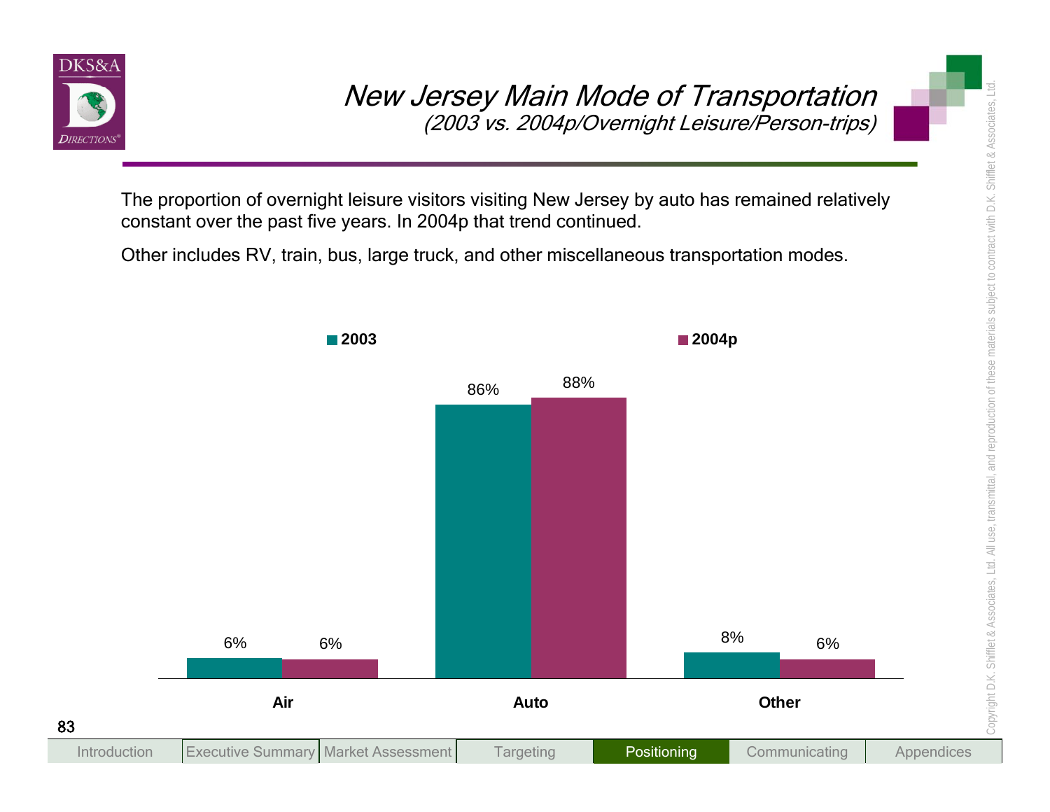# New Jersey Main Mode of Transportation

*(2003 vs. 2004p/Overnight Leisure/Person-trips)*

The proportion of overnight leisure visitors visiting New Jersey by auto has remained relatively constant over the past five years. In 2004p that trend continued.

Other includes RV, train, bus, large truck, and other miscellaneous transportation modes.

| | 2003 | 2004p |
|---|---|---|
| Air | 6% | 6% |
| Auto | 86% | 88% |
| Other | 8% | 6% |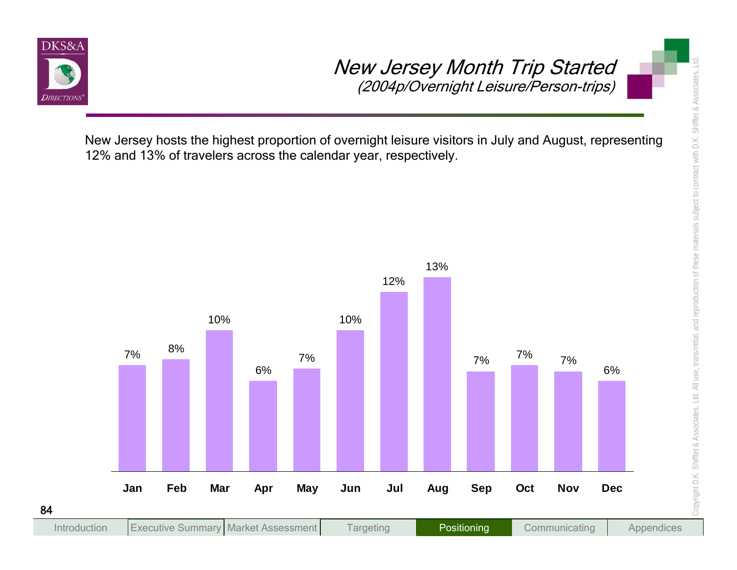# New Jersey Month Trip Started

*(2004p/Overnight Leisure/Person-trips)*

New Jersey hosts the highest proportion of overnight leisure visitors in July and August, representing 12% and 13% of travelers across the calendar year, respectively.

| Month | Share |
|---|---|
| Jan | 7% |
| Feb | 8% |
| Mar | 10% |
| Apr | 6% |
| May | 7% |
| Jun | 10% |
| Jul | 12% |
| Aug | 13% |
| Sep | 7% |
| Oct | 7% |
| Nov | 7% |
| Dec | 6% |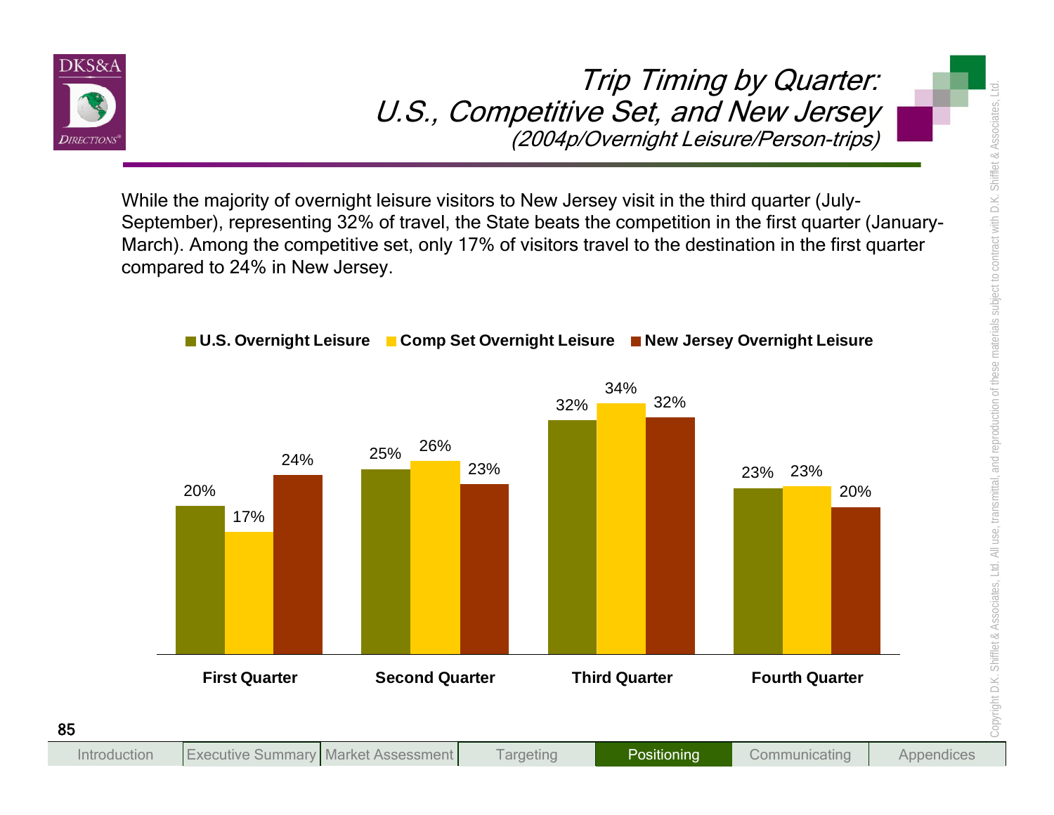# Trip Timing by Quarter: U.S., Competitive Set, and New Jersey

*(2004p/Overnight Leisure/Person-trips)*

While the majority of overnight leisure visitors to New Jersey visit in the third quarter (July-September), representing 32% of travel, the State beats the competition in the first quarter (January-March). Among the competitive set, only 17% of visitors travel to the destination in the first quarter compared to 24% in New Jersey.

| | U.S. Overnight Leisure | Comp Set Overnight Leisure | New Jersey Overnight Leisure |
|---|---|---|---|
| First Quarter | 20% | 17% | 24% |
| Second Quarter | 25% | 26% | 23% |
| Third Quarter | 32% | 34% | 32% |
| Fourth Quarter | 23% | 23% | 20% |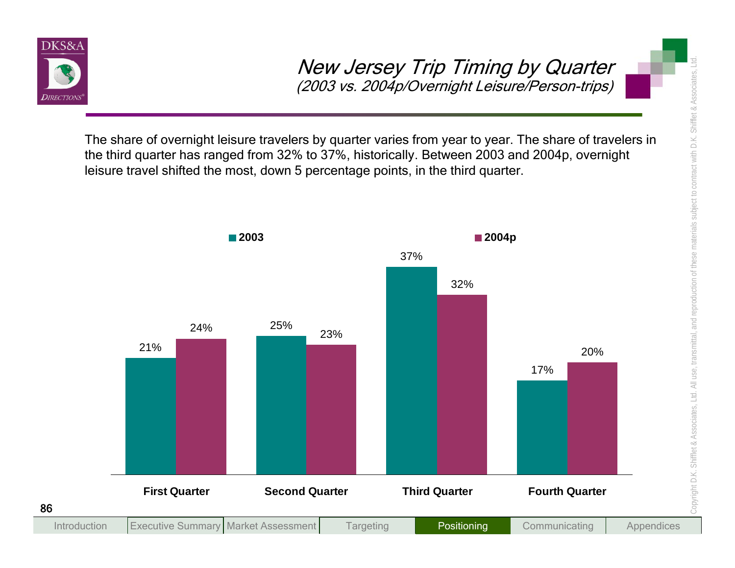# New Jersey Trip Timing by Quarter
*(2003 vs. 2004p/Overnight Leisure/Person-trips)*

The share of overnight leisure travelers by quarter varies from year to year. The share of travelers in the third quarter has ranged from 32% to 37%, historically. Between 2003 and 2004p, overnight leisure travel shifted the most, down 5 percentage points, in the third quarter.

| | 2003 | 2004p |
|---|---|---|
| First Quarter | 21% | 24% |
| Second Quarter | 25% | 23% |
| Third Quarter | 37% | 32% |
| Fourth Quarter | 17% | 20% |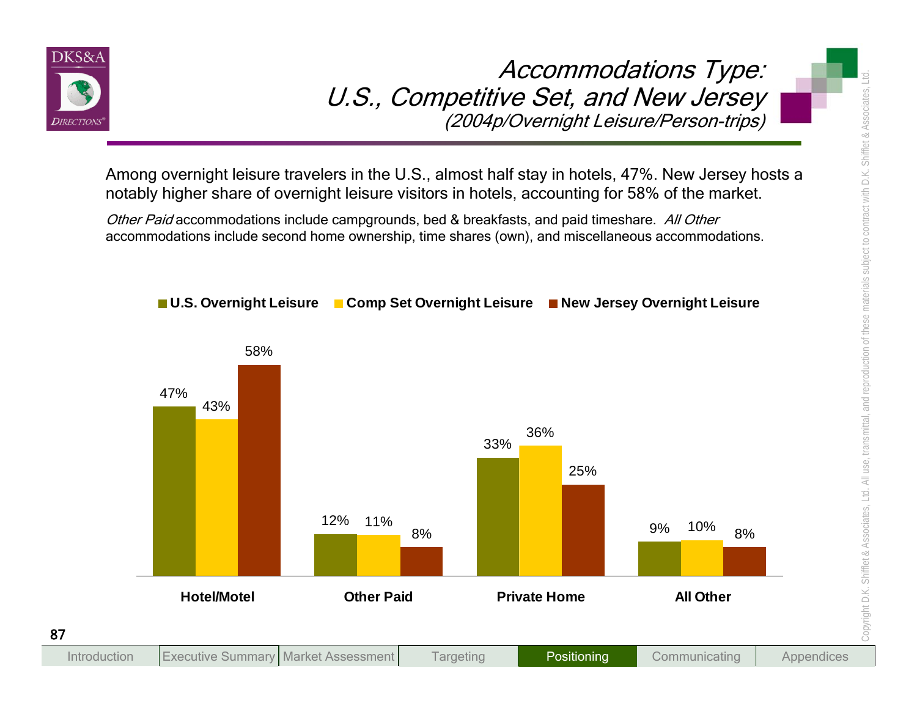# Accommodations Type: U.S., Competitive Set, and New Jersey
### (2004p/Overnight Leisure/Person-trips)

Among overnight leisure travelers in the U.S., almost half stay in hotels, 47%. New Jersey hosts a notably higher share of overnight leisure visitors in hotels, accounting for 58% of the market.

*Other Paid* accommodations include campgrounds, bed & breakfasts, and paid timeshare. *All Other* accommodations include second home ownership, time shares (own), and miscellaneous accommodations.

| | U.S. Overnight Leisure | Comp Set Overnight Leisure | New Jersey Overnight Leisure |
|---|---|---|---|
| Hotel/Motel | 47% | 43% | 58% |
| Other Paid | 12% | 11% | 8% |
| Private Home | 33% | 36% | 25% |
| All Other | 9% | 10% | 8% |

Introduction | Executive Summary | Market Assessment | Targeting | Positioning | Communicating | Appendices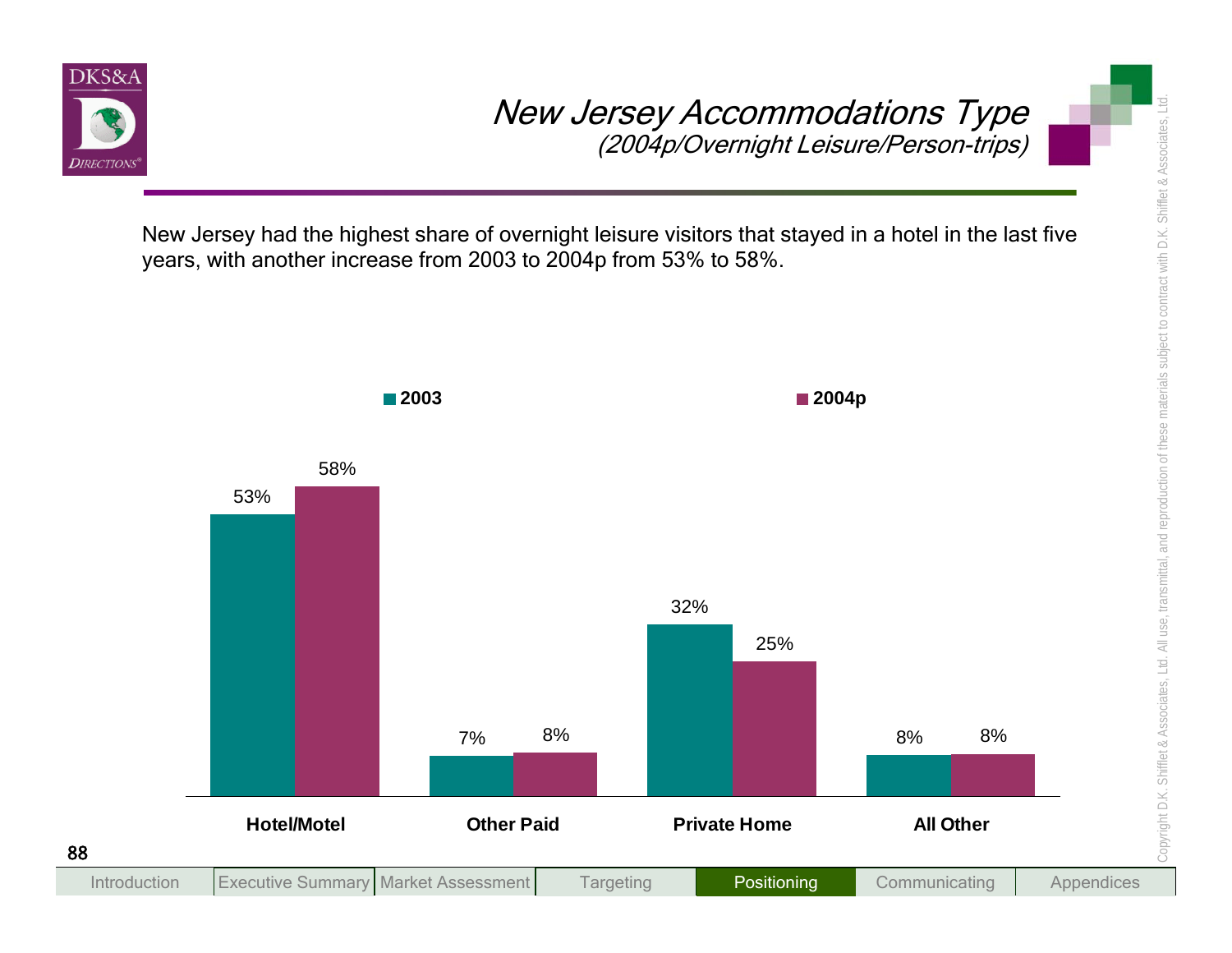# New Jersey Accommodations Type

*(2004p/Overnight Leisure/Person-trips)*

New Jersey had the highest share of overnight leisure visitors that stayed in a hotel in the last five years, with another increase from 2003 to 2004p from 53% to 58%.

| | 2003 | 2004p |
|---|---|---|
| Hotel/Motel | 53% | 58% |
| Other Paid | 7% | 8% |
| Private Home | 32% | 25% |
| All Other | 8% | 8% |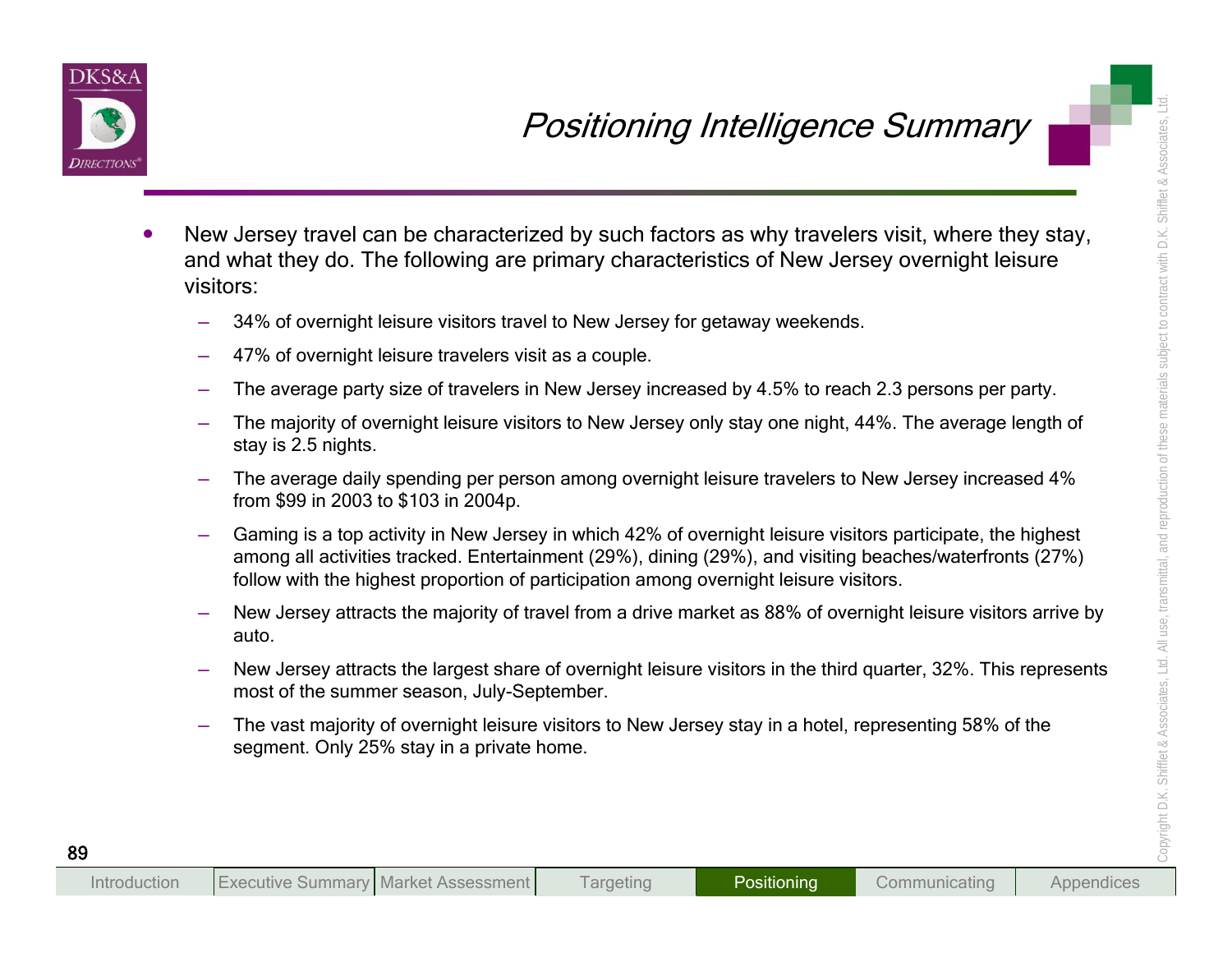# Positioning Intelligence Summary

- New Jersey travel can be characterized by such factors as why travelers visit, where they stay, and what they do. The following are primary characteristics of New Jersey overnight leisure visitors:
  - 34% of overnight leisure visitors travel to New Jersey for getaway weekends.
  - 47% of overnight leisure travelers visit as a couple.
  - The average party size of travelers in New Jersey increased by 4.5% to reach 2.3 persons per party.
  - The majority of overnight leisure visitors to New Jersey only stay one night, 44%. The average length of stay is 2.5 nights.
  - The average daily spending per person among overnight leisure travelers to New Jersey increased 4% from $99 in 2003 to $103 in 2004p.
  - Gaming is a top activity in New Jersey in which 42% of overnight leisure visitors participate, the highest among all activities tracked. Entertainment (29%), dining (29%), and visiting beaches/waterfronts (27%) follow with the highest proportion of participation among overnight leisure visitors.
  - New Jersey attracts the majority of travel from a drive market as 88% of overnight leisure visitors arrive by auto.
  - New Jersey attracts the largest share of overnight leisure visitors in the third quarter, 32%. This represents most of the summer season, July-September.
  - The vast majority of overnight leisure visitors to New Jersey stay in a hotel, representing 58% of the segment. Only 25% stay in a private home.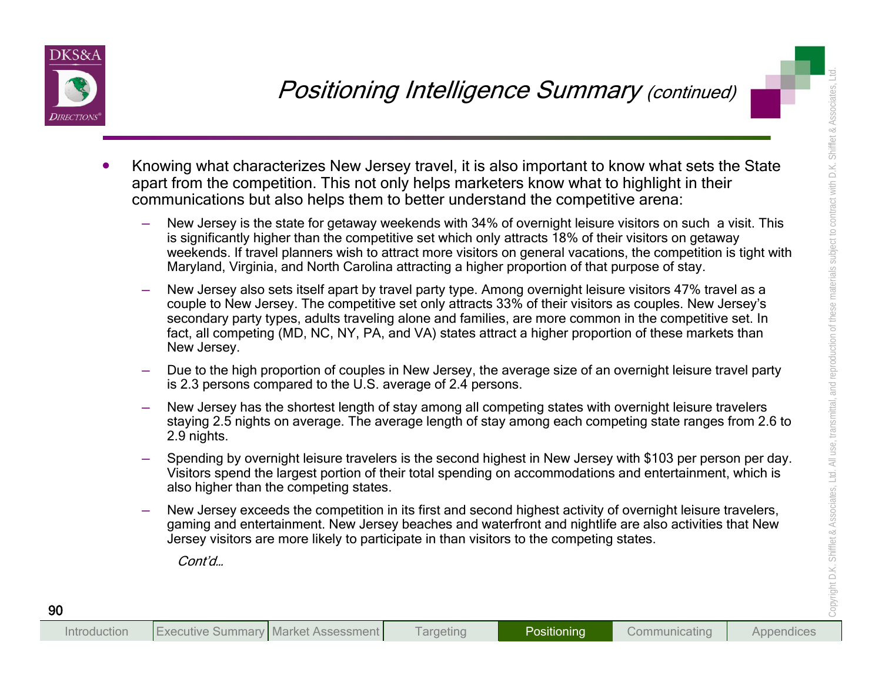# *Positioning Intelligence Summary (continued)*

- Knowing what characterizes New Jersey travel, it is also important to know what sets the State apart from the competition. This not only helps marketers know what to highlight in their communications but also helps them to better understand the competitive arena:
  - New Jersey is the state for getaway weekends with 34% of overnight leisure visitors on such a visit. This is significantly higher than the competitive set which only attracts 18% of their visitors on getaway weekends. If travel planners wish to attract more visitors on general vacations, the competition is tight with Maryland, Virginia, and North Carolina attracting a higher proportion of that purpose of stay.
  - New Jersey also sets itself apart by travel party type. Among overnight leisure visitors 47% travel as a couple to New Jersey. The competitive set only attracts 33% of their visitors as couples. New Jersey's secondary party types, adults traveling alone and families, are more common in the competitive set. In fact, all competing (MD, NC, NY, PA, and VA) states attract a higher proportion of these markets than New Jersey.
  - Due to the high proportion of couples in New Jersey, the average size of an overnight leisure travel party is 2.3 persons compared to the U.S. average of 2.4 persons.
  - New Jersey has the shortest length of stay among all competing states with overnight leisure travelers staying 2.5 nights on average. The average length of stay among each competing state ranges from 2.6 to 2.9 nights.
  - Spending by overnight leisure travelers is the second highest in New Jersey with $103 per person per day. Visitors spend the largest portion of their total spending on accommodations and entertainment, which is also higher than the competing states.
  - New Jersey exceeds the competition in its first and second highest activity of overnight leisure travelers, gaming and entertainment. New Jersey beaches and waterfront and nightlife are also activities that New Jersey visitors are more likely to participate in than visitors to the competing states.

  *Cont'd…*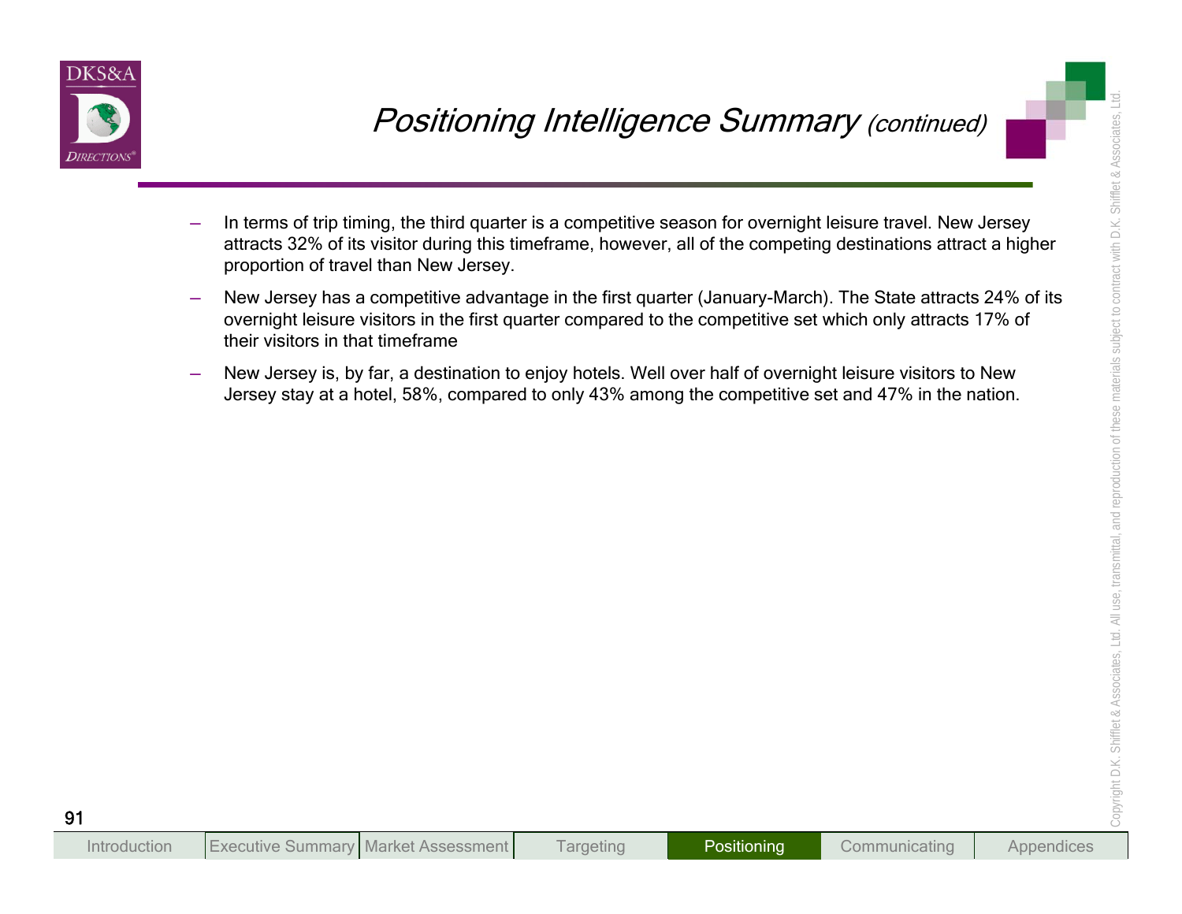# *Positioning Intelligence Summary (continued)*

- In terms of trip timing, the third quarter is a competitive season for overnight leisure travel. New Jersey attracts 32% of its visitor during this timeframe, however, all of the competing destinations attract a higher proportion of travel than New Jersey.
- New Jersey has a competitive advantage in the first quarter (January-March). The State attracts 24% of its overnight leisure visitors in the first quarter compared to the competitive set which only attracts 17% of their visitors in that timeframe
- New Jersey is, by far, a destination to enjoy hotels. Well over half of overnight leisure visitors to New Jersey stay at a hotel, 58%, compared to only 43% among the competitive set and 47% in the nation.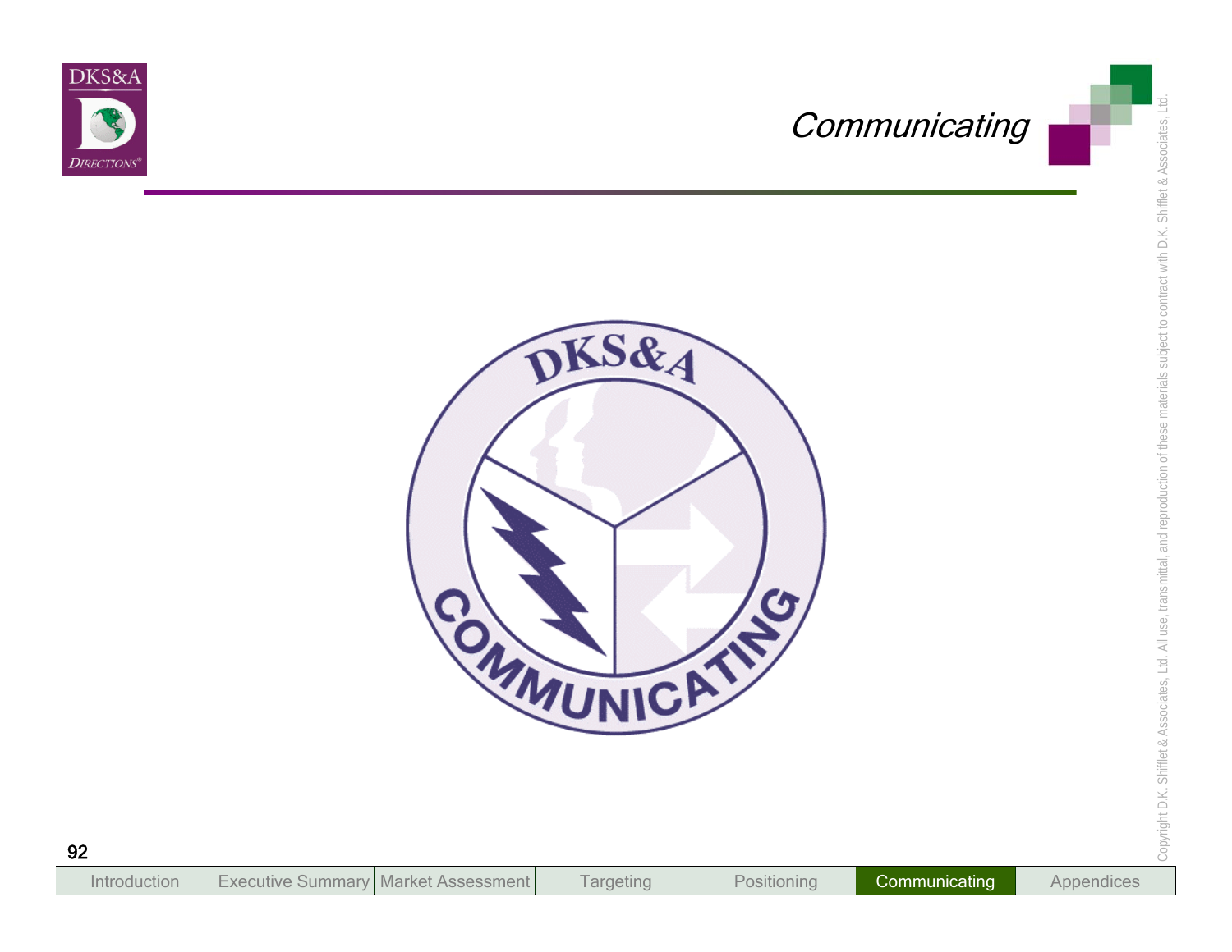# Communicating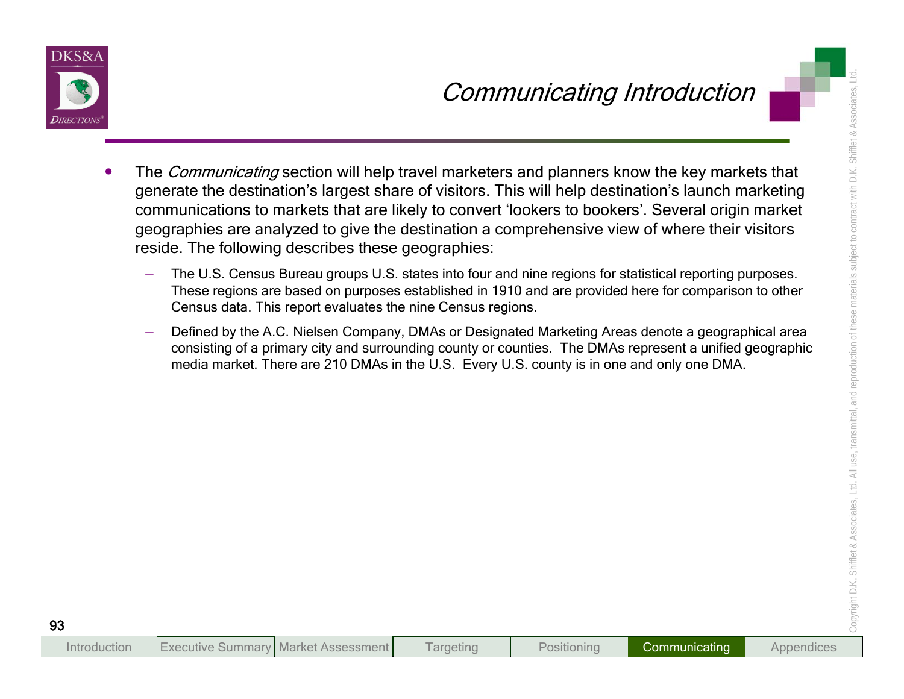# Communicating Introduction

- The *Communicating* section will help travel marketers and planners know the key markets that generate the destination's largest share of visitors. This will help destination's launch marketing communications to markets that are likely to convert 'lookers to bookers'. Several origin market geographies are analyzed to give the destination a comprehensive view of where their visitors reside. The following describes these geographies:
  - The U.S. Census Bureau groups U.S. states into four and nine regions for statistical reporting purposes. These regions are based on purposes established in 1910 and are provided here for comparison to other Census data. This report evaluates the nine Census regions.
  - Defined by the A.C. Nielsen Company, DMAs or Designated Marketing Areas denote a geographical area consisting of a primary city and surrounding county or counties. The DMAs represent a unified geographic media market. There are 210 DMAs in the U.S. Every U.S. county is in one and only one DMA.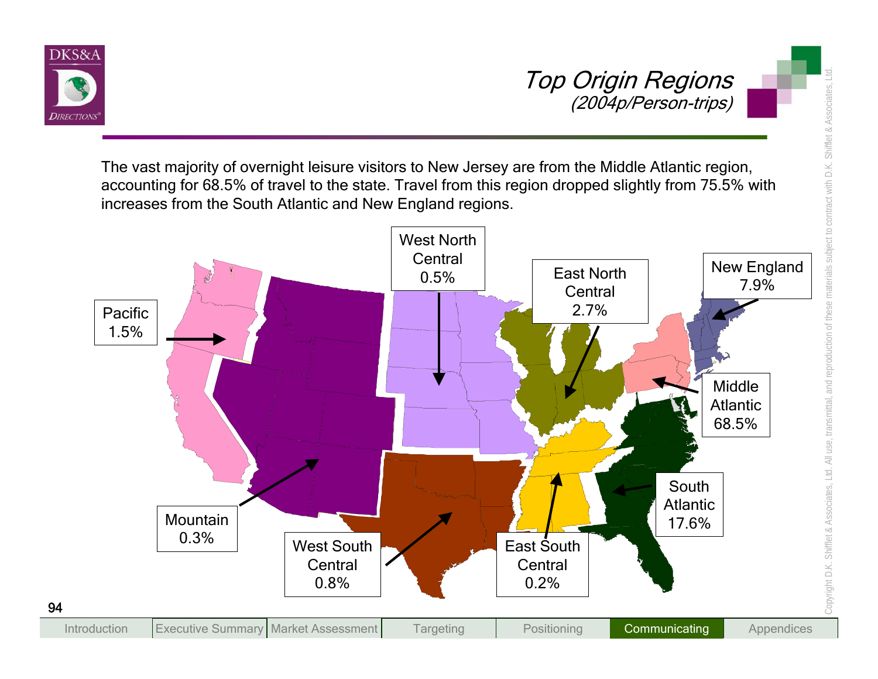# Top Origin Regions

*(2004p/Person-trips)*

The vast majority of overnight leisure visitors to New Jersey are from the Middle Atlantic region, accounting for 68.5% of travel to the state. Travel from this region dropped slightly from 75.5% with increases from the South Atlantic and New England regions.

| Region | Share |
|---|---|
| Pacific | 1.5% |
| Mountain | 0.3% |
| West North Central | 0.5% |
| West South Central | 0.8% |
| East North Central | 2.7% |
| East South Central | 0.2% |
| New England | 7.9% |
| Middle Atlantic | 68.5% |
| South Atlantic | 17.6% |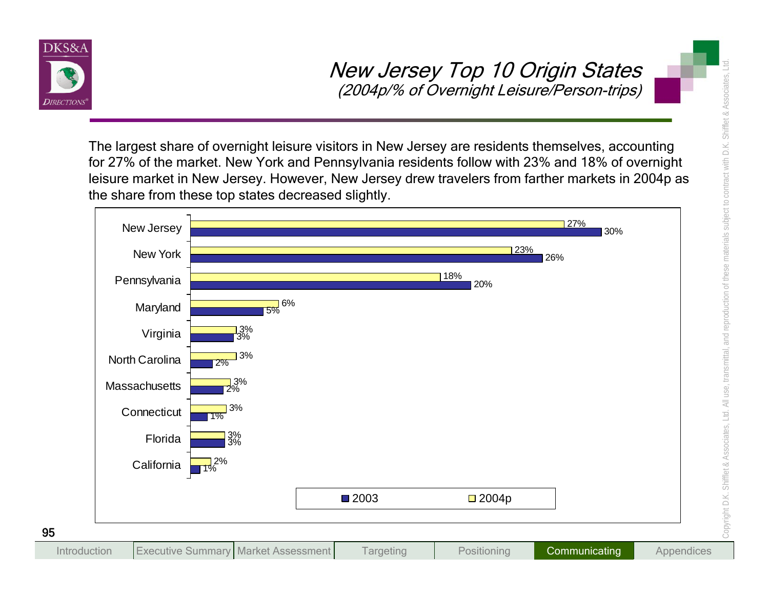# New Jersey Top 10 Origin States

*(2004p/% of Overnight Leisure/Person-trips)*

The largest share of overnight leisure visitors in New Jersey are residents themselves, accounting for 27% of the market. New York and Pennsylvania residents follow with 23% and 18% of overnight leisure market in New Jersey. However, New Jersey drew travelers from farther markets in 2004p as the share from these top states decreased slightly.

| State | 2004p | 2003 |
|---|---|---|
| New Jersey | 27% | 30% |
| New York | 23% | 26% |
| Pennsylvania | 18% | 20% |
| Maryland | 6% | 5% |
| Virginia | 3% | 3% |
| North Carolina | 3% | 2% |
| Massachusetts | 3% | 2% |
| Connecticut | 3% | 1% |
| Florida | 3% | 3% |
| California | 2% | 1% |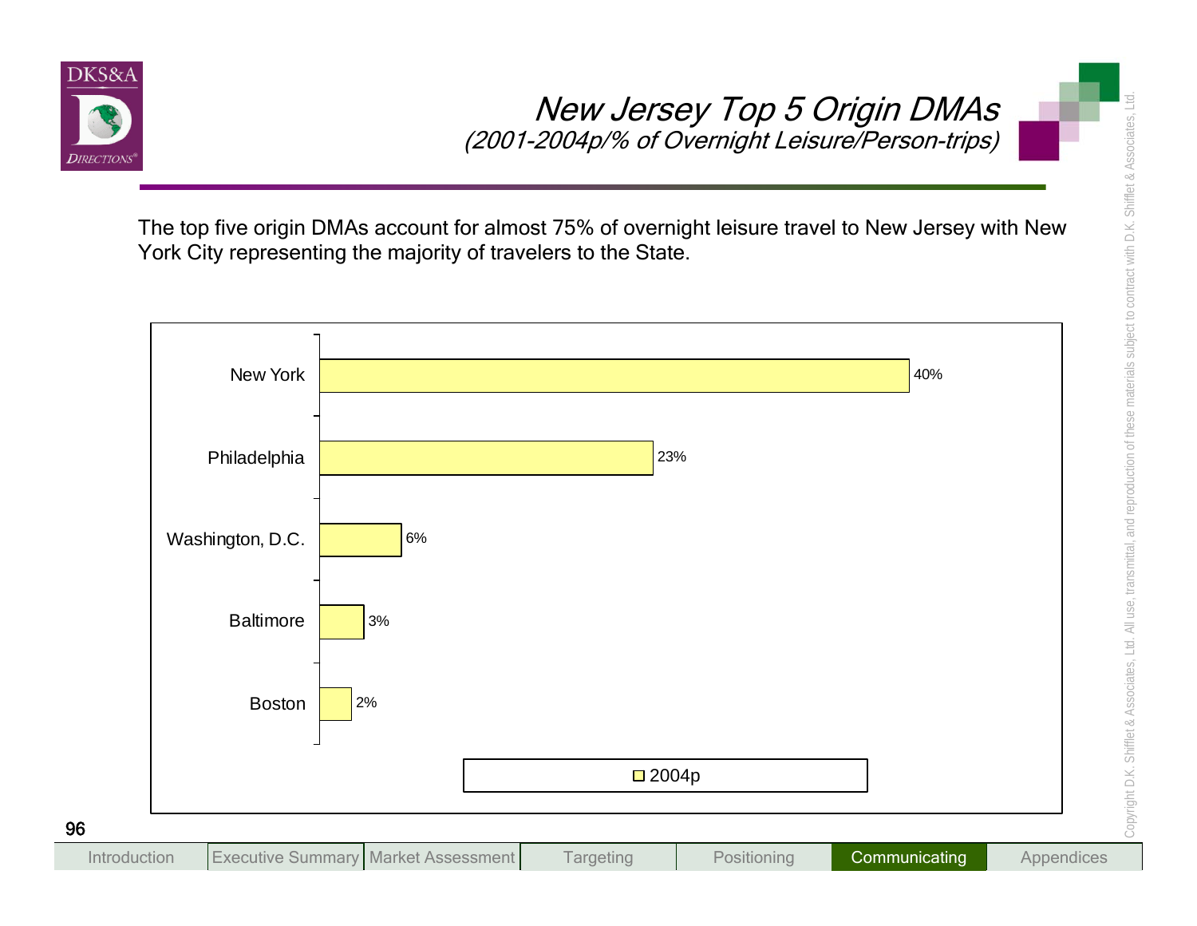# New Jersey Top 5 Origin DMAs

*(2001-2004p/% of Overnight Leisure/Person-trips)*

The top five origin DMAs account for almost 75% of overnight leisure travel to New Jersey with New York City representing the majority of travelers to the State.

| DMA | 2004p |
|---|---|
| New York | 40% |
| Philadelphia | 23% |
| Washington, D.C. | 6% |
| Baltimore | 3% |
| Boston | 2% |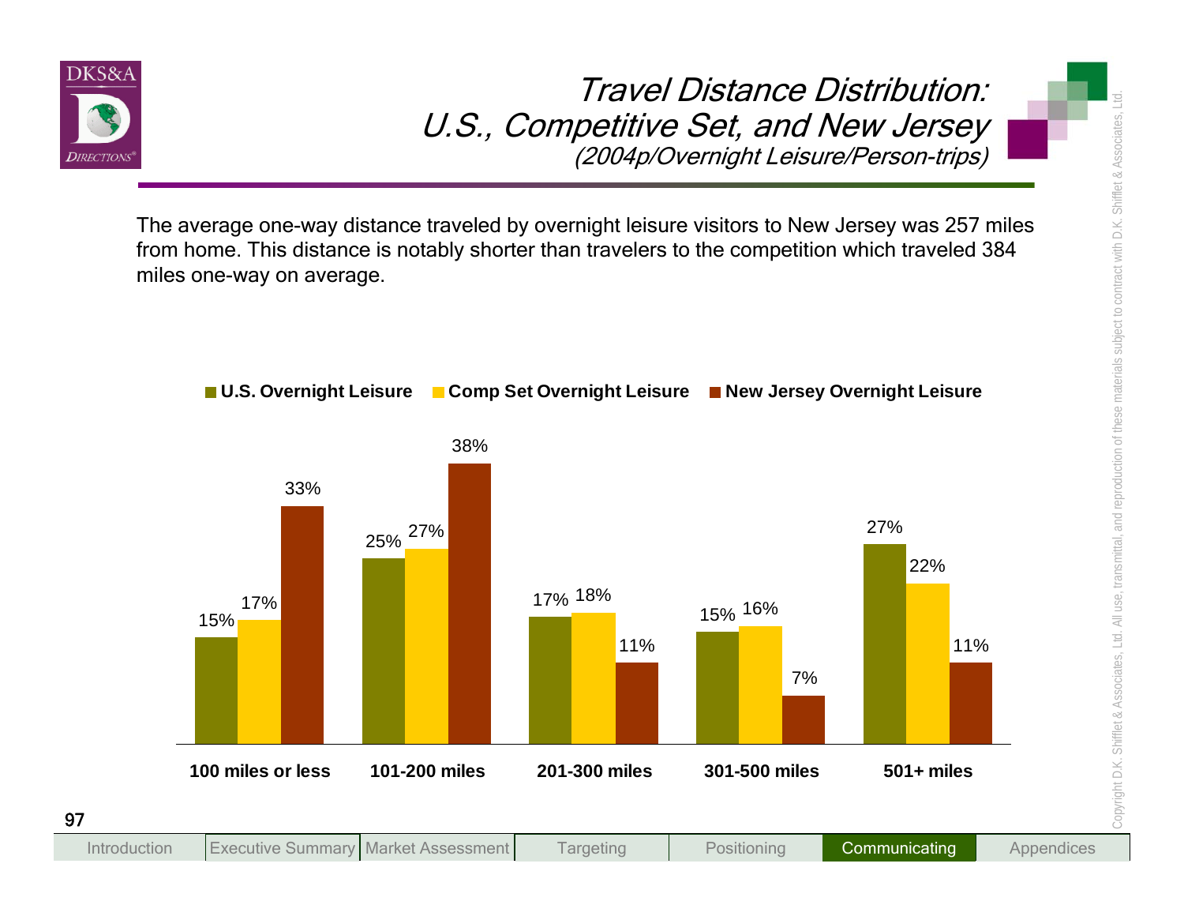# Travel Distance Distribution: U.S., Competitive Set, and New Jersey

*(2004p/Overnight Leisure/Person-trips)*

The average one-way distance traveled by overnight leisure visitors to New Jersey was 257 miles from home. This distance is notably shorter than travelers to the competition which traveled 384 miles one-way on average.

| | U.S. Overnight Leisure | Comp Set Overnight Leisure | New Jersey Overnight Leisure |
|---|---|---|---|
| 100 miles or less | 15% | 17% | 33% |
| 101-200 miles | 25% | 27% | 38% |
| 201-300 miles | 17% | 18% | 11% |
| 301-500 miles | 15% | 16% | 7% |
| 501+ miles | 27% | 22% | 11% |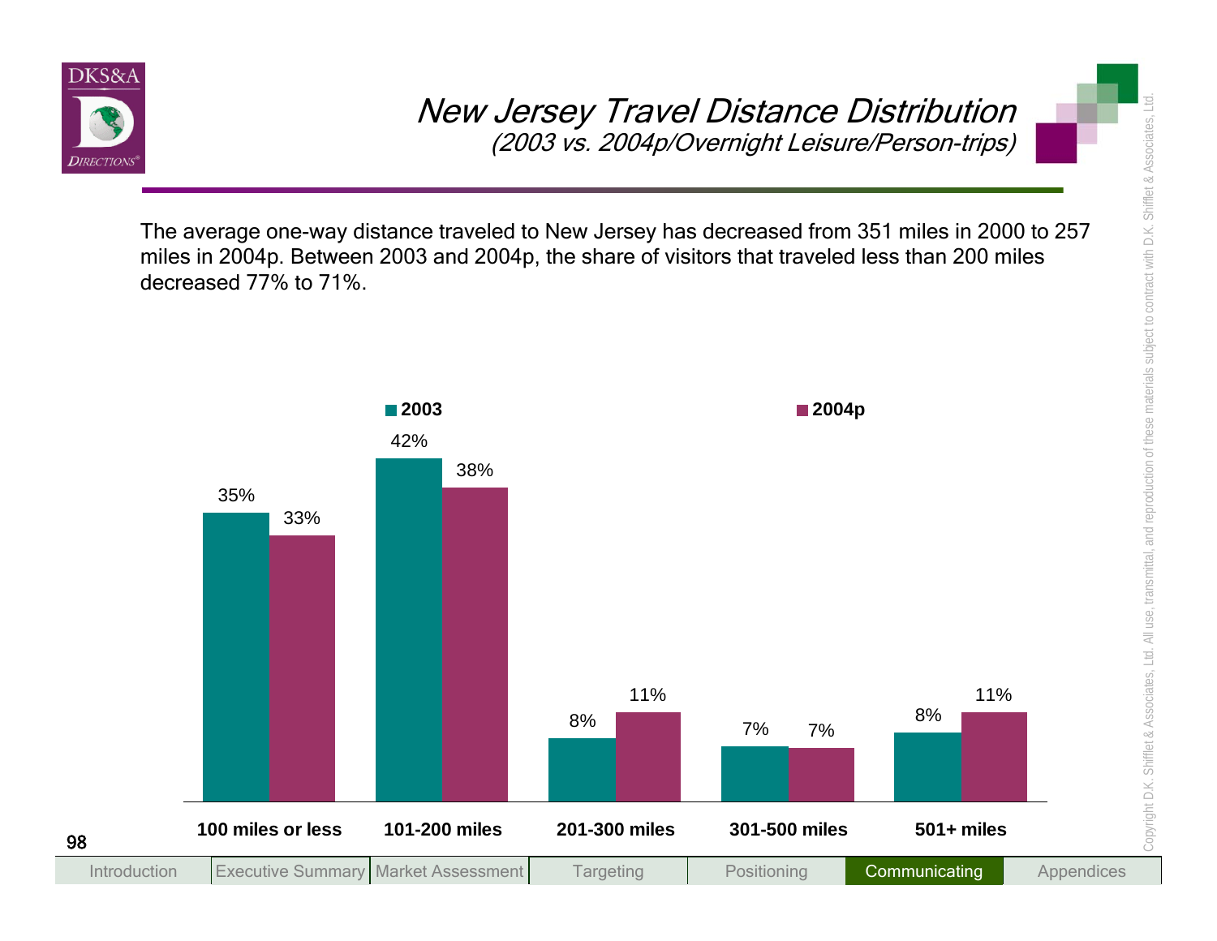# New Jersey Travel Distance Distribution

*(2003 vs. 2004p/Overnight Leisure/Person-trips)*

The average one-way distance traveled to New Jersey has decreased from 351 miles in 2000 to 257 miles in 2004p. Between 2003 and 2004p, the share of visitors that traveled less than 200 miles decreased 77% to 71%.

| | 2003 | 2004p |
|---|---|---|
| 100 miles or less | 35% | 33% |
| 101-200 miles | 42% | 38% |
| 201-300 miles | 8% | 11% |
| 301-500 miles | 7% | 7% |
| 501+ miles | 8% | 11% |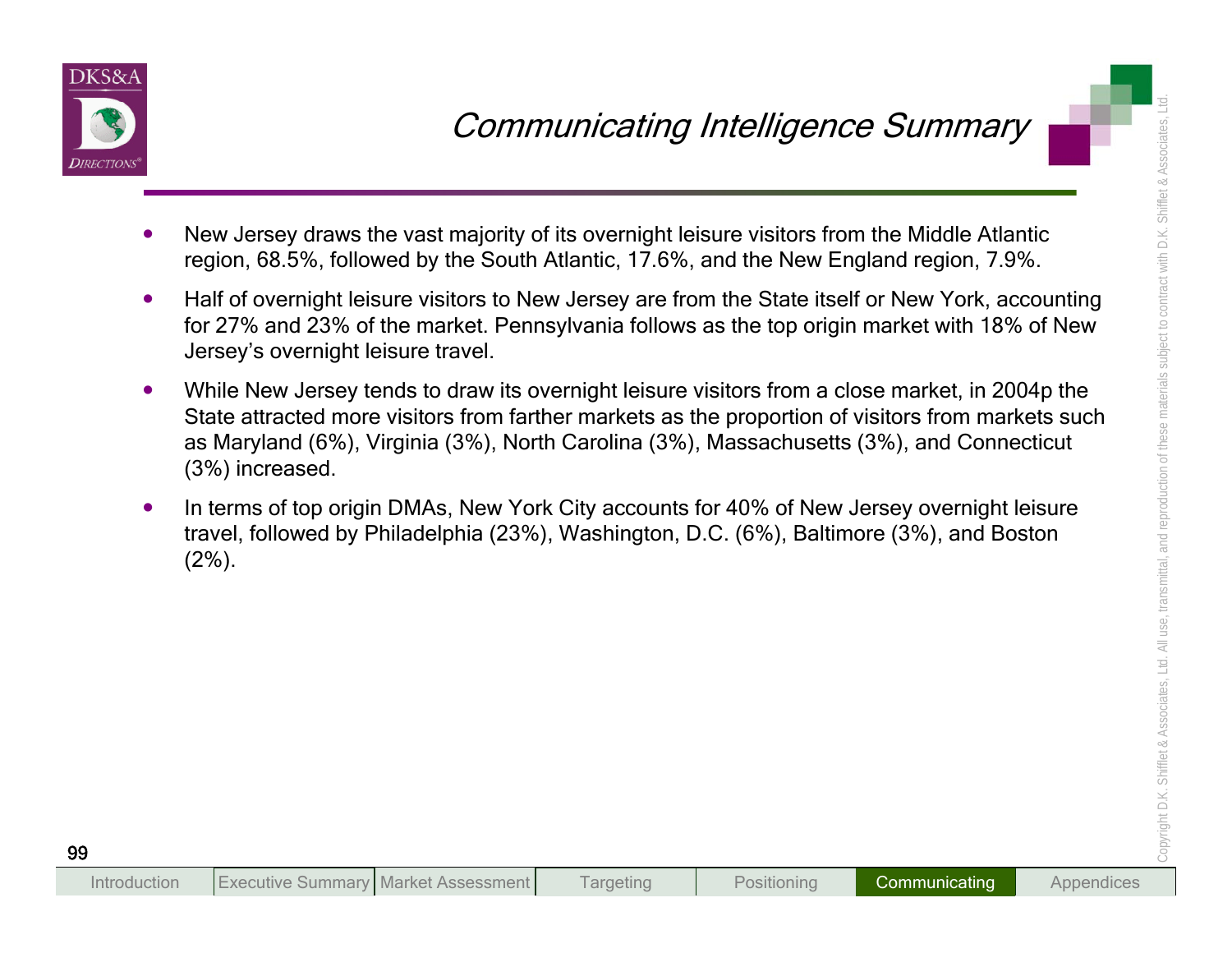# Communicating Intelligence Summary

- New Jersey draws the vast majority of its overnight leisure visitors from the Middle Atlantic region, 68.5%, followed by the South Atlantic, 17.6%, and the New England region, 7.9%.
- Half of overnight leisure visitors to New Jersey are from the State itself or New York, accounting for 27% and 23% of the market. Pennsylvania follows as the top origin market with 18% of New Jersey's overnight leisure travel.
- While New Jersey tends to draw its overnight leisure visitors from a close market, in 2004p the State attracted more visitors from farther markets as the proportion of visitors from markets such as Maryland (6%), Virginia (3%), North Carolina (3%), Massachusetts (3%), and Connecticut (3%) increased.
- In terms of top origin DMAs, New York City accounts for 40% of New Jersey overnight leisure travel, followed by Philadelphia (23%), Washington, D.C. (6%), Baltimore (3%), and Boston (2%).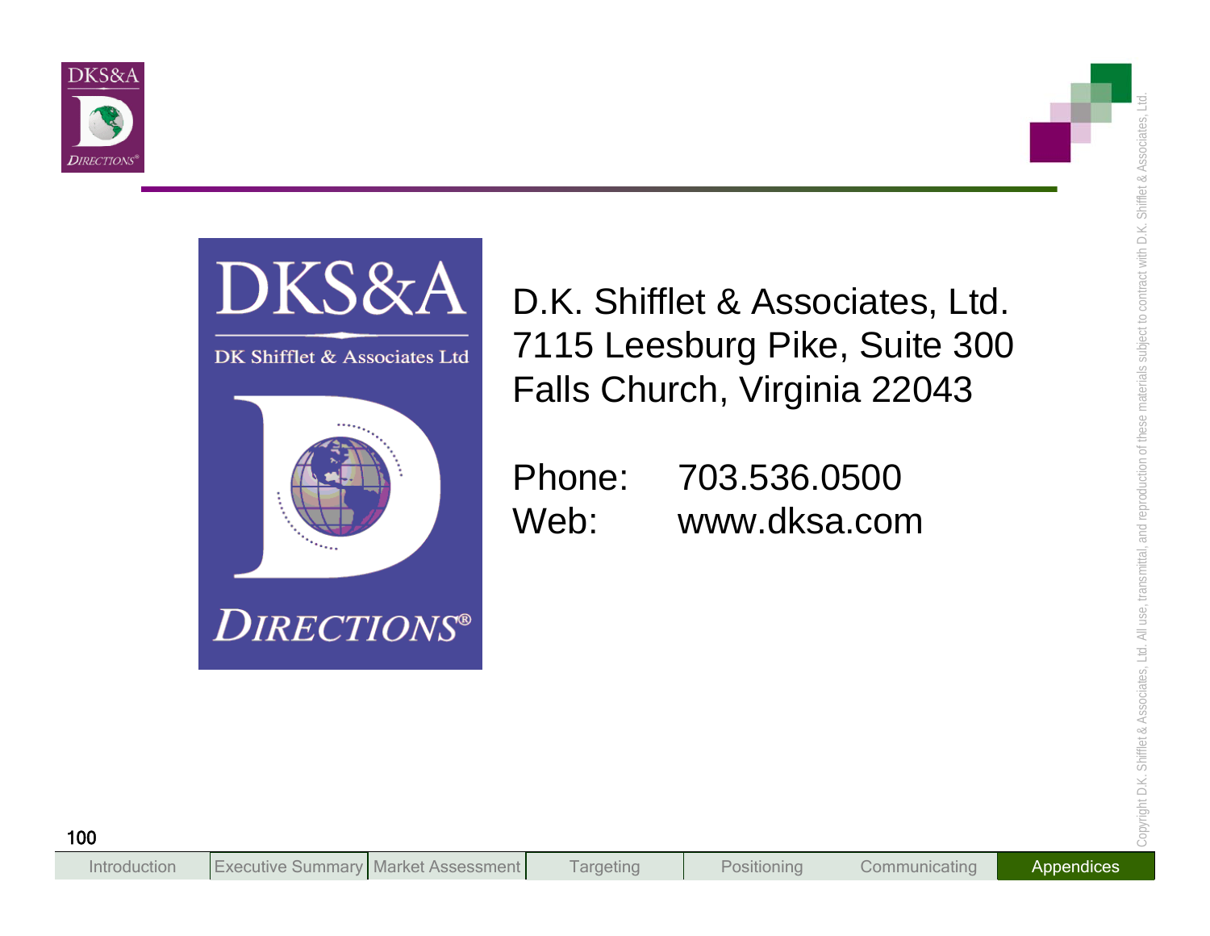D.K. Shifflet & Associates, Ltd.
7115 Leesburg Pike, Suite 300
Falls Church, Virginia 22043

Phone: 703.536.0500
Web: www.dksa.com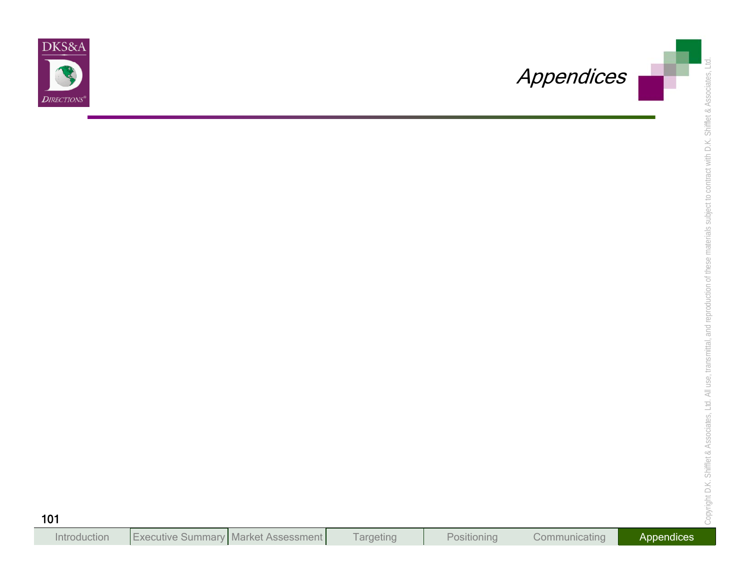# Appendices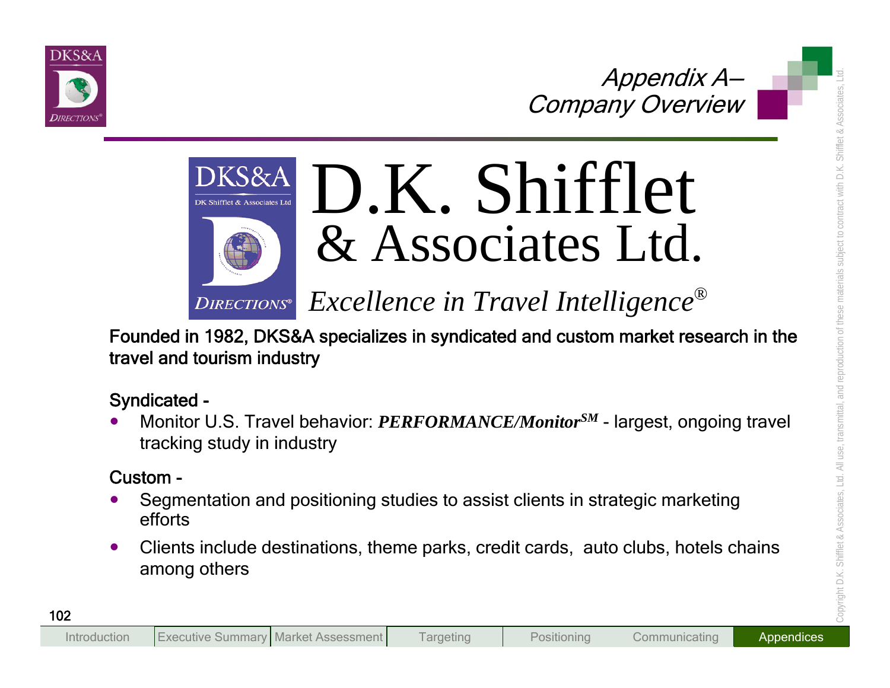# Appendix A– Company Overview

# D.K. Shifflet & Associates Ltd.

*Excellence in Travel Intelligence®*

Founded in 1982, DKS&A specializes in syndicated and custom market research in the travel and tourism industry

Syndicated -

- Monitor U.S. Travel behavior: ***PERFORMANCE/Monitor***[SM] - largest, ongoing travel tracking study in industry

Custom -

- Segmentation and positioning studies to assist clients in strategic marketing efforts
- Clients include destinations, theme parks, credit cards, auto clubs, hotels chains among others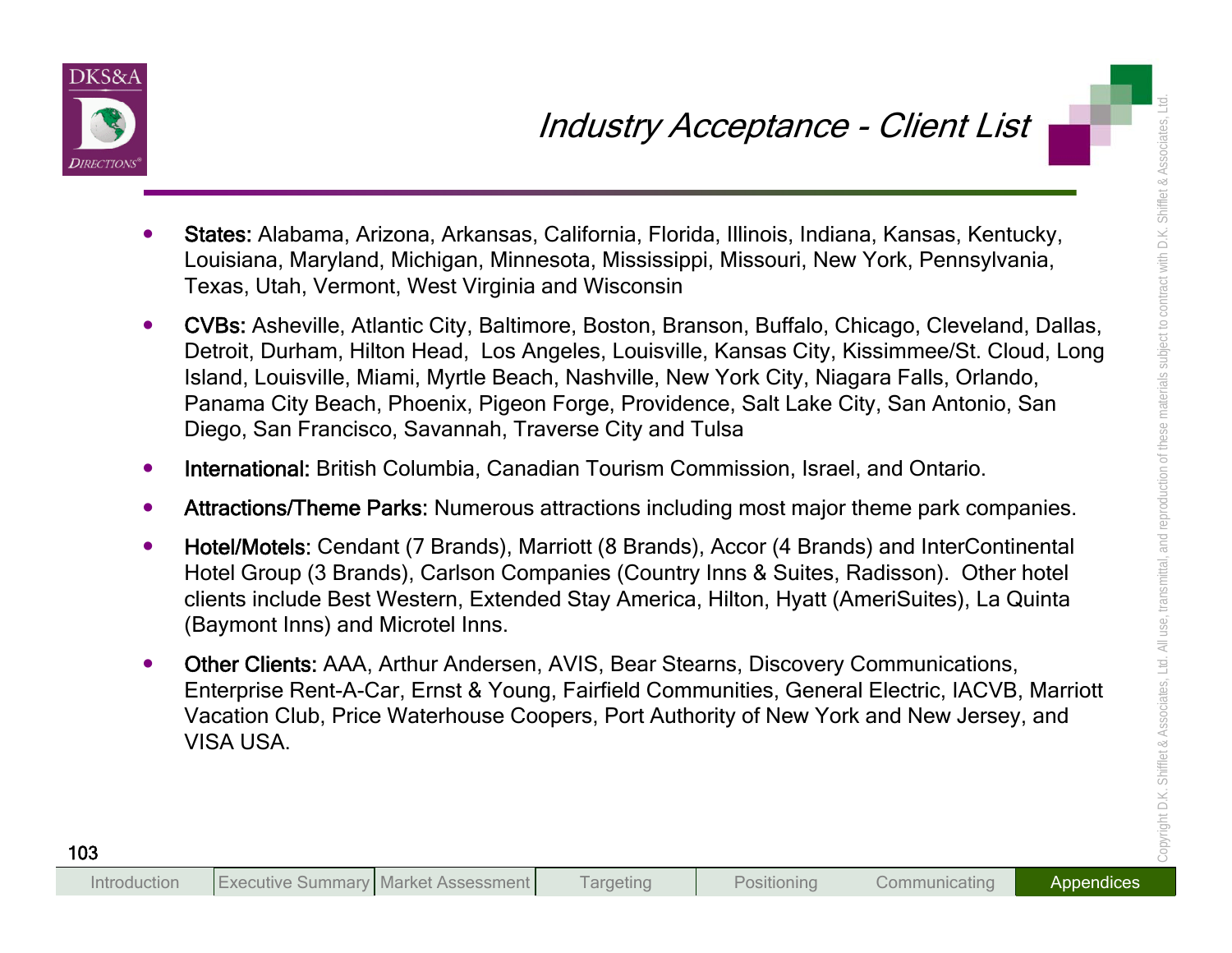# Industry Acceptance - Client List

- **States:** Alabama, Arizona, Arkansas, California, Florida, Illinois, Indiana, Kansas, Kentucky, Louisiana, Maryland, Michigan, Minnesota, Mississippi, Missouri, New York, Pennsylvania, Texas, Utah, Vermont, West Virginia and Wisconsin
- **CVBs:** Asheville, Atlantic City, Baltimore, Boston, Branson, Buffalo, Chicago, Cleveland, Dallas, Detroit, Durham, Hilton Head, Los Angeles, Louisville, Kansas City, Kissimmee/St. Cloud, Long Island, Louisville, Miami, Myrtle Beach, Nashville, New York City, Niagara Falls, Orlando, Panama City Beach, Phoenix, Pigeon Forge, Providence, Salt Lake City, San Antonio, San Diego, San Francisco, Savannah, Traverse City and Tulsa
- **International:** British Columbia, Canadian Tourism Commission, Israel, and Ontario.
- **Attractions/Theme Parks:** Numerous attractions including most major theme park companies.
- **Hotel/Motels:** Cendant (7 Brands), Marriott (8 Brands), Accor (4 Brands) and InterContinental Hotel Group (3 Brands), Carlson Companies (Country Inns & Suites, Radisson). Other hotel clients include Best Western, Extended Stay America, Hilton, Hyatt (AmeriSuites), La Quinta (Baymont Inns) and Microtel Inns.
- **Other Clients:** AAA, Arthur Andersen, AVIS, Bear Stearns, Discovery Communications, Enterprise Rent-A-Car, Ernst & Young, Fairfield Communities, General Electric, IACVB, Marriott Vacation Club, Price Waterhouse Coopers, Port Authority of New York and New Jersey, and VISA USA.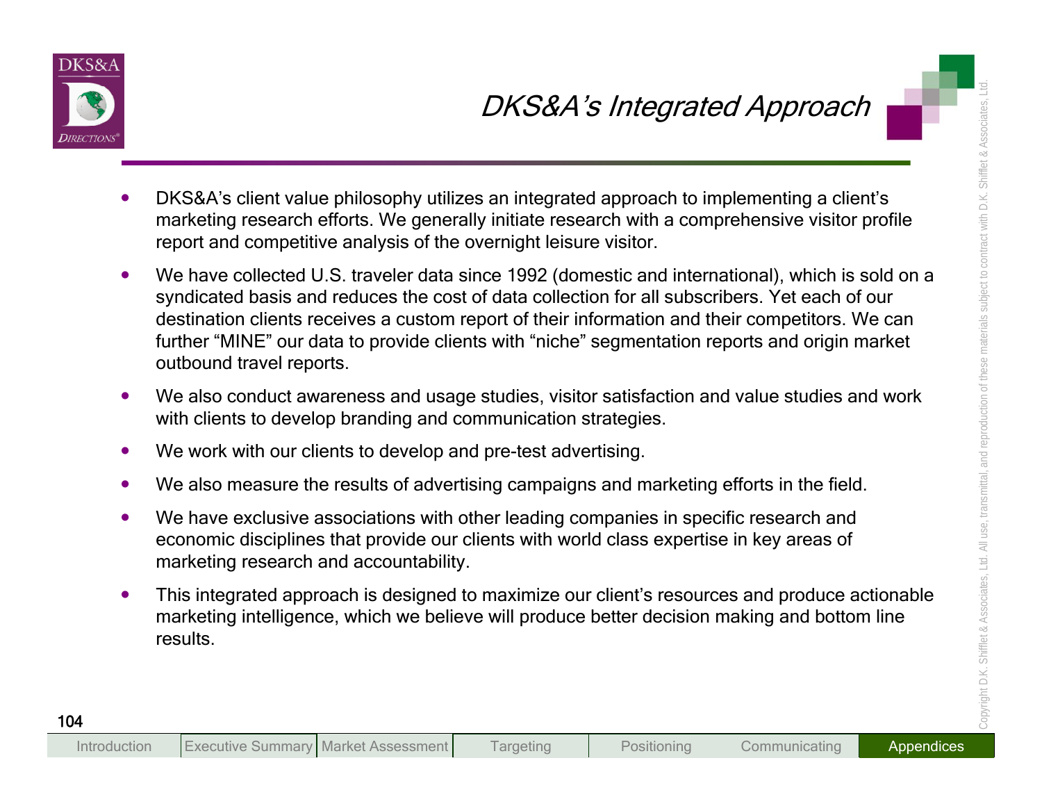# DKS&A's Integrated Approach

- DKS&A's client value philosophy utilizes an integrated approach to implementing a client's marketing research efforts. We generally initiate research with a comprehensive visitor profile report and competitive analysis of the overnight leisure visitor.
- We have collected U.S. traveler data since 1992 (domestic and international), which is sold on a syndicated basis and reduces the cost of data collection for all subscribers. Yet each of our destination clients receives a custom report of their information and their competitors. We can further "MINE" our data to provide clients with "niche" segmentation reports and origin market outbound travel reports.
- We also conduct awareness and usage studies, visitor satisfaction and value studies and work with clients to develop branding and communication strategies.
- We work with our clients to develop and pre-test advertising.
- We also measure the results of advertising campaigns and marketing efforts in the field.
- We have exclusive associations with other leading companies in specific research and economic disciplines that provide our clients with world class expertise in key areas of marketing research and accountability.
- This integrated approach is designed to maximize our client's resources and produce actionable marketing intelligence, which we believe will produce better decision making and bottom line results.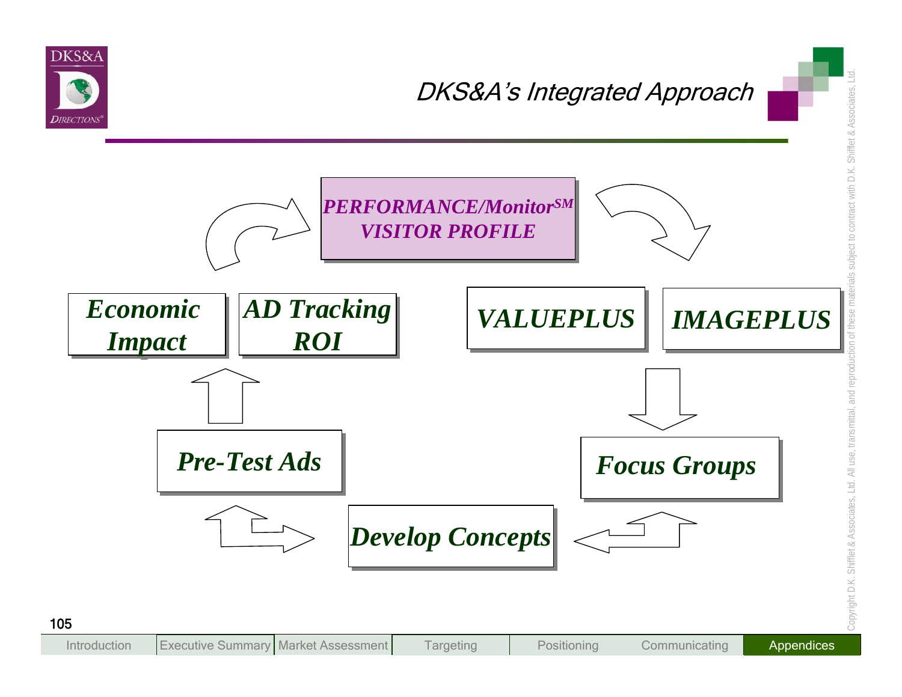# DKS&A's Integrated Approach

**PERFORMANCE/Monitor[SM]**
**VISITOR PROFILE**

**VALUEPLUS**

**IMAGEPLUS**

**Focus Groups**

**Develop Concepts**

**Pre-Test Ads**

**Economic Impact**

**AD Tracking ROI**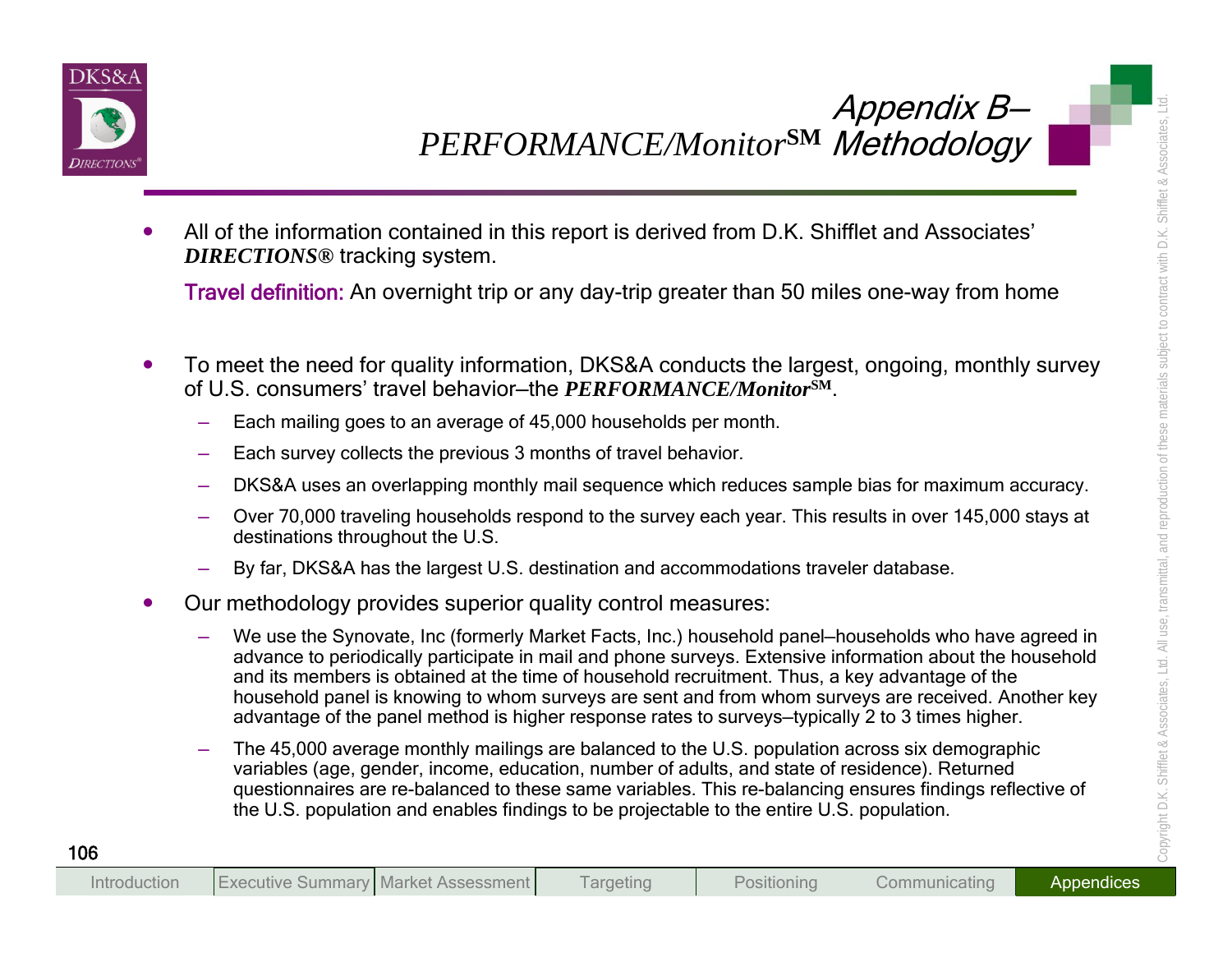# Appendix B– *PERFORMANCE/Monitor*SM Methodology

- All of the information contained in this report is derived from D.K. Shifflet and Associates' ***DIRECTIONS®*** tracking system.

  Travel definition: An overnight trip or any day-trip greater than 50 miles one-way from home

- To meet the need for quality information, DKS&A conducts the largest, ongoing, monthly survey of U.S. consumers' travel behavior–the ***PERFORMANCE/Monitor*SM**.
  - Each mailing goes to an average of 45,000 households per month.
  - Each survey collects the previous 3 months of travel behavior.
  - DKS&A uses an overlapping monthly mail sequence which reduces sample bias for maximum accuracy.
  - Over 70,000 traveling households respond to the survey each year. This results in over 145,000 stays at destinations throughout the U.S.
  - By far, DKS&A has the largest U.S. destination and accommodations traveler database.
- Our methodology provides superior quality control measures:
  - We use the Synovate, Inc (formerly Market Facts, Inc.) household panel–households who have agreed in advance to periodically participate in mail and phone surveys. Extensive information about the household and its members is obtained at the time of household recruitment. Thus, a key advantage of the household panel is knowing to whom surveys are sent and from whom surveys are received. Another key advantage of the panel method is higher response rates to surveys–typically 2 to 3 times higher.
  - The 45,000 average monthly mailings are balanced to the U.S. population across six demographic variables (age, gender, income, education, number of adults, and state of residence). Returned questionnaires are re-balanced to these same variables. This re-balancing ensures findings reflective of the U.S. population and enables findings to be projectable to the entire U.S. population.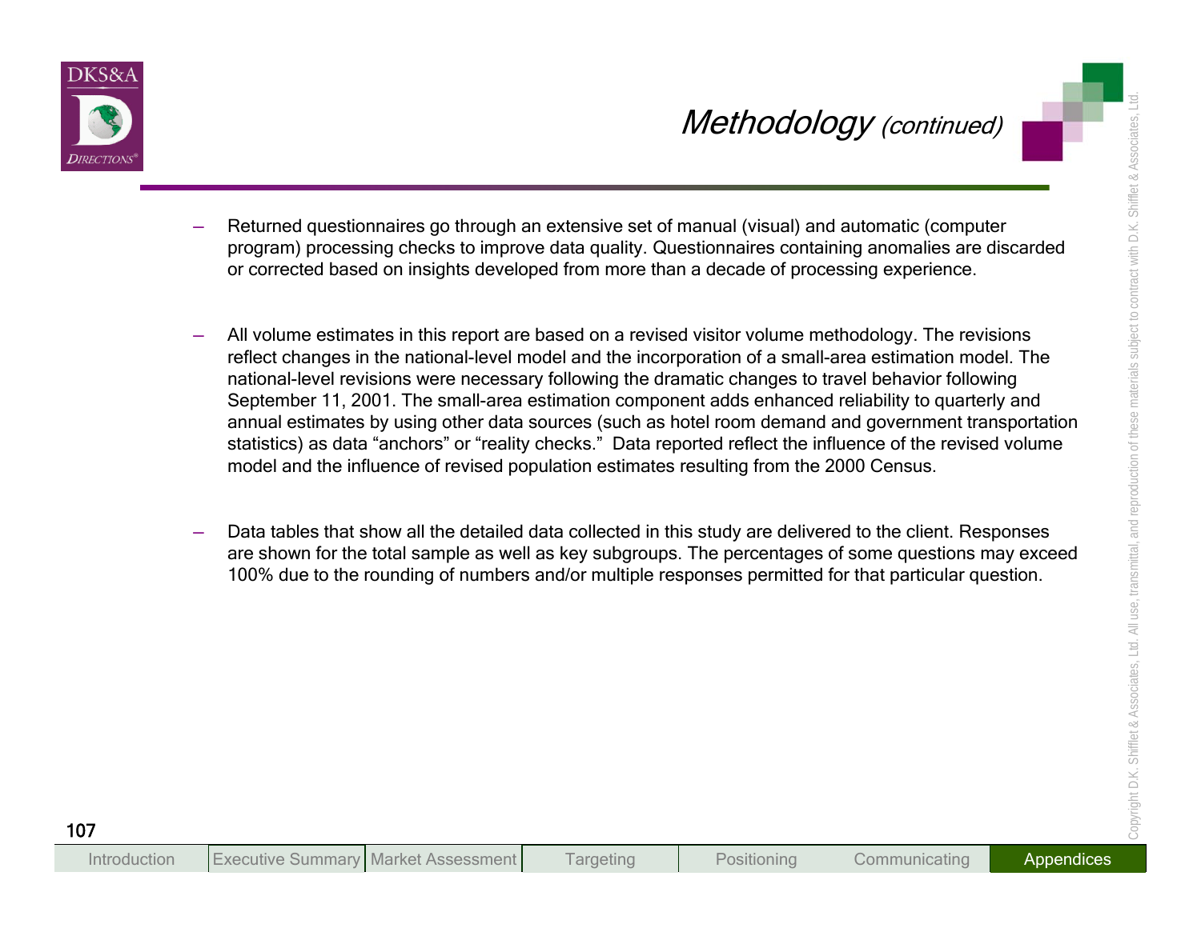## *Methodology (continued)*

- Returned questionnaires go through an extensive set of manual (visual) and automatic (computer program) processing checks to improve data quality. Questionnaires containing anomalies are discarded or corrected based on insights developed from more than a decade of processing experience.

- All volume estimates in this report are based on a revised visitor volume methodology. The revisions reflect changes in the national-level model and the incorporation of a small-area estimation model. The national-level revisions were necessary following the dramatic changes to travel behavior following September 11, 2001. The small-area estimation component adds enhanced reliability to quarterly and annual estimates by using other data sources (such as hotel room demand and government transportation statistics) as data "anchors" or "reality checks." Data reported reflect the influence of the revised volume model and the influence of revised population estimates resulting from the 2000 Census.

- Data tables that show all the detailed data collected in this study are delivered to the client. Responses are shown for the total sample as well as key subgroups. The percentages of some questions may exceed 100% due to the rounding of numbers and/or multiple responses permitted for that particular question.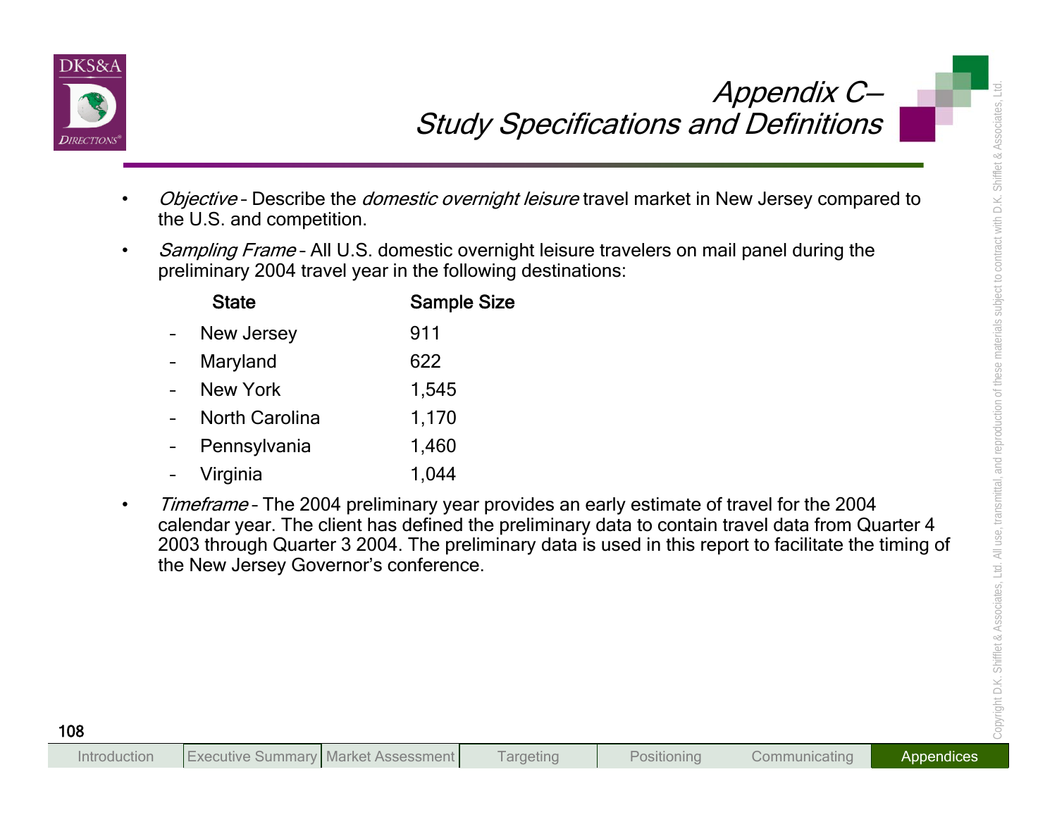# Appendix C– Study Specifications and Definitions

- *Objective* – Describe the *domestic overnight leisure* travel market in New Jersey compared to the U.S. and competition.
- *Sampling Frame* – All U.S. domestic overnight leisure travelers on mail panel during the preliminary 2004 travel year in the following destinations:

| State | Sample Size |
|---|---|
| New Jersey | 911 |
| Maryland | 622 |
| New York | 1,545 |
| North Carolina | 1,170 |
| Pennsylvania | 1,460 |
| Virginia | 1,044 |

- *Timeframe* – The 2004 preliminary year provides an early estimate of travel for the 2004 calendar year. The client has defined the preliminary data to contain travel data from Quarter 4 2003 through Quarter 3 2004. The preliminary data is used in this report to facilitate the timing of the New Jersey Governor's conference.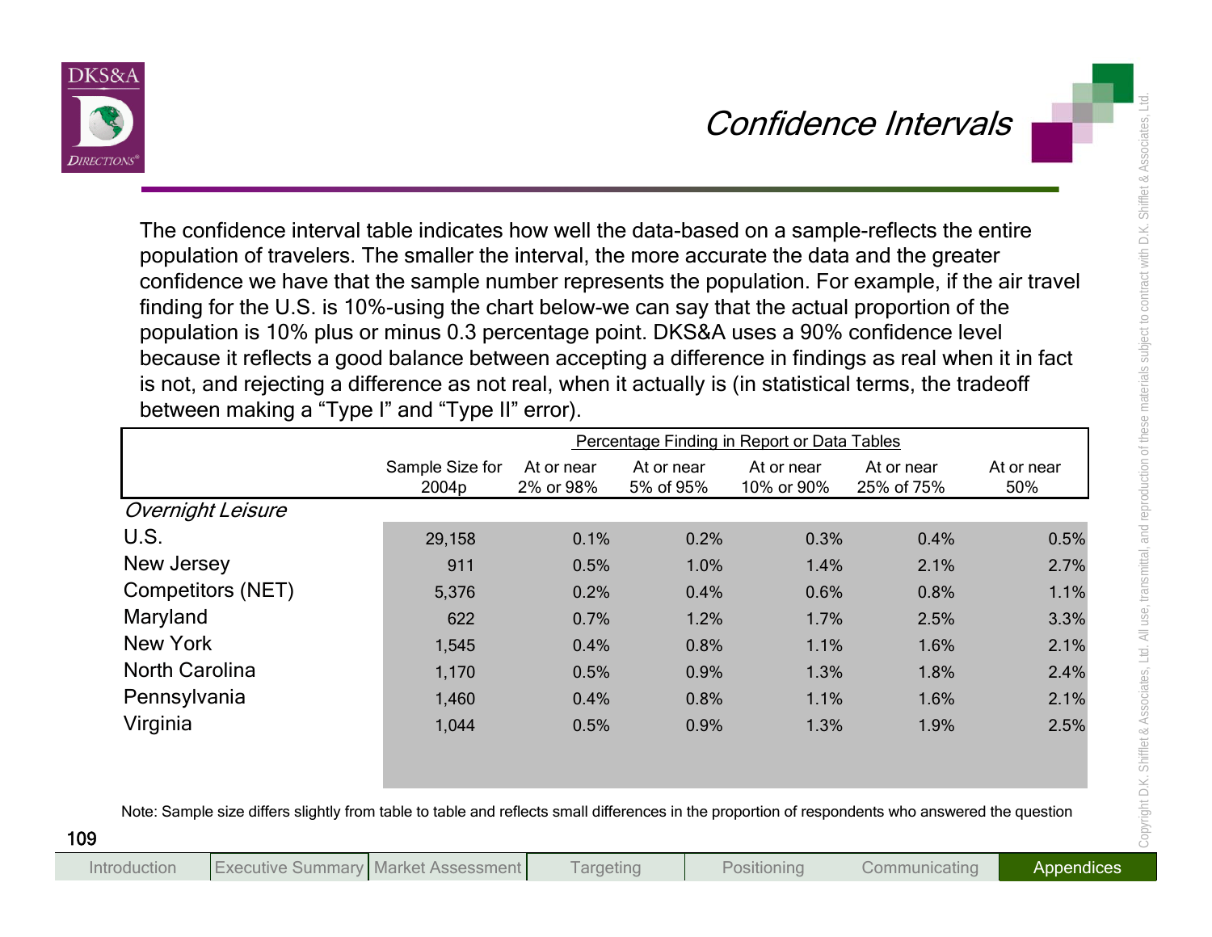## Confidence Intervals

The confidence interval table indicates how well the data-based on a sample-reflects the entire population of travelers. The smaller the interval, the more accurate the data and the greater confidence we have that the sample number represents the population. For example, if the air travel finding for the U.S. is 10%-using the chart below-we can say that the actual proportion of the population is 10% plus or minus 0.3 percentage point. DKS&A uses a 90% confidence level because it reflects a good balance between accepting a difference in findings as real when it in fact is not, and rejecting a difference as not real, when it actually is (in statistical terms, the tradeoff between making a "Type I" and "Type II" error).

| | | Percentage Finding in Report or Data Tables | | | | |
|---|---|---|---|---|---|---|
| | Sample Size for 2004p | At or near 2% or 98% | At or near 5% of 95% | At or near 10% or 90% | At or near 25% of 75% | At or near 50% |
| *Overnight Leisure* | | | | | | |
| U.S. | 29,158 | 0.1% | 0.2% | 0.3% | 0.4% | 0.5% |
| New Jersey | 911 | 0.5% | 1.0% | 1.4% | 2.1% | 2.7% |
| Competitors (NET) | 5,376 | 0.2% | 0.4% | 0.6% | 0.8% | 1.1% |
| Maryland | 622 | 0.7% | 1.2% | 1.7% | 2.5% | 3.3% |
| New York | 1,545 | 0.4% | 0.8% | 1.1% | 1.6% | 2.1% |
| North Carolina | 1,170 | 0.5% | 0.9% | 1.3% | 1.8% | 2.4% |
| Pennsylvania | 1,460 | 0.4% | 0.8% | 1.1% | 1.6% | 2.1% |
| Virginia | 1,044 | 0.5% | 0.9% | 1.3% | 1.9% | 2.5% |

Note: Sample size differs slightly from table to table and reflects small differences in the proportion of respondents who answered the question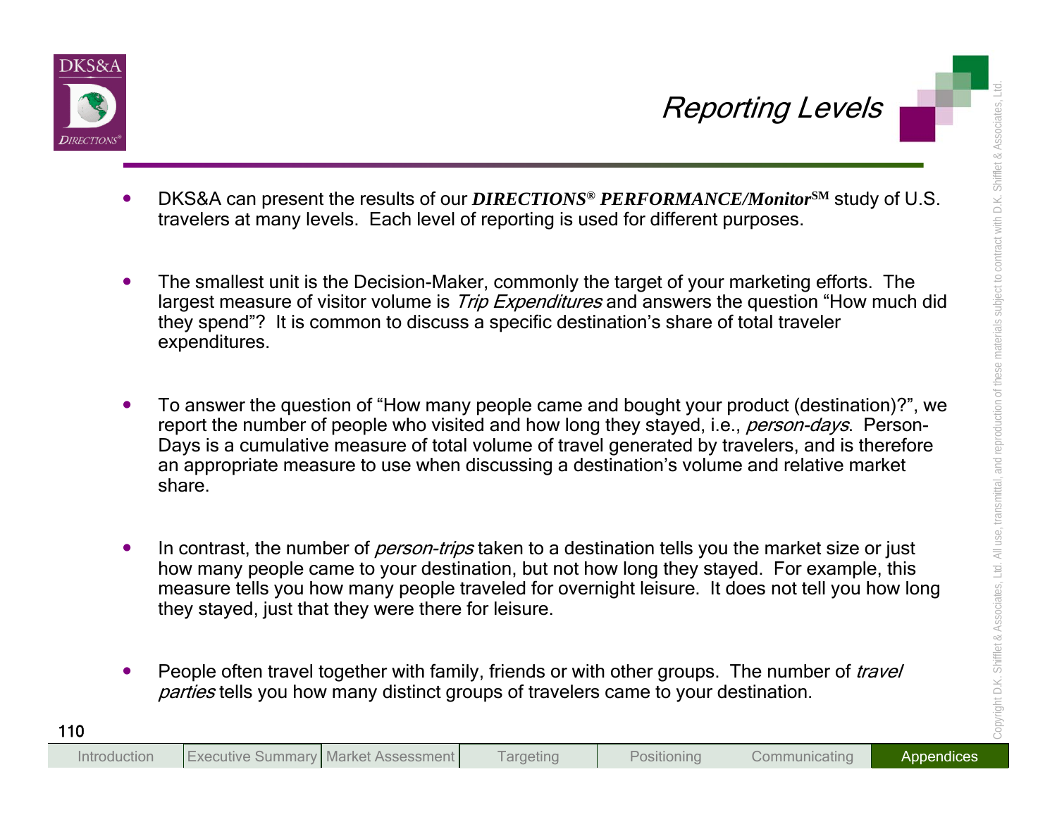# Reporting Levels

- DKS&A can present the results of our ***DIRECTIONS® PERFORMANCE/Monitor℠*** study of U.S. travelers at many levels. Each level of reporting is used for different purposes.

- The smallest unit is the Decision-Maker, commonly the target of your marketing efforts. The largest measure of visitor volume is *Trip Expenditures* and answers the question "How much did they spend"? It is common to discuss a specific destination's share of total traveler expenditures.

- To answer the question of "How many people came and bought your product (destination)?", we report the number of people who visited and how long they stayed, i.e., *person-days*. Person-Days is a cumulative measure of total volume of travel generated by travelers, and is therefore an appropriate measure to use when discussing a destination's volume and relative market share.

- In contrast, the number of *person-trips* taken to a destination tells you the market size or just how many people came to your destination, but not how long they stayed. For example, this measure tells you how many people traveled for overnight leisure. It does not tell you how long they stayed, just that they were there for leisure.

- People often travel together with family, friends or with other groups. The number of *travel parties* tells you how many distinct groups of travelers came to your destination.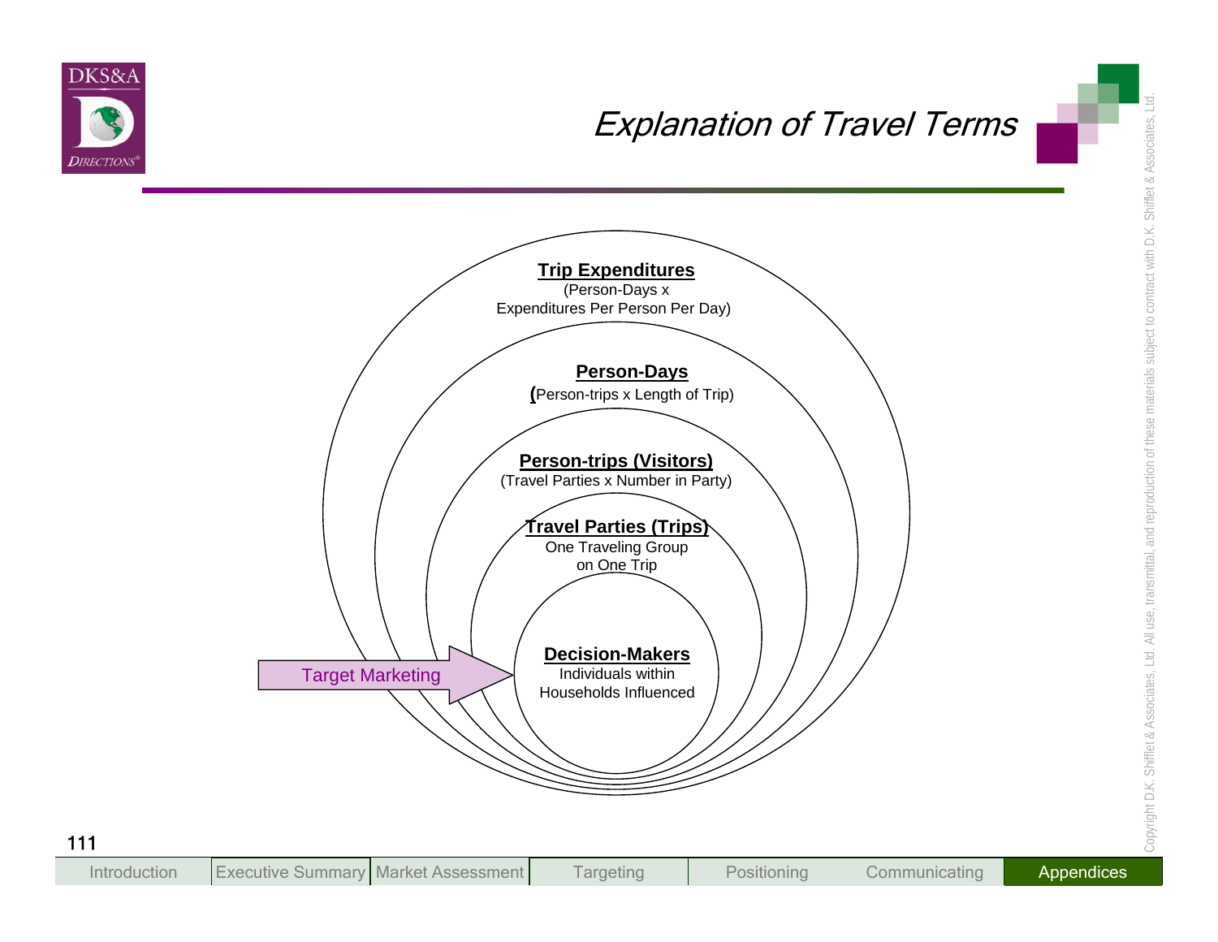# Explanation of Travel Terms

**Trip Expenditures**
(Person-Days x Expenditures Per Person Per Day)

**Person-Days**
(Person-trips x Length of Trip)

**Person-trips (Visitors)**
(Travel Parties x Number in Party)

**Travel Parties (Trips)**
One Traveling Group on One Trip

**Decision-Makers**
Individuals within Households Influenced

Target Marketing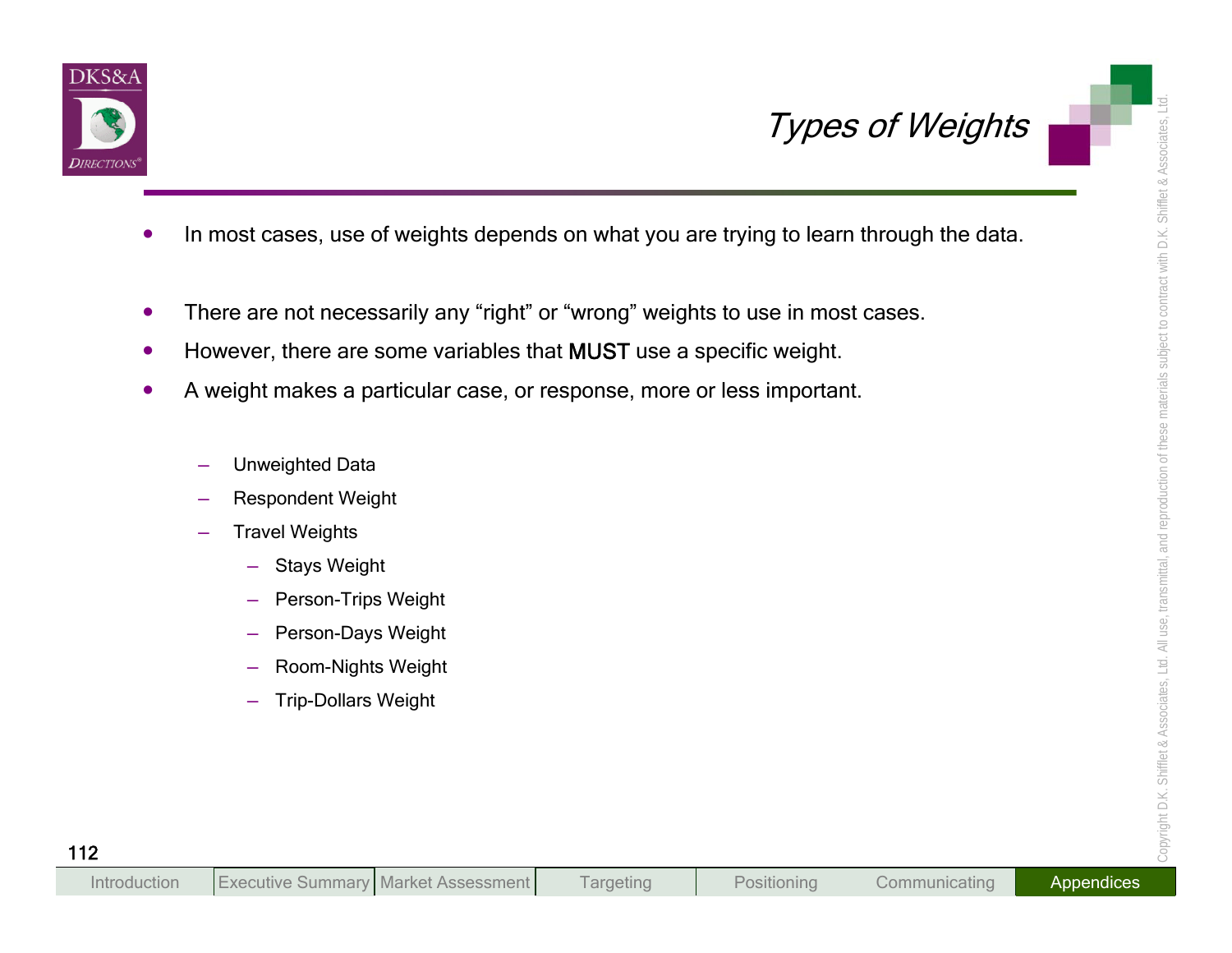# Types of Weights

- In most cases, use of weights depends on what you are trying to learn through the data.

- There are not necessarily any "right" or "wrong" weights to use in most cases.
- However, there are some variables that **MUST** use a specific weight.
- A weight makes a particular case, or response, more or less important.

  - Unweighted Data
  - Respondent Weight
  - Travel Weights
    - Stays Weight
    - Person-Trips Weight
    - Person-Days Weight
    - Room-Nights Weight
    - Trip-Dollars Weight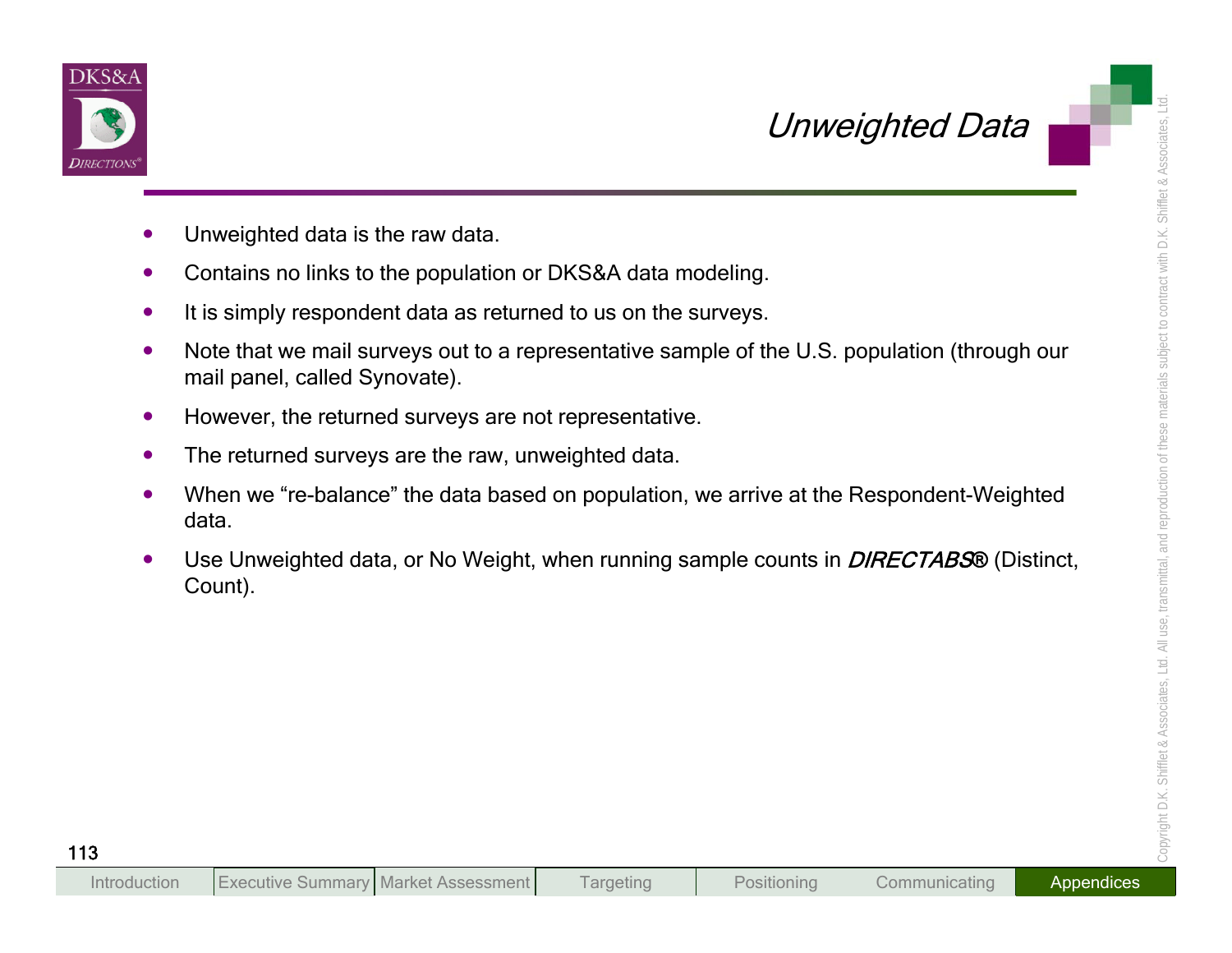# *Unweighted Data*

- Unweighted data is the raw data.
- Contains no links to the population or DKS&A data modeling.
- It is simply respondent data as returned to us on the surveys.
- Note that we mail surveys out to a representative sample of the U.S. population (through our mail panel, called Synovate).
- However, the returned surveys are not representative.
- The returned surveys are the raw, unweighted data.
- When we "re-balance" the data based on population, we arrive at the Respondent-Weighted data.
- Use Unweighted data, or No Weight, when running sample counts in ***DIRECTABS***® (Distinct, Count).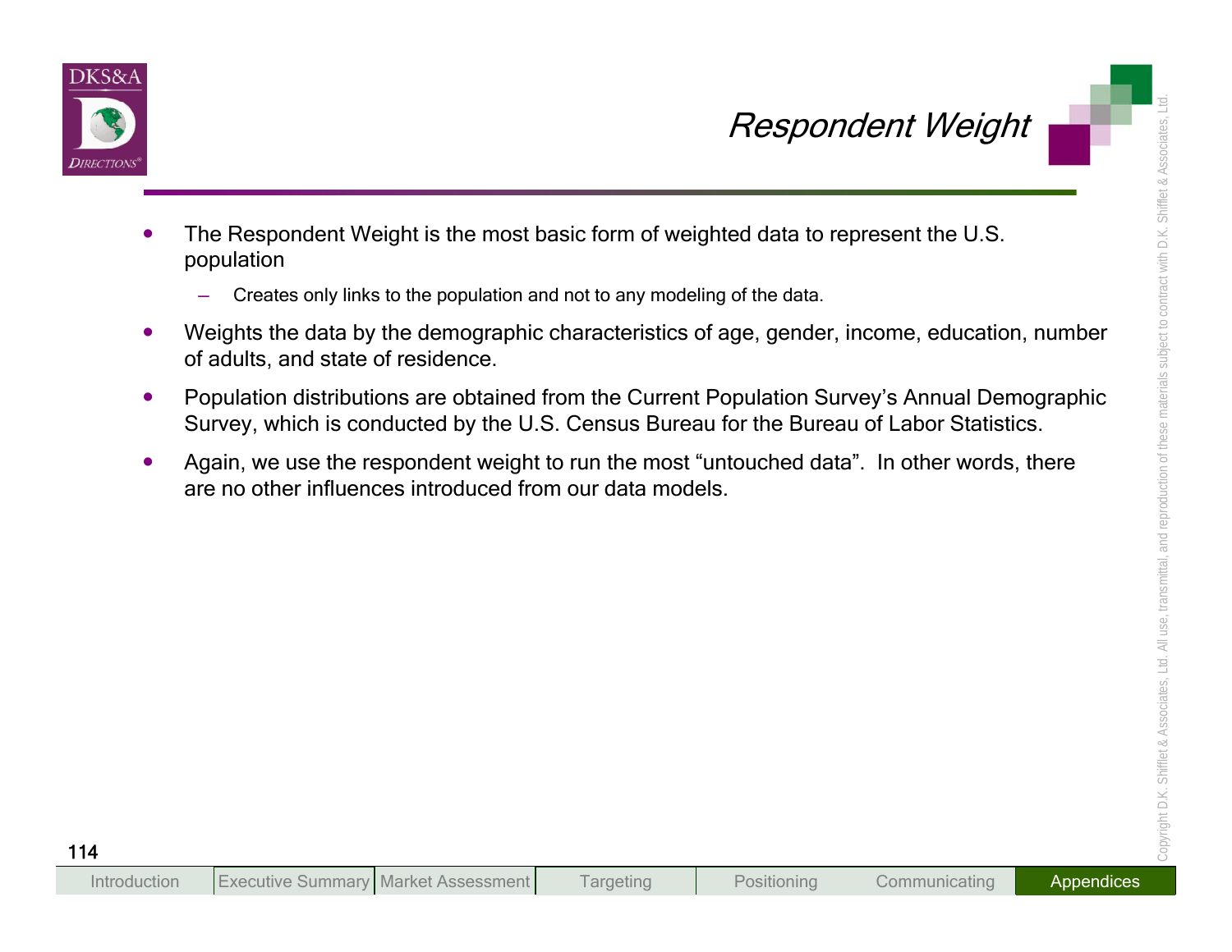## Respondent Weight

- The Respondent Weight is the most basic form of weighted data to represent the U.S. population
  - Creates only links to the population and not to any modeling of the data.
- Weights the data by the demographic characteristics of age, gender, income, education, number of adults, and state of residence.
- Population distributions are obtained from the Current Population Survey's Annual Demographic Survey, which is conducted by the U.S. Census Bureau for the Bureau of Labor Statistics.
- Again, we use the respondent weight to run the most "untouched data". In other words, there are no other influences introduced from our data models.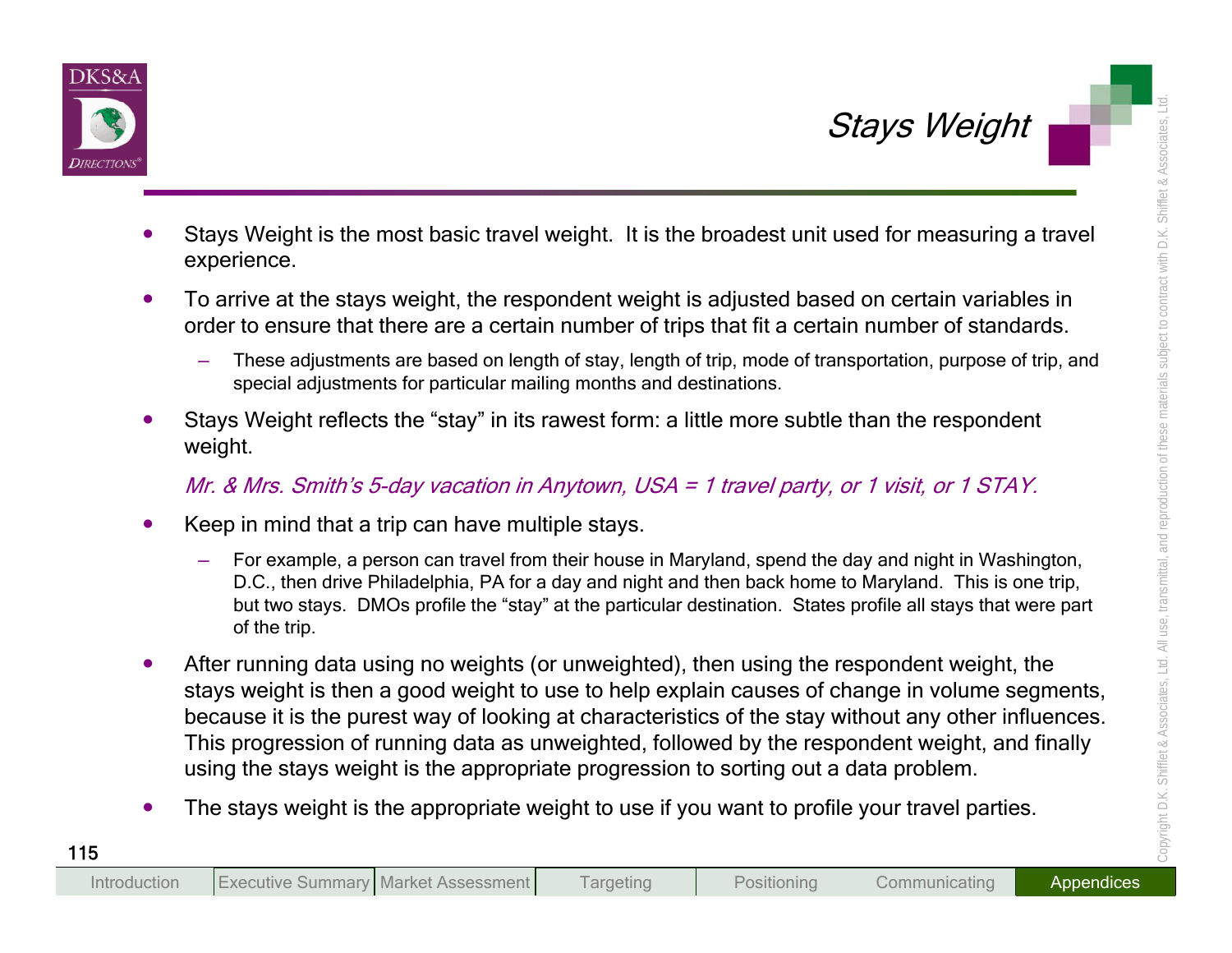# Stays Weight

- Stays Weight is the most basic travel weight. It is the broadest unit used for measuring a travel experience.
- To arrive at the stays weight, the respondent weight is adjusted based on certain variables in order to ensure that there are a certain number of trips that fit a certain number of standards.
  - These adjustments are based on length of stay, length of trip, mode of transportation, purpose of trip, and special adjustments for particular mailing months and destinations.
- Stays Weight reflects the "stay" in its rawest form: a little more subtle than the respondent weight.

  *Mr. & Mrs. Smith's 5-day vacation in Anytown, USA = 1 travel party, or 1 visit, or 1 STAY.*

- Keep in mind that a trip can have multiple stays.
  - For example, a person can travel from their house in Maryland, spend the day and night in Washington, D.C., then drive Philadelphia, PA for a day and night and then back home to Maryland. This is one trip, but two stays. DMOs profile the "stay" at the particular destination. States profile all stays that were part of the trip.
- After running data using no weights (or unweighted), then using the respondent weight, the stays weight is then a good weight to use to help explain causes of change in volume segments, because it is the purest way of looking at characteristics of the stay without any other influences. This progression of running data as unweighted, followed by the respondent weight, and finally using the stays weight is the appropriate progression to sorting out a data problem.
- The stays weight is the appropriate weight to use if you want to profile your travel parties.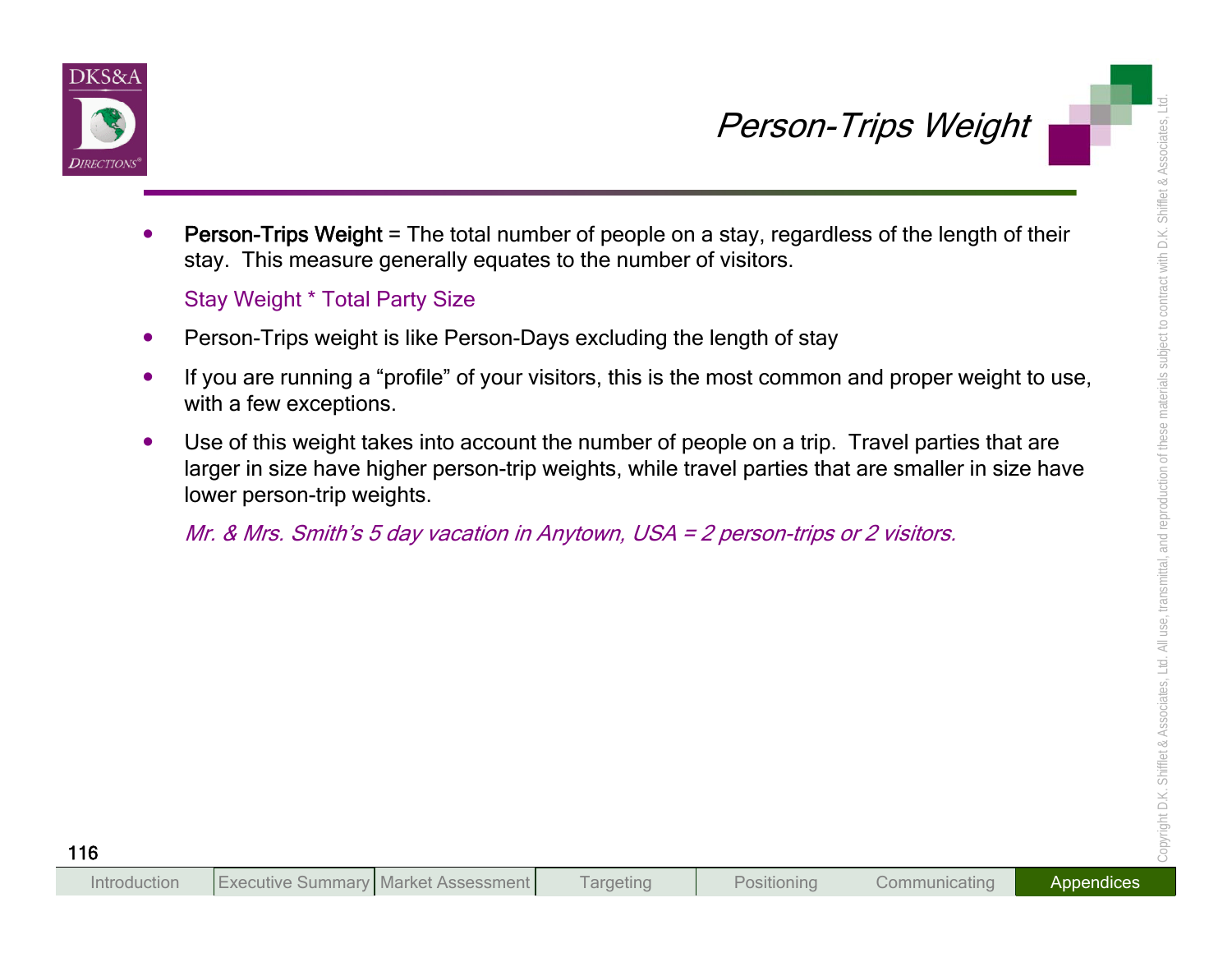# Person-Trips Weight

- **Person-Trips Weight** = The total number of people on a stay, regardless of the length of their stay. This measure generally equates to the number of visitors.

  Stay Weight * Total Party Size

- Person-Trips weight is like Person-Days excluding the length of stay
- If you are running a "profile" of your visitors, this is the most common and proper weight to use, with a few exceptions.
- Use of this weight takes into account the number of people on a trip. Travel parties that are larger in size have higher person-trip weights, while travel parties that are smaller in size have lower person-trip weights.

  *Mr. & Mrs. Smith's 5 day vacation in Anytown, USA = 2 person-trips or 2 visitors.*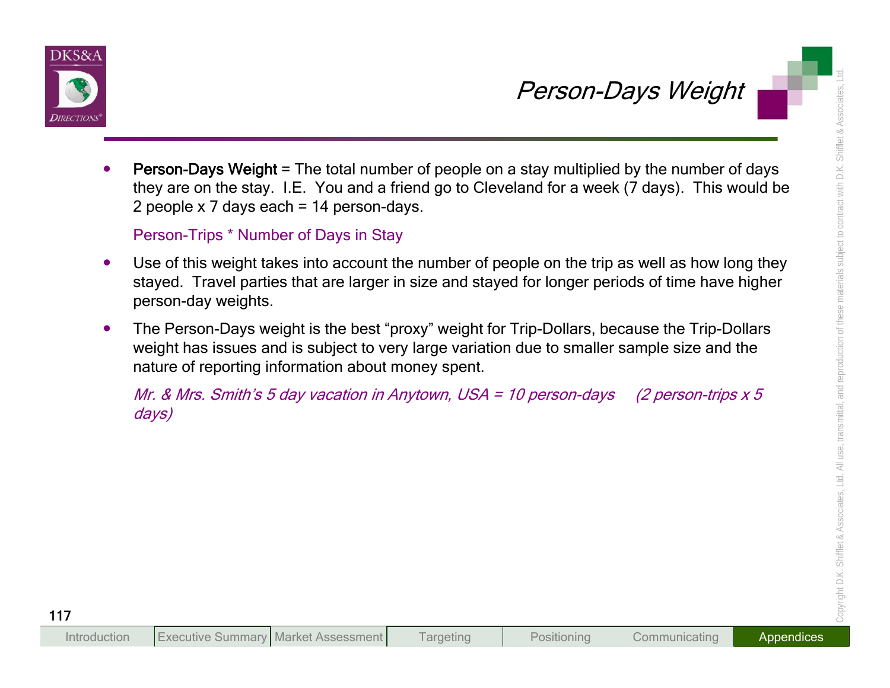# Person-Days Weight

- **Person-Days Weight** = The total number of people on a stay multiplied by the number of days they are on the stay. I.E. You and a friend go to Cleveland for a week (7 days). This would be 2 people x 7 days each = 14 person-days.

  Person-Trips * Number of Days in Stay

- Use of this weight takes into account the number of people on the trip as well as how long they stayed. Travel parties that are larger in size and stayed for longer periods of time have higher person-day weights.

- The Person-Days weight is the best “proxy” weight for Trip-Dollars, because the Trip-Dollars weight has issues and is subject to very large variation due to smaller sample size and the nature of reporting information about money spent.

  *Mr. & Mrs. Smith’s 5 day vacation in Anytown, USA = 10 person-days (2 person-trips x 5 days)*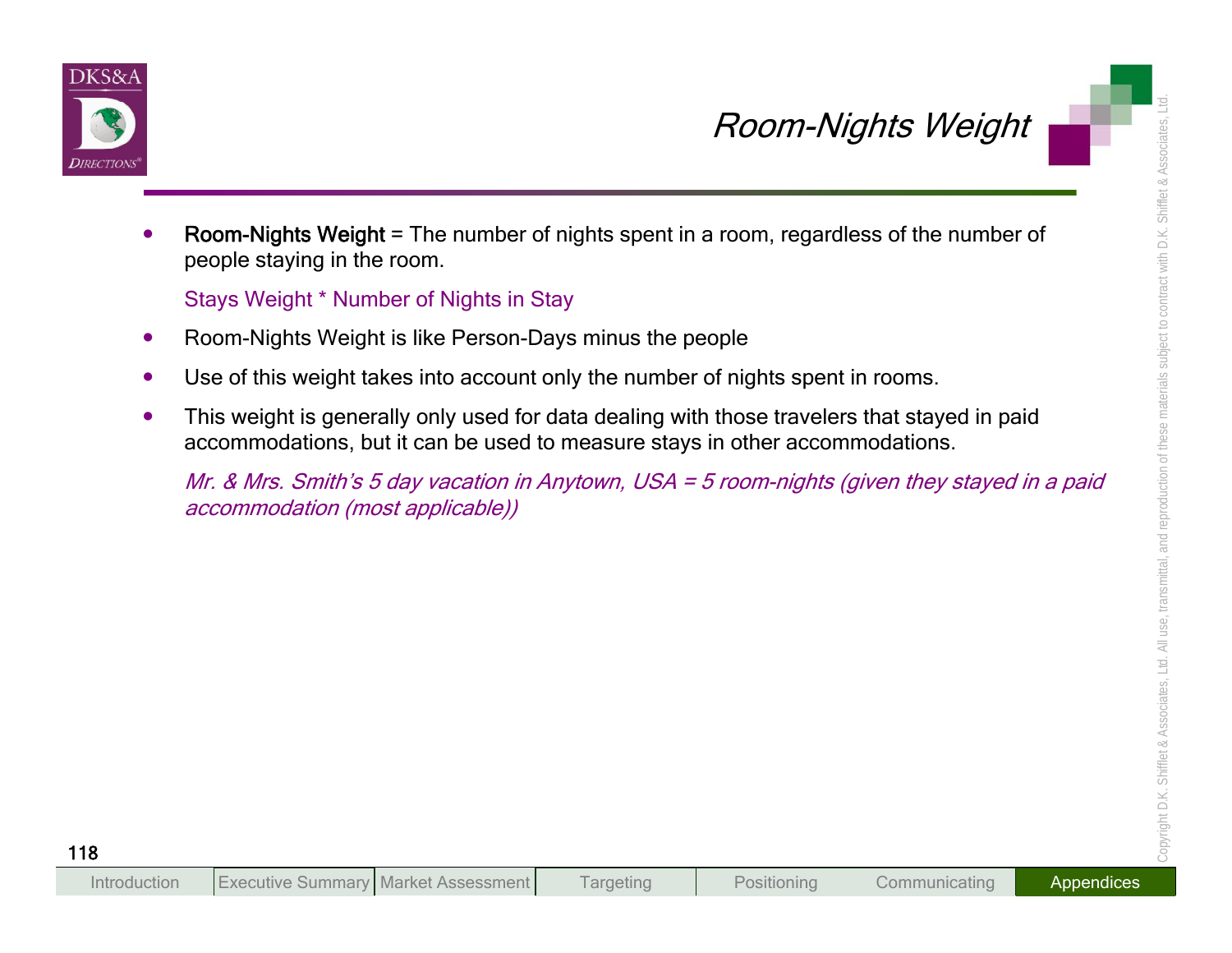# Room-Nights Weight

- **Room-Nights Weight** = The number of nights spent in a room, regardless of the number of people staying in the room.

  Stays Weight * Number of Nights in Stay

- Room-Nights Weight is like Person-Days minus the people
- Use of this weight takes into account only the number of nights spent in rooms.
- This weight is generally only used for data dealing with those travelers that stayed in paid accommodations, but it can be used to measure stays in other accommodations.

  *Mr. & Mrs. Smith's 5 day vacation in Anytown, USA = 5 room-nights (given they stayed in a paid accommodation (most applicable))*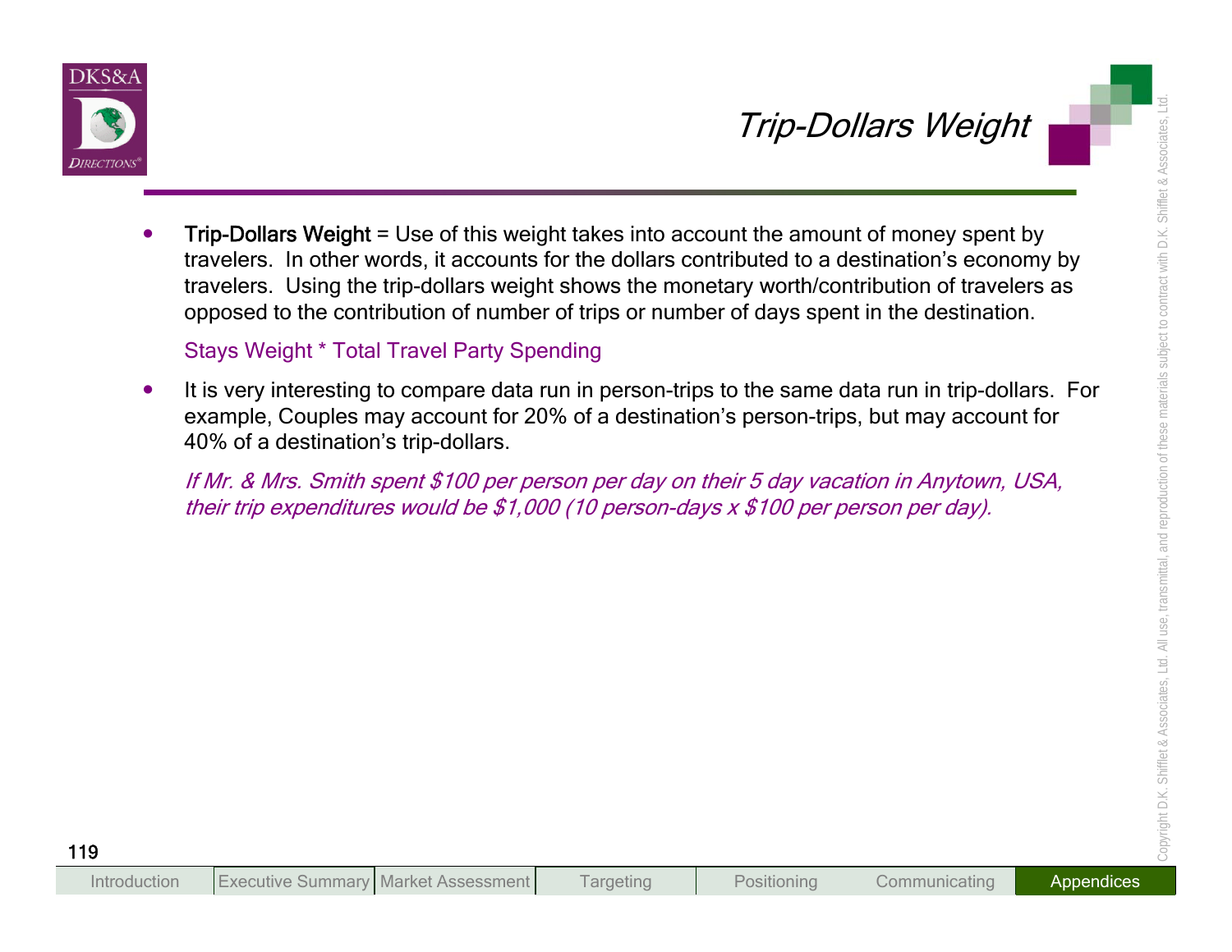# Trip-Dollars Weight

- **Trip-Dollars Weight** = Use of this weight takes into account the amount of money spent by travelers. In other words, it accounts for the dollars contributed to a destination's economy by travelers. Using the trip-dollars weight shows the monetary worth/contribution of travelers as opposed to the contribution of number of trips or number of days spent in the destination.

  Stays Weight * Total Travel Party Spending

- It is very interesting to compare data run in person-trips to the same data run in trip-dollars. For example, Couples may account for 20% of a destination's person-trips, but may account for 40% of a destination's trip-dollars.

  *If Mr. & Mrs. Smith spent $100 per person per day on their 5 day vacation in Anytown, USA, their trip expenditures would be $1,000 (10 person-days x $100 per person per day).*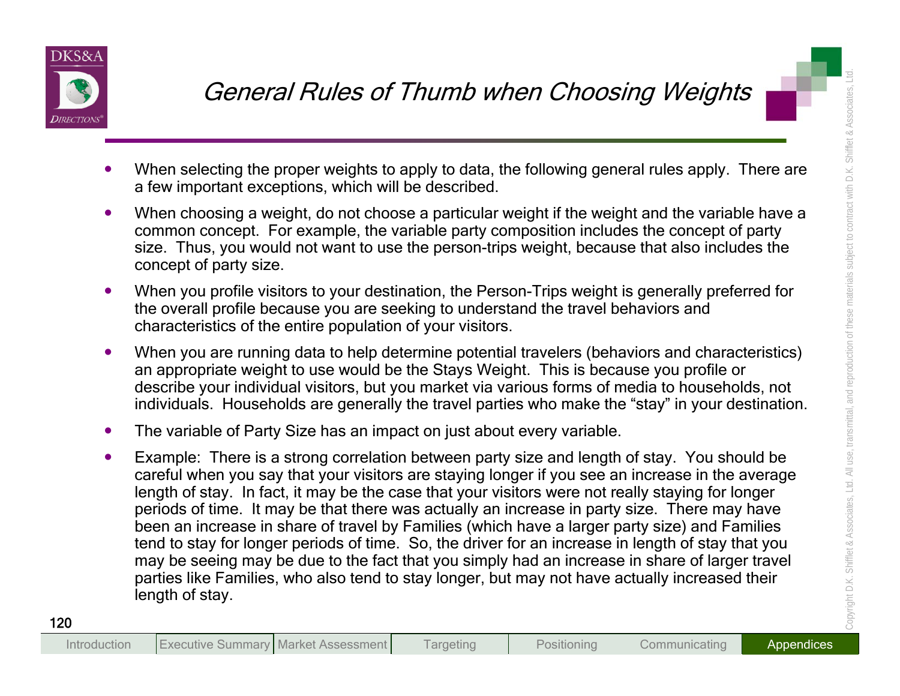# General Rules of Thumb when Choosing Weights

- When selecting the proper weights to apply to data, the following general rules apply. There are a few important exceptions, which will be described.
- When choosing a weight, do not choose a particular weight if the weight and the variable have a common concept. For example, the variable party composition includes the concept of party size. Thus, you would not want to use the person-trips weight, because that also includes the concept of party size.
- When you profile visitors to your destination, the Person-Trips weight is generally preferred for the overall profile because you are seeking to understand the travel behaviors and characteristics of the entire population of your visitors.
- When you are running data to help determine potential travelers (behaviors and characteristics) an appropriate weight to use would be the Stays Weight. This is because you profile or describe your individual visitors, but you market via various forms of media to households, not individuals. Households are generally the travel parties who make the "stay" in your destination.
- The variable of Party Size has an impact on just about every variable.
- Example: There is a strong correlation between party size and length of stay. You should be careful when you say that your visitors are staying longer if you see an increase in the average length of stay. In fact, it may be the case that your visitors were not really staying for longer periods of time. It may be that there was actually an increase in party size. There may have been an increase in share of travel by Families (which have a larger party size) and Families tend to stay for longer periods of time. So, the driver for an increase in length of stay that you may be seeing may be due to the fact that you simply had an increase in share of larger travel parties like Families, who also tend to stay longer, but may not have actually increased their length of stay.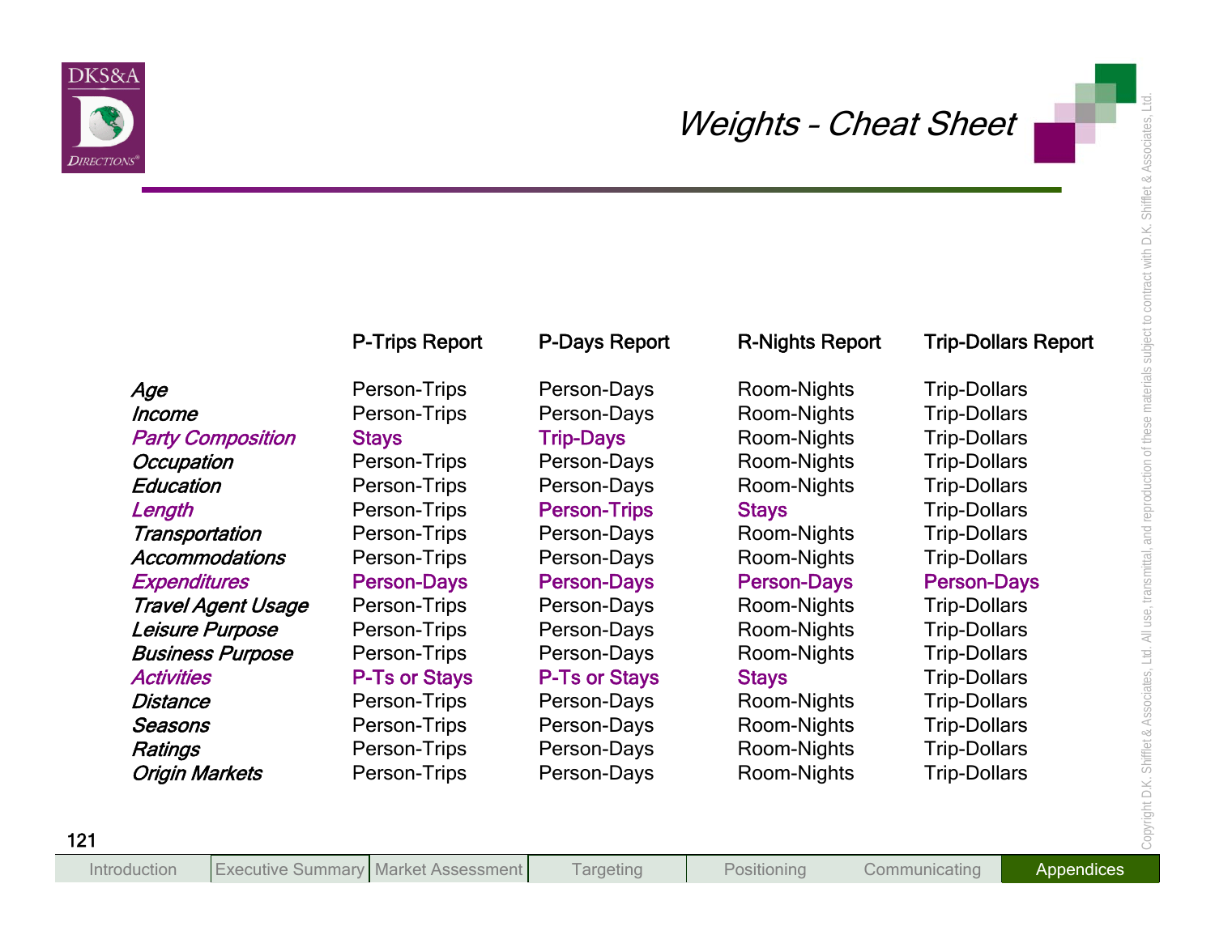# Weights - Cheat Sheet

| | P-Trips Report | P-Days Report | R-Nights Report | Trip-Dollars Report |
|---|---|---|---|---|
| *Age* | Person-Trips | Person-Days | Room-Nights | Trip-Dollars |
| *Income* | Person-Trips | Person-Days | Room-Nights | Trip-Dollars |
| *Party Composition* | Stays | Trip-Days | Room-Nights | Trip-Dollars |
| *Occupation* | Person-Trips | Person-Days | Room-Nights | Trip-Dollars |
| *Education* | Person-Trips | Person-Days | Room-Nights | Trip-Dollars |
| *Length* | Person-Trips | Person-Trips | Stays | Trip-Dollars |
| *Transportation* | Person-Trips | Person-Days | Room-Nights | Trip-Dollars |
| *Accommodations* | Person-Trips | Person-Days | Room-Nights | Trip-Dollars |
| *Expenditures* | Person-Days | Person-Days | Person-Days | Person-Days |
| *Travel Agent Usage* | Person-Trips | Person-Days | Room-Nights | Trip-Dollars |
| *Leisure Purpose* | Person-Trips | Person-Days | Room-Nights | Trip-Dollars |
| *Business Purpose* | Person-Trips | Person-Days | Room-Nights | Trip-Dollars |
| *Activities* | P-Ts or Stays | P-Ts or Stays | Stays | Trip-Dollars |
| *Distance* | Person-Trips | Person-Days | Room-Nights | Trip-Dollars |
| *Seasons* | Person-Trips | Person-Days | Room-Nights | Trip-Dollars |
| *Ratings* | Person-Trips | Person-Days | Room-Nights | Trip-Dollars |
| *Origin Markets* | Person-Trips | Person-Days | Room-Nights | Trip-Dollars |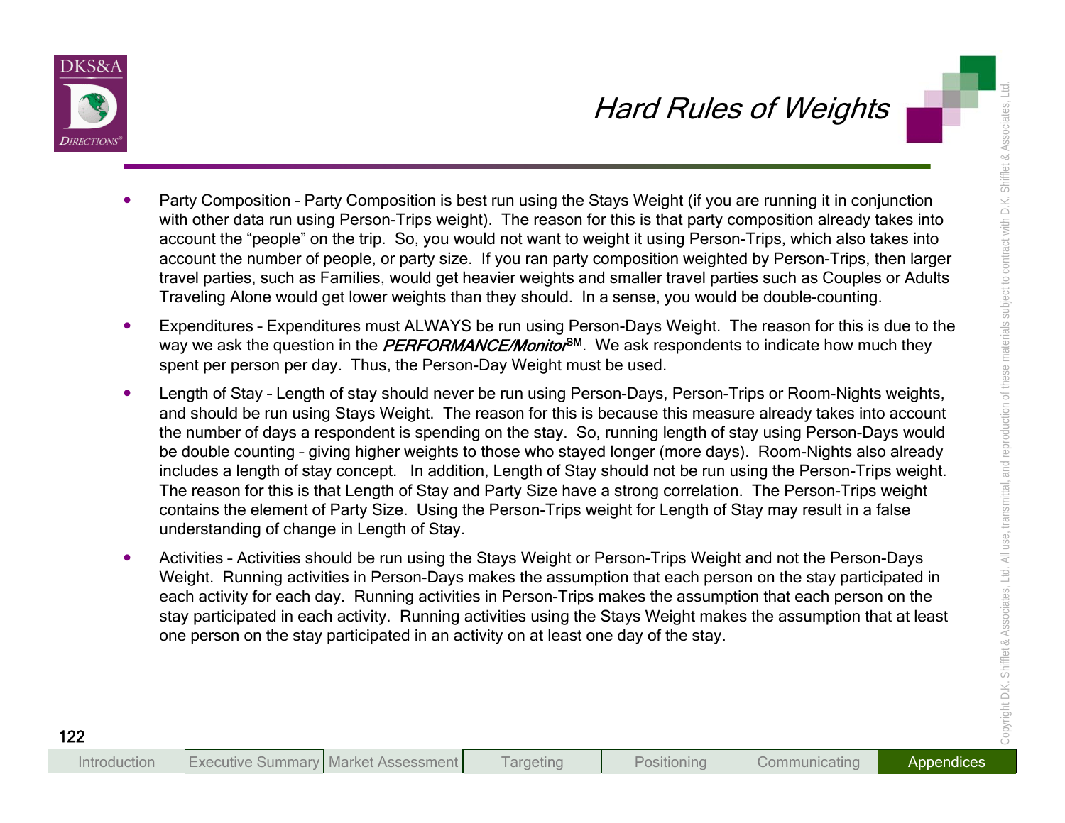# Hard Rules of Weights

- Party Composition – Party Composition is best run using the Stays Weight (if you are running it in conjunction with other data run using Person-Trips weight). The reason for this is that party composition already takes into account the "people" on the trip. So, you would not want to weight it using Person-Trips, which also takes into account the number of people, or party size. If you ran party composition weighted by Person-Trips, then larger travel parties, such as Families, would get heavier weights and smaller travel parties such as Couples or Adults Traveling Alone would get lower weights than they should. In a sense, you would be double-counting.
- Expenditures – Expenditures must ALWAYS be run using Person-Days Weight. The reason for this is due to the way we ask the question in the ***PERFORMANCE/Monitor***SM. We ask respondents to indicate how much they spent per person per day. Thus, the Person-Day Weight must be used.
- Length of Stay – Length of stay should never be run using Person-Days, Person-Trips or Room-Nights weights, and should be run using Stays Weight. The reason for this is because this measure already takes into account the number of days a respondent is spending on the stay. So, running length of stay using Person-Days would be double counting – giving higher weights to those who stayed longer (more days). Room-Nights also already includes a length of stay concept. In addition, Length of Stay should not be run using the Person-Trips weight. The reason for this is that Length of Stay and Party Size have a strong correlation. The Person-Trips weight contains the element of Party Size. Using the Person-Trips weight for Length of Stay may result in a false understanding of change in Length of Stay.
- Activities – Activities should be run using the Stays Weight or Person-Trips Weight and not the Person-Days Weight. Running activities in Person-Days makes the assumption that each person on the stay participated in each activity for each day. Running activities in Person-Trips makes the assumption that each person on the stay participated in each activity. Running activities using the Stays Weight makes the assumption that at least one person on the stay participated in an activity on at least one day of the stay.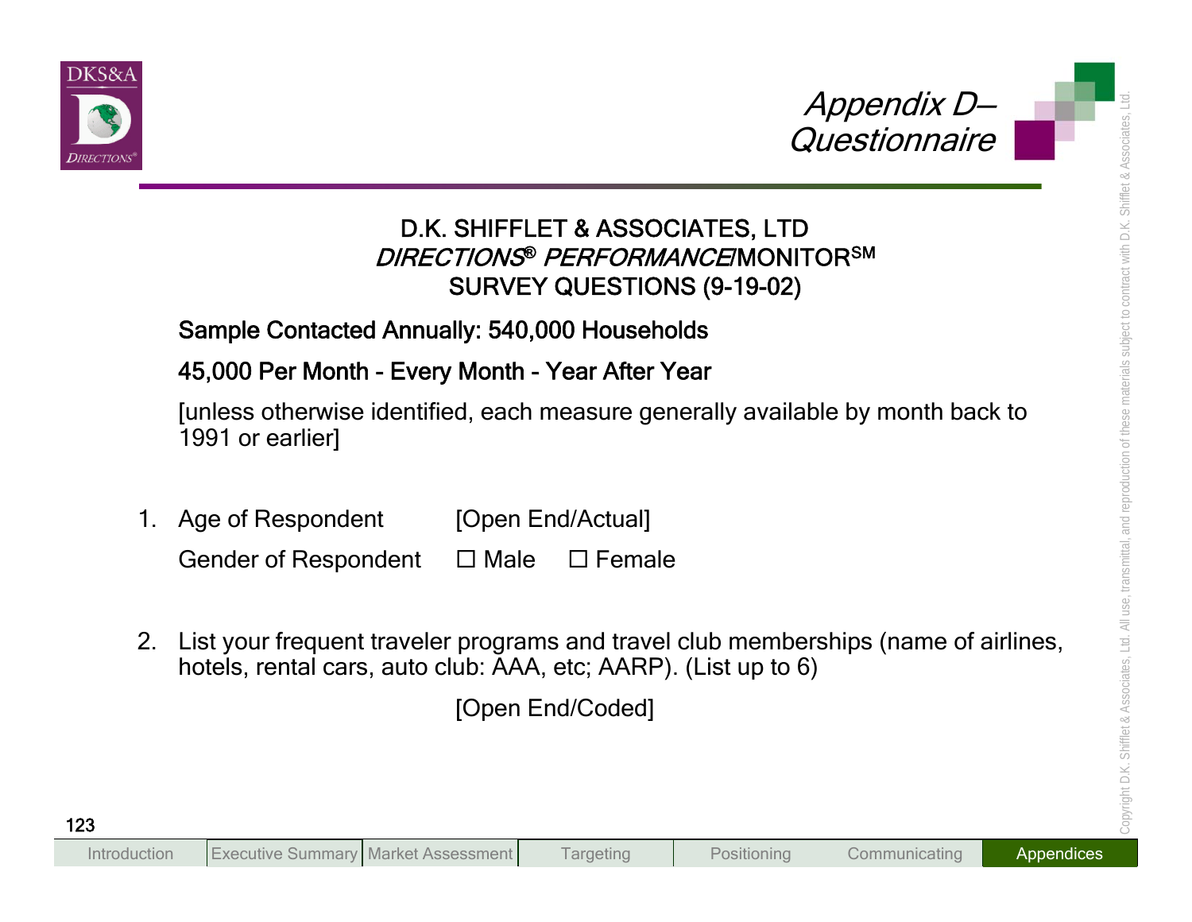# Appendix D– Questionnaire

**D.K. SHIFFLET & ASSOCIATES, LTD**
***DIRECTIONS® PERFORMANCE*MONITOR℠**
**SURVEY QUESTIONS (9-19-02)**

**Sample Contacted Annually: 540,000 Households**

**45,000 Per Month - Every Month - Year After Year**

[unless otherwise identified, each measure generally available by month back to 1991 or earlier]

1. Age of Respondent [Open End/Actual]

   Gender of Respondent ☐ Male ☐ Female

2. List your frequent traveler programs and travel club memberships (name of airlines, hotels, rental cars, auto club: AAA, etc; AARP). (List up to 6)

   [Open End/Coded]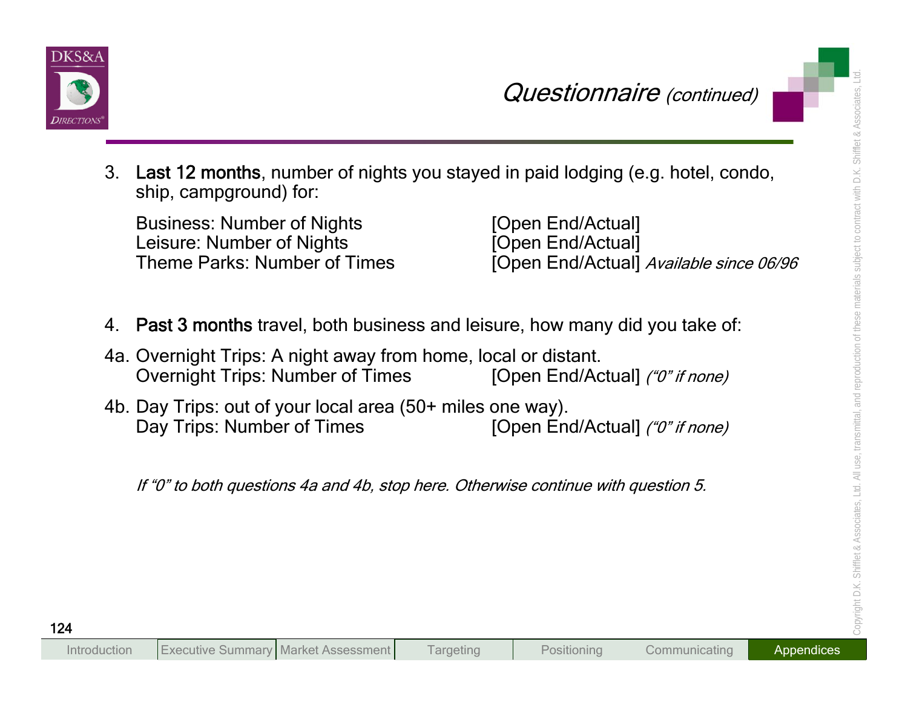## *Questionnaire (continued)*

3. **Last 12 months**, number of nights you stayed in paid lodging (e.g. hotel, condo, ship, campground) for:

   Business: Number of Nights [Open End/Actual]
   Leisure: Number of Nights [Open End/Actual]
   Theme Parks: Number of Times [Open End/Actual] *Available since 06/96*

4. **Past 3 months** travel, both business and leisure, how many did you take of:

4a. Overnight Trips: A night away from home, local or distant.
   Overnight Trips: Number of Times [Open End/Actual] *("0" if none)*

4b. Day Trips: out of your local area (50+ miles one way).
   Day Trips: Number of Times [Open End/Actual] *("0" if none)*

*If "0" to both questions 4a and 4b, stop here. Otherwise continue with question 5.*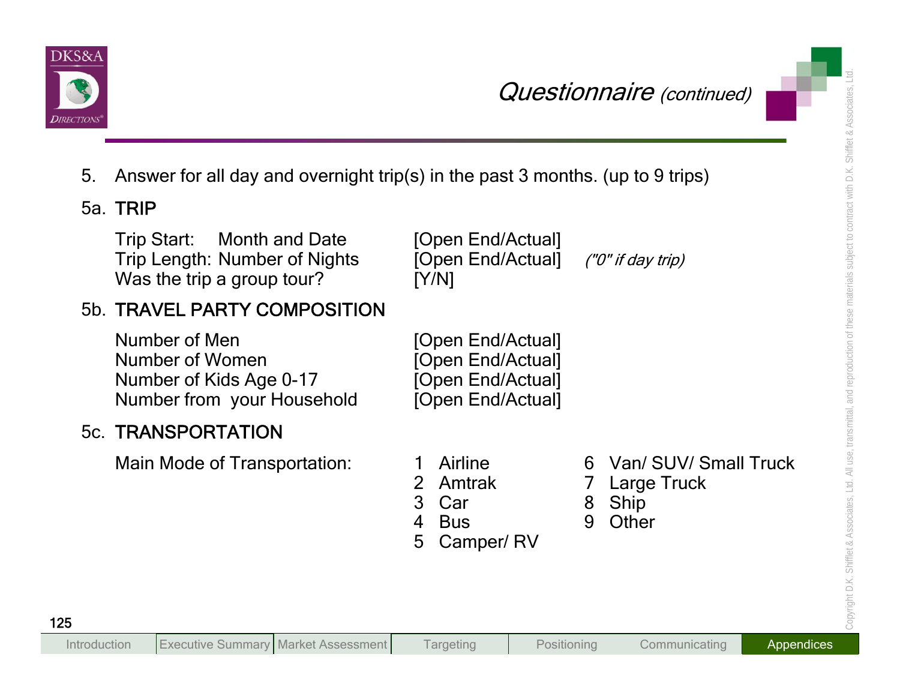## Questionnaire *(continued)*

5. Answer for all day and overnight trip(s) in the past 3 months. (up to 9 trips)

5a. **TRIP**

| | | |
|---|---|---|
| Trip Start: Month and Date | [Open End/Actual] | |
| Trip Length: Number of Nights | [Open End/Actual] | *("0" if day trip)* |
| Was the trip a group tour? | [Y/N] | |

5b. **TRAVEL PARTY COMPOSITION**

| | |
|---|---|
| Number of Men | [Open End/Actual] |
| Number of Women | [Open End/Actual] |
| Number of Kids Age 0-17 | [Open End/Actual] |
| Number from your Household | [Open End/Actual] |

5c. **TRANSPORTATION**

Main Mode of Transportation:

1 Airline
2 Amtrak
3 Car
4 Bus
5 Camper/ RV
6 Van/ SUV/ Small Truck
7 Large Truck
8 Ship
9 Other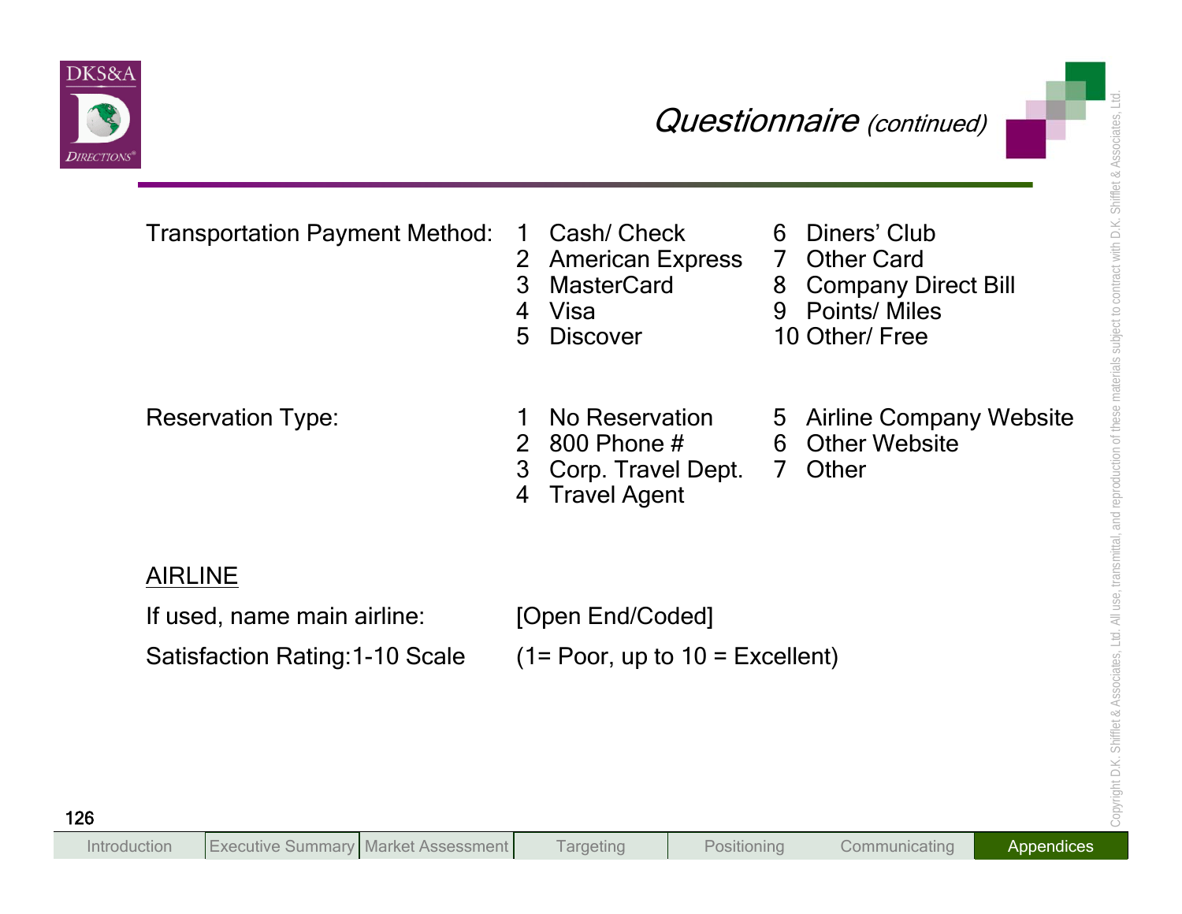## Questionnaire *(continued)*

Transportation Payment Method:

1 Cash/ Check
2 American Express
3 MasterCard
4 Visa
5 Discover
6 Diners' Club
7 Other Card
8 Company Direct Bill
9 Points/ Miles
10 Other/ Free

Reservation Type:

1 No Reservation
2 800 Phone #
3 Corp. Travel Dept.
4 Travel Agent
5 Airline Company Website
6 Other Website
7 Other

<u>AIRLINE</u>

If used, name main airline: [Open End/Coded]

Satisfaction Rating:1-10 Scale (1= Poor, up to 10 = Excellent)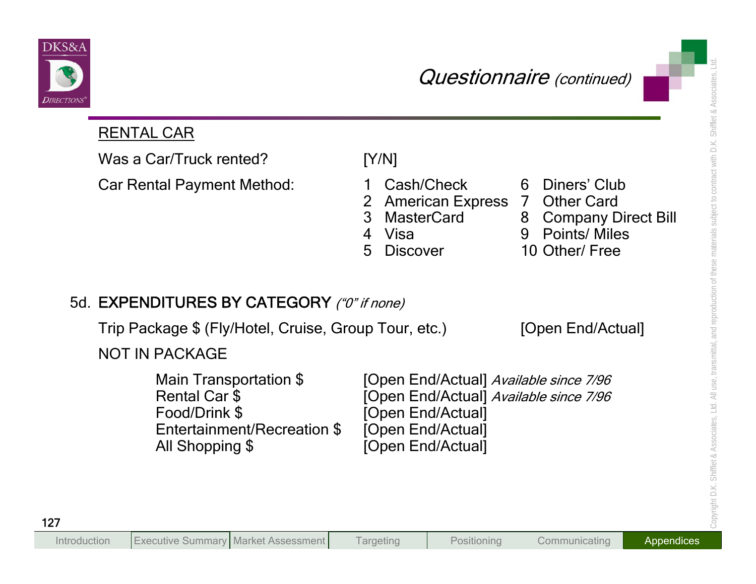## Questionnaire *(continued)*

RENTAL CAR

Was a Car/Truck rented? [Y/N]

Car Rental Payment Method:

1 Cash/Check
2 American Express
3 MasterCard
4 Visa
5 Discover
6 Diners' Club
7 Other Card
8 Company Direct Bill
9 Points/ Miles
10 Other/ Free

5d. **EXPENDITURES BY CATEGORY** *("0" if none)*

Trip Package $ (Fly/Hotel, Cruise, Group Tour, etc.) [Open End/Actual]

NOT IN PACKAGE

| | |
|---|---|
| Main Transportation $ | [Open End/Actual] *Available since 7/96* |
| Rental Car $ | [Open End/Actual] *Available since 7/96* |
| Food/Drink $ | [Open End/Actual] |
| Entertainment/Recreation $ | [Open End/Actual] |
| All Shopping $ | [Open End/Actual] |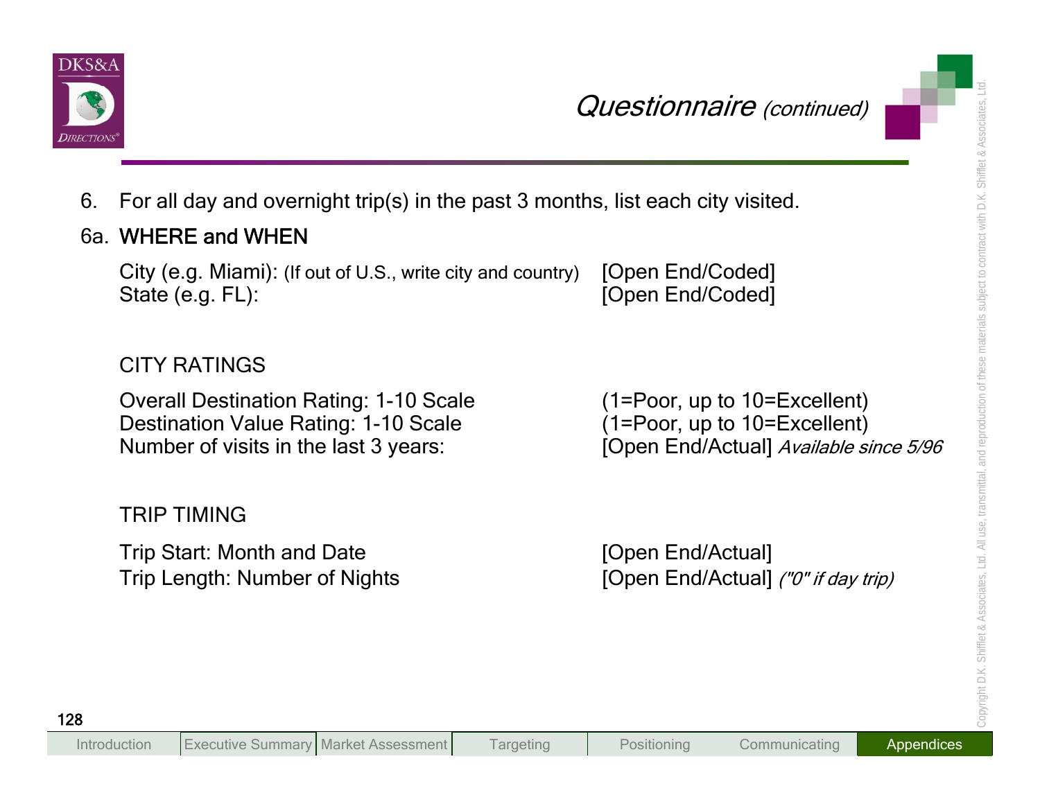## Questionnaire *(continued)*

6. For all day and overnight trip(s) in the past 3 months, list each city visited.

6a. WHERE and WHEN

| | |
|---|---|
| City (e.g. Miami): (If out of U.S., write city and country) | [Open End/Coded] |
| State (e.g. FL): | [Open End/Coded] |

CITY RATINGS

| | |
|---|---|
| Overall Destination Rating: 1-10 Scale | (1=Poor, up to 10=Excellent) |
| Destination Value Rating: 1-10 Scale | (1=Poor, up to 10=Excellent) |
| Number of visits in the last 3 years: | [Open End/Actual] *Available since 5/96* |

TRIP TIMING

| | |
|---|---|
| Trip Start: Month and Date | [Open End/Actual] |
| Trip Length: Number of Nights | [Open End/Actual] *("0" if day trip)* |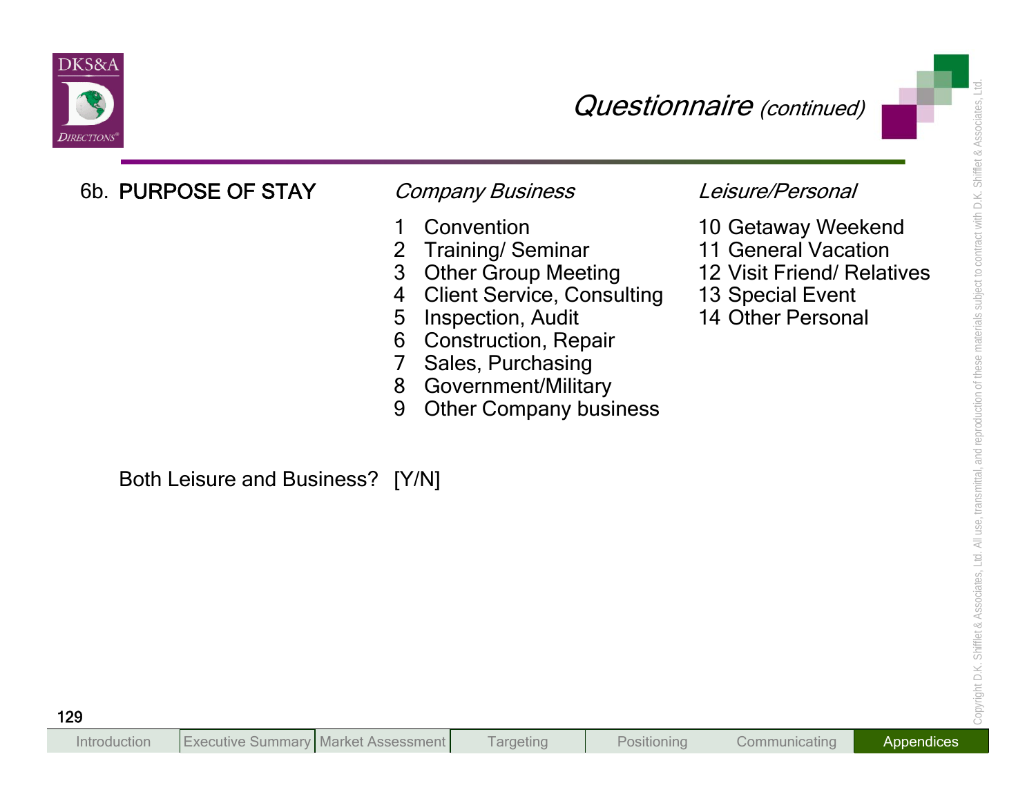## Questionnaire *(continued)*

6b. **PURPOSE OF STAY**

*Company Business*

1 Convention
2 Training/ Seminar
3 Other Group Meeting
4 Client Service, Consulting
5 Inspection, Audit
6 Construction, Repair
7 Sales, Purchasing
8 Government/Military
9 Other Company business

*Leisure/Personal*

10 Getaway Weekend
11 General Vacation
12 Visit Friend/ Relatives
13 Special Event
14 Other Personal

Both Leisure and Business? [Y/N]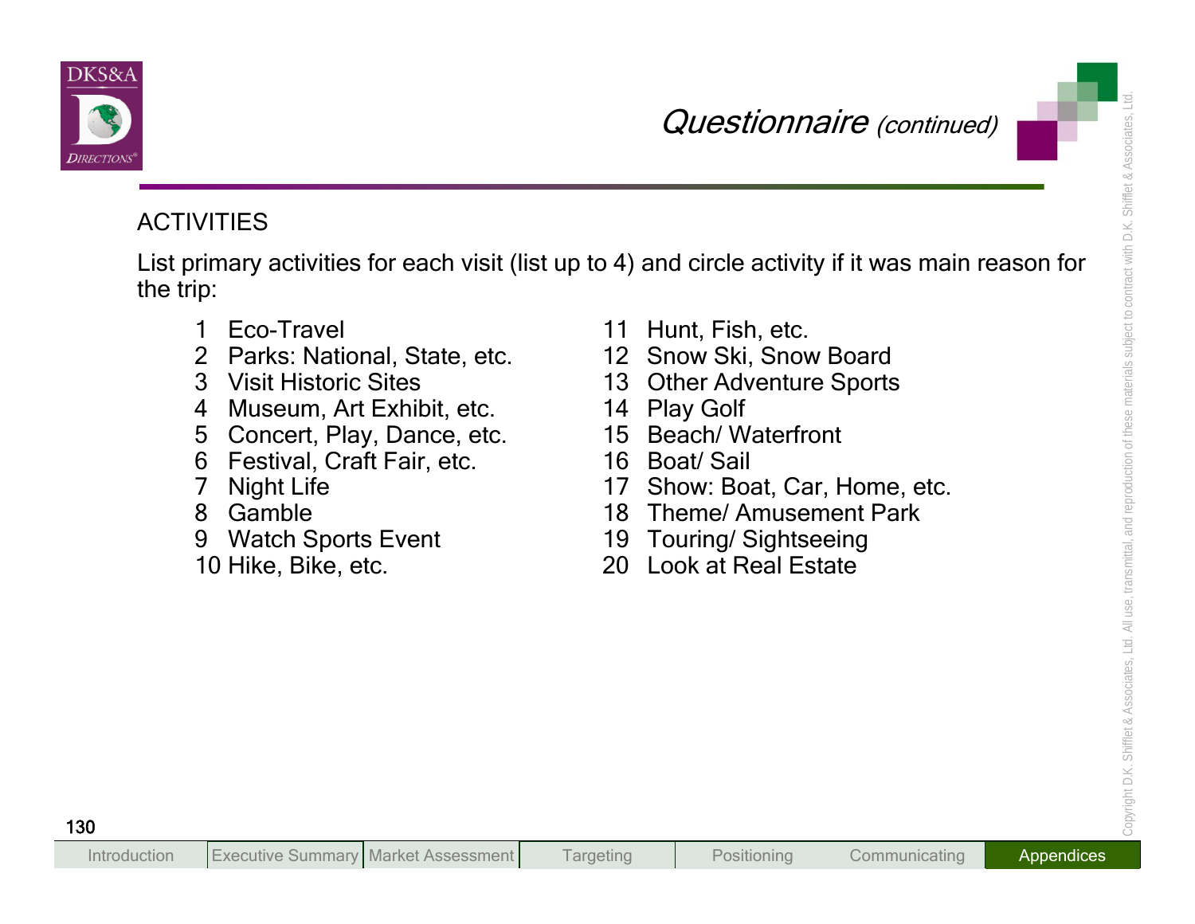## Questionnaire *(continued)*

### ACTIVITIES

List primary activities for each visit (list up to 4) and circle activity if it was main reason for the trip:

1. Eco-Travel
2. Parks: National, State, etc.
3. Visit Historic Sites
4. Museum, Art Exhibit, etc.
5. Concert, Play, Dance, etc.
6. Festival, Craft Fair, etc.
7. Night Life
8. Gamble
9. Watch Sports Event
10. Hike, Bike, etc.
11. Hunt, Fish, etc.
12. Snow Ski, Snow Board
13. Other Adventure Sports
14. Play Golf
15. Beach/ Waterfront
16. Boat/ Sail
17. Show: Boat, Car, Home, etc.
18. Theme/ Amusement Park
19. Touring/ Sightseeing
20. Look at Real Estate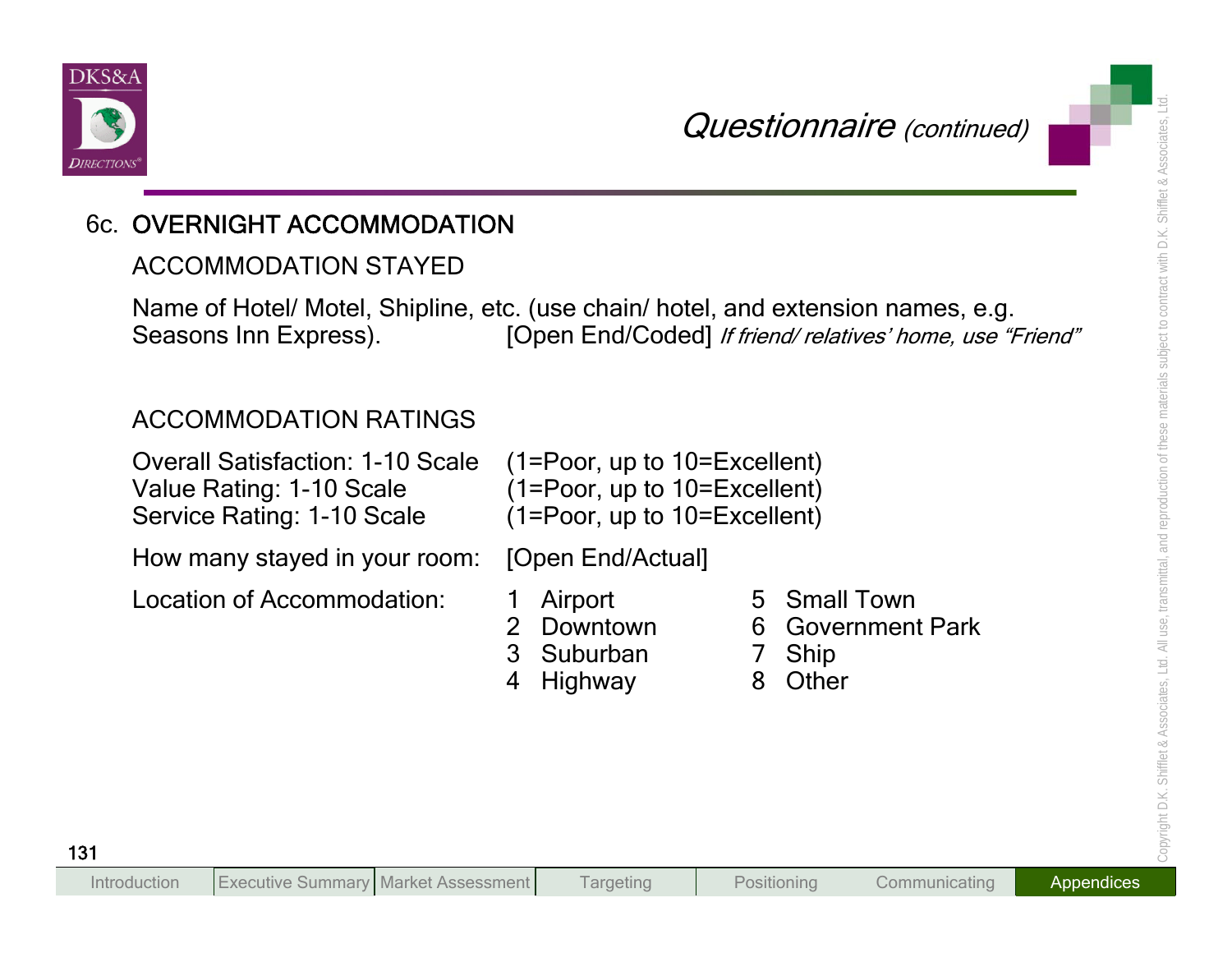## Questionnaire *(continued)*

### 6c. OVERNIGHT ACCOMMODATION

ACCOMMODATION STAYED

Name of Hotel/ Motel, Shipline, etc. (use chain/ hotel, and extension names, e.g. Seasons Inn Express). [Open End/Coded] *If friend/ relatives' home, use "Friend"*

ACCOMMODATION RATINGS

Overall Satisfaction: 1-10 Scale (1=Poor, up to 10=Excellent)
Value Rating: 1-10 Scale (1=Poor, up to 10=Excellent)
Service Rating: 1-10 Scale (1=Poor, up to 10=Excellent)

How many stayed in your room: [Open End/Actual]

Location of Accommodation:

1 Airport
2 Downtown
3 Suburban
4 Highway
5 Small Town
6 Government Park
7 Ship
8 Other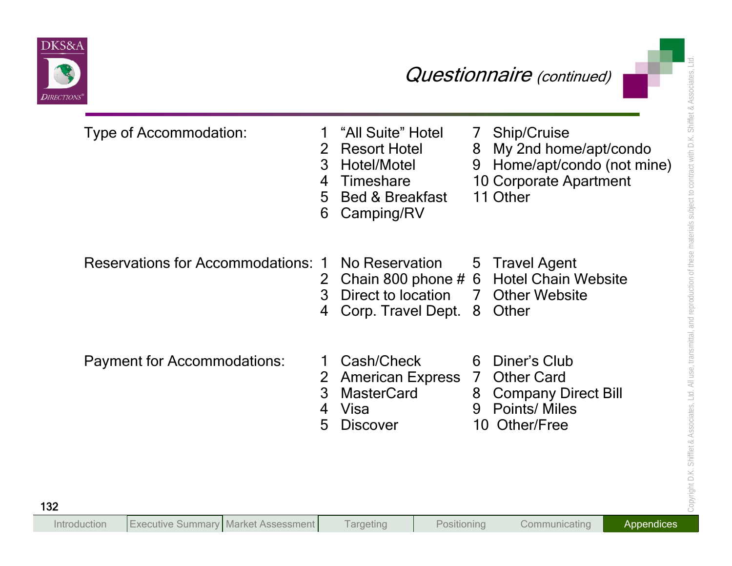## Questionnaire *(continued)*

**Type of Accommodation:**

1. "All Suite" Hotel
2. Resort Hotel
3. Hotel/Motel
4. Timeshare
5. Bed & Breakfast
6. Camping/RV
7. Ship/Cruise
8. My 2nd home/apt/condo
9. Home/apt/condo (not mine)
10. Corporate Apartment
11. Other

**Reservations for Accommodations:**

1. No Reservation
2. Chain 800 phone #
3. Direct to location
4. Corp. Travel Dept.
5. Travel Agent
6. Hotel Chain Website
7. Other Website
8. Other

**Payment for Accommodations:**

1. Cash/Check
2. American Express
3. MasterCard
4. Visa
5. Discover
6. Diner's Club
7. Other Card
8. Company Direct Bill
9. Points/ Miles
10. Other/Free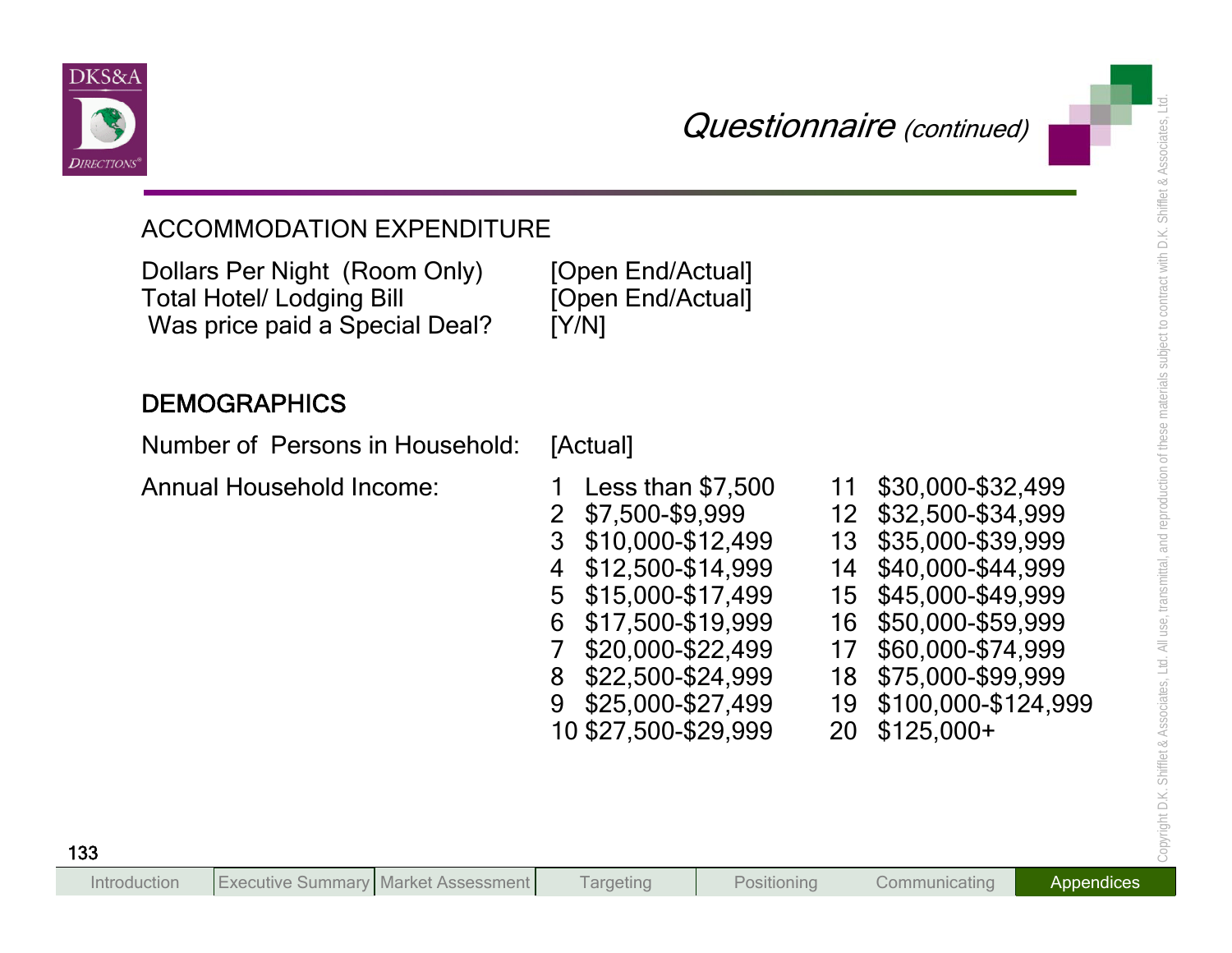## Questionnaire *(continued)*

### ACCOMMODATION EXPENDITURE

| | |
|---|---|
| Dollars Per Night (Room Only) | [Open End/Actual] |
| Total Hotel/ Lodging Bill | [Open End/Actual] |
| Was price paid a Special Deal? | [Y/N] |

### DEMOGRAPHICS

Number of Persons in Household: [Actual]

Annual Household Income:

1 Less than $7,500
2 $7,500-$9,999
3 $10,000-$12,499
4 $12,500-$14,999
5 $15,000-$17,499
6 $17,500-$19,999
7 $20,000-$22,499
8 $22,500-$24,999
9 $25,000-$27,499
10 $27,500-$29,999
11 $30,000-$32,499
12 $32,500-$34,999
13 $35,000-$39,999
14 $40,000-$44,999
15 $45,000-$49,999
16 $50,000-$59,999
17 $60,000-$74,999
18 $75,000-$99,999
19 $100,000-$124,999
20 $125,000+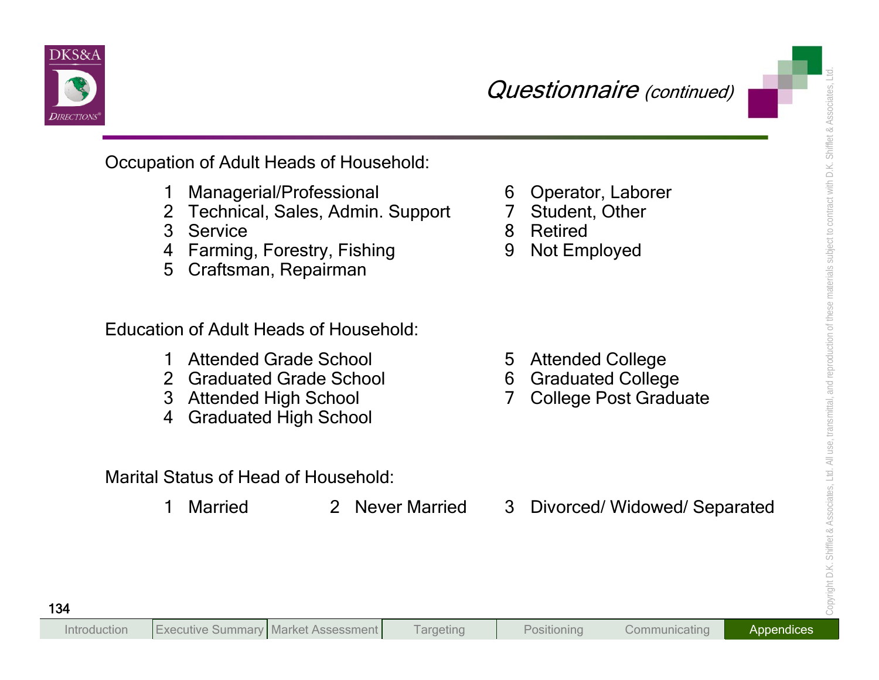## *Questionnaire (continued)*

Occupation of Adult Heads of Household:

1 Managerial/Professional
2 Technical, Sales, Admin. Support
3 Service
4 Farming, Forestry, Fishing
5 Craftsman, Repairman
6 Operator, Laborer
7 Student, Other
8 Retired
9 Not Employed

Education of Adult Heads of Household:

1 Attended Grade School
2 Graduated Grade School
3 Attended High School
4 Graduated High School
5 Attended College
6 Graduated College
7 College Post Graduate

Marital Status of Head of Household:

1 Married
2 Never Married
3 Divorced/ Widowed/ Separated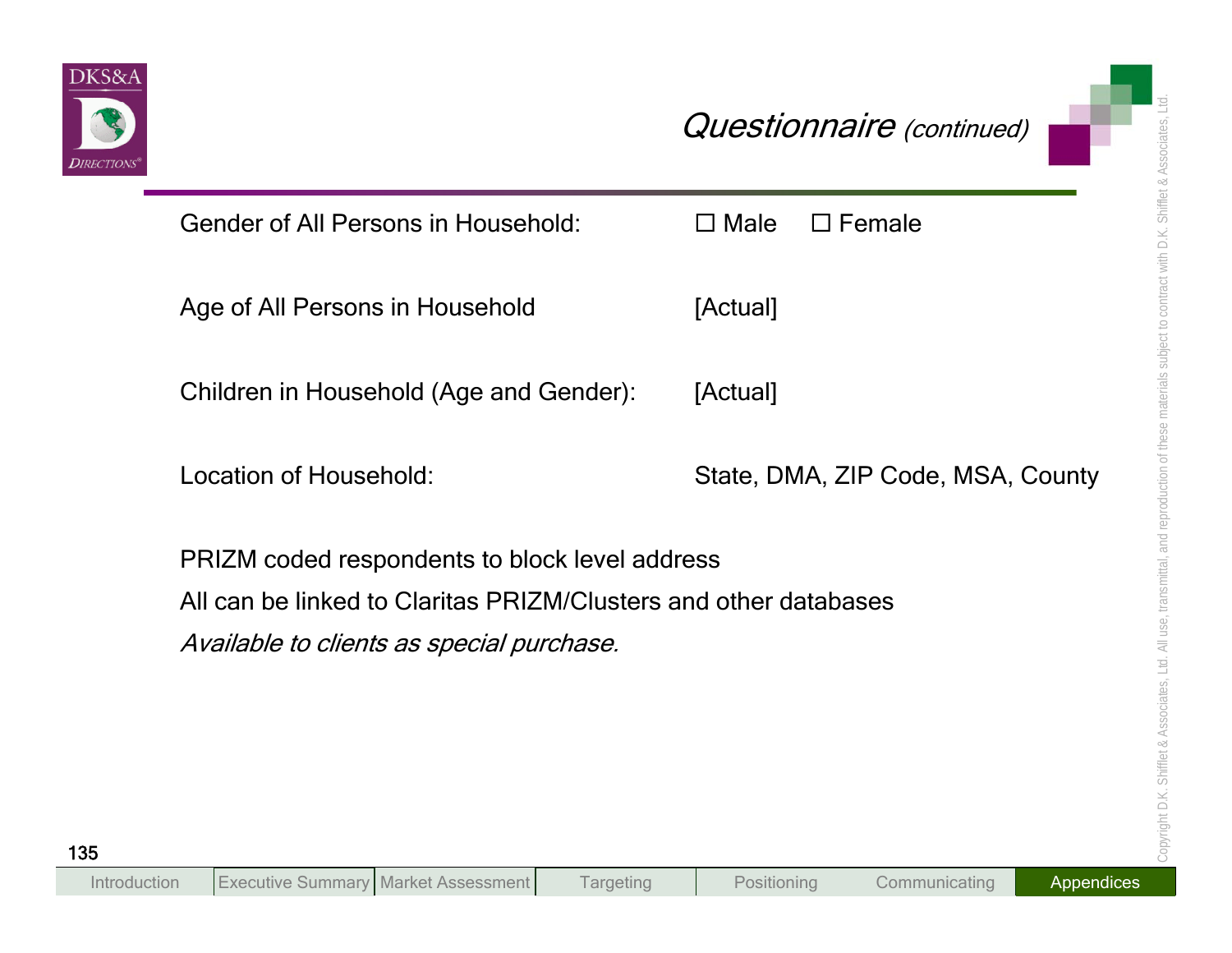## *Questionnaire (continued)*

| | |
|---|---|
| Gender of All Persons in Household: | ☐ Male ☐ Female |
| Age of All Persons in Household | [Actual] |
| Children in Household (Age and Gender): | [Actual] |
| Location of Household: | State, DMA, ZIP Code, MSA, County |

PRIZM coded respondents to block level address

All can be linked to Claritas PRIZM/Clusters and other databases

*Available to clients as special purchase.*